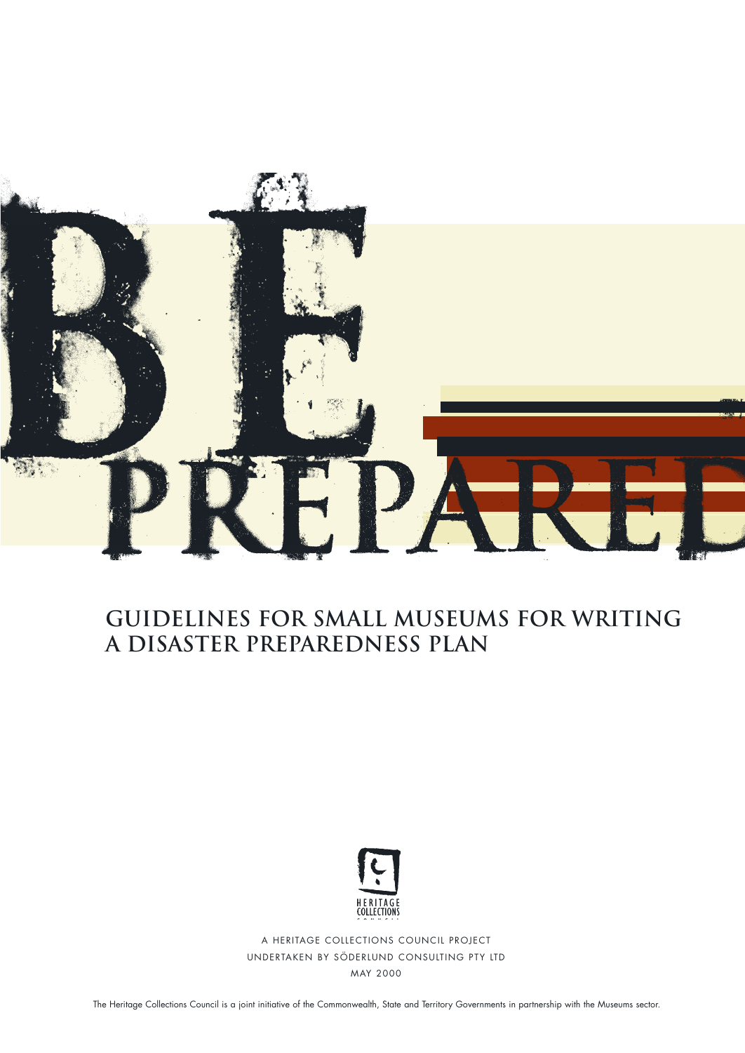# BE PREPARED

## GUIDELINES FOR SMALL MUSEUMS FOR WRITING A DISASTER PREPAREDNESS PLAN

HERITAGE COLLECTIONS COUNCIL

A HERITAGE COLLECTIONS COUNCIL PROJECT
UNDERTAKEN BY SÖDERLUND CONSULTING PTY LTD
MAY 2000

The Heritage Collections Council is a joint initiative of the Commonwealth, State and Territory Governments in partnership with the Museums sector.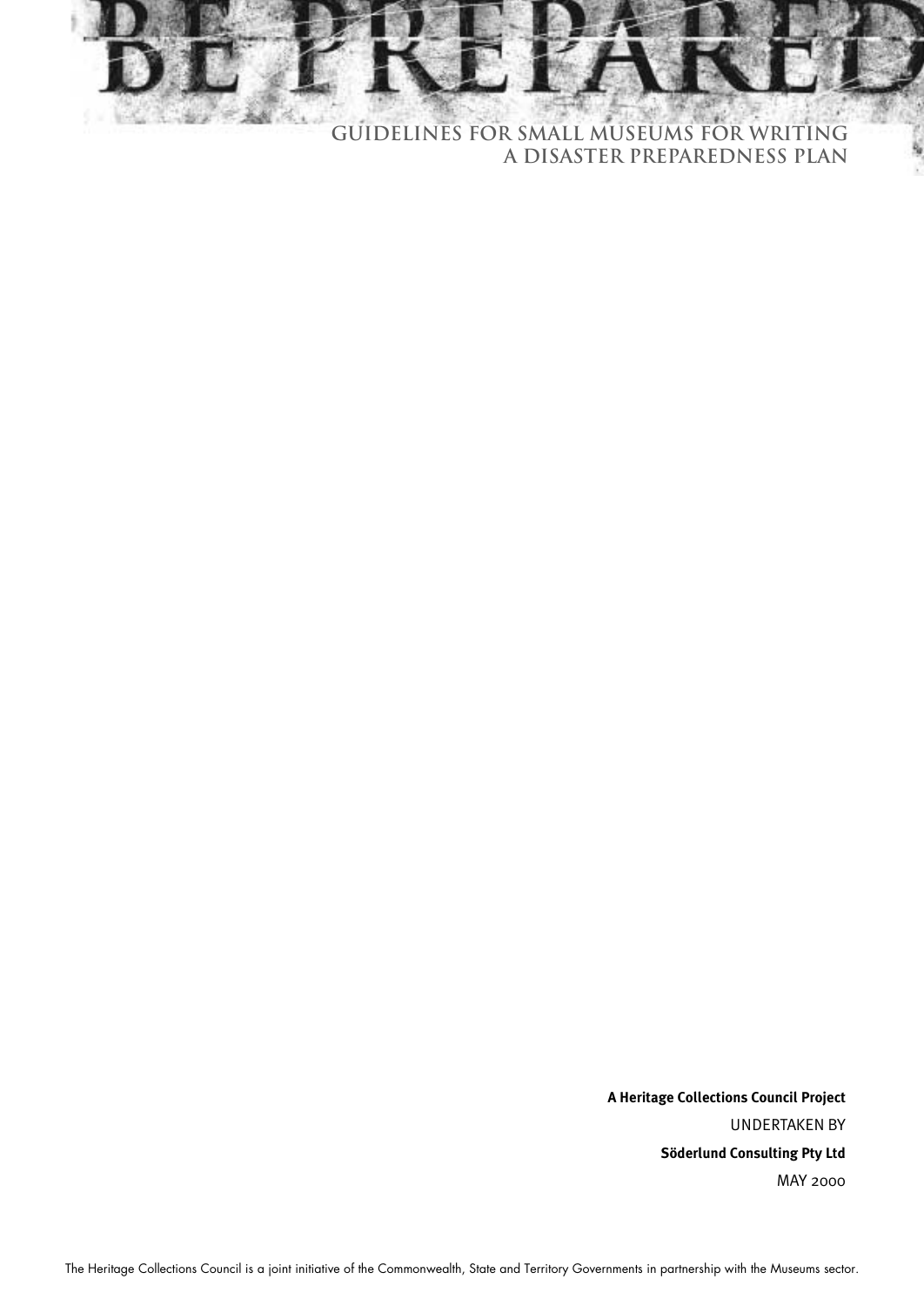# BE PREPARED

## GUIDELINES FOR SMALL MUSEUMS FOR WRITING A DISASTER PREPAREDNESS PLAN

**A Heritage Collections Council Project**

UNDERTAKEN BY

**Söderlund Consulting Pty Ltd**

MAY 2000

The Heritage Collections Council is a joint initiative of the Commonwealth, State and Territory Governments in partnership with the Museums sector.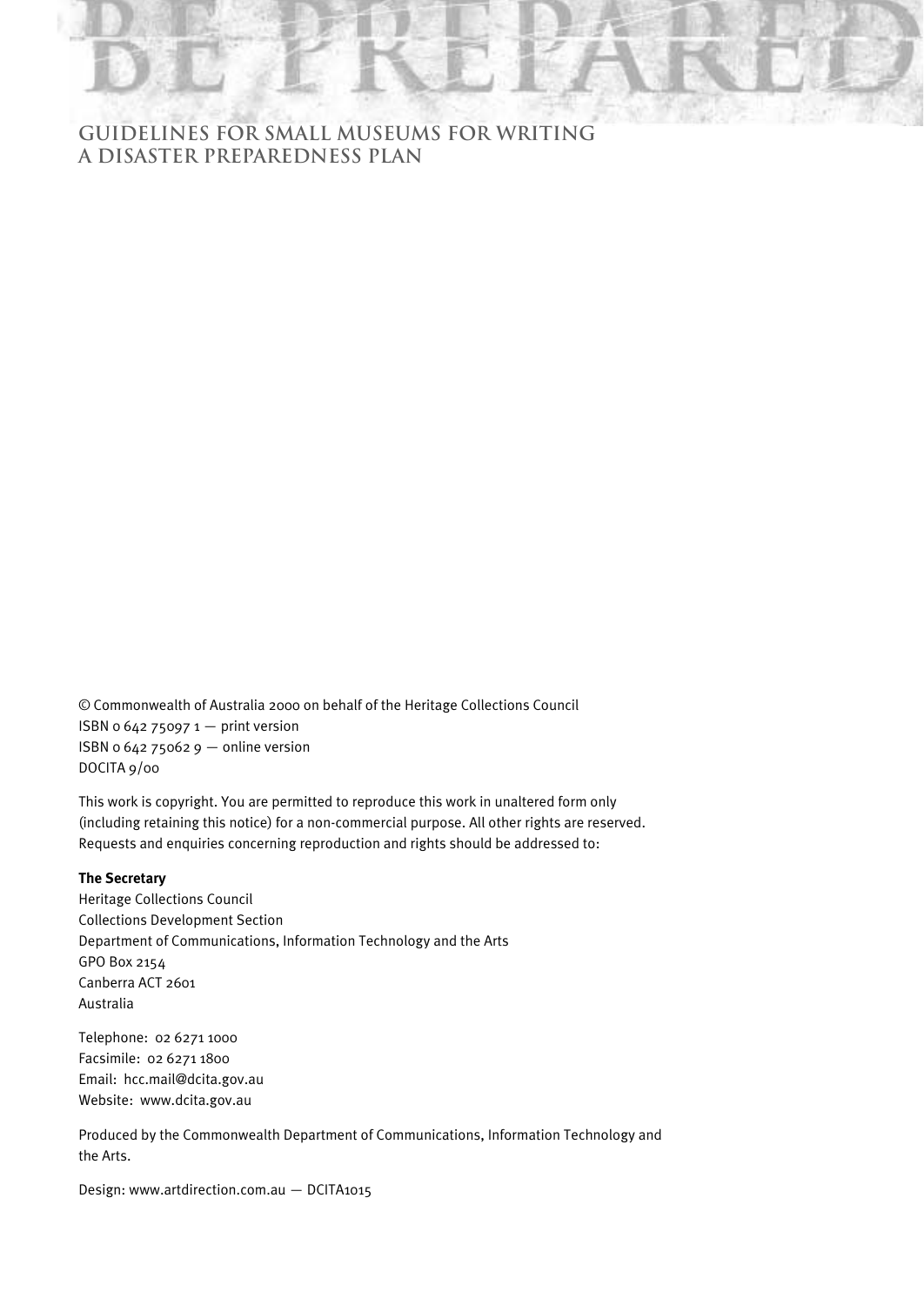# BE PREPARED

## GUIDELINES FOR SMALL MUSEUMS FOR WRITING A DISASTER PREPAREDNESS PLAN

© Commonwealth of Australia 2000 on behalf of the Heritage Collections Council
ISBN 0 642 75097 1 — print version
ISBN 0 642 75062 9 — online version
DOCITA 9/00

This work is copyright. You are permitted to reproduce this work in unaltered form only (including retaining this notice) for a non-commercial purpose. All other rights are reserved. Requests and enquiries concerning reproduction and rights should be addressed to:

**The Secretary**
Heritage Collections Council
Collections Development Section
Department of Communications, Information Technology and the Arts
GPO Box 2154
Canberra ACT 2601
Australia

Telephone: 02 6271 1000
Facsimile: 02 6271 1800
Email: hcc.mail@dcita.gov.au
Website: www.dcita.gov.au

Produced by the Commonwealth Department of Communications, Information Technology and the Arts.

Design: www.artdirection.com.au — DCITA1015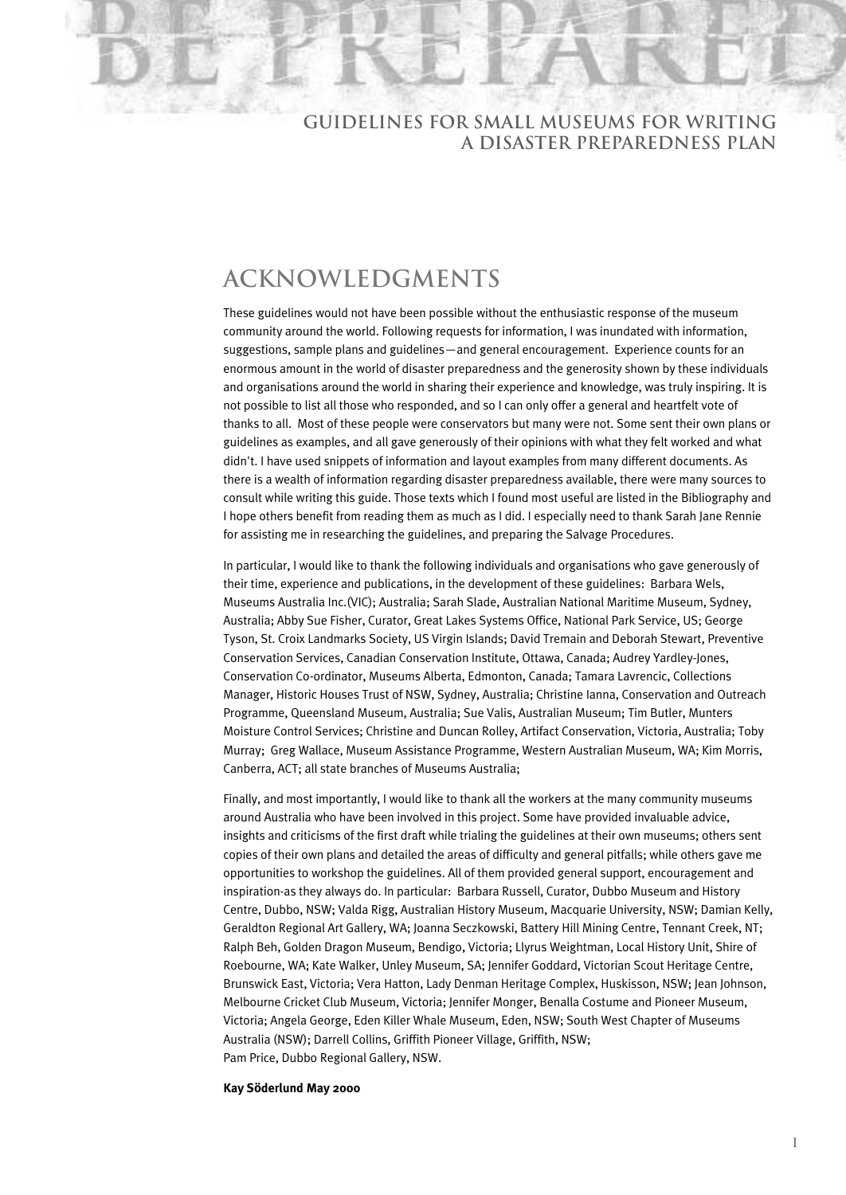# BE PREPARED

## GUIDELINES FOR SMALL MUSEUMS FOR WRITING A DISASTER PREPAREDNESS PLAN

## ACKNOWLEDGMENTS

These guidelines would not have been possible without the enthusiastic response of the museum community around the world. Following requests for information, I was inundated with information, suggestions, sample plans and guidelines—and general encouragement. Experience counts for an enormous amount in the world of disaster preparedness and the generosity shown by these individuals and organisations around the world in sharing their experience and knowledge, was truly inspiring. It is not possible to list all those who responded, and so I can only offer a general and heartfelt vote of thanks to all. Most of these people were conservators but many were not. Some sent their own plans or guidelines as examples, and all gave generously of their opinions with what they felt worked and what didn't. I have used snippets of information and layout examples from many different documents. As there is a wealth of information regarding disaster preparedness available, there were many sources to consult while writing this guide. Those texts which I found most useful are listed in the Bibliography and I hope others benefit from reading them as much as I did. I especially need to thank Sarah Jane Rennie for assisting me in researching the guidelines, and preparing the Salvage Procedures.

In particular, I would like to thank the following individuals and organisations who gave generously of their time, experience and publications, in the development of these guidelines: Barbara Wels, Museums Australia Inc.(VIC); Australia; Sarah Slade, Australian National Maritime Museum, Sydney, Australia; Abby Sue Fisher, Curator, Great Lakes Systems Office, National Park Service, US; George Tyson, St. Croix Landmarks Society, US Virgin Islands; David Tremain and Deborah Stewart, Preventive Conservation Services, Canadian Conservation Institute, Ottawa, Canada; Audrey Yardley-Jones, Conservation Co-ordinator, Museums Alberta, Edmonton, Canada; Tamara Lavrencic, Collections Manager, Historic Houses Trust of NSW, Sydney, Australia; Christine Ianna, Conservation and Outreach Programme, Queensland Museum, Australia; Sue Valis, Australian Museum; Tim Butler, Munters Moisture Control Services; Christine and Duncan Rolley, Artifact Conservation, Victoria, Australia; Toby Murray; Greg Wallace, Museum Assistance Programme, Western Australian Museum, WA; Kim Morris, Canberra, ACT; all state branches of Museums Australia;

Finally, and most importantly, I would like to thank all the workers at the many community museums around Australia who have been involved in this project. Some have provided invaluable advice, insights and criticisms of the first draft while trialing the guidelines at their own museums; others sent copies of their own plans and detailed the areas of difficulty and general pitfalls; while others gave me opportunities to workshop the guidelines. All of them provided general support, encouragement and inspiration-as they always do. In particular: Barbara Russell, Curator, Dubbo Museum and History Centre, Dubbo, NSW; Valda Rigg, Australian History Museum, Macquarie University, NSW; Damian Kelly, Geraldton Regional Art Gallery, WA; Joanna Seczkowski, Battery Hill Mining Centre, Tennant Creek, NT; Ralph Beh, Golden Dragon Museum, Bendigo, Victoria; Llyrus Weightman, Local History Unit, Shire of Roebourne, WA; Kate Walker, Unley Museum, SA; Jennifer Goddard, Victorian Scout Heritage Centre, Brunswick East, Victoria; Vera Hatton, Lady Denman Heritage Complex, Huskisson, NSW; Jean Johnson, Melbourne Cricket Club Museum, Victoria; Jennifer Monger, Benalla Costume and Pioneer Museum, Victoria; Angela George, Eden Killer Whale Museum, Eden, NSW; South West Chapter of Museums Australia (NSW); Darrell Collins, Griffith Pioneer Village, Griffith, NSW;
Pam Price, Dubbo Regional Gallery, NSW.

**Kay Söderlund May 2000**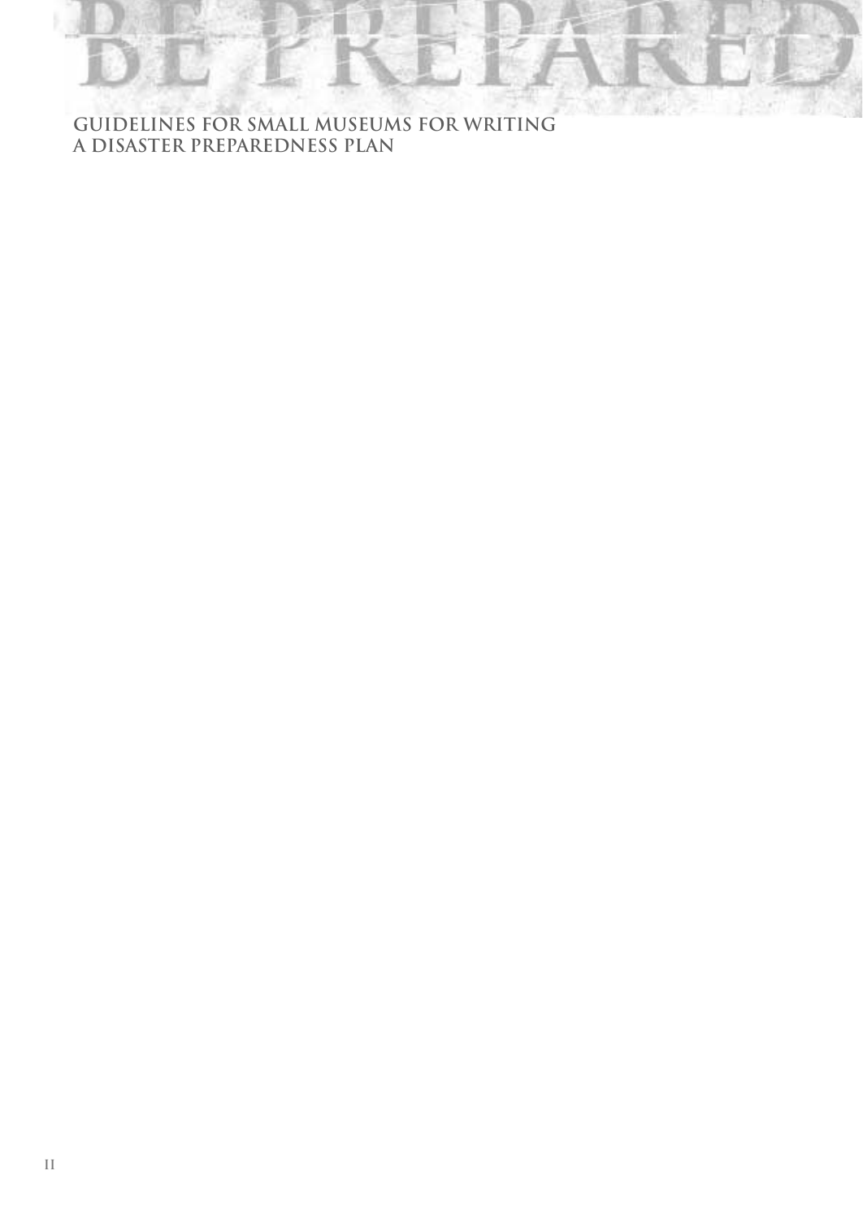# BE PREPARED

**GUIDELINES FOR SMALL MUSEUMS FOR WRITING A DISASTER PREPAREDNESS PLAN**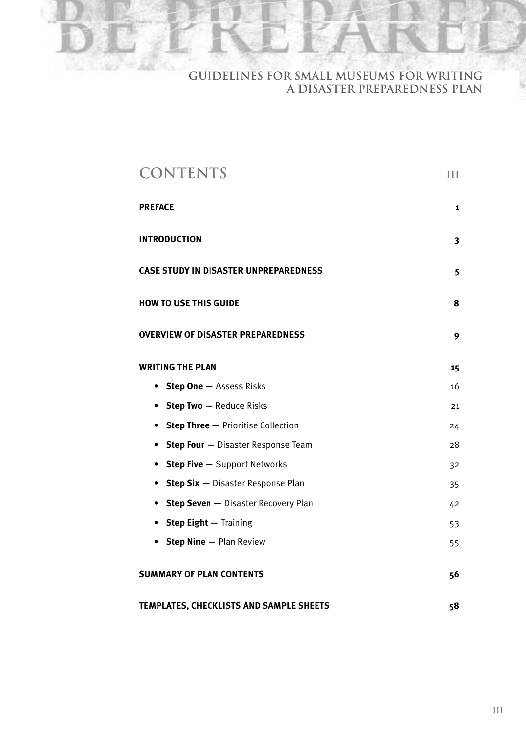# CONTENTS

| | |
|---|---|
| **PREFACE** | **1** |
| **INTRODUCTION** | **3** |
| **CASE STUDY IN DISASTER UNPREPAREDNESS** | **5** |
| **HOW TO USE THIS GUIDE** | **8** |
| **OVERVIEW OF DISASTER PREPAREDNESS** | **9** |
| **WRITING THE PLAN** | **15** |
| • **Step One —** Assess Risks | 16 |
| • **Step Two —** Reduce Risks | 21 |
| • **Step Three —** Prioritise Collection | 24 |
| • **Step Four —** Disaster Response Team | 28 |
| • **Step Five —** Support Networks | 32 |
| • **Step Six —** Disaster Response Plan | 35 |
| • **Step Seven —** Disaster Recovery Plan | 42 |
| • **Step Eight —** Training | 53 |
| • **Step Nine —** Plan Review | 55 |
| **SUMMARY OF PLAN CONTENTS** | **56** |
| **TEMPLATES, CHECKLISTS AND SAMPLE SHEETS** | **58** |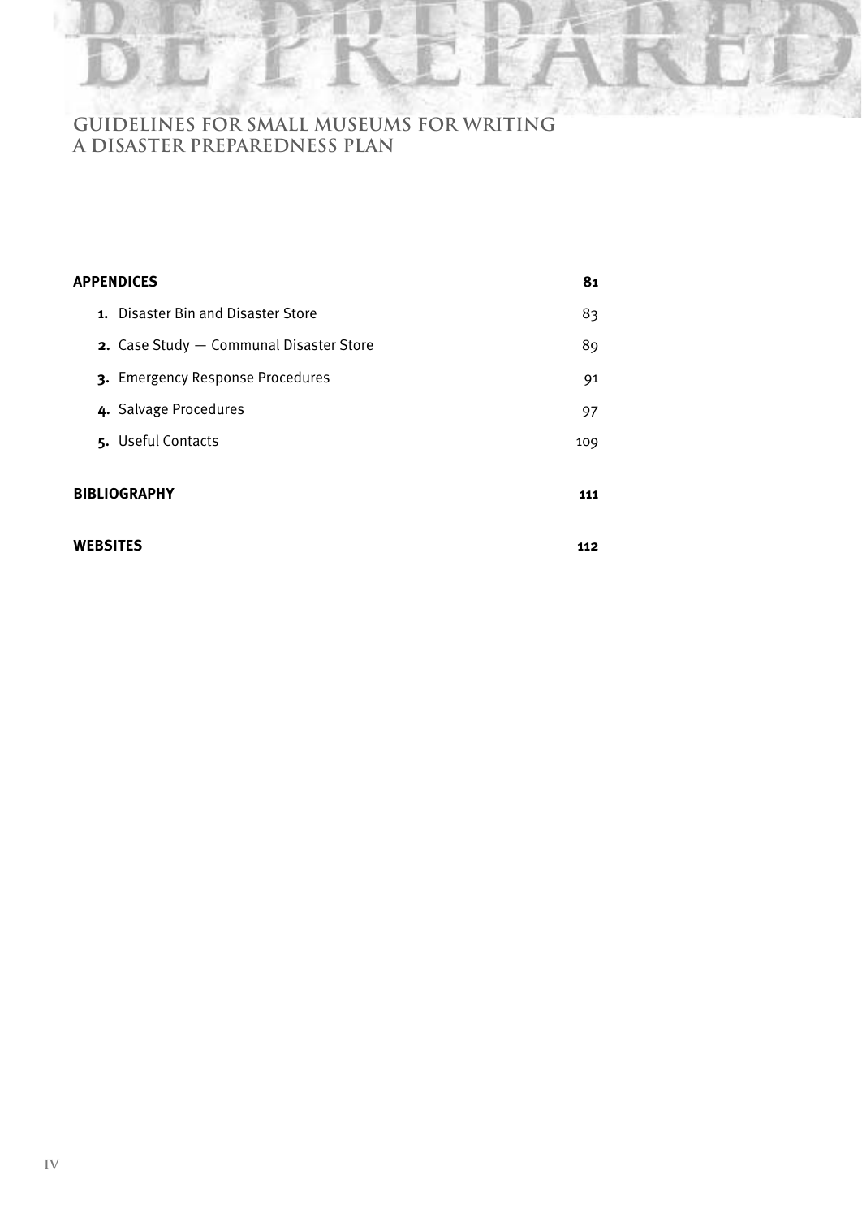**GUIDELINES FOR SMALL MUSEUMS FOR WRITING A DISASTER PREPAREDNESS PLAN**

| | |
|---|---|
| **APPENDICES** | **81** |
| **1.** Disaster Bin and Disaster Store | 83 |
| **2.** Case Study — Communal Disaster Store | 89 |
| **3.** Emergency Response Procedures | 91 |
| **4.** Salvage Procedures | 97 |
| **5.** Useful Contacts | 109 |
| **BIBLIOGRAPHY** | **111** |
| **WEBSITES** | **112** |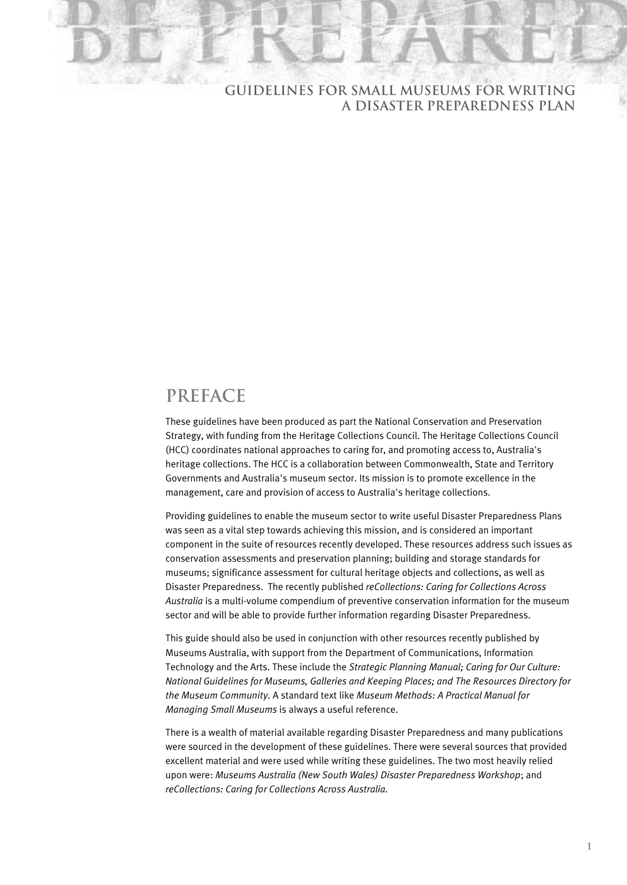# PREFACE

These guidelines have been produced as part the National Conservation and Preservation Strategy, with funding from the Heritage Collections Council. The Heritage Collections Council (HCC) coordinates national approaches to caring for, and promoting access to, Australia's heritage collections. The HCC is a collaboration between Commonwealth, State and Territory Governments and Australia's museum sector. Its mission is to promote excellence in the management, care and provision of access to Australia's heritage collections.

Providing guidelines to enable the museum sector to write useful Disaster Preparedness Plans was seen as a vital step towards achieving this mission, and is considered an important component in the suite of resources recently developed. These resources address such issues as conservation assessments and preservation planning; building and storage standards for museums; significance assessment for cultural heritage objects and collections, as well as Disaster Preparedness. The recently published *reCollections: Caring for Collections Across Australia* is a multi-volume compendium of preventive conservation information for the museum sector and will be able to provide further information regarding Disaster Preparedness.

This guide should also be used in conjunction with other resources recently published by Museums Australia, with support from the Department of Communications, Information Technology and the Arts. These include the *Strategic Planning Manual; Caring for Our Culture: National Guidelines for Museums, Galleries and Keeping Places; and The Resources Directory for the Museum Community*. A standard text like *Museum Methods: A Practical Manual for Managing Small Museums* is always a useful reference.

There is a wealth of material available regarding Disaster Preparedness and many publications were sourced in the development of these guidelines. There were several sources that provided excellent material and were used while writing these guidelines. The two most heavily relied upon were: *Museums Australia (New South Wales) Disaster Preparedness Workshop*; and *reCollections: Caring for Collections Across Australia*.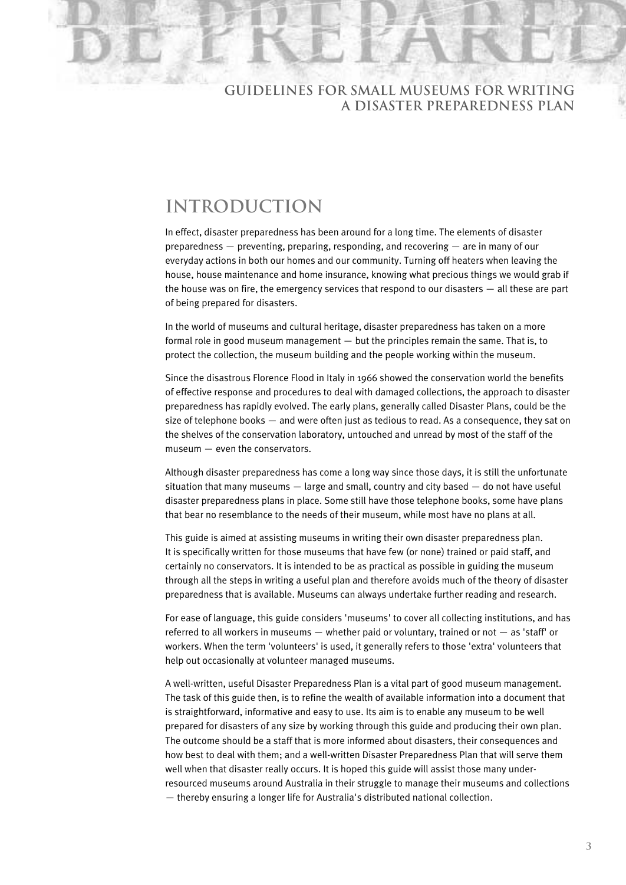# INTRODUCTION

In effect, disaster preparedness has been around for a long time. The elements of disaster preparedness — preventing, preparing, responding, and recovering — are in many of our everyday actions in both our homes and our community. Turning off heaters when leaving the house, house maintenance and home insurance, knowing what precious things we would grab if the house was on fire, the emergency services that respond to our disasters — all these are part of being prepared for disasters.

In the world of museums and cultural heritage, disaster preparedness has taken on a more formal role in good museum management — but the principles remain the same. That is, to protect the collection, the museum building and the people working within the museum.

Since the disastrous Florence Flood in Italy in 1966 showed the conservation world the benefits of effective response and procedures to deal with damaged collections, the approach to disaster preparedness has rapidly evolved. The early plans, generally called Disaster Plans, could be the size of telephone books — and were often just as tedious to read. As a consequence, they sat on the shelves of the conservation laboratory, untouched and unread by most of the staff of the museum — even the conservators.

Although disaster preparedness has come a long way since those days, it is still the unfortunate situation that many museums — large and small, country and city based — do not have useful disaster preparedness plans in place. Some still have those telephone books, some have plans that bear no resemblance to the needs of their museum, while most have no plans at all.

This guide is aimed at assisting museums in writing their own disaster preparedness plan. It is specifically written for those museums that have few (or none) trained or paid staff, and certainly no conservators. It is intended to be as practical as possible in guiding the museum through all the steps in writing a useful plan and therefore avoids much of the theory of disaster preparedness that is available. Museums can always undertake further reading and research.

For ease of language, this guide considers 'museums' to cover all collecting institutions, and has referred to all workers in museums — whether paid or voluntary, trained or not — as 'staff' or workers. When the term 'volunteers' is used, it generally refers to those 'extra' volunteers that help out occasionally at volunteer managed museums.

A well-written, useful Disaster Preparedness Plan is a vital part of good museum management. The task of this guide then, is to refine the wealth of available information into a document that is straightforward, informative and easy to use. Its aim is to enable any museum to be well prepared for disasters of any size by working through this guide and producing their own plan. The outcome should be a staff that is more informed about disasters, their consequences and how best to deal with them; and a well-written Disaster Preparedness Plan that will serve them well when that disaster really occurs. It is hoped this guide will assist those many under-resourced museums around Australia in their struggle to manage their museums and collections — thereby ensuring a longer life for Australia's distributed national collection.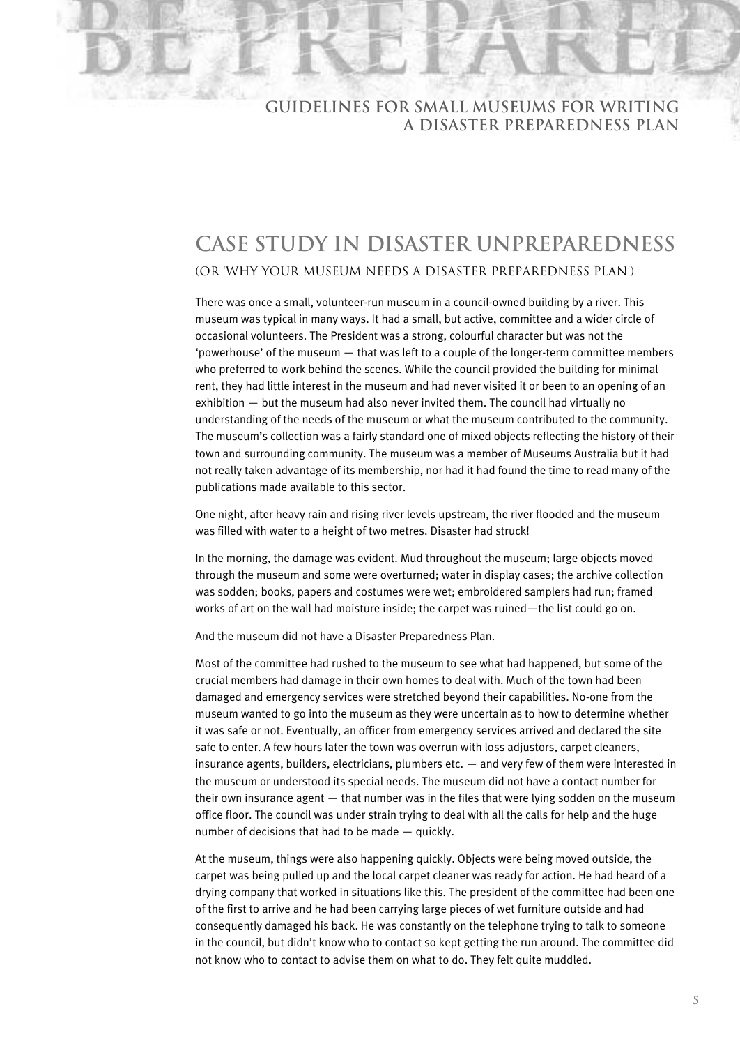## CASE STUDY IN DISASTER UNPREPAREDNESS

### (OR 'WHY YOUR MUSEUM NEEDS A DISASTER PREPAREDNESS PLAN')

There was once a small, volunteer-run museum in a council-owned building by a river. This museum was typical in many ways. It had a small, but active, committee and a wider circle of occasional volunteers. The President was a strong, colourful character but was not the 'powerhouse' of the museum — that was left to a couple of the longer-term committee members who preferred to work behind the scenes. While the council provided the building for minimal rent, they had little interest in the museum and had never visited it or been to an opening of an exhibition — but the museum had also never invited them. The council had virtually no understanding of the needs of the museum or what the museum contributed to the community. The museum's collection was a fairly standard one of mixed objects reflecting the history of their town and surrounding community. The museum was a member of Museums Australia but it had not really taken advantage of its membership, nor had it had found the time to read many of the publications made available to this sector.

One night, after heavy rain and rising river levels upstream, the river flooded and the museum was filled with water to a height of two metres. Disaster had struck!

In the morning, the damage was evident. Mud throughout the museum; large objects moved through the museum and some were overturned; water in display cases; the archive collection was sodden; books, papers and costumes were wet; embroidered samplers had run; framed works of art on the wall had moisture inside; the carpet was ruined—the list could go on.

And the museum did not have a Disaster Preparedness Plan.

Most of the committee had rushed to the museum to see what had happened, but some of the crucial members had damage in their own homes to deal with. Much of the town had been damaged and emergency services were stretched beyond their capabilities. No-one from the museum wanted to go into the museum as they were uncertain as to how to determine whether it was safe or not. Eventually, an officer from emergency services arrived and declared the site safe to enter. A few hours later the town was overrun with loss adjustors, carpet cleaners, insurance agents, builders, electricians, plumbers etc. — and very few of them were interested in the museum or understood its special needs. The museum did not have a contact number for their own insurance agent — that number was in the files that were lying sodden on the museum office floor. The council was under strain trying to deal with all the calls for help and the huge number of decisions that had to be made — quickly.

At the museum, things were also happening quickly. Objects were being moved outside, the carpet was being pulled up and the local carpet cleaner was ready for action. He had heard of a drying company that worked in situations like this. The president of the committee had been one of the first to arrive and he had been carrying large pieces of wet furniture outside and had consequently damaged his back. He was constantly on the telephone trying to talk to someone in the council, but didn't know who to contact so kept getting the run around. The committee did not know who to contact to advise them on what to do. They felt quite muddled.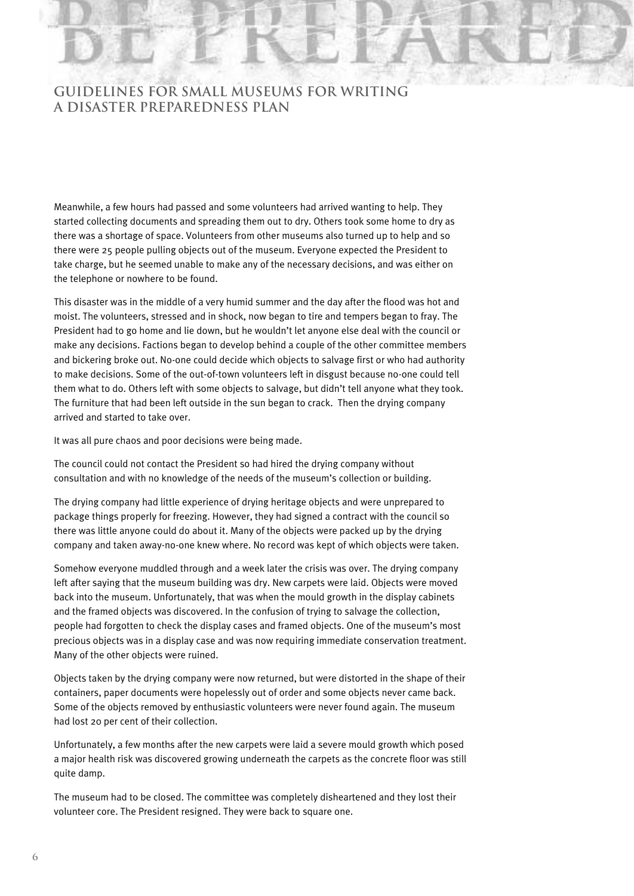Meanwhile, a few hours had passed and some volunteers had arrived wanting to help. They started collecting documents and spreading them out to dry. Others took some home to dry as there was a shortage of space. Volunteers from other museums also turned up to help and so there were 25 people pulling objects out of the museum. Everyone expected the President to take charge, but he seemed unable to make any of the necessary decisions, and was either on the telephone or nowhere to be found.

This disaster was in the middle of a very humid summer and the day after the flood was hot and moist. The volunteers, stressed and in shock, now began to tire and tempers began to fray. The President had to go home and lie down, but he wouldn't let anyone else deal with the council or make any decisions. Factions began to develop behind a couple of the other committee members and bickering broke out. No-one could decide which objects to salvage first or who had authority to make decisions. Some of the out-of-town volunteers left in disgust because no-one could tell them what to do. Others left with some objects to salvage, but didn't tell anyone what they took. The furniture that had been left outside in the sun began to crack. Then the drying company arrived and started to take over.

It was all pure chaos and poor decisions were being made.

The council could not contact the President so had hired the drying company without consultation and with no knowledge of the needs of the museum's collection or building.

The drying company had little experience of drying heritage objects and were unprepared to package things properly for freezing. However, they had signed a contract with the council so there was little anyone could do about it. Many of the objects were packed up by the drying company and taken away-no-one knew where. No record was kept of which objects were taken.

Somehow everyone muddled through and a week later the crisis was over. The drying company left after saying that the museum building was dry. New carpets were laid. Objects were moved back into the museum. Unfortunately, that was when the mould growth in the display cabinets and the framed objects was discovered. In the confusion of trying to salvage the collection, people had forgotten to check the display cases and framed objects. One of the museum's most precious objects was in a display case and was now requiring immediate conservation treatment. Many of the other objects were ruined.

Objects taken by the drying company were now returned, but were distorted in the shape of their containers, paper documents were hopelessly out of order and some objects never came back. Some of the objects removed by enthusiastic volunteers were never found again. The museum had lost 20 per cent of their collection.

Unfortunately, a few months after the new carpets were laid a severe mould growth which posed a major health risk was discovered growing underneath the carpets as the concrete floor was still quite damp.

The museum had to be closed. The committee was completely disheartened and they lost their volunteer core. The President resigned. They were back to square one.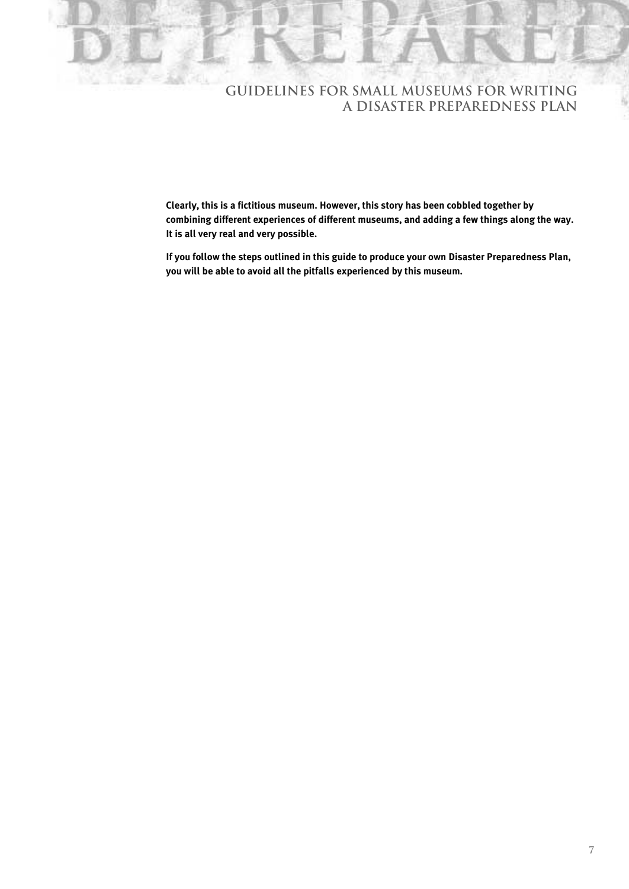**Clearly, this is a fictitious museum. However, this story has been cobbled together by combining different experiences of different museums, and adding a few things along the way. It is all very real and very possible.**

**If you follow the steps outlined in this guide to produce your own Disaster Preparedness Plan, you will be able to avoid all the pitfalls experienced by this museum.**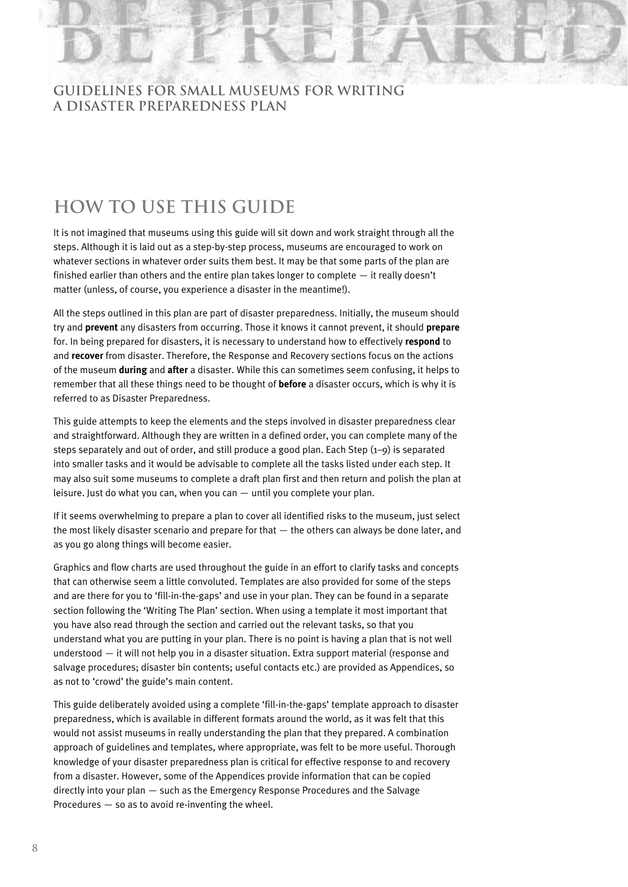## HOW TO USE THIS GUIDE

It is not imagined that museums using this guide will sit down and work straight through all the steps. Although it is laid out as a step-by-step process, museums are encouraged to work on whatever sections in whatever order suits them best. It may be that some parts of the plan are finished earlier than others and the entire plan takes longer to complete — it really doesn't matter (unless, of course, you experience a disaster in the meantime!).

All the steps outlined in this plan are part of disaster preparedness. Initially, the museum should try and **prevent** any disasters from occurring. Those it knows it cannot prevent, it should **prepare** for. In being prepared for disasters, it is necessary to understand how to effectively **respond** to and **recover** from disaster. Therefore, the Response and Recovery sections focus on the actions of the museum **during** and **after** a disaster. While this can sometimes seem confusing, it helps to remember that all these things need to be thought of **before** a disaster occurs, which is why it is referred to as Disaster Preparedness.

This guide attempts to keep the elements and the steps involved in disaster preparedness clear and straightforward. Although they are written in a defined order, you can complete many of the steps separately and out of order, and still produce a good plan. Each Step (1–9) is separated into smaller tasks and it would be advisable to complete all the tasks listed under each step. It may also suit some museums to complete a draft plan first and then return and polish the plan at leisure. Just do what you can, when you can — until you complete your plan.

If it seems overwhelming to prepare a plan to cover all identified risks to the museum, just select the most likely disaster scenario and prepare for that — the others can always be done later, and as you go along things will become easier.

Graphics and flow charts are used throughout the guide in an effort to clarify tasks and concepts that can otherwise seem a little convoluted. Templates are also provided for some of the steps and are there for you to 'fill-in-the-gaps' and use in your plan. They can be found in a separate section following the 'Writing The Plan' section. When using a template it most important that you have also read through the section and carried out the relevant tasks, so that you understand what you are putting in your plan. There is no point is having a plan that is not well understood — it will not help you in a disaster situation. Extra support material (response and salvage procedures; disaster bin contents; useful contacts etc.) are provided as Appendices, so as not to 'crowd' the guide's main content.

This guide deliberately avoided using a complete 'fill-in-the-gaps' template approach to disaster preparedness, which is available in different formats around the world, as it was felt that this would not assist museums in really understanding the plan that they prepared. A combination approach of guidelines and templates, where appropriate, was felt to be more useful. Thorough knowledge of your disaster preparedness plan is critical for effective response to and recovery from a disaster. However, some of the Appendices provide information that can be copied directly into your plan — such as the Emergency Response Procedures and the Salvage Procedures — so as to avoid re-inventing the wheel.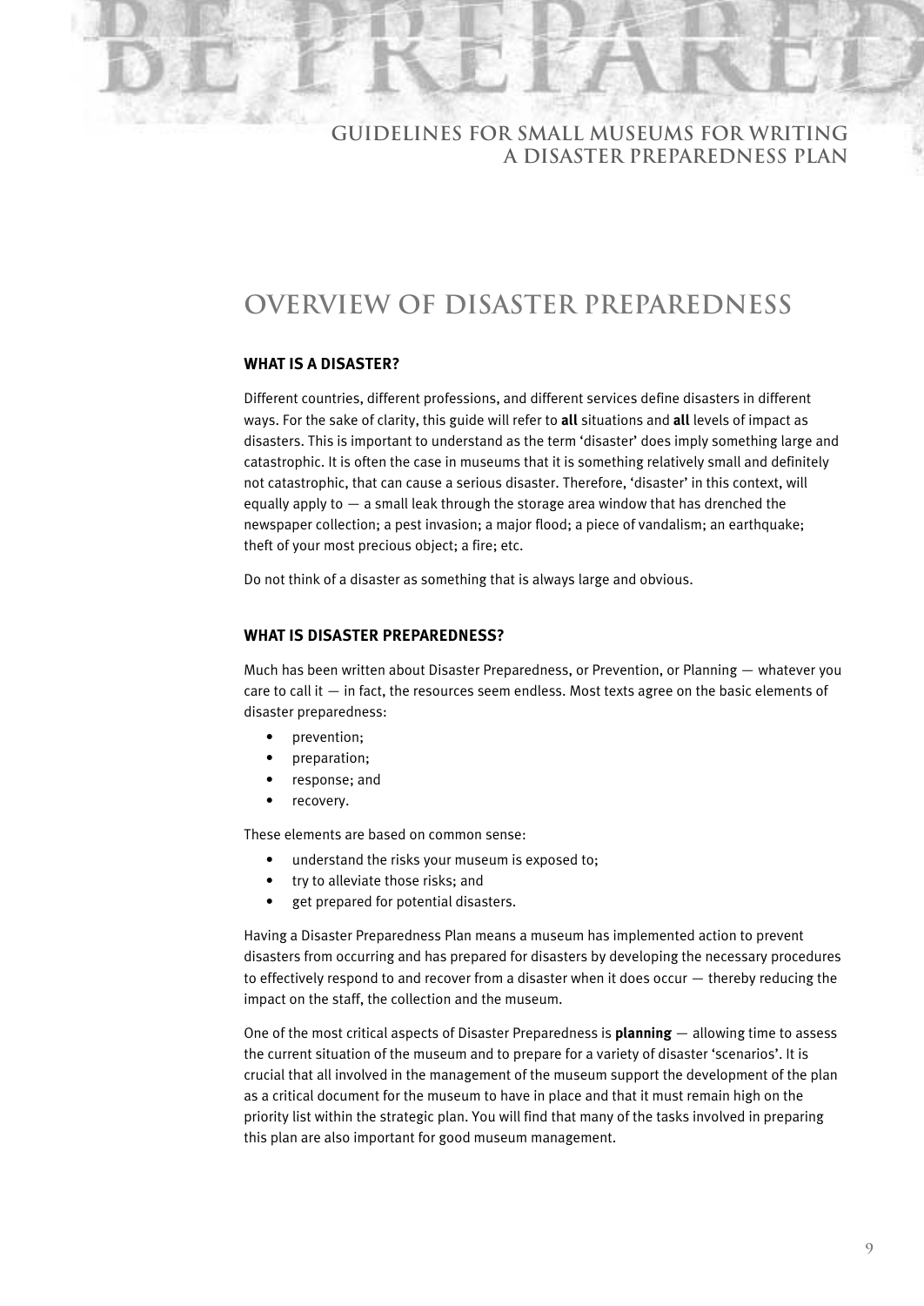# OVERVIEW OF DISASTER PREPAREDNESS

### WHAT IS A DISASTER?

Different countries, different professions, and different services define disasters in different ways. For the sake of clarity, this guide will refer to **all** situations and **all** levels of impact as disasters. This is important to understand as the term 'disaster' does imply something large and catastrophic. It is often the case in museums that it is something relatively small and definitely not catastrophic, that can cause a serious disaster. Therefore, 'disaster' in this context, will equally apply to — a small leak through the storage area window that has drenched the newspaper collection; a pest invasion; a major flood; a piece of vandalism; an earthquake; theft of your most precious object; a fire; etc.

Do not think of a disaster as something that is always large and obvious.

### WHAT IS DISASTER PREPAREDNESS?

Much has been written about Disaster Preparedness, or Prevention, or Planning — whatever you care to call it — in fact, the resources seem endless. Most texts agree on the basic elements of disaster preparedness:

- prevention;
- preparation;
- response; and
- recovery.

These elements are based on common sense:

- understand the risks your museum is exposed to;
- try to alleviate those risks; and
- get prepared for potential disasters.

Having a Disaster Preparedness Plan means a museum has implemented action to prevent disasters from occurring and has prepared for disasters by developing the necessary procedures to effectively respond to and recover from a disaster when it does occur — thereby reducing the impact on the staff, the collection and the museum.

One of the most critical aspects of Disaster Preparedness is **planning** — allowing time to assess the current situation of the museum and to prepare for a variety of disaster 'scenarios'. It is crucial that all involved in the management of the museum support the development of the plan as a critical document for the museum to have in place and that it must remain high on the priority list within the strategic plan. You will find that many of the tasks involved in preparing this plan are also important for good museum management.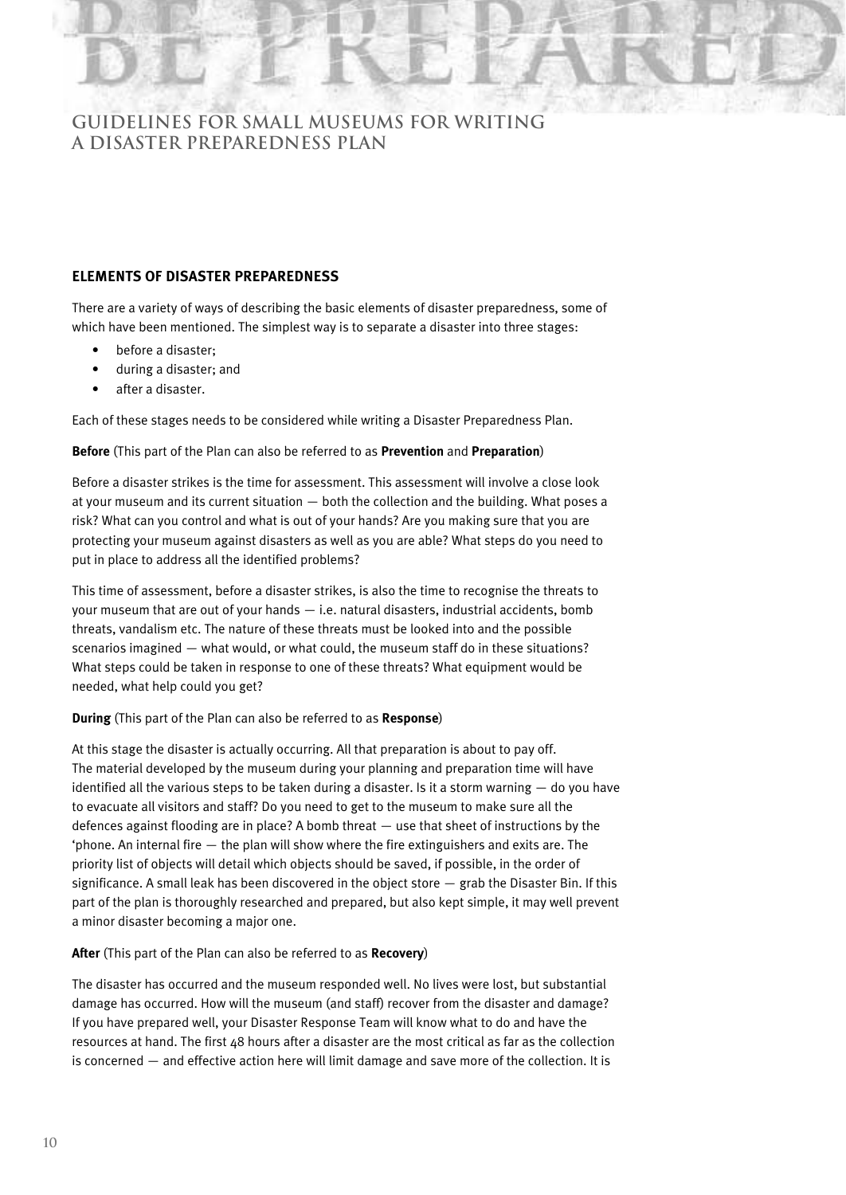## ELEMENTS OF DISASTER PREPAREDNESS

There are a variety of ways of describing the basic elements of disaster preparedness, some of which have been mentioned. The simplest way is to separate a disaster into three stages:

- before a disaster;
- during a disaster; and
- after a disaster.

Each of these stages needs to be considered while writing a Disaster Preparedness Plan.

**Before** (This part of the Plan can also be referred to as **Prevention** and **Preparation**)

Before a disaster strikes is the time for assessment. This assessment will involve a close look at your museum and its current situation — both the collection and the building. What poses a risk? What can you control and what is out of your hands? Are you making sure that you are protecting your museum against disasters as well as you are able? What steps do you need to put in place to address all the identified problems?

This time of assessment, before a disaster strikes, is also the time to recognise the threats to your museum that are out of your hands — i.e. natural disasters, industrial accidents, bomb threats, vandalism etc. The nature of these threats must be looked into and the possible scenarios imagined — what would, or what could, the museum staff do in these situations? What steps could be taken in response to one of these threats? What equipment would be needed, what help could you get?

**During** (This part of the Plan can also be referred to as **Response**)

At this stage the disaster is actually occurring. All that preparation is about to pay off. The material developed by the museum during your planning and preparation time will have identified all the various steps to be taken during a disaster. Is it a storm warning — do you have to evacuate all visitors and staff? Do you need to get to the museum to make sure all the defences against flooding are in place? A bomb threat — use that sheet of instructions by the 'phone. An internal fire — the plan will show where the fire extinguishers and exits are. The priority list of objects will detail which objects should be saved, if possible, in the order of significance. A small leak has been discovered in the object store — grab the Disaster Bin. If this part of the plan is thoroughly researched and prepared, but also kept simple, it may well prevent a minor disaster becoming a major one.

**After** (This part of the Plan can also be referred to as **Recovery**)

The disaster has occurred and the museum responded well. No lives were lost, but substantial damage has occurred. How will the museum (and staff) recover from the disaster and damage? If you have prepared well, your Disaster Response Team will know what to do and have the resources at hand. The first 48 hours after a disaster are the most critical as far as the collection is concerned — and effective action here will limit damage and save more of the collection. It is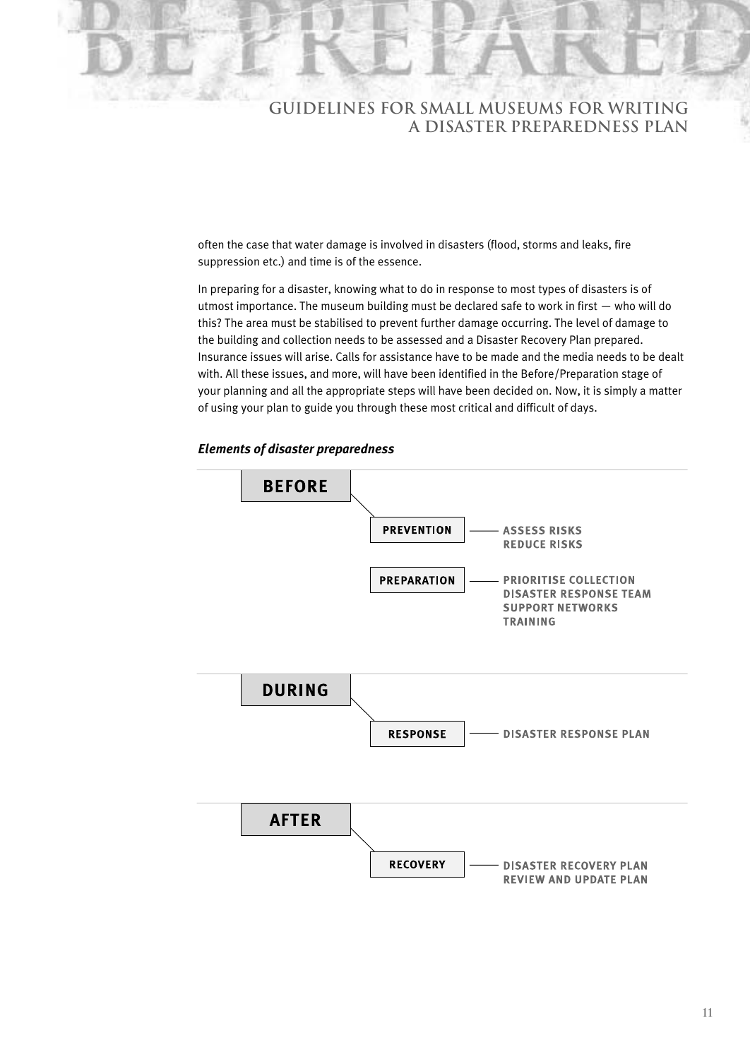often the case that water damage is involved in disasters (flood, storms and leaks, fire suppression etc.) and time is of the essence.

In preparing for a disaster, knowing what to do in response to most types of disasters is of utmost importance. The museum building must be declared safe to work in first — who will do this? The area must be stabilised to prevent further damage occurring. The level of damage to the building and collection needs to be assessed and a Disaster Recovery Plan prepared. Insurance issues will arise. Calls for assistance have to be made and the media needs to be dealt with. All these issues, and more, will have been identified in the Before/Preparation stage of your planning and all the appropriate steps will have been decided on. Now, it is simply a matter of using your plan to guide you through these most critical and difficult of days.

***Elements of disaster preparedness***

**BEFORE**

- **PREVENTION** — ASSESS RISKS, REDUCE RISKS
- **PREPARATION** — PRIORITISE COLLECTION, DISASTER RESPONSE TEAM, SUPPORT NETWORKS, TRAINING

**DURING**

- **RESPONSE** — DISASTER RESPONSE PLAN

**AFTER**

- **RECOVERY** — DISASTER RECOVERY PLAN, REVIEW AND UPDATE PLAN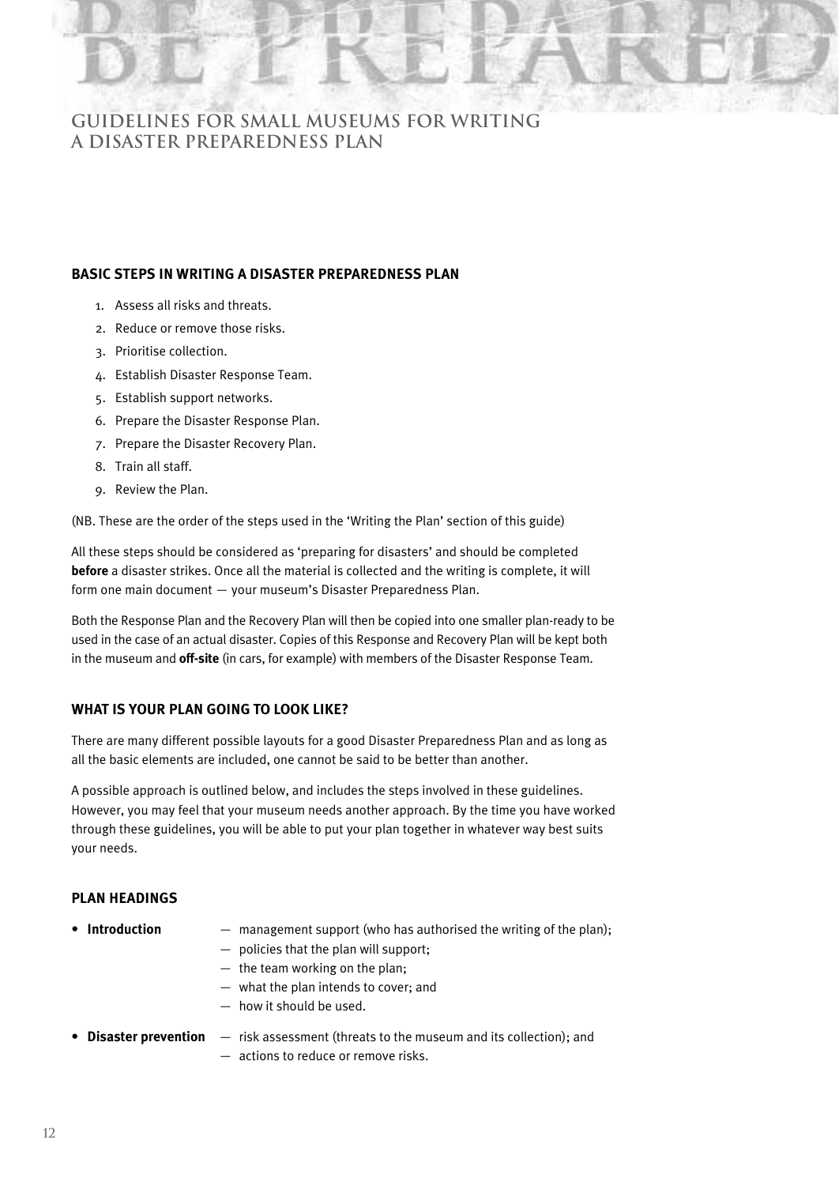# BE PREPARED

## GUIDELINES FOR SMALL MUSEUMS FOR WRITING A DISASTER PREPAREDNESS PLAN

### BASIC STEPS IN WRITING A DISASTER PREPAREDNESS PLAN

1. Assess all risks and threats.
2. Reduce or remove those risks.
3. Prioritise collection.
4. Establish Disaster Response Team.
5. Establish support networks.
6. Prepare the Disaster Response Plan.
7. Prepare the Disaster Recovery Plan.
8. Train all staff.
9. Review the Plan.

(NB. These are the order of the steps used in the 'Writing the Plan' section of this guide)

All these steps should be considered as 'preparing for disasters' and should be completed **before** a disaster strikes. Once all the material is collected and the writing is complete, it will form one main document — your museum's Disaster Preparedness Plan.

Both the Response Plan and the Recovery Plan will then be copied into one smaller plan-ready to be used in the case of an actual disaster. Copies of this Response and Recovery Plan will be kept both in the museum and **off-site** (in cars, for example) with members of the Disaster Response Team.

### WHAT IS YOUR PLAN GOING TO LOOK LIKE?

There are many different possible layouts for a good Disaster Preparedness Plan and as long as all the basic elements are included, one cannot be said to be better than another.

A possible approach is outlined below, and includes the steps involved in these guidelines. However, you may feel that your museum needs another approach. By the time you have worked through these guidelines, you will be able to put your plan together in whatever way best suits your needs.

### PLAN HEADINGS

- **Introduction**
  - management support (who has authorised the writing of the plan);
  - policies that the plan will support;
  - the team working on the plan;
  - what the plan intends to cover; and
  - how it should be used.
- **Disaster prevention**
  - risk assessment (threats to the museum and its collection); and
  - actions to reduce or remove risks.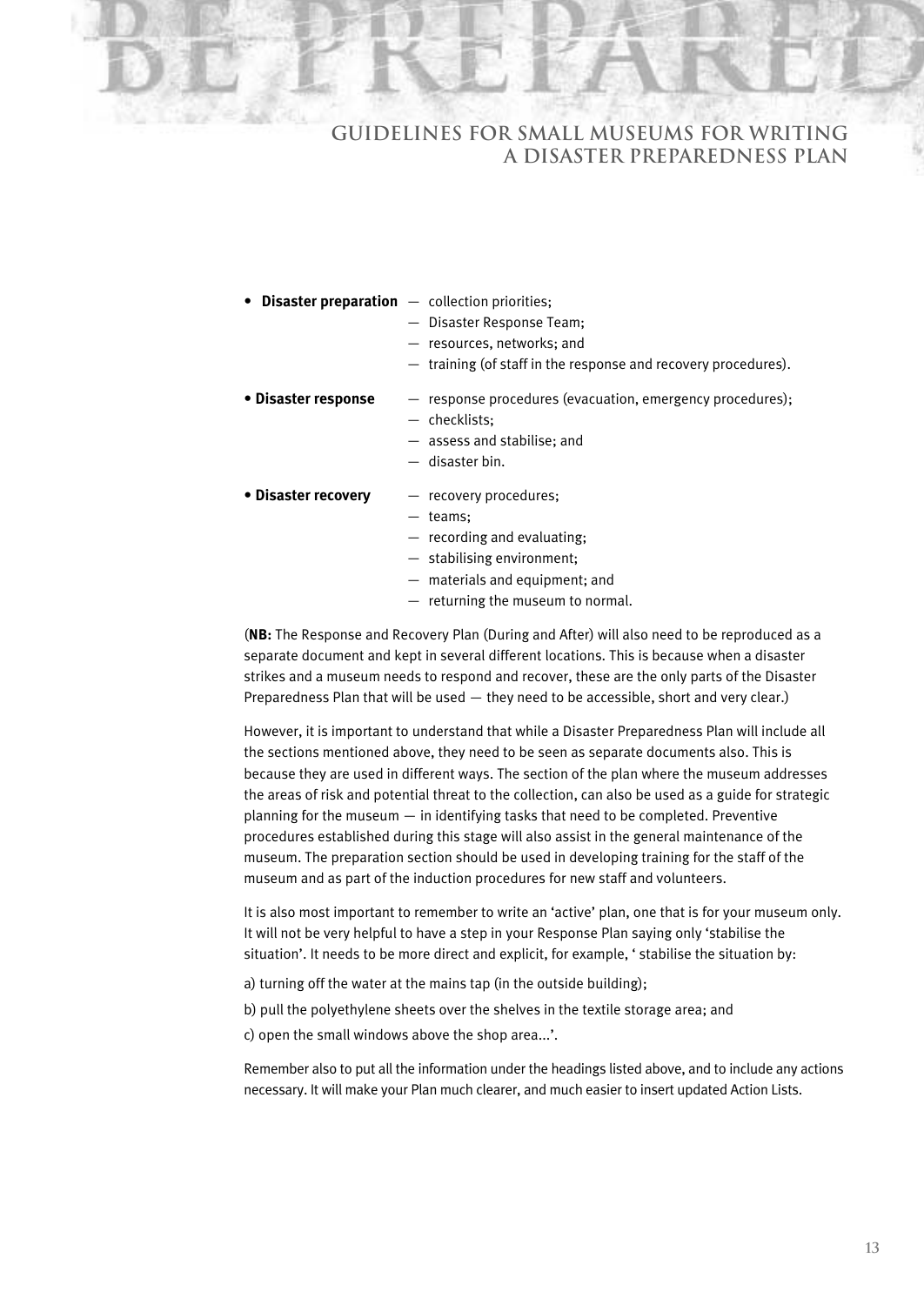- **Disaster preparation**
  - collection priorities;
  - Disaster Response Team;
  - resources, networks; and
  - training (of staff in the response and recovery procedures).
- **Disaster response**
  - response procedures (evacuation, emergency procedures);
  - checklists;
  - assess and stabilise; and
  - disaster bin.
- **Disaster recovery**
  - recovery procedures;
  - teams;
  - recording and evaluating;
  - stabilising environment;
  - materials and equipment; and
  - returning the museum to normal.

(**NB:** The Response and Recovery Plan (During and After) will also need to be reproduced as a separate document and kept in several different locations. This is because when a disaster strikes and a museum needs to respond and recover, these are the only parts of the Disaster Preparedness Plan that will be used — they need to be accessible, short and very clear.)

However, it is important to understand that while a Disaster Preparedness Plan will include all the sections mentioned above, they need to be seen as separate documents also. This is because they are used in different ways. The section of the plan where the museum addresses the areas of risk and potential threat to the collection, can also be used as a guide for strategic planning for the museum — in identifying tasks that need to be completed. Preventive procedures established during this stage will also assist in the general maintenance of the museum. The preparation section should be used in developing training for the staff of the museum and as part of the induction procedures for new staff and volunteers.

It is also most important to remember to write an 'active' plan, one that is for your museum only. It will not be very helpful to have a step in your Response Plan saying only 'stabilise the situation'. It needs to be more direct and explicit, for example, ' stabilise the situation by:

a) turning off the water at the mains tap (in the outside building);

b) pull the polyethylene sheets over the shelves in the textile storage area; and

c) open the small windows above the shop area...'.

Remember also to put all the information under the headings listed above, and to include any actions necessary. It will make your Plan much clearer, and much easier to insert updated Action Lists.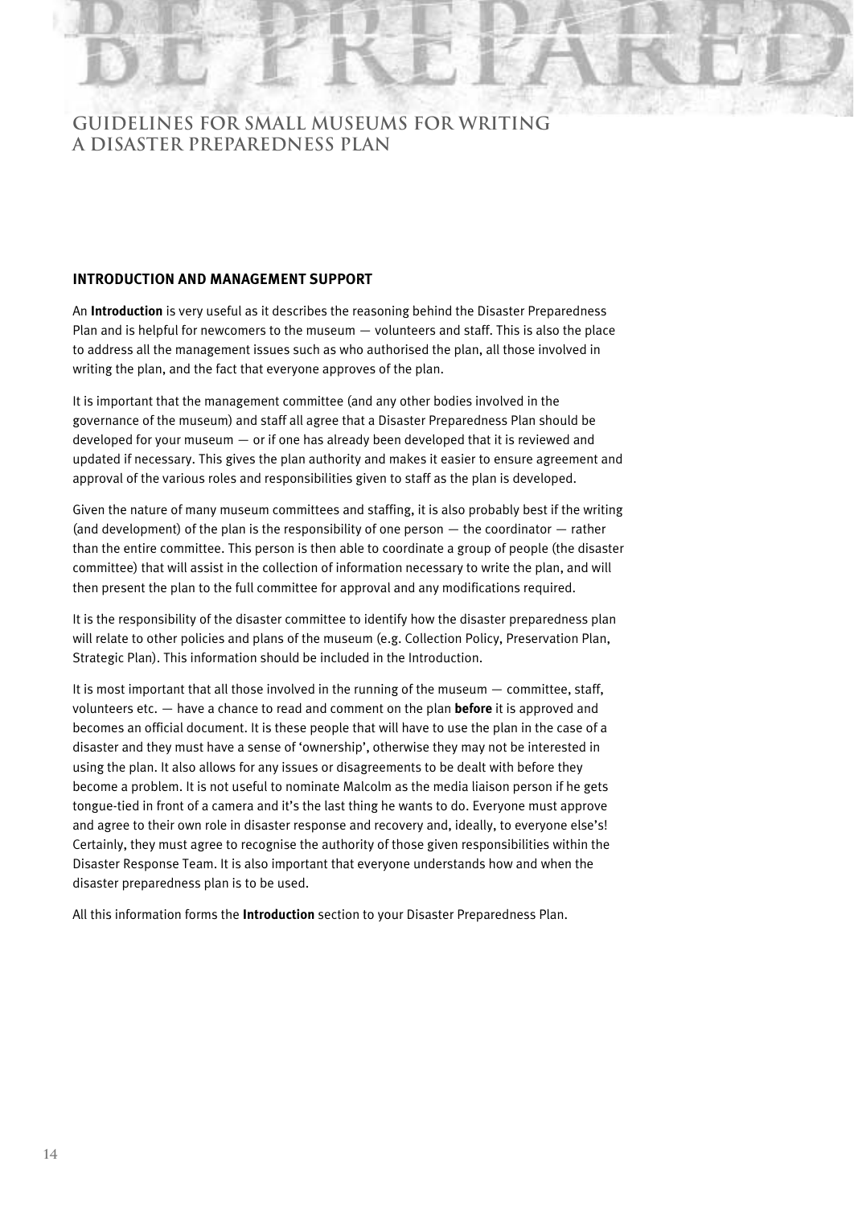## INTRODUCTION AND MANAGEMENT SUPPORT

An **Introduction** is very useful as it describes the reasoning behind the Disaster Preparedness Plan and is helpful for newcomers to the museum — volunteers and staff. This is also the place to address all the management issues such as who authorised the plan, all those involved in writing the plan, and the fact that everyone approves of the plan.

It is important that the management committee (and any other bodies involved in the governance of the museum) and staff all agree that a Disaster Preparedness Plan should be developed for your museum — or if one has already been developed that it is reviewed and updated if necessary. This gives the plan authority and makes it easier to ensure agreement and approval of the various roles and responsibilities given to staff as the plan is developed.

Given the nature of many museum committees and staffing, it is also probably best if the writing (and development) of the plan is the responsibility of one person — the coordinator — rather than the entire committee. This person is then able to coordinate a group of people (the disaster committee) that will assist in the collection of information necessary to write the plan, and will then present the plan to the full committee for approval and any modifications required.

It is the responsibility of the disaster committee to identify how the disaster preparedness plan will relate to other policies and plans of the museum (e.g. Collection Policy, Preservation Plan, Strategic Plan). This information should be included in the Introduction.

It is most important that all those involved in the running of the museum — committee, staff, volunteers etc. — have a chance to read and comment on the plan **before** it is approved and becomes an official document. It is these people that will have to use the plan in the case of a disaster and they must have a sense of 'ownership', otherwise they may not be interested in using the plan. It also allows for any issues or disagreements to be dealt with before they become a problem. It is not useful to nominate Malcolm as the media liaison person if he gets tongue-tied in front of a camera and it's the last thing he wants to do. Everyone must approve and agree to their own role in disaster response and recovery and, ideally, to everyone else's! Certainly, they must agree to recognise the authority of those given responsibilities within the Disaster Response Team. It is also important that everyone understands how and when the disaster preparedness plan is to be used.

All this information forms the **Introduction** section to your Disaster Preparedness Plan.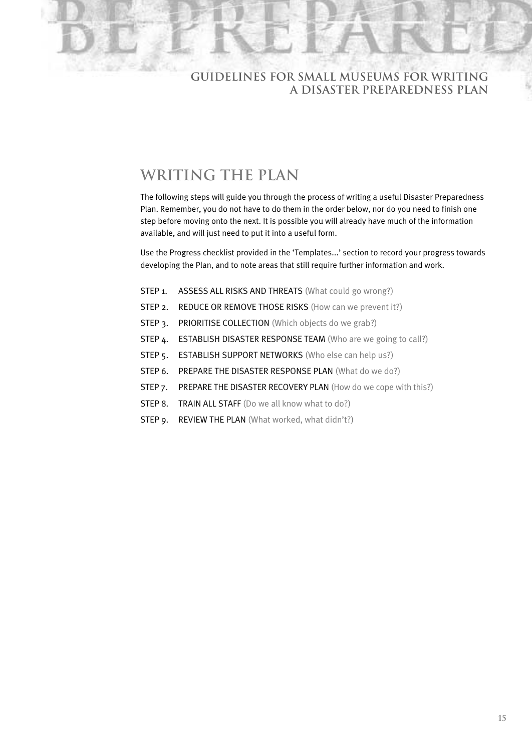## WRITING THE PLAN

The following steps will guide you through the process of writing a useful Disaster Preparedness Plan. Remember, you do not have to do them in the order below, nor do you need to finish one step before moving onto the next. It is possible you will already have much of the information available, and will just need to put it into a useful form.

Use the Progress checklist provided in the 'Templates...' section to record your progress towards developing the Plan, and to note areas that still require further information and work.

- STEP 1. ASSESS ALL RISKS AND THREATS (What could go wrong?)
- STEP 2. REDUCE OR REMOVE THOSE RISKS (How can we prevent it?)
- STEP 3. PRIORITISE COLLECTION (Which objects do we grab?)
- STEP 4. ESTABLISH DISASTER RESPONSE TEAM (Who are we going to call?)
- STEP 5. ESTABLISH SUPPORT NETWORKS (Who else can help us?)
- STEP 6. PREPARE THE DISASTER RESPONSE PLAN (What do we do?)
- STEP 7. PREPARE THE DISASTER RECOVERY PLAN (How do we cope with this?)
- STEP 8. TRAIN ALL STAFF (Do we all know what to do?)
- STEP 9. REVIEW THE PLAN (What worked, what didn't?)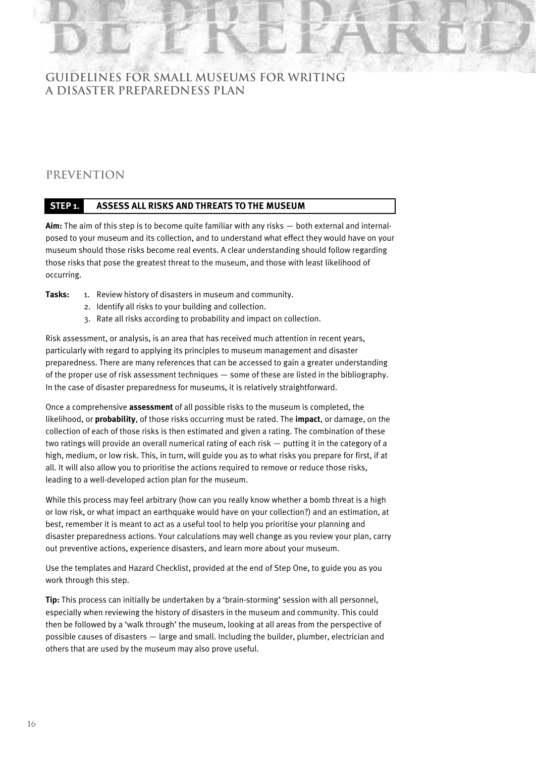# PREVENTION

## STEP 1. ASSESS ALL RISKS AND THREATS TO THE MUSEUM

**Aim:** The aim of this step is to become quite familiar with any risks — both external and internal-posed to your museum and its collection, and to understand what effect they would have on your museum should those risks become real events. A clear understanding should follow regarding those risks that pose the greatest threat to the museum, and those with least likelihood of occurring.

**Tasks:**

1. Review history of disasters in museum and community.
2. Identify all risks to your building and collection.
3. Rate all risks according to probability and impact on collection.

Risk assessment, or analysis, is an area that has received much attention in recent years, particularly with regard to applying its principles to museum management and disaster preparedness. There are many references that can be accessed to gain a greater understanding of the proper use of risk assessment techniques — some of these are listed in the bibliography. In the case of disaster preparedness for museums, it is relatively straightforward.

Once a comprehensive **assessment** of all possible risks to the museum is completed, the likelihood, or **probability**, of those risks occurring must be rated. The **impact**, or damage, on the collection of each of those risks is then estimated and given a rating. The combination of these two ratings will provide an overall numerical rating of each risk — putting it in the category of a high, medium, or low risk. This, in turn, will guide you as to what risks you prepare for first, if at all. It will also allow you to prioritise the actions required to remove or reduce those risks, leading to a well-developed action plan for the museum.

While this process may feel arbitrary (how can you really know whether a bomb threat is a high or low risk, or what impact an earthquake would have on your collection?) and an estimation, at best, remember it is meant to act as a useful tool to help you prioritise your planning and disaster preparedness actions. Your calculations may well change as you review your plan, carry out preventive actions, experience disasters, and learn more about your museum.

Use the templates and Hazard Checklist, provided at the end of Step One, to guide you as you work through this step.

**Tip:** This process can initially be undertaken by a 'brain-storming' session with all personnel, especially when reviewing the history of disasters in the museum and community. This could then be followed by a 'walk through' the museum, looking at all areas from the perspective of possible causes of disasters — large and small. Including the builder, plumber, electrician and others that are used by the museum may also prove useful.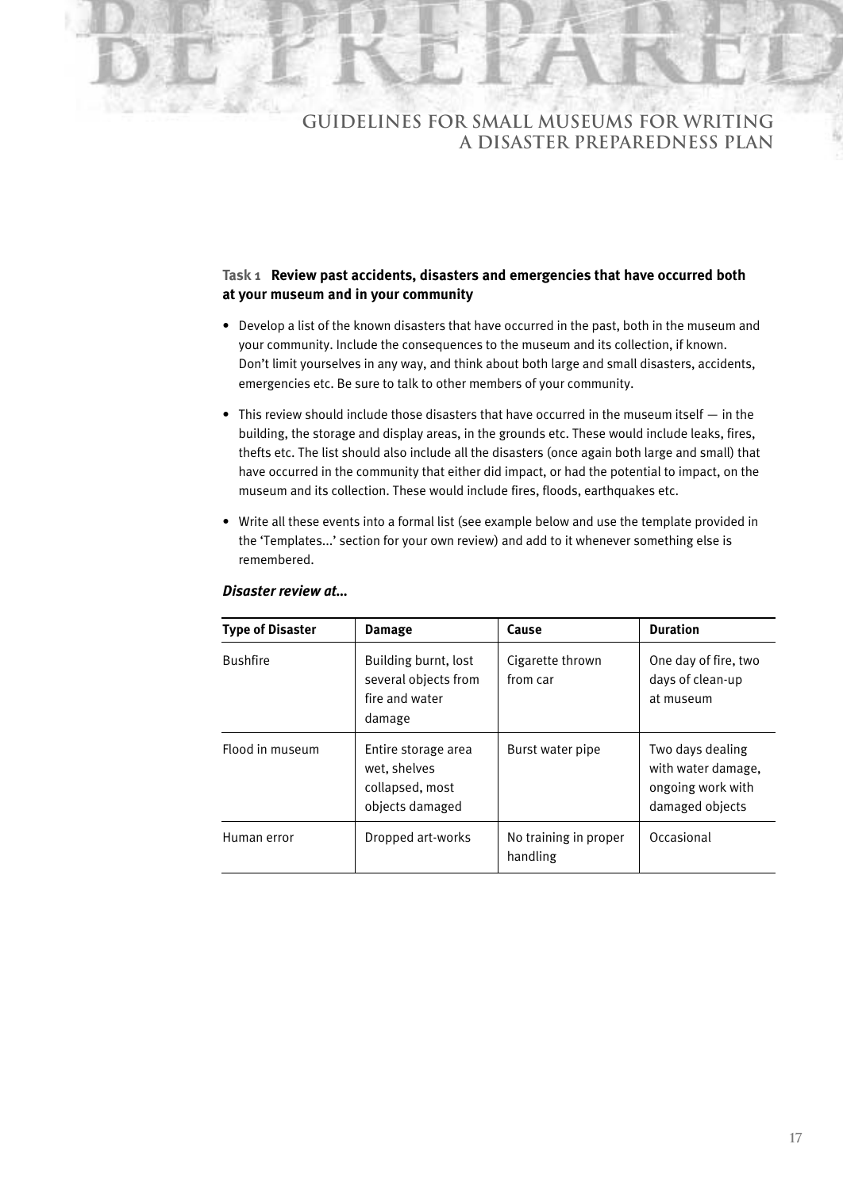### Task 1 Review past accidents, disasters and emergencies that have occurred both at your museum and in your community

- Develop a list of the known disasters that have occurred in the past, both in the museum and your community. Include the consequences to the museum and its collection, if known. Don't limit yourselves in any way, and think about both large and small disasters, accidents, emergencies etc. Be sure to talk to other members of your community.
- This review should include those disasters that have occurred in the museum itself — in the building, the storage and display areas, in the grounds etc. These would include leaks, fires, thefts etc. The list should also include all the disasters (once again both large and small) that have occurred in the community that either did impact, or had the potential to impact, on the museum and its collection. These would include fires, floods, earthquakes etc.
- Write all these events into a formal list (see example below and use the template provided in the 'Templates…' section for your own review) and add to it whenever something else is remembered.

***Disaster review at…***

| Type of Disaster | Damage | Cause | Duration |
| --- | --- | --- | --- |
| Bushfire | Building burnt, lost several objects from fire and water damage | Cigarette thrown from car | One day of fire, two days of clean-up at museum |
| Flood in museum | Entire storage area wet, shelves collapsed, most objects damaged | Burst water pipe | Two days dealing with water damage, ongoing work with damaged objects |
| Human error | Dropped art-works | No training in proper handling | Occasional |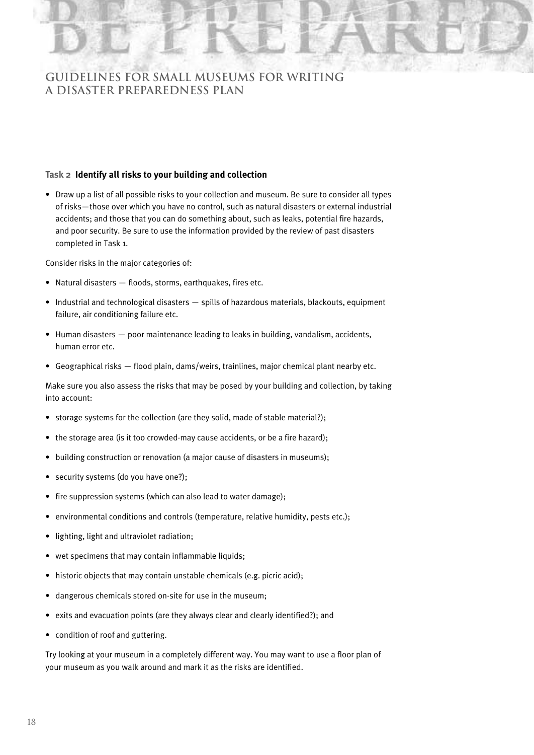### Task 2 Identify all risks to your building and collection

- Draw up a list of all possible risks to your collection and museum. Be sure to consider all types of risks—those over which you have no control, such as natural disasters or external industrial accidents; and those that you can do something about, such as leaks, potential fire hazards, and poor security. Be sure to use the information provided by the review of past disasters completed in Task 1.

Consider risks in the major categories of:

- Natural disasters — floods, storms, earthquakes, fires etc.
- Industrial and technological disasters — spills of hazardous materials, blackouts, equipment failure, air conditioning failure etc.
- Human disasters — poor maintenance leading to leaks in building, vandalism, accidents, human error etc.
- Geographical risks — flood plain, dams/weirs, trainlines, major chemical plant nearby etc.

Make sure you also assess the risks that may be posed by your building and collection, by taking into account:

- storage systems for the collection (are they solid, made of stable material?);
- the storage area (is it too crowded-may cause accidents, or be a fire hazard);
- building construction or renovation (a major cause of disasters in museums);
- security systems (do you have one?);
- fire suppression systems (which can also lead to water damage);
- environmental conditions and controls (temperature, relative humidity, pests etc.);
- lighting, light and ultraviolet radiation;
- wet specimens that may contain inflammable liquids;
- historic objects that may contain unstable chemicals (e.g. picric acid);
- dangerous chemicals stored on-site for use in the museum;
- exits and evacuation points (are they always clear and clearly identified?); and
- condition of roof and guttering.

Try looking at your museum in a completely different way. You may want to use a floor plan of your museum as you walk around and mark it as the risks are identified.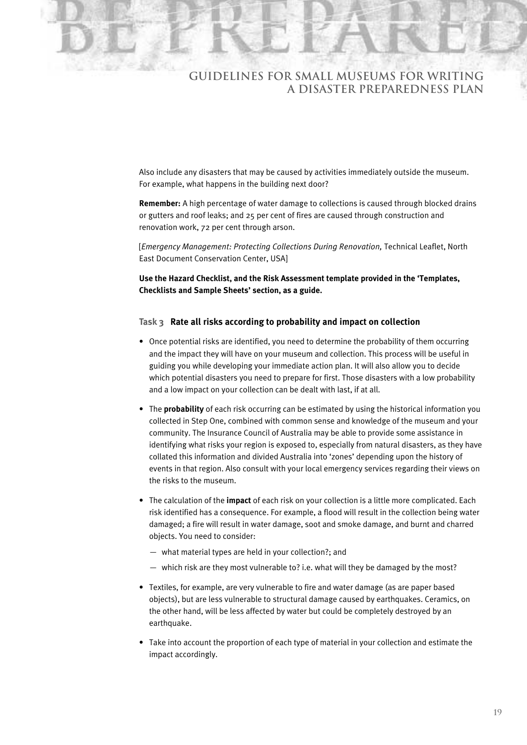Also include any disasters that may be caused by activities immediately outside the museum. For example, what happens in the building next door?

**Remember:** A high percentage of water damage to collections is caused through blocked drains or gutters and roof leaks; and 25 per cent of fires are caused through construction and renovation work, 72 per cent through arson.

[*Emergency Management: Protecting Collections During Renovation,* Technical Leaflet, North East Document Conservation Center, USA]

**Use the Hazard Checklist, and the Risk Assessment template provided in the 'Templates, Checklists and Sample Sheets' section, as a guide.**

### Task 3 Rate all risks according to probability and impact on collection

- Once potential risks are identified, you need to determine the probability of them occurring and the impact they will have on your museum and collection. This process will be useful in guiding you while developing your immediate action plan. It will also allow you to decide which potential disasters you need to prepare for first. Those disasters with a low probability and a low impact on your collection can be dealt with last, if at all.
- The **probability** of each risk occurring can be estimated by using the historical information you collected in Step One, combined with common sense and knowledge of the museum and your community. The Insurance Council of Australia may be able to provide some assistance in identifying what risks your region is exposed to, especially from natural disasters, as they have collated this information and divided Australia into 'zones' depending upon the history of events in that region. Also consult with your local emergency services regarding their views on the risks to the museum.
- The calculation of the **impact** of each risk on your collection is a little more complicated. Each risk identified has a consequence. For example, a flood will result in the collection being water damaged; a fire will result in water damage, soot and smoke damage, and burnt and charred objects. You need to consider:
  - what material types are held in your collection?; and
  - which risk are they most vulnerable to? i.e. what will they be damaged by the most?
- Textiles, for example, are very vulnerable to fire and water damage (as are paper based objects), but are less vulnerable to structural damage caused by earthquakes. Ceramics, on the other hand, will be less affected by water but could be completely destroyed by an earthquake.
- Take into account the proportion of each type of material in your collection and estimate the impact accordingly.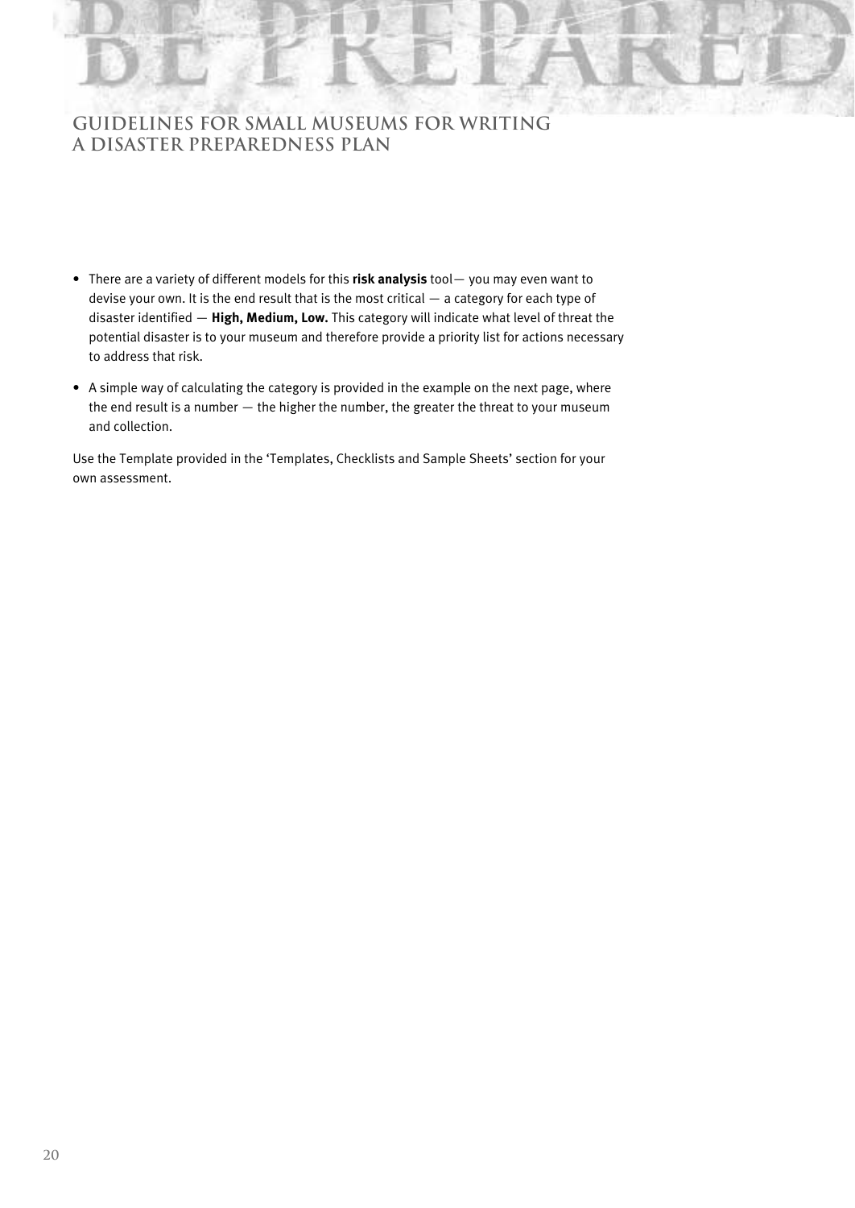- There are a variety of different models for this **risk analysis** tool— you may even want to devise your own. It is the end result that is the most critical — a category for each type of disaster identified — **High, Medium, Low.** This category will indicate what level of threat the potential disaster is to your museum and therefore provide a priority list for actions necessary to address that risk.
- A simple way of calculating the category is provided in the example on the next page, where the end result is a number — the higher the number, the greater the threat to your museum and collection.

Use the Template provided in the 'Templates, Checklists and Sample Sheets' section for your own assessment.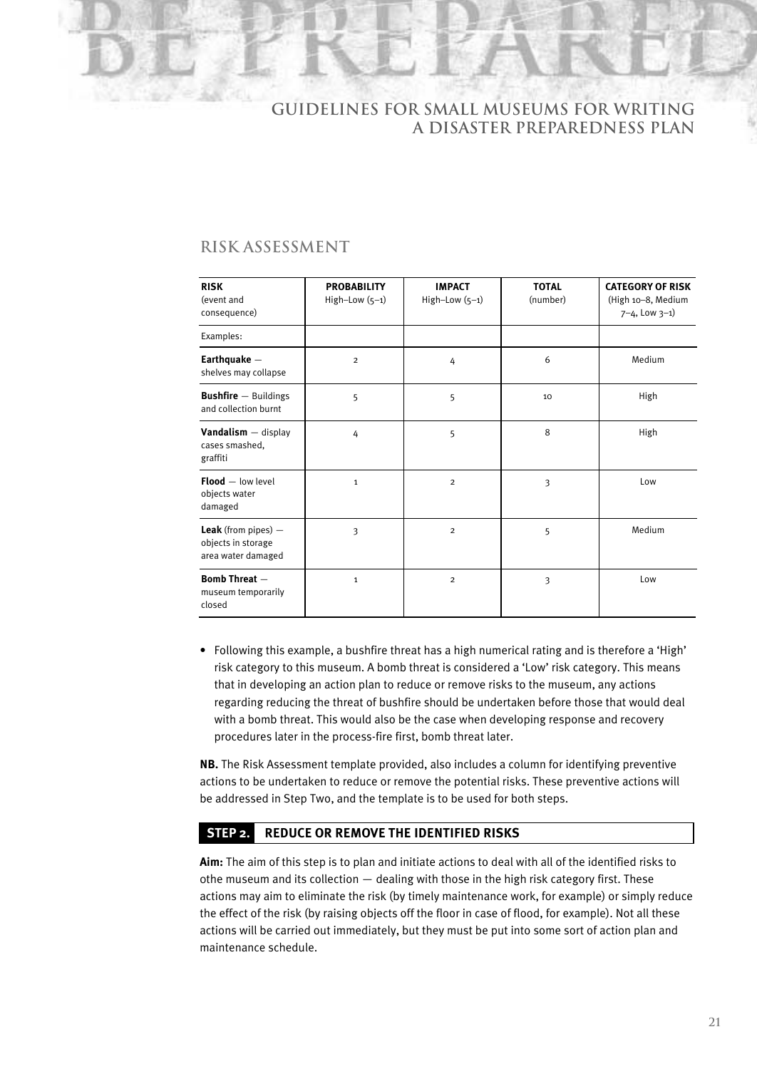## RISK ASSESSMENT

| RISK (event and consequence) | PROBABILITY High–Low (5–1) | IMPACT High–Low (5–1) | TOTAL (number) | CATEGORY OF RISK (High 10–8, Medium 7–4, Low 3–1) |
|---|---|---|---|---|
| Examples: | | | | |
| **Earthquake** — shelves may collapse | 2 | 4 | 6 | Medium |
| **Bushfire** — Buildings and collection burnt | 5 | 5 | 10 | High |
| **Vandalism** — display cases smashed, graffiti | 4 | 5 | 8 | High |
| **Flood** — low level objects water damaged | 1 | 2 | 3 | Low |
| **Leak** (from pipes) — objects in storage area water damaged | 3 | 2 | 5 | Medium |
| **Bomb Threat** — museum temporarily closed | 1 | 2 | 3 | Low |

- Following this example, a bushfire threat has a high numerical rating and is therefore a 'High' risk category to this museum. A bomb threat is considered a 'Low' risk category. This means that in developing an action plan to reduce or remove risks to the museum, any actions regarding reducing the threat of bushfire should be undertaken before those that would deal with a bomb threat. This would also be the case when developing response and recovery procedures later in the process-fire first, bomb threat later.

**NB.** The Risk Assessment template provided, also includes a column for identifying preventive actions to be undertaken to reduce or remove the potential risks. These preventive actions will be addressed in Step Two, and the template is to be used for both steps.

### STEP 2. REDUCE OR REMOVE THE IDENTIFIED RISKS

**Aim:** The aim of this step is to plan and initiate actions to deal with all of the identified risks to othe museum and its collection — dealing with those in the high risk category first. These actions may aim to eliminate the risk (by timely maintenance work, for example) or simply reduce the effect of the risk (by raising objects off the floor in case of flood, for example). Not all these actions will be carried out immediately, but they must be put into some sort of action plan and maintenance schedule.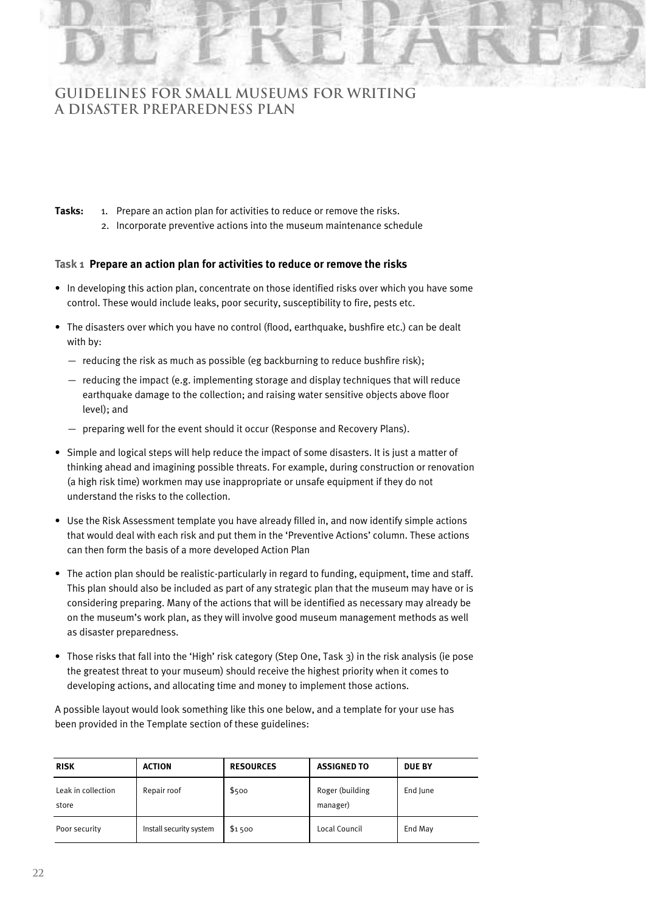**Tasks:**
1. Prepare an action plan for activities to reduce or remove the risks.
2. Incorporate preventive actions into the museum maintenance schedule

### Task 1 Prepare an action plan for activities to reduce or remove the risks

- In developing this action plan, concentrate on those identified risks over which you have some control. These would include leaks, poor security, susceptibility to fire, pests etc.
- The disasters over which you have no control (flood, earthquake, bushfire etc.) can be dealt with by:
  - reducing the risk as much as possible (eg backburning to reduce bushfire risk);
  - reducing the impact (e.g. implementing storage and display techniques that will reduce earthquake damage to the collection; and raising water sensitive objects above floor level); and
  - preparing well for the event should it occur (Response and Recovery Plans).
- Simple and logical steps will help reduce the impact of some disasters. It is just a matter of thinking ahead and imagining possible threats. For example, during construction or renovation (a high risk time) workmen may use inappropriate or unsafe equipment if they do not understand the risks to the collection.
- Use the Risk Assessment template you have already filled in, and now identify simple actions that would deal with each risk and put them in the 'Preventive Actions' column. These actions can then form the basis of a more developed Action Plan
- The action plan should be realistic-particularly in regard to funding, equipment, time and staff. This plan should also be included as part of any strategic plan that the museum may have or is considering preparing. Many of the actions that will be identified as necessary may already be on the museum's work plan, as they will involve good museum management methods as well as disaster preparedness.
- Those risks that fall into the 'High' risk category (Step One, Task 3) in the risk analysis (ie pose the greatest threat to your museum) should receive the highest priority when it comes to developing actions, and allocating time and money to implement those actions.

A possible layout would look something like this one below, and a template for your use has been provided in the Template section of these guidelines:

| RISK | ACTION | RESOURCES | ASSIGNED TO | DUE BY |
|---|---|---|---|---|
| Leak in collection store | Repair roof | $500 | Roger (building manager) | End June |
| Poor security | Install security system | $1 500 | Local Council | End May |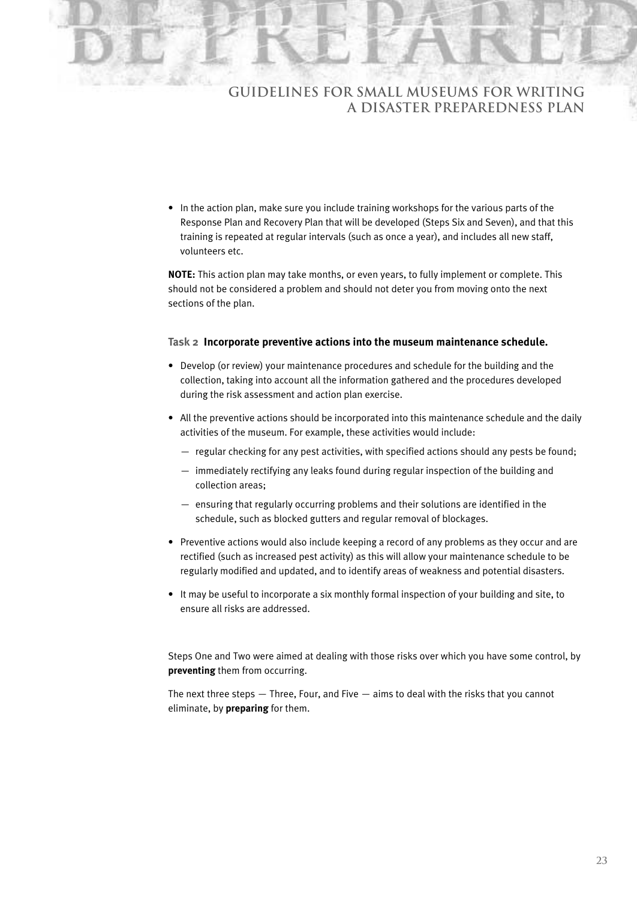- In the action plan, make sure you include training workshops for the various parts of the Response Plan and Recovery Plan that will be developed (Steps Six and Seven), and that this training is repeated at regular intervals (such as once a year), and includes all new staff, volunteers etc.

**NOTE:** This action plan may take months, or even years, to fully implement or complete. This should not be considered a problem and should not deter you from moving onto the next sections of the plan.

### Task 2 Incorporate preventive actions into the museum maintenance schedule.

- Develop (or review) your maintenance procedures and schedule for the building and the collection, taking into account all the information gathered and the procedures developed during the risk assessment and action plan exercise.
- All the preventive actions should be incorporated into this maintenance schedule and the daily activities of the museum. For example, these activities would include:
  - regular checking for any pest activities, with specified actions should any pests be found;
  - immediately rectifying any leaks found during regular inspection of the building and collection areas;
  - ensuring that regularly occurring problems and their solutions are identified in the schedule, such as blocked gutters and regular removal of blockages.
- Preventive actions would also include keeping a record of any problems as they occur and are rectified (such as increased pest activity) as this will allow your maintenance schedule to be regularly modified and updated, and to identify areas of weakness and potential disasters.
- It may be useful to incorporate a six monthly formal inspection of your building and site, to ensure all risks are addressed.

Steps One and Two were aimed at dealing with those risks over which you have some control, by **preventing** them from occurring.

The next three steps — Three, Four, and Five — aims to deal with the risks that you cannot eliminate, by **preparing** for them.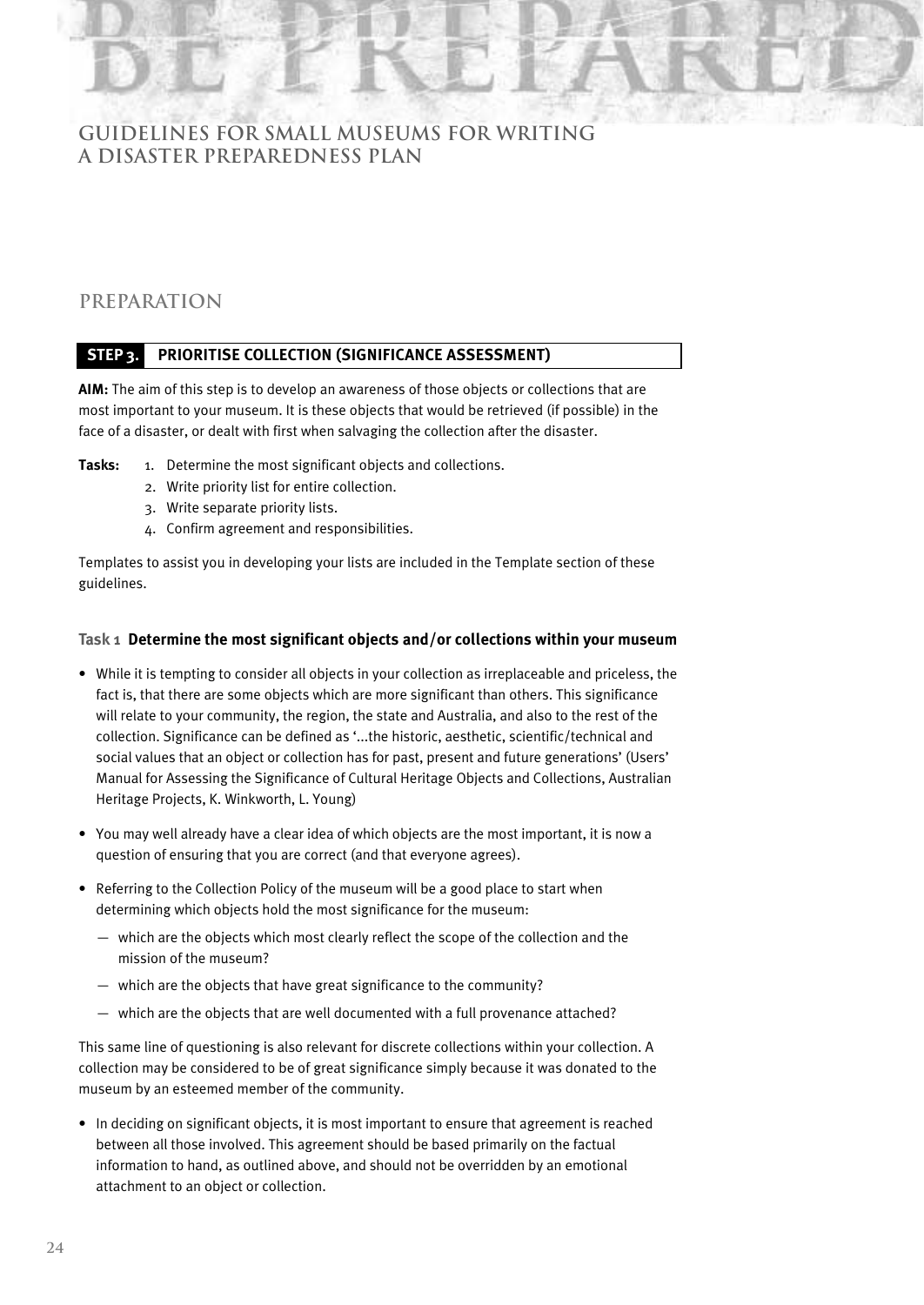# BE PREPARED

## GUIDELINES FOR SMALL MUSEUMS FOR WRITING A DISASTER PREPAREDNESS PLAN

## PREPARATION

### STEP 3. PRIORITISE COLLECTION (SIGNIFICANCE ASSESSMENT)

**AIM:** The aim of this step is to develop an awareness of those objects or collections that are most important to your museum. It is these objects that would be retrieved (if possible) in the face of a disaster, or dealt with first when salvaging the collection after the disaster.

**Tasks:**
1. Determine the most significant objects and collections.
2. Write priority list for entire collection.
3. Write separate priority lists.
4. Confirm agreement and responsibilities.

Templates to assist you in developing your lists are included in the Template section of these guidelines.

#### Task 1 Determine the most significant objects and/or collections within your museum

- While it is tempting to consider all objects in your collection as irreplaceable and priceless, the fact is, that there are some objects which are more significant than others. This significance will relate to your community, the region, the state and Australia, and also to the rest of the collection. Significance can be defined as '...the historic, aesthetic, scientific/technical and social values that an object or collection has for past, present and future generations' (Users' Manual for Assessing the Significance of Cultural Heritage Objects and Collections, Australian Heritage Projects, K. Winkworth, L. Young)
- You may well already have a clear idea of which objects are the most important, it is now a question of ensuring that you are correct (and that everyone agrees).
- Referring to the Collection Policy of the museum will be a good place to start when determining which objects hold the most significance for the museum:
  - which are the objects which most clearly reflect the scope of the collection and the mission of the museum?
  - which are the objects that have great significance to the community?
  - which are the objects that are well documented with a full provenance attached?

This same line of questioning is also relevant for discrete collections within your collection. A collection may be considered to be of great significance simply because it was donated to the museum by an esteemed member of the community.

- In deciding on significant objects, it is most important to ensure that agreement is reached between all those involved. This agreement should be based primarily on the factual information to hand, as outlined above, and should not be overridden by an emotional attachment to an object or collection.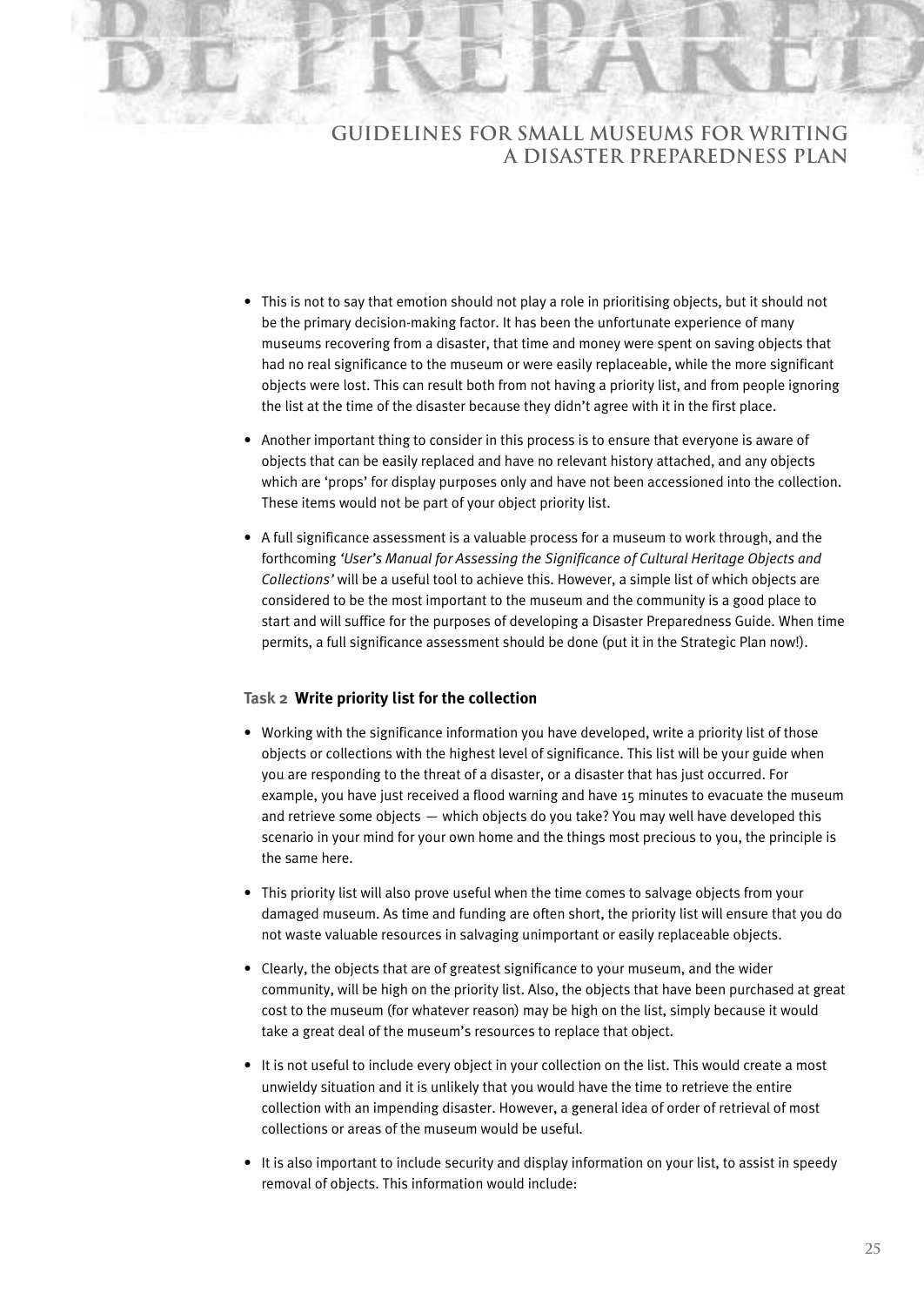- This is not to say that emotion should not play a role in prioritising objects, but it should not be the primary decision-making factor. It has been the unfortunate experience of many museums recovering from a disaster, that time and money were spent on saving objects that had no real significance to the museum or were easily replaceable, while the more significant objects were lost. This can result both from not having a priority list, and from people ignoring the list at the time of the disaster because they didn't agree with it in the first place.

- Another important thing to consider in this process is to ensure that everyone is aware of objects that can be easily replaced and have no relevant history attached, and any objects which are 'props' for display purposes only and have not been accessioned into the collection. These items would not be part of your object priority list.

- A full significance assessment is a valuable process for a museum to work through, and the forthcoming *'User's Manual for Assessing the Significance of Cultural Heritage Objects and Collections'* will be a useful tool to achieve this. However, a simple list of which objects are considered to be the most important to the museum and the community is a good place to start and will suffice for the purposes of developing a Disaster Preparedness Guide. When time permits, a full significance assessment should be done (put it in the Strategic Plan now!).

#### Task 2 Write priority list for the collection

- Working with the significance information you have developed, write a priority list of those objects or collections with the highest level of significance. This list will be your guide when you are responding to the threat of a disaster, or a disaster that has just occurred. For example, you have just received a flood warning and have 15 minutes to evacuate the museum and retrieve some objects — which objects do you take? You may well have developed this scenario in your mind for your own home and the things most precious to you, the principle is the same here.

- This priority list will also prove useful when the time comes to salvage objects from your damaged museum. As time and funding are often short, the priority list will ensure that you do not waste valuable resources in salvaging unimportant or easily replaceable objects.

- Clearly, the objects that are of greatest significance to your museum, and the wider community, will be high on the priority list. Also, the objects that have been purchased at great cost to the museum (for whatever reason) may be high on the list, simply because it would take a great deal of the museum's resources to replace that object.

- It is not useful to include every object in your collection on the list. This would create a most unwieldy situation and it is unlikely that you would have the time to retrieve the entire collection with an impending disaster. However, a general idea of order of retrieval of most collections or areas of the museum would be useful.

- It is also important to include security and display information on your list, to assist in speedy removal of objects. This information would include: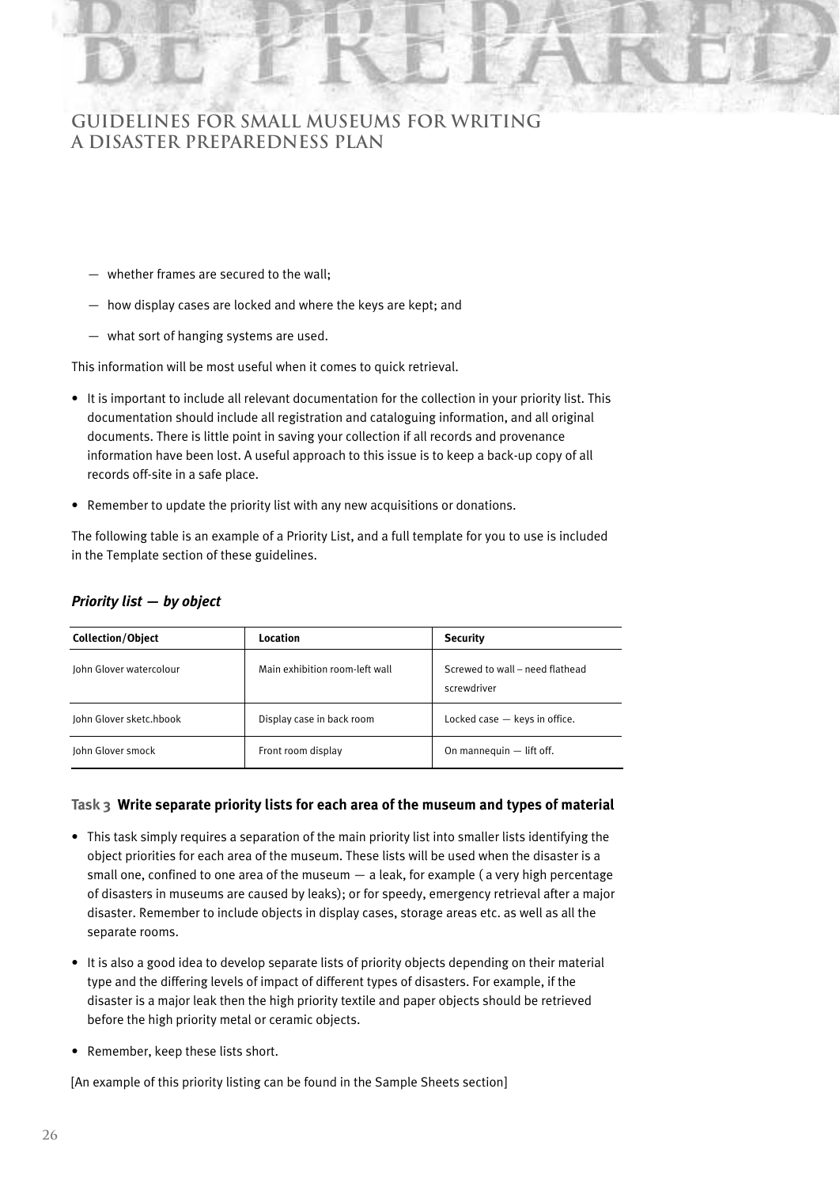— whether frames are secured to the wall;

— how display cases are locked and where the keys are kept; and

— what sort of hanging systems are used.

This information will be most useful when it comes to quick retrieval.

- It is important to include all relevant documentation for the collection in your priority list. This documentation should include all registration and cataloguing information, and all original documents. There is little point in saving your collection if all records and provenance information have been lost. A useful approach to this issue is to keep a back-up copy of all records off-site in a safe place.
- Remember to update the priority list with any new acquisitions or donations.

The following table is an example of a Priority List, and a full template for you to use is included in the Template section of these guidelines.

### *Priority list — by object*

| Collection/Object | Location | Security |
|---|---|---|
| John Glover watercolour | Main exhibition room-left wall | Screwed to wall – need flathead screwdriver |
| John Glover sketc.hbook | Display case in back room | Locked case — keys in office. |
| John Glover smock | Front room display | On mannequin — lift off. |

### Task 3 Write separate priority lists for each area of the museum and types of material

- This task simply requires a separation of the main priority list into smaller lists identifying the object priorities for each area of the museum. These lists will be used when the disaster is a small one, confined to one area of the museum — a leak, for example ( a very high percentage of disasters in museums are caused by leaks); or for speedy, emergency retrieval after a major disaster. Remember to include objects in display cases, storage areas etc. as well as all the separate rooms.
- It is also a good idea to develop separate lists of priority objects depending on their material type and the differing levels of impact of different types of disasters. For example, if the disaster is a major leak then the high priority textile and paper objects should be retrieved before the high priority metal or ceramic objects.
- Remember, keep these lists short.

[An example of this priority listing can be found in the Sample Sheets section]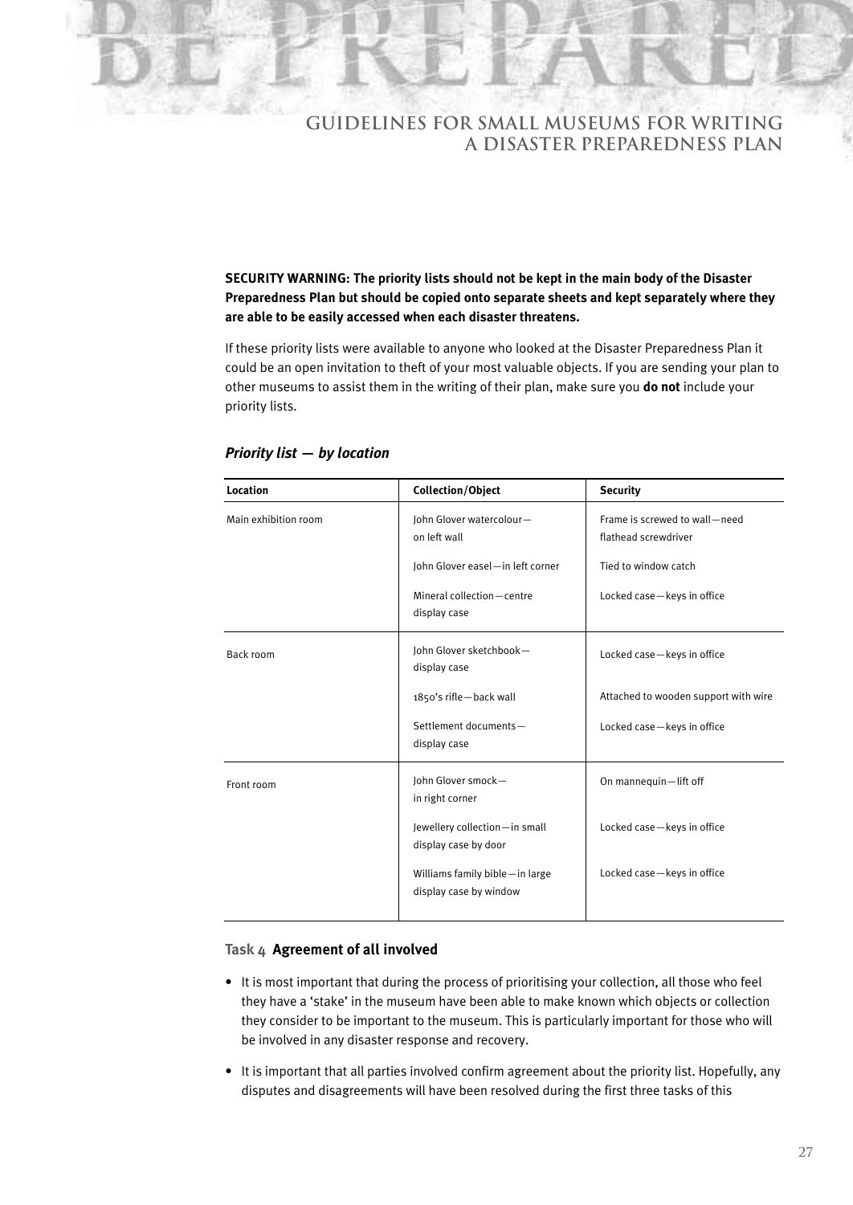**SECURITY WARNING: The priority lists should not be kept in the main body of the Disaster Preparedness Plan but should be copied onto separate sheets and kept separately where they are able to be easily accessed when each disaster threatens.**

If these priority lists were available to anyone who looked at the Disaster Preparedness Plan it could be an open invitation to theft of your most valuable objects. If you are sending your plan to other museums to assist them in the writing of their plan, make sure you **do not** include your priority lists.

### *Priority list — by location*

| Location | Collection/Object | Security |
|---|---|---|
| Main exhibition room | John Glover watercolour—on left wall | Frame is screwed to wall—need flathead screwdriver |
| | John Glover easel—in left corner | Tied to window catch |
| | Mineral collection—centre display case | Locked case—keys in office |
| Back room | John Glover sketchbook—display case | Locked case—keys in office |
| | 1850's rifle—back wall | Attached to wooden support with wire |
| | Settlement documents—display case | Locked case—keys in office |
| Front room | John Glover smock—in right corner | On mannequin—lift off |
| | Jewellery collection—in small display case by door | Locked case—keys in office |
| | Williams family bible—in large display case by window | Locked case—keys in office |

### Task 4 **Agreement of all involved**

- It is most important that during the process of prioritising your collection, all those who feel they have a 'stake' in the museum have been able to make known which objects or collection they consider to be important to the museum. This is particularly important for those who will be involved in any disaster response and recovery.
- It is important that all parties involved confirm agreement about the priority list. Hopefully, any disputes and disagreements will have been resolved during the first three tasks of this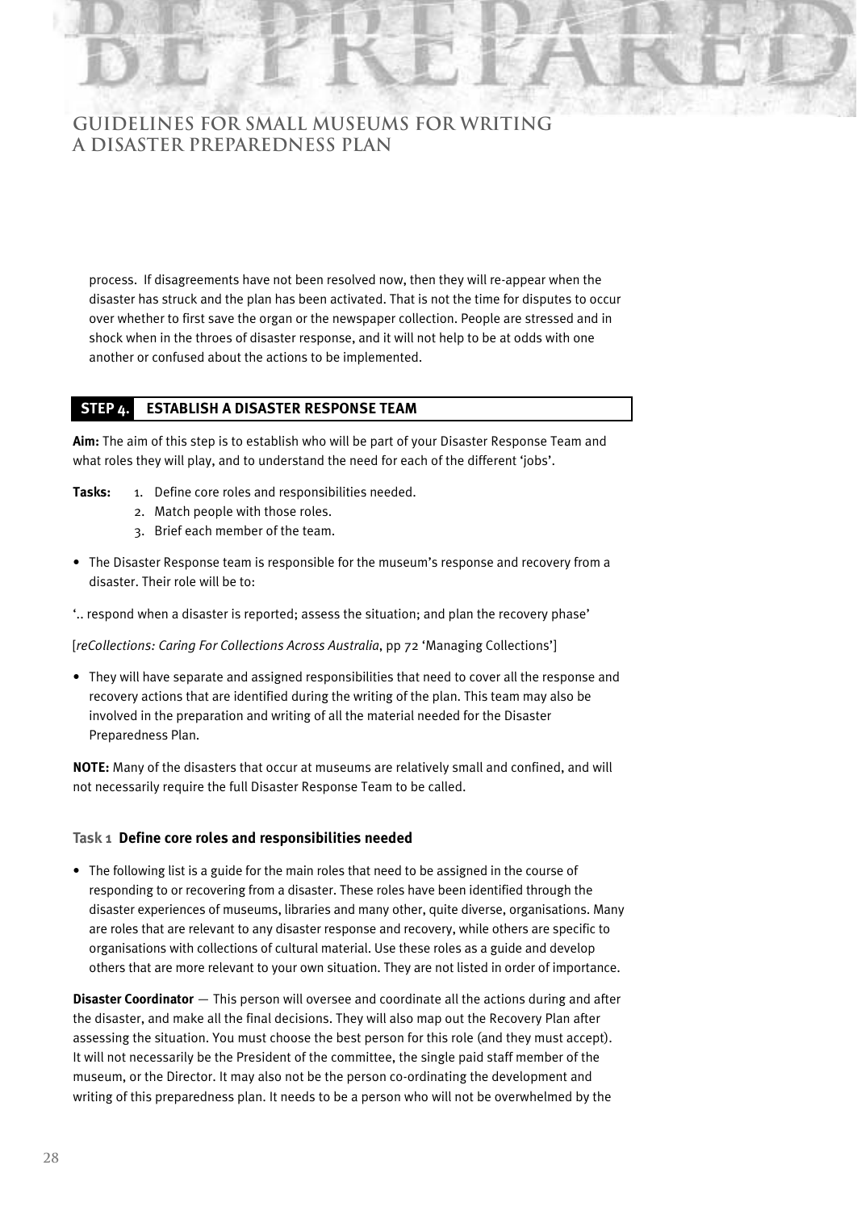process. If disagreements have not been resolved now, then they will re-appear when the disaster has struck and the plan has been activated. That is not the time for disputes to occur over whether to first save the organ or the newspaper collection. People are stressed and in shock when in the throes of disaster response, and it will not help to be at odds with one another or confused about the actions to be implemented.

## STEP 4. ESTABLISH A DISASTER RESPONSE TEAM

**Aim:** The aim of this step is to establish who will be part of your Disaster Response Team and what roles they will play, and to understand the need for each of the different 'jobs'.

**Tasks:**

1. Define core roles and responsibilities needed.
2. Match people with those roles.
3. Brief each member of the team.

- The Disaster Response team is responsible for the museum's response and recovery from a disaster. Their role will be to:

'.. respond when a disaster is reported; assess the situation; and plan the recovery phase'

[*reCollections: Caring For Collections Across Australia*, pp 72 'Managing Collections']

- They will have separate and assigned responsibilities that need to cover all the response and recovery actions that are identified during the writing of the plan. This team may also be involved in the preparation and writing of all the material needed for the Disaster Preparedness Plan.

**NOTE:** Many of the disasters that occur at museums are relatively small and confined, and will not necessarily require the full Disaster Response Team to be called.

### Task 1 Define core roles and responsibilities needed

- The following list is a guide for the main roles that need to be assigned in the course of responding to or recovering from a disaster. These roles have been identified through the disaster experiences of museums, libraries and many other, quite diverse, organisations. Many are roles that are relevant to any disaster response and recovery, while others are specific to organisations with collections of cultural material. Use these roles as a guide and develop others that are more relevant to your own situation. They are not listed in order of importance.

**Disaster Coordinator** — This person will oversee and coordinate all the actions during and after the disaster, and make all the final decisions. They will also map out the Recovery Plan after assessing the situation. You must choose the best person for this role (and they must accept). It will not necessarily be the President of the committee, the single paid staff member of the museum, or the Director. It may also not be the person co-ordinating the development and writing of this preparedness plan. It needs to be a person who will not be overwhelmed by the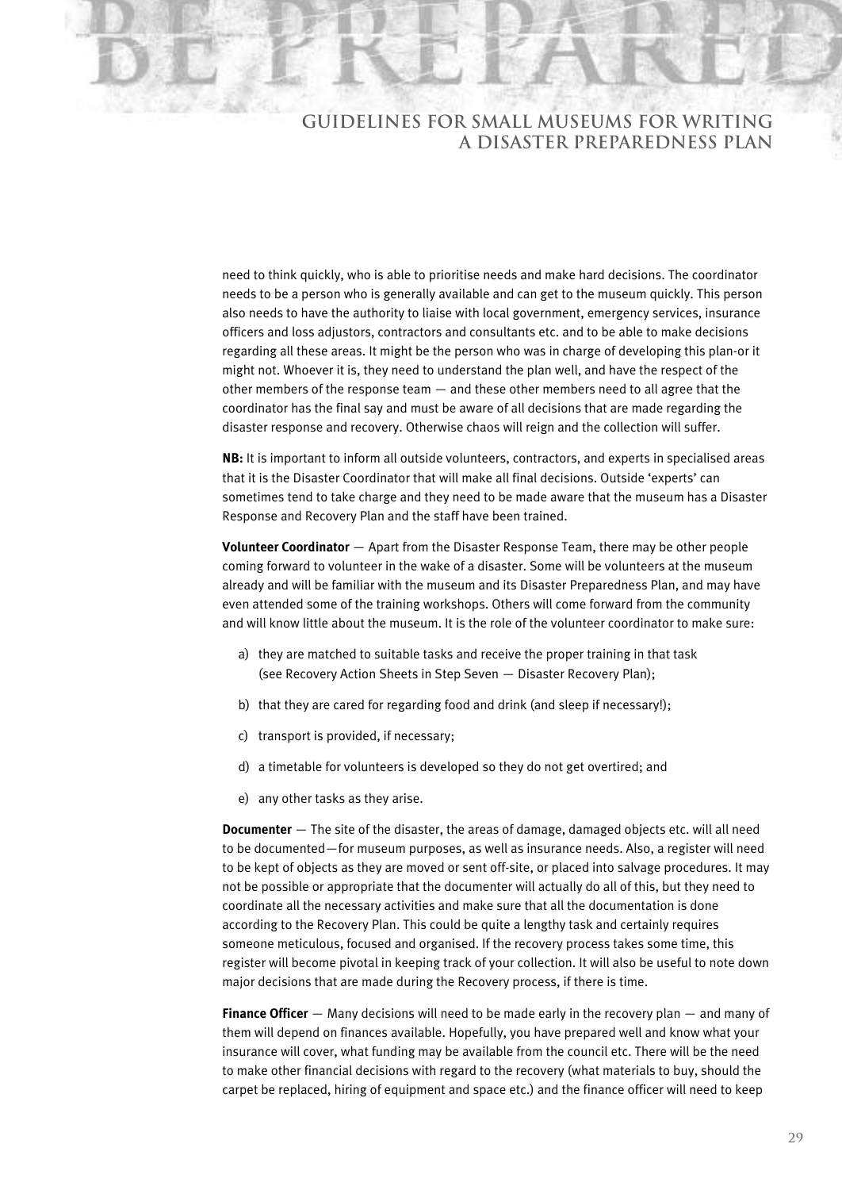need to think quickly, who is able to prioritise needs and make hard decisions. The coordinator needs to be a person who is generally available and can get to the museum quickly. This person also needs to have the authority to liaise with local government, emergency services, insurance officers and loss adjustors, contractors and consultants etc. and to be able to make decisions regarding all these areas. It might be the person who was in charge of developing this plan-or it might not. Whoever it is, they need to understand the plan well, and have the respect of the other members of the response team — and these other members need to all agree that the coordinator has the final say and must be aware of all decisions that are made regarding the disaster response and recovery. Otherwise chaos will reign and the collection will suffer.

**NB:** It is important to inform all outside volunteers, contractors, and experts in specialised areas that it is the Disaster Coordinator that will make all final decisions. Outside 'experts' can sometimes tend to take charge and they need to be made aware that the museum has a Disaster Response and Recovery Plan and the staff have been trained.

**Volunteer Coordinator** — Apart from the Disaster Response Team, there may be other people coming forward to volunteer in the wake of a disaster. Some will be volunteers at the museum already and will be familiar with the museum and its Disaster Preparedness Plan, and may have even attended some of the training workshops. Others will come forward from the community and will know little about the museum. It is the role of the volunteer coordinator to make sure:

a) they are matched to suitable tasks and receive the proper training in that task (see Recovery Action Sheets in Step Seven — Disaster Recovery Plan);

b) that they are cared for regarding food and drink (and sleep if necessary!);

c) transport is provided, if necessary;

d) a timetable for volunteers is developed so they do not get overtired; and

e) any other tasks as they arise.

**Documenter** — The site of the disaster, the areas of damage, damaged objects etc. will all need to be documented—for museum purposes, as well as insurance needs. Also, a register will need to be kept of objects as they are moved or sent off-site, or placed into salvage procedures. It may not be possible or appropriate that the documenter will actually do all of this, but they need to coordinate all the necessary activities and make sure that all the documentation is done according to the Recovery Plan. This could be quite a lengthy task and certainly requires someone meticulous, focused and organised. If the recovery process takes some time, this register will become pivotal in keeping track of your collection. It will also be useful to note down major decisions that are made during the Recovery process, if there is time.

**Finance Officer** — Many decisions will need to be made early in the recovery plan — and many of them will depend on finances available. Hopefully, you have prepared well and know what your insurance will cover, what funding may be available from the council etc. There will be the need to make other financial decisions with regard to the recovery (what materials to buy, should the carpet be replaced, hiring of equipment and space etc.) and the finance officer will need to keep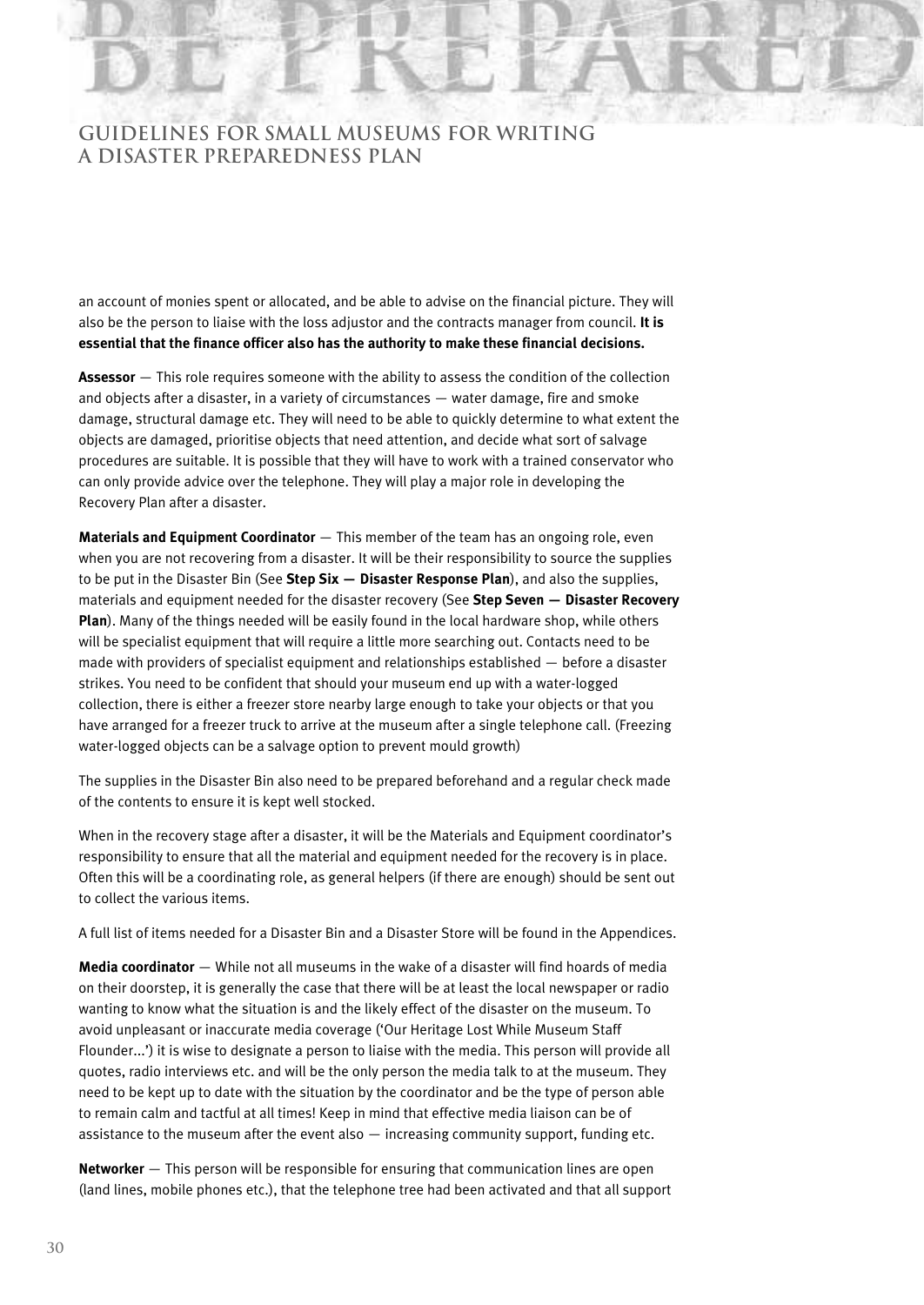an account of monies spent or allocated, and be able to advise on the financial picture. They will also be the person to liaise with the loss adjustor and the contracts manager from council. **It is essential that the finance officer also has the authority to make these financial decisions.**

**Assessor** — This role requires someone with the ability to assess the condition of the collection and objects after a disaster, in a variety of circumstances — water damage, fire and smoke damage, structural damage etc. They will need to be able to quickly determine to what extent the objects are damaged, prioritise objects that need attention, and decide what sort of salvage procedures are suitable. It is possible that they will have to work with a trained conservator who can only provide advice over the telephone. They will play a major role in developing the Recovery Plan after a disaster.

**Materials and Equipment Coordinator** — This member of the team has an ongoing role, even when you are not recovering from a disaster. It will be their responsibility to source the supplies to be put in the Disaster Bin (See **Step Six — Disaster Response Plan**), and also the supplies, materials and equipment needed for the disaster recovery (See **Step Seven — Disaster Recovery Plan**). Many of the things needed will be easily found in the local hardware shop, while others will be specialist equipment that will require a little more searching out. Contacts need to be made with providers of specialist equipment and relationships established — before a disaster strikes. You need to be confident that should your museum end up with a water-logged collection, there is either a freezer store nearby large enough to take your objects or that you have arranged for a freezer truck to arrive at the museum after a single telephone call. (Freezing water-logged objects can be a salvage option to prevent mould growth)

The supplies in the Disaster Bin also need to be prepared beforehand and a regular check made of the contents to ensure it is kept well stocked.

When in the recovery stage after a disaster, it will be the Materials and Equipment coordinator's responsibility to ensure that all the material and equipment needed for the recovery is in place. Often this will be a coordinating role, as general helpers (if there are enough) should be sent out to collect the various items.

A full list of items needed for a Disaster Bin and a Disaster Store will be found in the Appendices.

**Media coordinator** — While not all museums in the wake of a disaster will find hoards of media on their doorstep, it is generally the case that there will be at least the local newspaper or radio wanting to know what the situation is and the likely effect of the disaster on the museum. To avoid unpleasant or inaccurate media coverage ('Our Heritage Lost While Museum Staff Flounder...') it is wise to designate a person to liaise with the media. This person will provide all quotes, radio interviews etc. and will be the only person the media talk to at the museum. They need to be kept up to date with the situation by the coordinator and be the type of person able to remain calm and tactful at all times! Keep in mind that effective media liaison can be of assistance to the museum after the event also — increasing community support, funding etc.

**Networker** — This person will be responsible for ensuring that communication lines are open (land lines, mobile phones etc.), that the telephone tree had been activated and that all support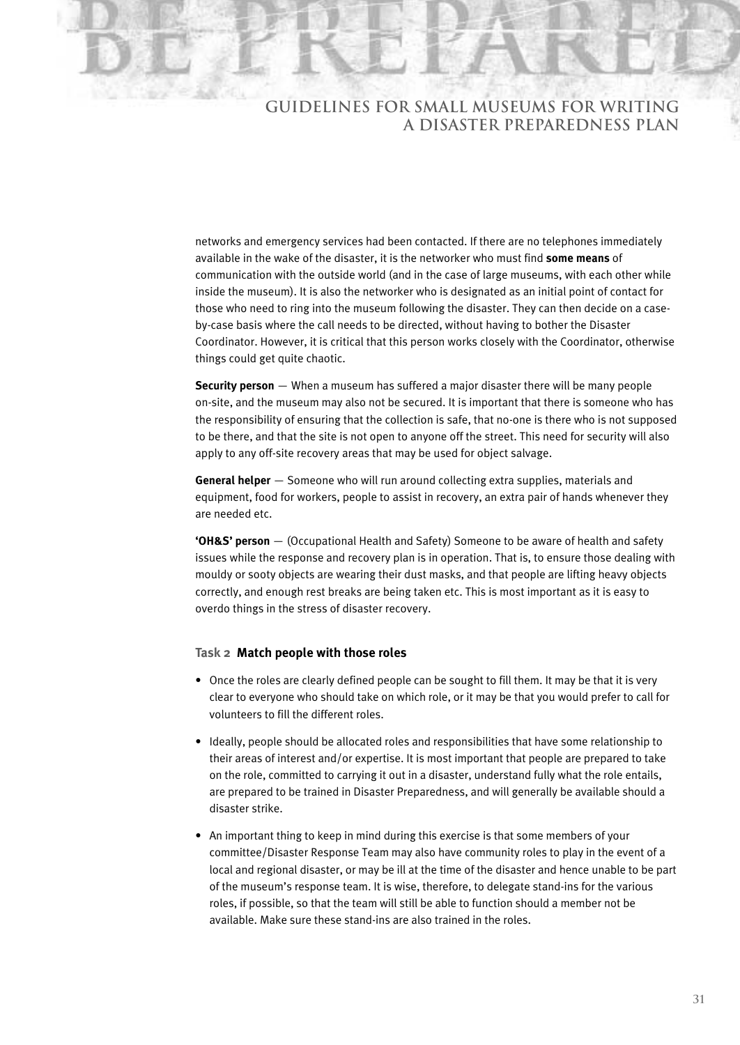networks and emergency services had been contacted. If there are no telephones immediately available in the wake of the disaster, it is the networker who must find **some means** of communication with the outside world (and in the case of large museums, with each other while inside the museum). It is also the networker who is designated as an initial point of contact for those who need to ring into the museum following the disaster. They can then decide on a case-by-case basis where the call needs to be directed, without having to bother the Disaster Coordinator. However, it is critical that this person works closely with the Coordinator, otherwise things could get quite chaotic.

**Security person** — When a museum has suffered a major disaster there will be many people on-site, and the museum may also not be secured. It is important that there is someone who has the responsibility of ensuring that the collection is safe, that no-one is there who is not supposed to be there, and that the site is not open to anyone off the street. This need for security will also apply to any off-site recovery areas that may be used for object salvage.

**General helper** — Someone who will run around collecting extra supplies, materials and equipment, food for workers, people to assist in recovery, an extra pair of hands whenever they are needed etc.

**'OH&S' person** — (Occupational Health and Safety) Someone to be aware of health and safety issues while the response and recovery plan is in operation. That is, to ensure those dealing with mouldy or sooty objects are wearing their dust masks, and that people are lifting heavy objects correctly, and enough rest breaks are being taken etc. This is most important as it is easy to overdo things in the stress of disaster recovery.

### Task 2 **Match people with those roles**

- Once the roles are clearly defined people can be sought to fill them. It may be that it is very clear to everyone who should take on which role, or it may be that you would prefer to call for volunteers to fill the different roles.
- Ideally, people should be allocated roles and responsibilities that have some relationship to their areas of interest and/or expertise. It is most important that people are prepared to take on the role, committed to carrying it out in a disaster, understand fully what the role entails, are prepared to be trained in Disaster Preparedness, and will generally be available should a disaster strike.
- An important thing to keep in mind during this exercise is that some members of your committee/Disaster Response Team may also have community roles to play in the event of a local and regional disaster, or may be ill at the time of the disaster and hence unable to be part of the museum's response team. It is wise, therefore, to delegate stand-ins for the various roles, if possible, so that the team will still be able to function should a member not be available. Make sure these stand-ins are also trained in the roles.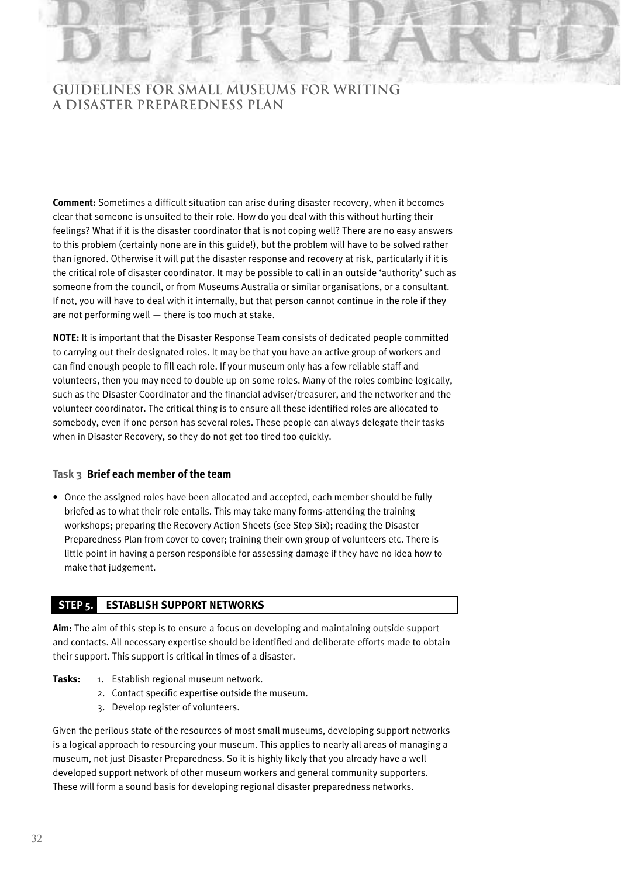**Comment:** Sometimes a difficult situation can arise during disaster recovery, when it becomes clear that someone is unsuited to their role. How do you deal with this without hurting their feelings? What if it is the disaster coordinator that is not coping well? There are no easy answers to this problem (certainly none are in this guide!), but the problem will have to be solved rather than ignored. Otherwise it will put the disaster response and recovery at risk, particularly if it is the critical role of disaster coordinator. It may be possible to call in an outside 'authority' such as someone from the council, or from Museums Australia or similar organisations, or a consultant. If not, you will have to deal with it internally, but that person cannot continue in the role if they are not performing well — there is too much at stake.

**NOTE:** It is important that the Disaster Response Team consists of dedicated people committed to carrying out their designated roles. It may be that you have an active group of workers and can find enough people to fill each role. If your museum only has a few reliable staff and volunteers, then you may need to double up on some roles. Many of the roles combine logically, such as the Disaster Coordinator and the financial adviser/treasurer, and the networker and the volunteer coordinator. The critical thing is to ensure all these identified roles are allocated to somebody, even if one person has several roles. These people can always delegate their tasks when in Disaster Recovery, so they do not get too tired too quickly.

### Task 3 Brief each member of the team

- Once the assigned roles have been allocated and accepted, each member should be fully briefed as to what their role entails. This may take many forms-attending the training workshops; preparing the Recovery Action Sheets (see Step Six); reading the Disaster Preparedness Plan from cover to cover; training their own group of volunteers etc. There is little point in having a person responsible for assessing damage if they have no idea how to make that judgement.

## STEP 5. ESTABLISH SUPPORT NETWORKS

**Aim:** The aim of this step is to ensure a focus on developing and maintaining outside support and contacts. All necessary expertise should be identified and deliberate efforts made to obtain their support. This support is critical in times of a disaster.

**Tasks:**
1. Establish regional museum network.
2. Contact specific expertise outside the museum.
3. Develop register of volunteers.

Given the perilous state of the resources of most small museums, developing support networks is a logical approach to resourcing your museum. This applies to nearly all areas of managing a museum, not just Disaster Preparedness. So it is highly likely that you already have a well developed support network of other museum workers and general community supporters. These will form a sound basis for developing regional disaster preparedness networks.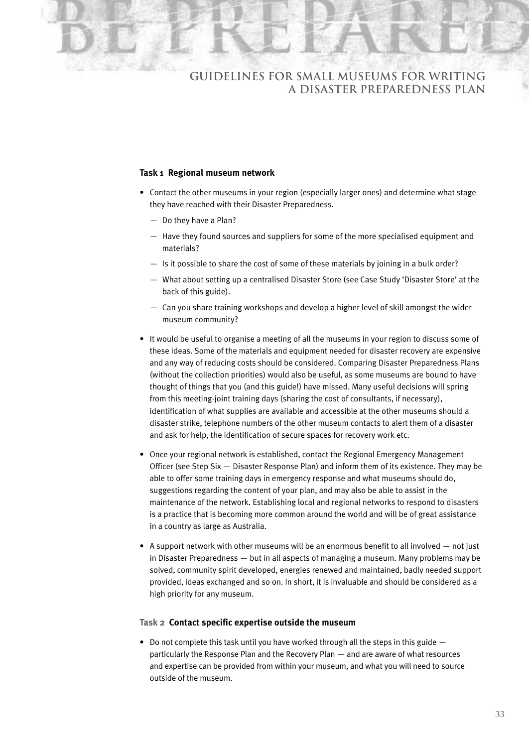### Task 1 Regional museum network

- Contact the other museums in your region (especially larger ones) and determine what stage they have reached with their Disaster Preparedness.
  - Do they have a Plan?
  - Have they found sources and suppliers for some of the more specialised equipment and materials?
  - Is it possible to share the cost of some of these materials by joining in a bulk order?
  - What about setting up a centralised Disaster Store (see Case Study 'Disaster Store' at the back of this guide).
  - Can you share training workshops and develop a higher level of skill amongst the wider museum community?
- It would be useful to organise a meeting of all the museums in your region to discuss some of these ideas. Some of the materials and equipment needed for disaster recovery are expensive and any way of reducing costs should be considered. Comparing Disaster Preparedness Plans (without the collection priorities) would also be useful, as some museums are bound to have thought of things that you (and this guide!) have missed. Many useful decisions will spring from this meeting-joint training days (sharing the cost of consultants, if necessary), identification of what supplies are available and accessible at the other museums should a disaster strike, telephone numbers of the other museum contacts to alert them of a disaster and ask for help, the identification of secure spaces for recovery work etc.
- Once your regional network is established, contact the Regional Emergency Management Officer (see Step Six — Disaster Response Plan) and inform them of its existence. They may be able to offer some training days in emergency response and what museums should do, suggestions regarding the content of your plan, and may also be able to assist in the maintenance of the network. Establishing local and regional networks to respond to disasters is a practice that is becoming more common around the world and will be of great assistance in a country as large as Australia.
- A support network with other museums will be an enormous benefit to all involved — not just in Disaster Preparedness — but in all aspects of managing a museum. Many problems may be solved, community spirit developed, energies renewed and maintained, badly needed support provided, ideas exchanged and so on. In short, it is invaluable and should be considered as a high priority for any museum.

### Task 2 Contact specific expertise outside the museum

- Do not complete this task until you have worked through all the steps in this guide — particularly the Response Plan and the Recovery Plan — and are aware of what resources and expertise can be provided from within your museum, and what you will need to source outside of the museum.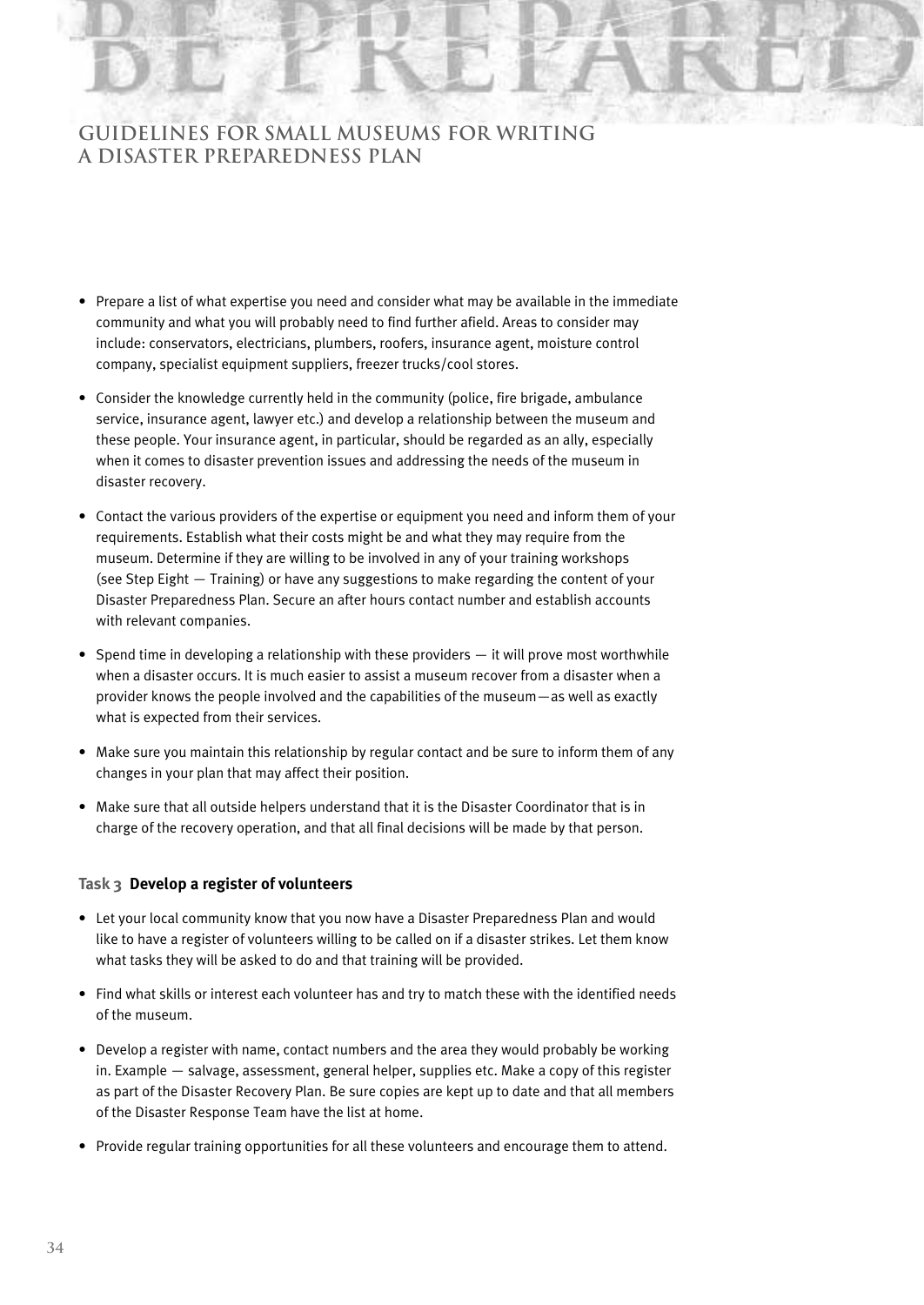- Prepare a list of what expertise you need and consider what may be available in the immediate community and what you will probably need to find further afield. Areas to consider may include: conservators, electricians, plumbers, roofers, insurance agent, moisture control company, specialist equipment suppliers, freezer trucks/cool stores.
- Consider the knowledge currently held in the community (police, fire brigade, ambulance service, insurance agent, lawyer etc.) and develop a relationship between the museum and these people. Your insurance agent, in particular, should be regarded as an ally, especially when it comes to disaster prevention issues and addressing the needs of the museum in disaster recovery.
- Contact the various providers of the expertise or equipment you need and inform them of your requirements. Establish what their costs might be and what they may require from the museum. Determine if they are willing to be involved in any of your training workshops (see Step Eight — Training) or have any suggestions to make regarding the content of your Disaster Preparedness Plan. Secure an after hours contact number and establish accounts with relevant companies.
- Spend time in developing a relationship with these providers — it will prove most worthwhile when a disaster occurs. It is much easier to assist a museum recover from a disaster when a provider knows the people involved and the capabilities of the museum—as well as exactly what is expected from their services.
- Make sure you maintain this relationship by regular contact and be sure to inform them of any changes in your plan that may affect their position.
- Make sure that all outside helpers understand that it is the Disaster Coordinator that is in charge of the recovery operation, and that all final decisions will be made by that person.

### Task 3 Develop a register of volunteers

- Let your local community know that you now have a Disaster Preparedness Plan and would like to have a register of volunteers willing to be called on if a disaster strikes. Let them know what tasks they will be asked to do and that training will be provided.
- Find what skills or interest each volunteer has and try to match these with the identified needs of the museum.
- Develop a register with name, contact numbers and the area they would probably be working in. Example — salvage, assessment, general helper, supplies etc. Make a copy of this register as part of the Disaster Recovery Plan. Be sure copies are kept up to date and that all members of the Disaster Response Team have the list at home.
- Provide regular training opportunities for all these volunteers and encourage them to attend.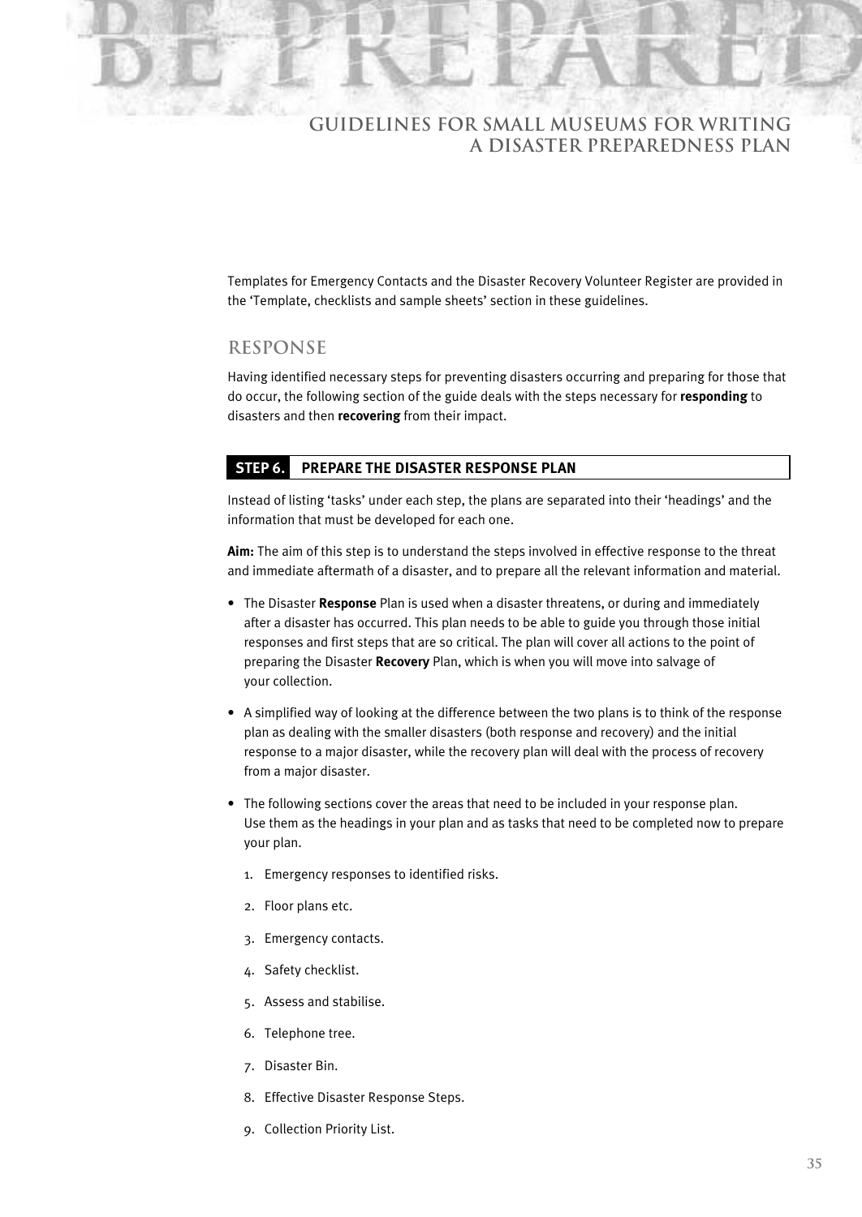Templates for Emergency Contacts and the Disaster Recovery Volunteer Register are provided in the 'Template, checklists and sample sheets' section in these guidelines.

## RESPONSE

Having identified necessary steps for preventing disasters occurring and preparing for those that do occur, the following section of the guide deals with the steps necessary for **responding** to disasters and then **recovering** from their impact.

### STEP 6. PREPARE THE DISASTER RESPONSE PLAN

Instead of listing 'tasks' under each step, the plans are separated into their 'headings' and the information that must be developed for each one.

**Aim:** The aim of this step is to understand the steps involved in effective response to the threat and immediate aftermath of a disaster, and to prepare all the relevant information and material.

- The Disaster **Response** Plan is used when a disaster threatens, or during and immediately after a disaster has occurred. This plan needs to be able to guide you through those initial responses and first steps that are so critical. The plan will cover all actions to the point of preparing the Disaster **Recovery** Plan, which is when you will move into salvage of your collection.
- A simplified way of looking at the difference between the two plans is to think of the response plan as dealing with the smaller disasters (both response and recovery) and the initial response to a major disaster, while the recovery plan will deal with the process of recovery from a major disaster.
- The following sections cover the areas that need to be included in your response plan. Use them as the headings in your plan and as tasks that need to be completed now to prepare your plan.
  1. Emergency responses to identified risks.
  2. Floor plans etc.
  3. Emergency contacts.
  4. Safety checklist.
  5. Assess and stabilise.
  6. Telephone tree.
  7. Disaster Bin.
  8. Effective Disaster Response Steps.
  9. Collection Priority List.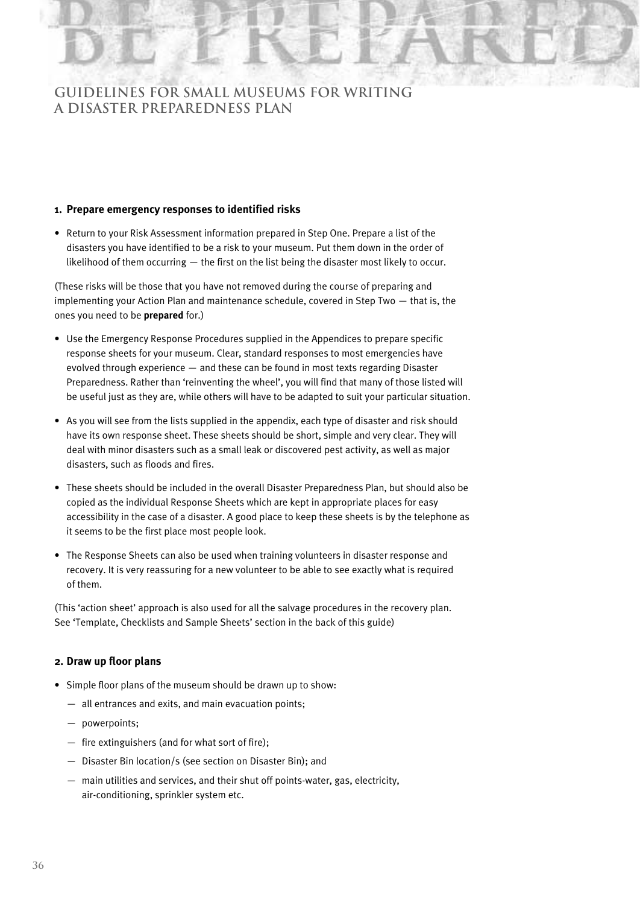### 1. Prepare emergency responses to identified risks

- Return to your Risk Assessment information prepared in Step One. Prepare a list of the disasters you have identified to be a risk to your museum. Put them down in the order of likelihood of them occurring — the first on the list being the disaster most likely to occur.

(These risks will be those that you have not removed during the course of preparing and implementing your Action Plan and maintenance schedule, covered in Step Two — that is, the ones you need to be **prepared** for.)

- Use the Emergency Response Procedures supplied in the Appendices to prepare specific response sheets for your museum. Clear, standard responses to most emergencies have evolved through experience — and these can be found in most texts regarding Disaster Preparedness. Rather than 'reinventing the wheel', you will find that many of those listed will be useful just as they are, while others will have to be adapted to suit your particular situation.
- As you will see from the lists supplied in the appendix, each type of disaster and risk should have its own response sheet. These sheets should be short, simple and very clear. They will deal with minor disasters such as a small leak or discovered pest activity, as well as major disasters, such as floods and fires.
- These sheets should be included in the overall Disaster Preparedness Plan, but should also be copied as the individual Response Sheets which are kept in appropriate places for easy accessibility in the case of a disaster. A good place to keep these sheets is by the telephone as it seems to be the first place most people look.
- The Response Sheets can also be used when training volunteers in disaster response and recovery. It is very reassuring for a new volunteer to be able to see exactly what is required of them.

(This 'action sheet' approach is also used for all the salvage procedures in the recovery plan. See 'Template, Checklists and Sample Sheets' section in the back of this guide)

### 2. Draw up floor plans

- Simple floor plans of the museum should be drawn up to show:
  - all entrances and exits, and main evacuation points;
  - powerpoints;
  - fire extinguishers (and for what sort of fire);
  - Disaster Bin location/s (see section on Disaster Bin); and
  - main utilities and services, and their shut off points-water, gas, electricity, air-conditioning, sprinkler system etc.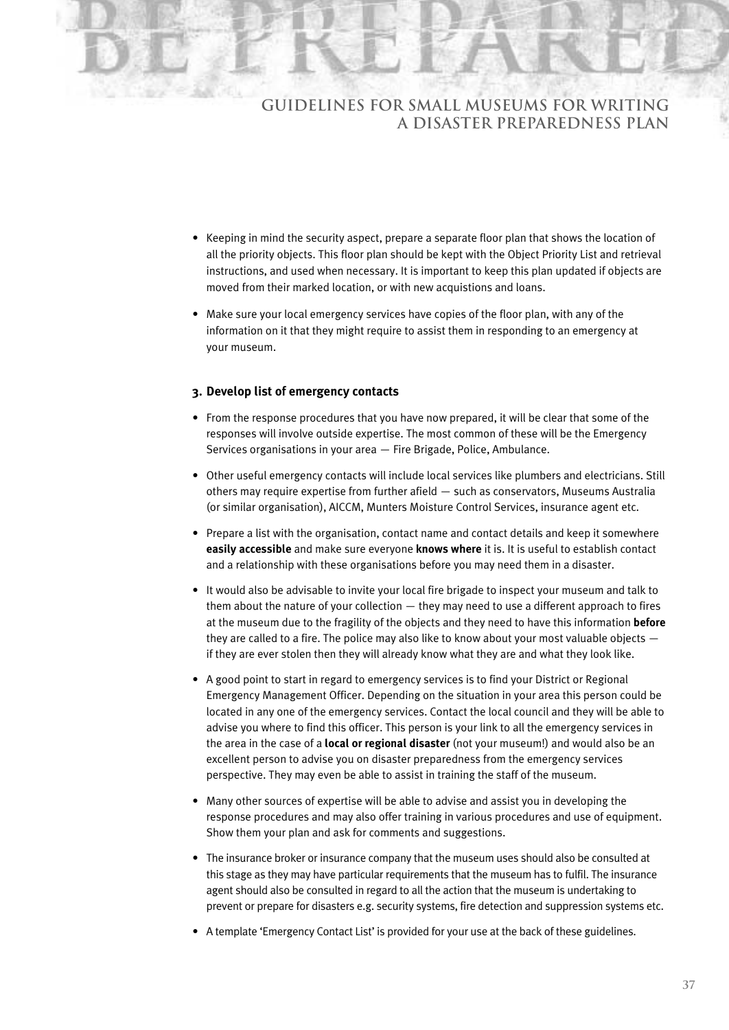- Keeping in mind the security aspect, prepare a separate floor plan that shows the location of all the priority objects. This floor plan should be kept with the Object Priority List and retrieval instructions, and used when necessary. It is important to keep this plan updated if objects are moved from their marked location, or with new acquistions and loans.
- Make sure your local emergency services have copies of the floor plan, with any of the information on it that they might require to assist them in responding to an emergency at your museum.

### 3. Develop list of emergency contacts

- From the response procedures that you have now prepared, it will be clear that some of the responses will involve outside expertise. The most common of these will be the Emergency Services organisations in your area — Fire Brigade, Police, Ambulance.
- Other useful emergency contacts will include local services like plumbers and electricians. Still others may require expertise from further afield — such as conservators, Museums Australia (or similar organisation), AICCM, Munters Moisture Control Services, insurance agent etc.
- Prepare a list with the organisation, contact name and contact details and keep it somewhere **easily accessible** and make sure everyone **knows where** it is. It is useful to establish contact and a relationship with these organisations before you may need them in a disaster.
- It would also be advisable to invite your local fire brigade to inspect your museum and talk to them about the nature of your collection — they may need to use a different approach to fires at the museum due to the fragility of the objects and they need to have this information **before** they are called to a fire. The police may also like to know about your most valuable objects — if they are ever stolen then they will already know what they are and what they look like.
- A good point to start in regard to emergency services is to find your District or Regional Emergency Management Officer. Depending on the situation in your area this person could be located in any one of the emergency services. Contact the local council and they will be able to advise you where to find this officer. This person is your link to all the emergency services in the area in the case of a **local or regional disaster** (not your museum!) and would also be an excellent person to advise you on disaster preparedness from the emergency services perspective. They may even be able to assist in training the staff of the museum.
- Many other sources of expertise will be able to advise and assist you in developing the response procedures and may also offer training in various procedures and use of equipment. Show them your plan and ask for comments and suggestions.
- The insurance broker or insurance company that the museum uses should also be consulted at this stage as they may have particular requirements that the museum has to fulfil. The insurance agent should also be consulted in regard to all the action that the museum is undertaking to prevent or prepare for disasters e.g. security systems, fire detection and suppression systems etc.
- A template 'Emergency Contact List' is provided for your use at the back of these guidelines.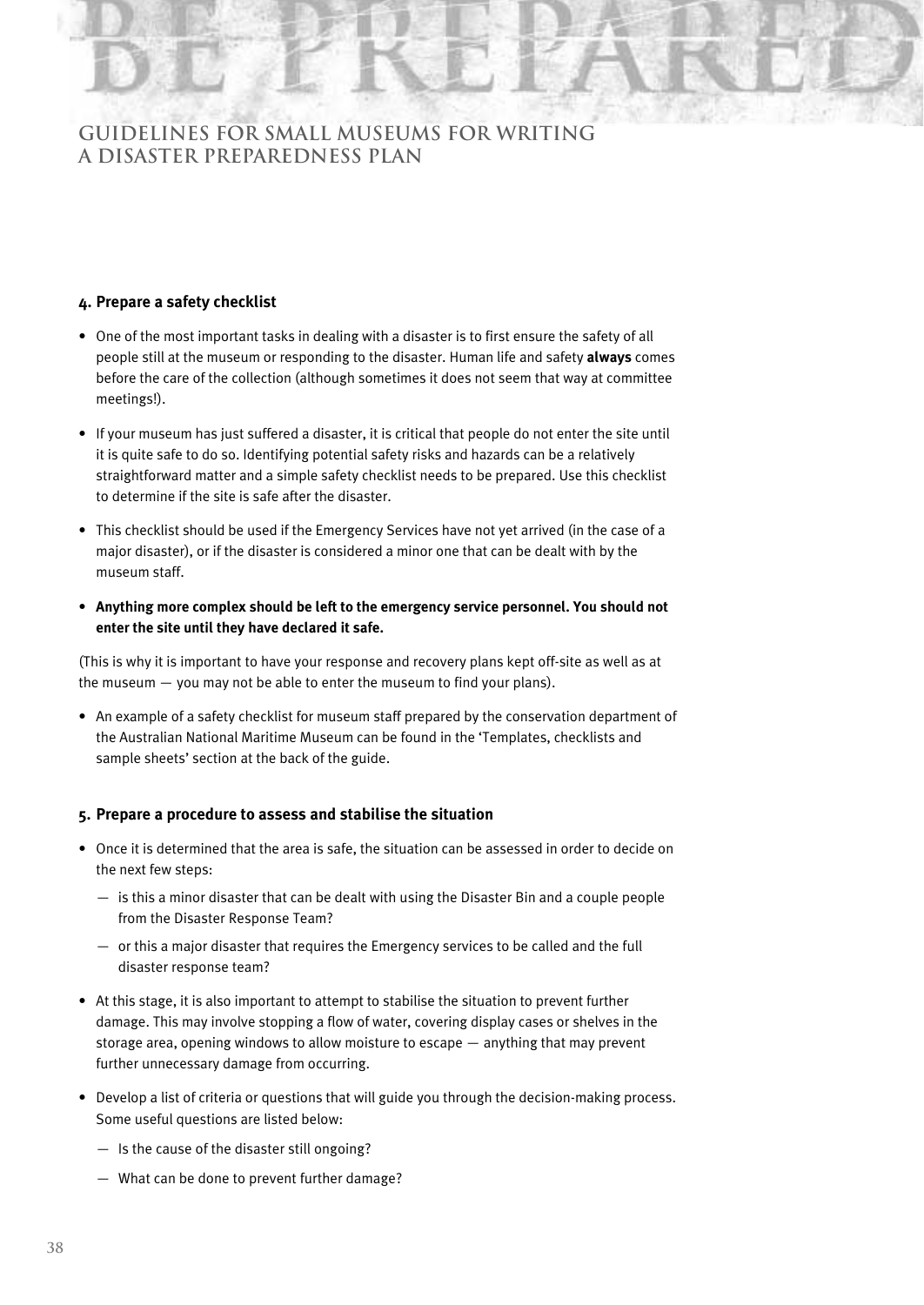#### 4. Prepare a safety checklist

- One of the most important tasks in dealing with a disaster is to first ensure the safety of all people still at the museum or responding to the disaster. Human life and safety **always** comes before the care of the collection (although sometimes it does not seem that way at committee meetings!).
- If your museum has just suffered a disaster, it is critical that people do not enter the site until it is quite safe to do so. Identifying potential safety risks and hazards can be a relatively straightforward matter and a simple safety checklist needs to be prepared. Use this checklist to determine if the site is safe after the disaster.
- This checklist should be used if the Emergency Services have not yet arrived (in the case of a major disaster), or if the disaster is considered a minor one that can be dealt with by the museum staff.
- **Anything more complex should be left to the emergency service personnel. You should not enter the site until they have declared it safe.**

(This is why it is important to have your response and recovery plans kept off-site as well as at the museum — you may not be able to enter the museum to find your plans).

- An example of a safety checklist for museum staff prepared by the conservation department of the Australian National Maritime Museum can be found in the 'Templates, checklists and sample sheets' section at the back of the guide.

#### 5. Prepare a procedure to assess and stabilise the situation

- Once it is determined that the area is safe, the situation can be assessed in order to decide on the next few steps:
  - is this a minor disaster that can be dealt with using the Disaster Bin and a couple people from the Disaster Response Team?
  - or this a major disaster that requires the Emergency services to be called and the full disaster response team?
- At this stage, it is also important to attempt to stabilise the situation to prevent further damage. This may involve stopping a flow of water, covering display cases or shelves in the storage area, opening windows to allow moisture to escape — anything that may prevent further unnecessary damage from occurring.
- Develop a list of criteria or questions that will guide you through the decision-making process. Some useful questions are listed below:
  - Is the cause of the disaster still ongoing?
  - What can be done to prevent further damage?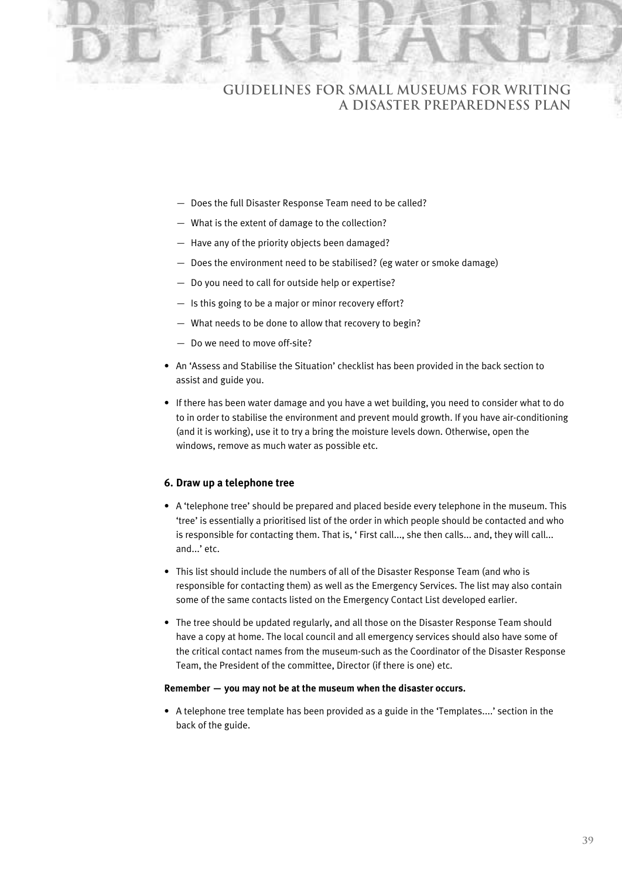- Does the full Disaster Response Team need to be called?
- What is the extent of damage to the collection?
- Have any of the priority objects been damaged?
- Does the environment need to be stabilised? (eg water or smoke damage)
- Do you need to call for outside help or expertise?
- Is this going to be a major or minor recovery effort?
- What needs to be done to allow that recovery to begin?
- Do we need to move off-site?

- An 'Assess and Stabilise the Situation' checklist has been provided in the back section to assist and guide you.
- If there has been water damage and you have a wet building, you need to consider what to do to in order to stabilise the environment and prevent mould growth. If you have air-conditioning (and it is working), use it to try a bring the moisture levels down. Otherwise, open the windows, remove as much water as possible etc.

### 6. Draw up a telephone tree

- A 'telephone tree' should be prepared and placed beside every telephone in the museum. This 'tree' is essentially a prioritised list of the order in which people should be contacted and who is responsible for contacting them. That is, ' First call..., she then calls... and, they will call... and...' etc.
- This list should include the numbers of all of the Disaster Response Team (and who is responsible for contacting them) as well as the Emergency Services. The list may also contain some of the same contacts listed on the Emergency Contact List developed earlier.
- The tree should be updated regularly, and all those on the Disaster Response Team should have a copy at home. The local council and all emergency services should also have some of the critical contact names from the museum-such as the Coordinator of the Disaster Response Team, the President of the committee, Director (if there is one) etc.

**Remember — you may not be at the museum when the disaster occurs.**

- A telephone tree template has been provided as a guide in the 'Templates....' section in the back of the guide.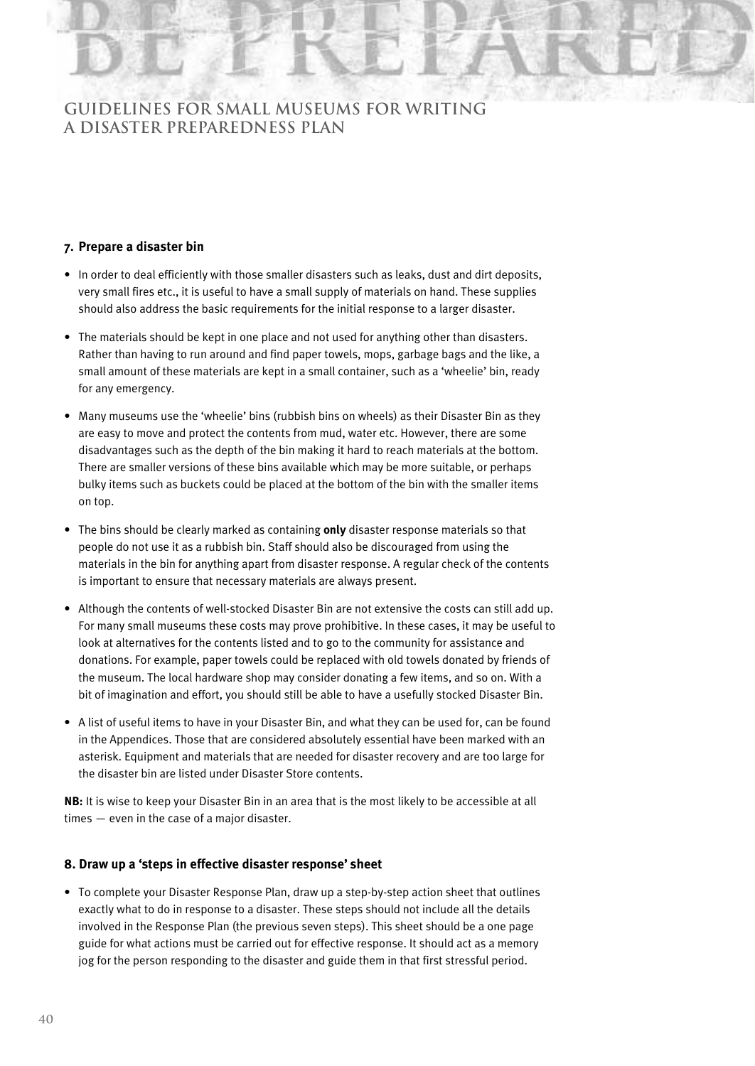### 7. Prepare a disaster bin

- In order to deal efficiently with those smaller disasters such as leaks, dust and dirt deposits, very small fires etc., it is useful to have a small supply of materials on hand. These supplies should also address the basic requirements for the initial response to a larger disaster.
- The materials should be kept in one place and not used for anything other than disasters. Rather than having to run around and find paper towels, mops, garbage bags and the like, a small amount of these materials are kept in a small container, such as a 'wheelie' bin, ready for any emergency.
- Many museums use the 'wheelie' bins (rubbish bins on wheels) as their Disaster Bin as they are easy to move and protect the contents from mud, water etc. However, there are some disadvantages such as the depth of the bin making it hard to reach materials at the bottom. There are smaller versions of these bins available which may be more suitable, or perhaps bulky items such as buckets could be placed at the bottom of the bin with the smaller items on top.
- The bins should be clearly marked as containing **only** disaster response materials so that people do not use it as a rubbish bin. Staff should also be discouraged from using the materials in the bin for anything apart from disaster response. A regular check of the contents is important to ensure that necessary materials are always present.
- Although the contents of well-stocked Disaster Bin are not extensive the costs can still add up. For many small museums these costs may prove prohibitive. In these cases, it may be useful to look at alternatives for the contents listed and to go to the community for assistance and donations. For example, paper towels could be replaced with old towels donated by friends of the museum. The local hardware shop may consider donating a few items, and so on. With a bit of imagination and effort, you should still be able to have a usefully stocked Disaster Bin.
- A list of useful items to have in your Disaster Bin, and what they can be used for, can be found in the Appendices. Those that are considered absolutely essential have been marked with an asterisk. Equipment and materials that are needed for disaster recovery and are too large for the disaster bin are listed under Disaster Store contents.

**NB:** It is wise to keep your Disaster Bin in an area that is the most likely to be accessible at all times — even in the case of a major disaster.

### 8. Draw up a 'steps in effective disaster response' sheet

- To complete your Disaster Response Plan, draw up a step-by-step action sheet that outlines exactly what to do in response to a disaster. These steps should not include all the details involved in the Response Plan (the previous seven steps). This sheet should be a one page guide for what actions must be carried out for effective response. It should act as a memory jog for the person responding to the disaster and guide them in that first stressful period.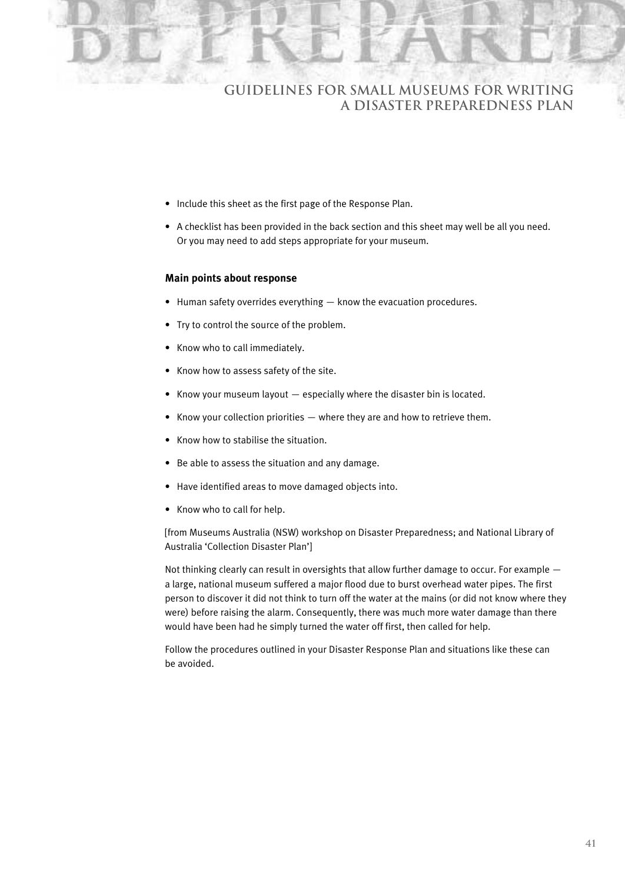- Include this sheet as the first page of the Response Plan.
- A checklist has been provided in the back section and this sheet may well be all you need. Or you may need to add steps appropriate for your museum.

### Main points about response

- Human safety overrides everything — know the evacuation procedures.
- Try to control the source of the problem.
- Know who to call immediately.
- Know how to assess safety of the site.
- Know your museum layout — especially where the disaster bin is located.
- Know your collection priorities — where they are and how to retrieve them.
- Know how to stabilise the situation.
- Be able to assess the situation and any damage.
- Have identified areas to move damaged objects into.
- Know who to call for help.

[from Museums Australia (NSW) workshop on Disaster Preparedness; and National Library of Australia 'Collection Disaster Plan']

Not thinking clearly can result in oversights that allow further damage to occur. For example — a large, national museum suffered a major flood due to burst overhead water pipes. The first person to discover it did not think to turn off the water at the mains (or did not know where they were) before raising the alarm. Consequently, there was much more water damage than there would have been had he simply turned the water off first, then called for help.

Follow the procedures outlined in your Disaster Response Plan and situations like these can be avoided.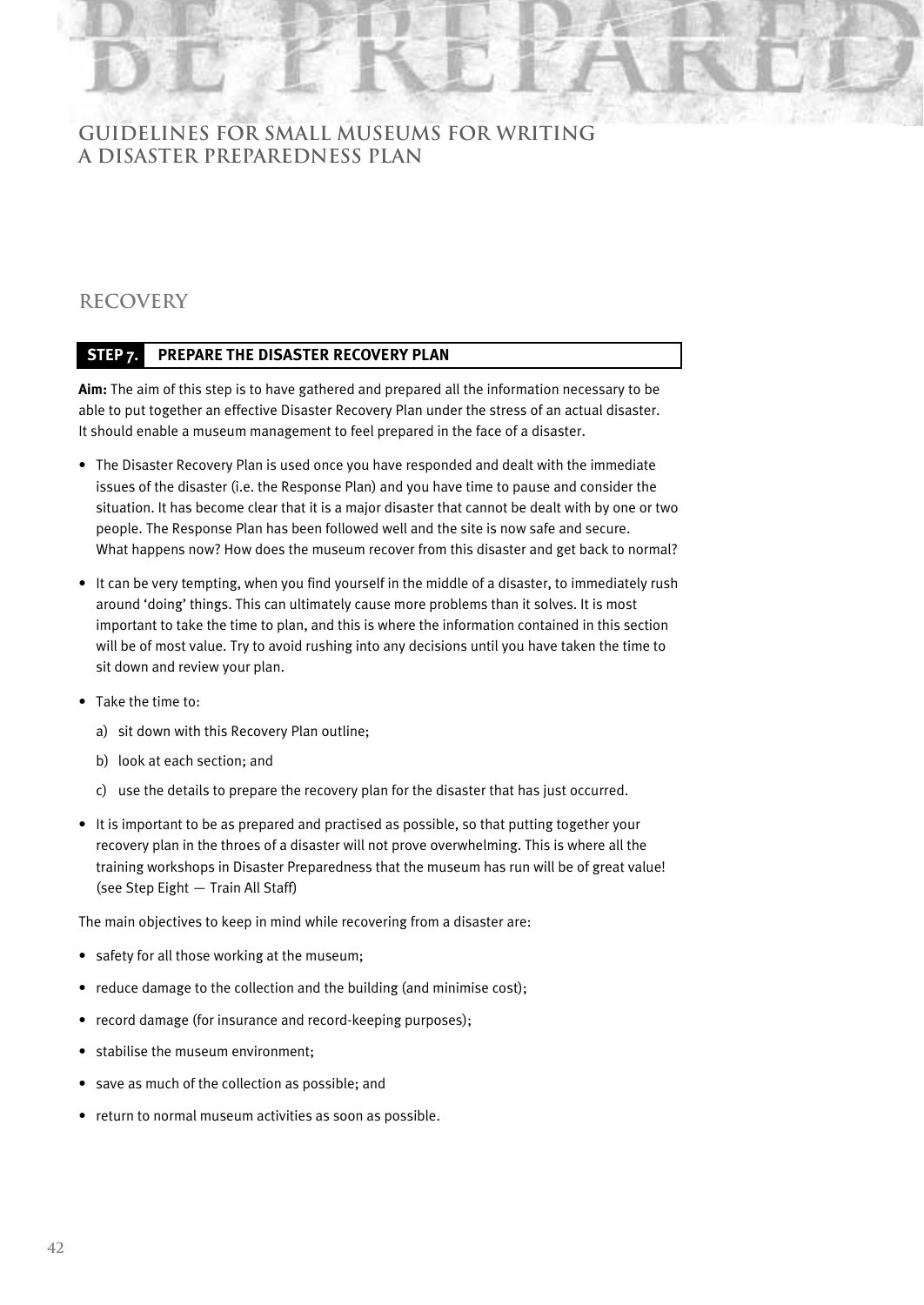## RECOVERY

### STEP 7. PREPARE THE DISASTER RECOVERY PLAN

**Aim:** The aim of this step is to have gathered and prepared all the information necessary to be able to put together an effective Disaster Recovery Plan under the stress of an actual disaster. It should enable a museum management to feel prepared in the face of a disaster.

- The Disaster Recovery Plan is used once you have responded and dealt with the immediate issues of the disaster (i.e. the Response Plan) and you have time to pause and consider the situation. It has become clear that it is a major disaster that cannot be dealt with by one or two people. The Response Plan has been followed well and the site is now safe and secure. What happens now? How does the museum recover from this disaster and get back to normal?
- It can be very tempting, when you find yourself in the middle of a disaster, to immediately rush around 'doing' things. This can ultimately cause more problems than it solves. It is most important to take the time to plan, and this is where the information contained in this section will be of most value. Try to avoid rushing into any decisions until you have taken the time to sit down and review your plan.
- Take the time to:
  - a) sit down with this Recovery Plan outline;
  - b) look at each section; and
  - c) use the details to prepare the recovery plan for the disaster that has just occurred.
- It is important to be as prepared and practised as possible, so that putting together your recovery plan in the throes of a disaster will not prove overwhelming. This is where all the training workshops in Disaster Preparedness that the museum has run will be of great value! (see Step Eight — Train All Staff)

The main objectives to keep in mind while recovering from a disaster are:

- safety for all those working at the museum;
- reduce damage to the collection and the building (and minimise cost);
- record damage (for insurance and record-keeping purposes);
- stabilise the museum environment;
- save as much of the collection as possible; and
- return to normal museum activities as soon as possible.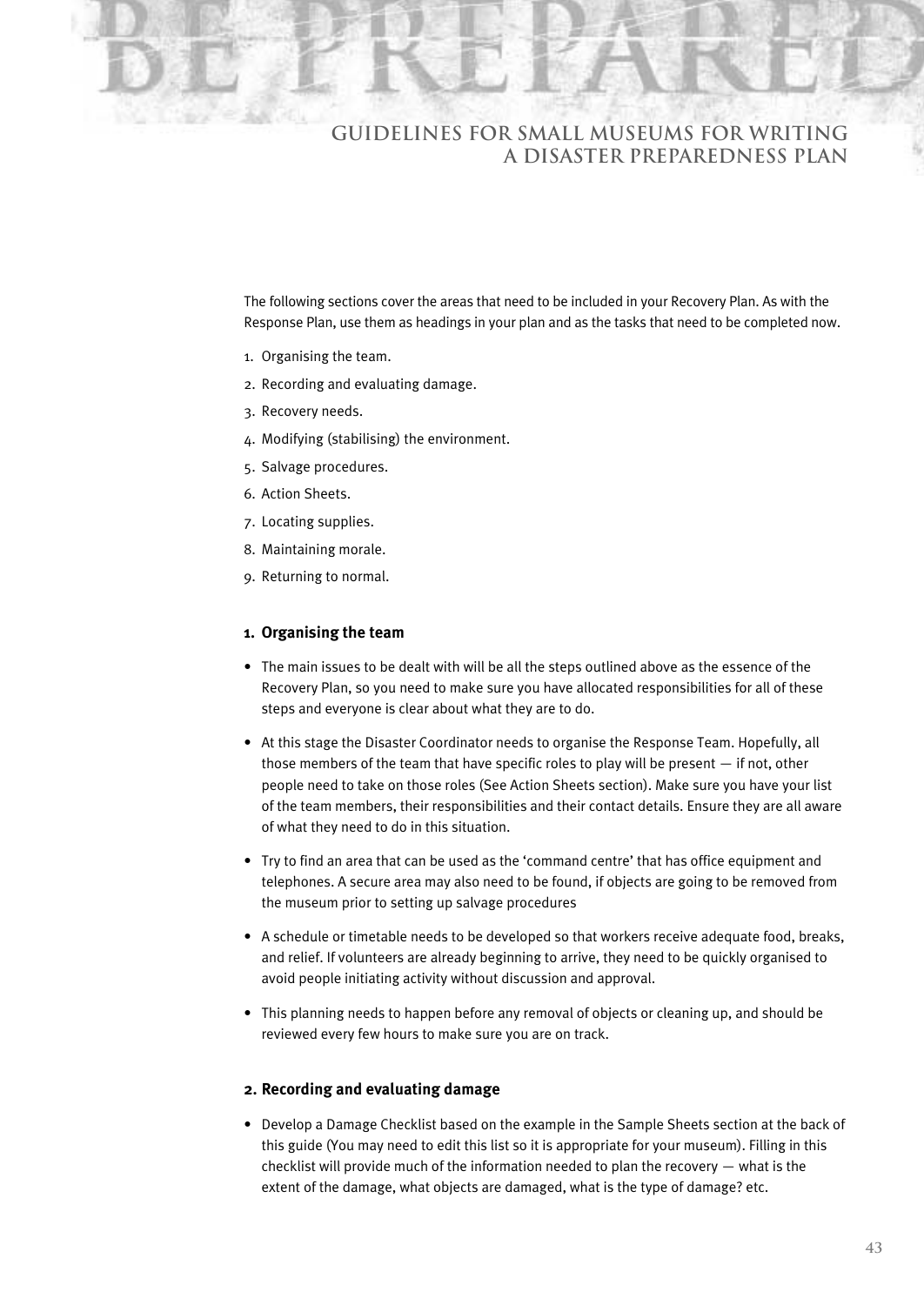The following sections cover the areas that need to be included in your Recovery Plan. As with the Response Plan, use them as headings in your plan and as the tasks that need to be completed now.

1. Organising the team.
2. Recording and evaluating damage.
3. Recovery needs.
4. Modifying (stabilising) the environment.
5. Salvage procedures.
6. Action Sheets.
7. Locating supplies.
8. Maintaining morale.
9. Returning to normal.

### 1. Organising the team

- The main issues to be dealt with will be all the steps outlined above as the essence of the Recovery Plan, so you need to make sure you have allocated responsibilities for all of these steps and everyone is clear about what they are to do.
- At this stage the Disaster Coordinator needs to organise the Response Team. Hopefully, all those members of the team that have specific roles to play will be present — if not, other people need to take on those roles (See Action Sheets section). Make sure you have your list of the team members, their responsibilities and their contact details. Ensure they are all aware of what they need to do in this situation.
- Try to find an area that can be used as the 'command centre' that has office equipment and telephones. A secure area may also need to be found, if objects are going to be removed from the museum prior to setting up salvage procedures
- A schedule or timetable needs to be developed so that workers receive adequate food, breaks, and relief. If volunteers are already beginning to arrive, they need to be quickly organised to avoid people initiating activity without discussion and approval.
- This planning needs to happen before any removal of objects or cleaning up, and should be reviewed every few hours to make sure you are on track.

### 2. Recording and evaluating damage

- Develop a Damage Checklist based on the example in the Sample Sheets section at the back of this guide (You may need to edit this list so it is appropriate for your museum). Filling in this checklist will provide much of the information needed to plan the recovery — what is the extent of the damage, what objects are damaged, what is the type of damage? etc.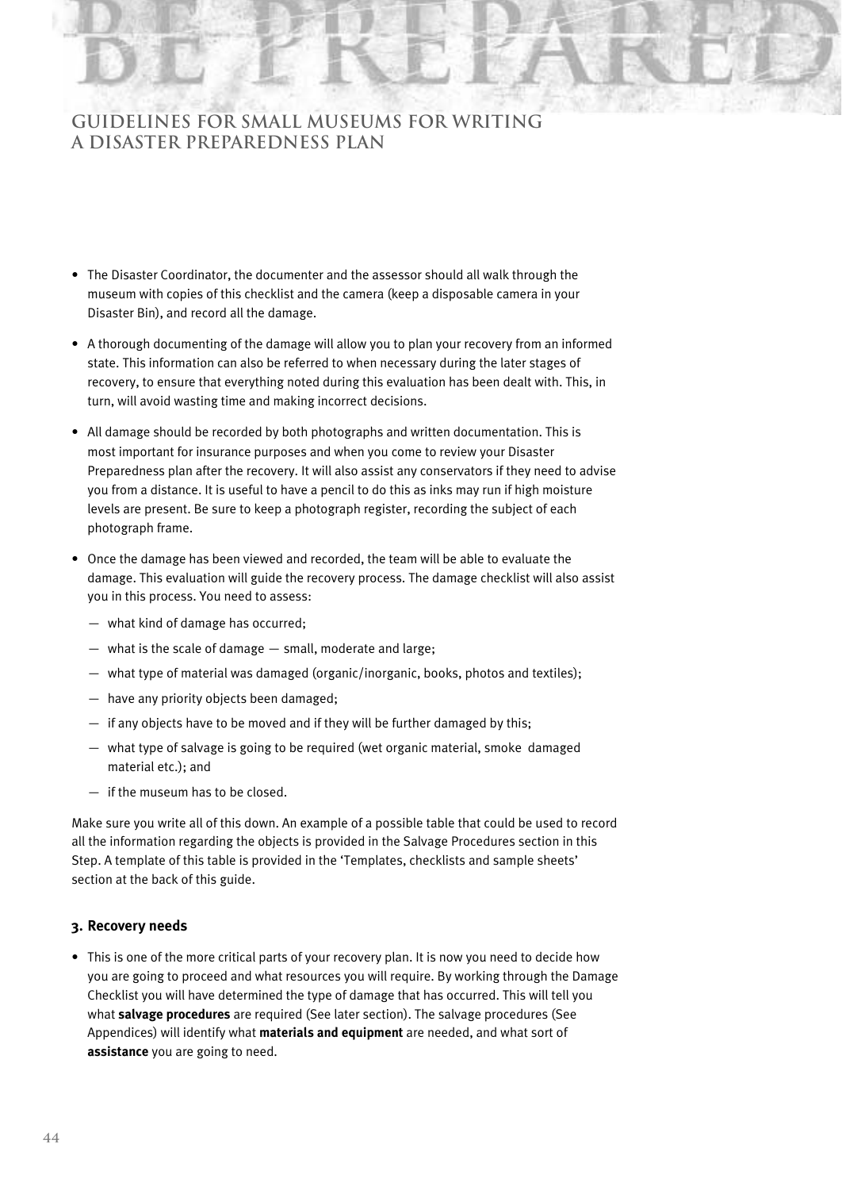- The Disaster Coordinator, the documenter and the assessor should all walk through the museum with copies of this checklist and the camera (keep a disposable camera in your Disaster Bin), and record all the damage.
- A thorough documenting of the damage will allow you to plan your recovery from an informed state. This information can also be referred to when necessary during the later stages of recovery, to ensure that everything noted during this evaluation has been dealt with. This, in turn, will avoid wasting time and making incorrect decisions.
- All damage should be recorded by both photographs and written documentation. This is most important for insurance purposes and when you come to review your Disaster Preparedness plan after the recovery. It will also assist any conservators if they need to advise you from a distance. It is useful to have a pencil to do this as inks may run if high moisture levels are present. Be sure to keep a photograph register, recording the subject of each photograph frame.
- Once the damage has been viewed and recorded, the team will be able to evaluate the damage. This evaluation will guide the recovery process. The damage checklist will also assist you in this process. You need to assess:
  - what kind of damage has occurred;
  - what is the scale of damage — small, moderate and large;
  - what type of material was damaged (organic/inorganic, books, photos and textiles);
  - have any priority objects been damaged;
  - if any objects have to be moved and if they will be further damaged by this;
  - what type of salvage is going to be required (wet organic material, smoke damaged material etc.); and
  - if the museum has to be closed.

Make sure you write all of this down. An example of a possible table that could be used to record all the information regarding the objects is provided in the Salvage Procedures section in this Step. A template of this table is provided in the 'Templates, checklists and sample sheets' section at the back of this guide.

### 3. Recovery needs

- This is one of the more critical parts of your recovery plan. It is now you need to decide how you are going to proceed and what resources you will require. By working through the Damage Checklist you will have determined the type of damage that has occurred. This will tell you what **salvage procedures** are required (See later section). The salvage procedures (See Appendices) will identify what **materials and equipment** are needed, and what sort of **assistance** you are going to need.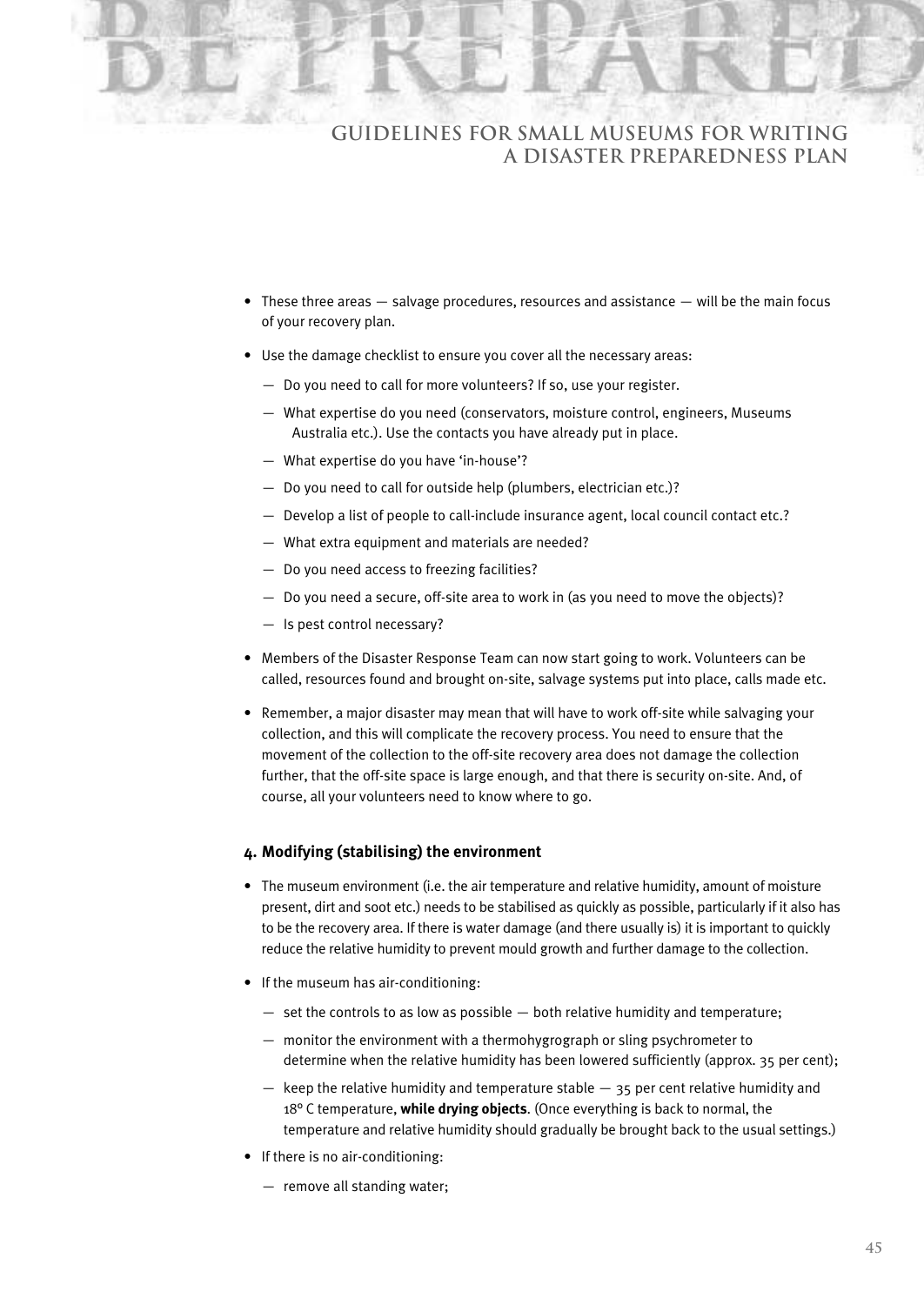- These three areas — salvage procedures, resources and assistance — will be the main focus of your recovery plan.
- Use the damage checklist to ensure you cover all the necessary areas:
  - Do you need to call for more volunteers? If so, use your register.
  - What expertise do you need (conservators, moisture control, engineers, Museums Australia etc.). Use the contacts you have already put in place.
  - What expertise do you have 'in-house'?
  - Do you need to call for outside help (plumbers, electrician etc.)?
  - Develop a list of people to call-include insurance agent, local council contact etc.?
  - What extra equipment and materials are needed?
  - Do you need access to freezing facilities?
  - Do you need a secure, off-site area to work in (as you need to move the objects)?
  - Is pest control necessary?
- Members of the Disaster Response Team can now start going to work. Volunteers can be called, resources found and brought on-site, salvage systems put into place, calls made etc.
- Remember, a major disaster may mean that will have to work off-site while salvaging your collection, and this will complicate the recovery process. You need to ensure that the movement of the collection to the off-site recovery area does not damage the collection further, that the off-site space is large enough, and that there is security on-site. And, of course, all your volunteers need to know where to go.

#### 4. Modifying (stabilising) the environment

- The museum environment (i.e. the air temperature and relative humidity, amount of moisture present, dirt and soot etc.) needs to be stabilised as quickly as possible, particularly if it also has to be the recovery area. If there is water damage (and there usually is) it is important to quickly reduce the relative humidity to prevent mould growth and further damage to the collection.
- If the museum has air-conditioning:
  - set the controls to as low as possible — both relative humidity and temperature;
  - monitor the environment with a thermohygrograph or sling psychrometer to determine when the relative humidity has been lowered sufficiently (approx. 35 per cent);
  - keep the relative humidity and temperature stable — 35 per cent relative humidity and 18° C temperature, **while drying objects**. (Once everything is back to normal, the temperature and relative humidity should gradually be brought back to the usual settings.)
- If there is no air-conditioning:
  - remove all standing water;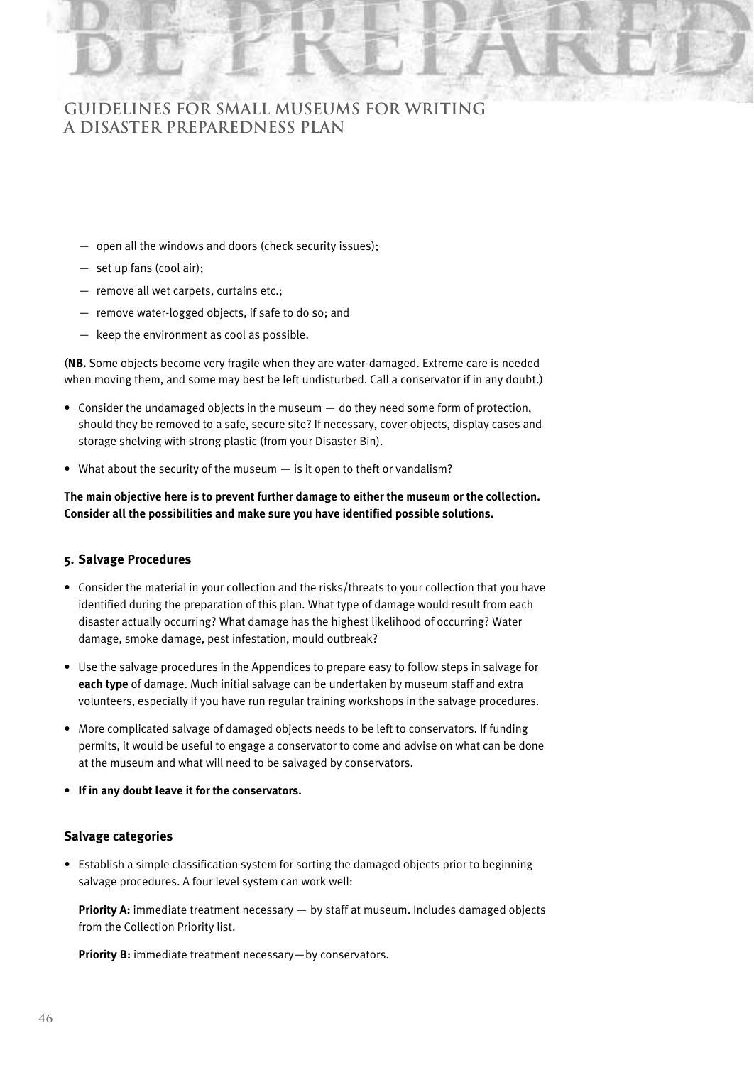— open all the windows and doors (check security issues);

— set up fans (cool air);

— remove all wet carpets, curtains etc.;

— remove water-logged objects, if safe to do so; and

— keep the environment as cool as possible.

(**NB.** Some objects become very fragile when they are water-damaged. Extreme care is needed when moving them, and some may best be left undisturbed. Call a conservator if in any doubt.)

- Consider the undamaged objects in the museum — do they need some form of protection, should they be removed to a safe, secure site? If necessary, cover objects, display cases and storage shelving with strong plastic (from your Disaster Bin).
- What about the security of the museum — is it open to theft or vandalism?

**The main objective here is to prevent further damage to either the museum or the collection. Consider all the possibilities and make sure you have identified possible solutions.**

### 5. Salvage Procedures

- Consider the material in your collection and the risks/threats to your collection that you have identified during the preparation of this plan. What type of damage would result from each disaster actually occurring? What damage has the highest likelihood of occurring? Water damage, smoke damage, pest infestation, mould outbreak?
- Use the salvage procedures in the Appendices to prepare easy to follow steps in salvage for **each type** of damage. Much initial salvage can be undertaken by museum staff and extra volunteers, especially if you have run regular training workshops in the salvage procedures.
- More complicated salvage of damaged objects needs to be left to conservators. If funding permits, it would be useful to engage a conservator to come and advise on what can be done at the museum and what will need to be salvaged by conservators.
- **If in any doubt leave it for the conservators.**

### Salvage categories

- Establish a simple classification system for sorting the damaged objects prior to beginning salvage procedures. A four level system can work well:

  **Priority A:** immediate treatment necessary — by staff at museum. Includes damaged objects from the Collection Priority list.

  **Priority B:** immediate treatment necessary—by conservators.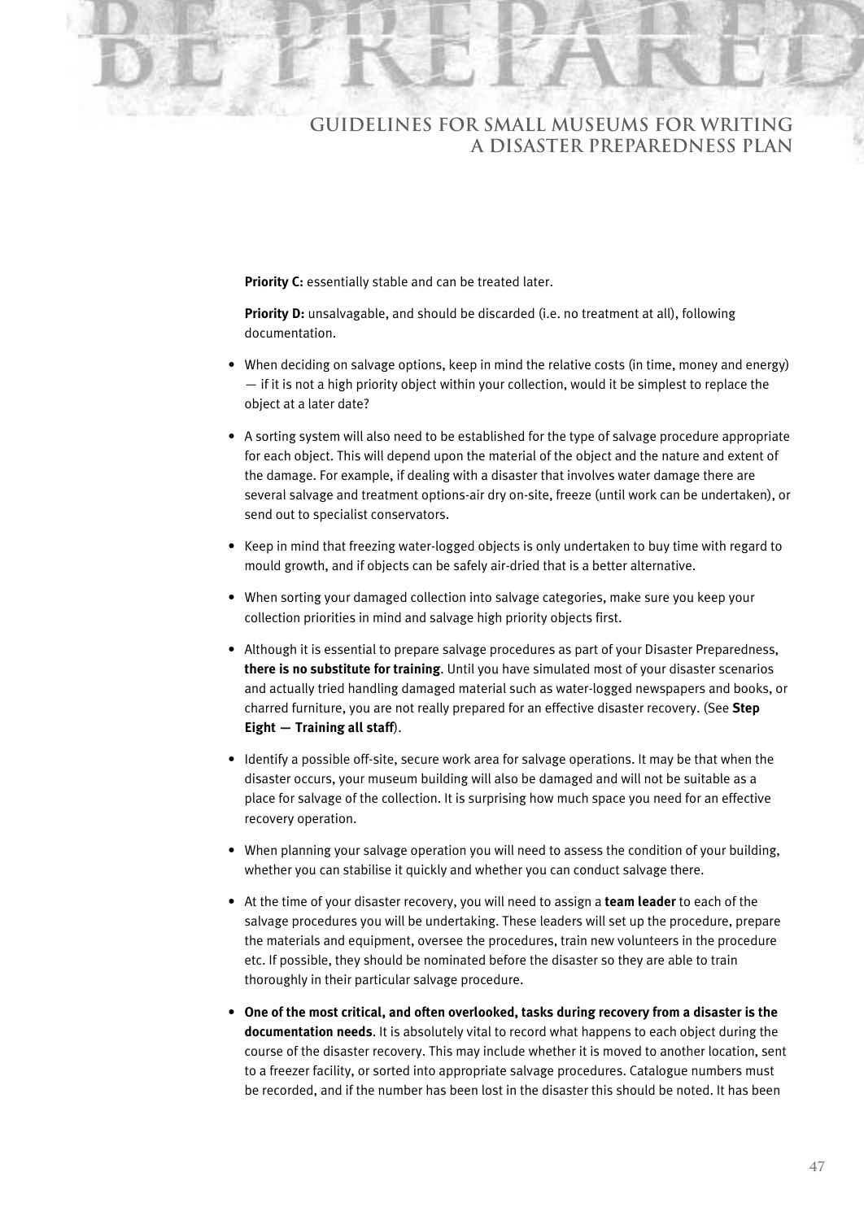**Priority C:** essentially stable and can be treated later.

**Priority D:** unsalvagable, and should be discarded (i.e. no treatment at all), following documentation.

- When deciding on salvage options, keep in mind the relative costs (in time, money and energy) — if it is not a high priority object within your collection, would it be simplest to replace the object at a later date?

- A sorting system will also need to be established for the type of salvage procedure appropriate for each object. This will depend upon the material of the object and the nature and extent of the damage. For example, if dealing with a disaster that involves water damage there are several salvage and treatment options-air dry on-site, freeze (until work can be undertaken), or send out to specialist conservators.

- Keep in mind that freezing water-logged objects is only undertaken to buy time with regard to mould growth, and if objects can be safely air-dried that is a better alternative.

- When sorting your damaged collection into salvage categories, make sure you keep your collection priorities in mind and salvage high priority objects first.

- Although it is essential to prepare salvage procedures as part of your Disaster Preparedness, **there is no substitute for training**. Until you have simulated most of your disaster scenarios and actually tried handling damaged material such as water-logged newspapers and books, or charred furniture, you are not really prepared for an effective disaster recovery. (See **Step Eight — Training all staff**).

- Identify a possible off-site, secure work area for salvage operations. It may be that when the disaster occurs, your museum building will also be damaged and will not be suitable as a place for salvage of the collection. It is surprising how much space you need for an effective recovery operation.

- When planning your salvage operation you will need to assess the condition of your building, whether you can stabilise it quickly and whether you can conduct salvage there.

- At the time of your disaster recovery, you will need to assign a **team leader** to each of the salvage procedures you will be undertaking. These leaders will set up the procedure, prepare the materials and equipment, oversee the procedures, train new volunteers in the procedure etc. If possible, they should be nominated before the disaster so they are able to train thoroughly in their particular salvage procedure.

- **One of the most critical, and often overlooked, tasks during recovery from a disaster is the documentation needs**. It is absolutely vital to record what happens to each object during the course of the disaster recovery. This may include whether it is moved to another location, sent to a freezer facility, or sorted into appropriate salvage procedures. Catalogue numbers must be recorded, and if the number has been lost in the disaster this should be noted. It has been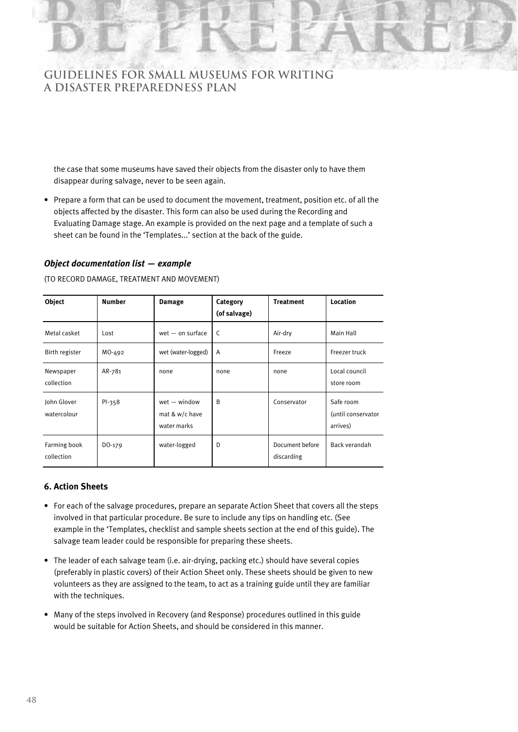the case that some museums have saved their objects from the disaster only to have them disappear during salvage, never to be seen again.

- Prepare a form that can be used to document the movement, treatment, position etc. of all the objects affected by the disaster. This form can also be used during the Recording and Evaluating Damage stage. An example is provided on the next page and a template of such a sheet can be found in the 'Templates...' section at the back of the guide.

### *Object documentation list — example*

(TO RECORD DAMAGE, TREATMENT AND MOVEMENT)

| Object | Number | Damage | Category (of salvage) | Treatment | Location |
|---|---|---|---|---|---|
| Metal casket | Lost | wet — on surface | C | Air-dry | Main Hall |
| Birth register | MO-492 | wet (water-logged) | A | Freeze | Freezer truck |
| Newspaper collection | AR-781 | none | none | none | Local council store room |
| John Glover watercolour | PI-358 | wet — window mat & w/c have water marks | B | Conservator | Safe room (until conservator arrives) |
| Farming book collection | DO-179 | water-logged | D | Document before discarding | Back verandah |

### 6. Action Sheets

- For each of the salvage procedures, prepare an separate Action Sheet that covers all the steps involved in that particular procedure. Be sure to include any tips on handling etc. (See example in the 'Templates, checklist and sample sheets section at the end of this guide). The salvage team leader could be responsible for preparing these sheets.
- The leader of each salvage team (i.e. air-drying, packing etc.) should have several copies (preferably in plastic covers) of their Action Sheet only. These sheets should be given to new volunteers as they are assigned to the team, to act as a training guide until they are familiar with the techniques.
- Many of the steps involved in Recovery (and Response) procedures outlined in this guide would be suitable for Action Sheets, and should be considered in this manner.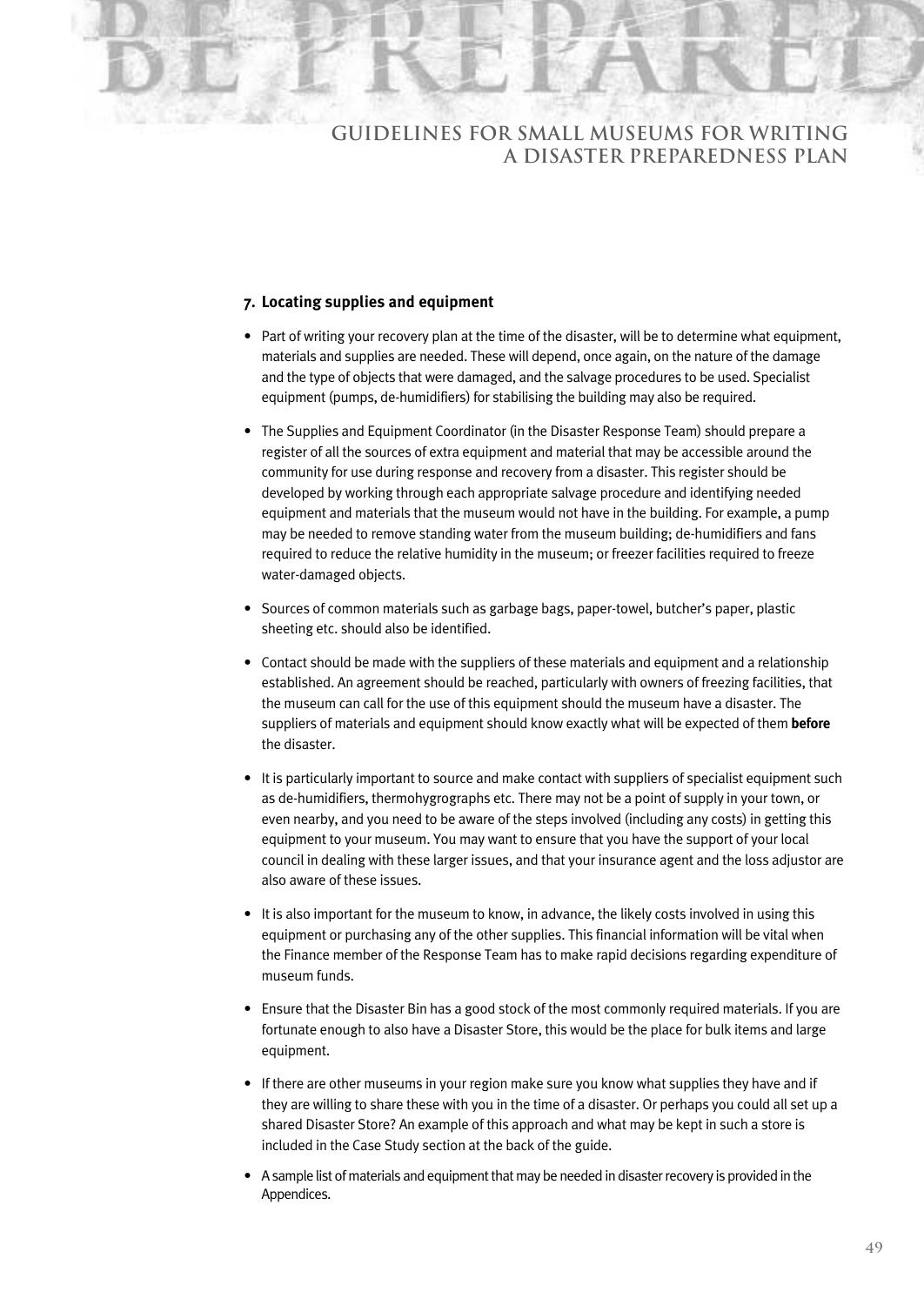## 7. Locating supplies and equipment

- Part of writing your recovery plan at the time of the disaster, will be to determine what equipment, materials and supplies are needed. These will depend, once again, on the nature of the damage and the type of objects that were damaged, and the salvage procedures to be used. Specialist equipment (pumps, de-humidifiers) for stabilising the building may also be required.
- The Supplies and Equipment Coordinator (in the Disaster Response Team) should prepare a register of all the sources of extra equipment and material that may be accessible around the community for use during response and recovery from a disaster. This register should be developed by working through each appropriate salvage procedure and identifying needed equipment and materials that the museum would not have in the building. For example, a pump may be needed to remove standing water from the museum building; de-humidifiers and fans required to reduce the relative humidity in the museum; or freezer facilities required to freeze water-damaged objects.
- Sources of common materials such as garbage bags, paper-towel, butcher's paper, plastic sheeting etc. should also be identified.
- Contact should be made with the suppliers of these materials and equipment and a relationship established. An agreement should be reached, particularly with owners of freezing facilities, that the museum can call for the use of this equipment should the museum have a disaster. The suppliers of materials and equipment should know exactly what will be expected of them **before** the disaster.
- It is particularly important to source and make contact with suppliers of specialist equipment such as de-humidifiers, thermohygrographs etc. There may not be a point of supply in your town, or even nearby, and you need to be aware of the steps involved (including any costs) in getting this equipment to your museum. You may want to ensure that you have the support of your local council in dealing with these larger issues, and that your insurance agent and the loss adjustor are also aware of these issues.
- It is also important for the museum to know, in advance, the likely costs involved in using this equipment or purchasing any of the other supplies. This financial information will be vital when the Finance member of the Response Team has to make rapid decisions regarding expenditure of museum funds.
- Ensure that the Disaster Bin has a good stock of the most commonly required materials. If you are fortunate enough to also have a Disaster Store, this would be the place for bulk items and large equipment.
- If there are other museums in your region make sure you know what supplies they have and if they are willing to share these with you in the time of a disaster. Or perhaps you could all set up a shared Disaster Store? An example of this approach and what may be kept in such a store is included in the Case Study section at the back of the guide.
- A sample list of materials and equipment that may be needed in disaster recovery is provided in the Appendices.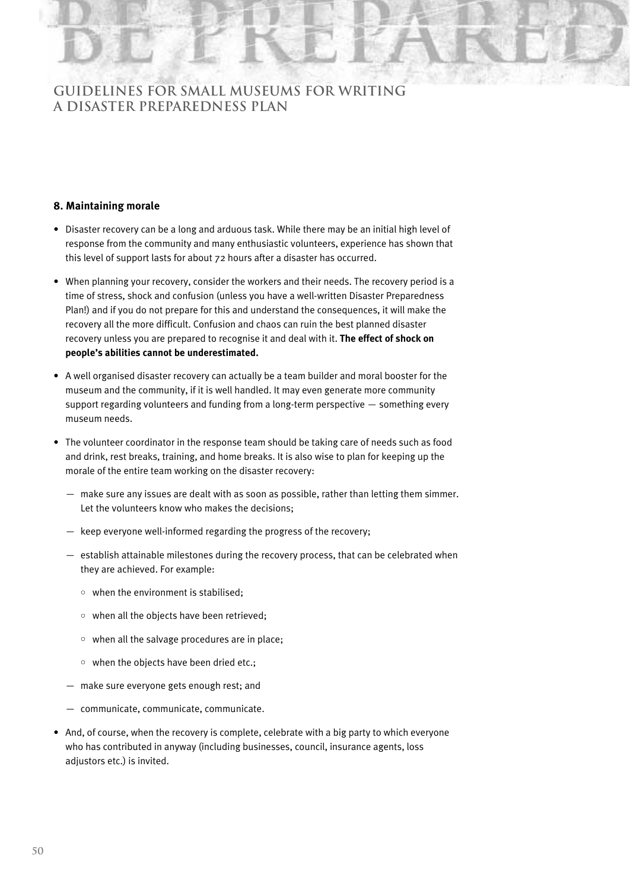## 8. Maintaining morale

- Disaster recovery can be a long and arduous task. While there may be an initial high level of response from the community and many enthusiastic volunteers, experience has shown that this level of support lasts for about 72 hours after a disaster has occurred.
- When planning your recovery, consider the workers and their needs. The recovery period is a time of stress, shock and confusion (unless you have a well-written Disaster Preparedness Plan!) and if you do not prepare for this and understand the consequences, it will make the recovery all the more difficult. Confusion and chaos can ruin the best planned disaster recovery unless you are prepared to recognise it and deal with it. **The effect of shock on people's abilities cannot be underestimated.**
- A well organised disaster recovery can actually be a team builder and moral booster for the museum and the community, if it is well handled. It may even generate more community support regarding volunteers and funding from a long-term perspective — something every museum needs.
- The volunteer coordinator in the response team should be taking care of needs such as food and drink, rest breaks, training, and home breaks. It is also wise to plan for keeping up the morale of the entire team working on the disaster recovery:
  - make sure any issues are dealt with as soon as possible, rather than letting them simmer. Let the volunteers know who makes the decisions;
  - keep everyone well-informed regarding the progress of the recovery;
  - establish attainable milestones during the recovery process, that can be celebrated when they are achieved. For example:
    - when the environment is stabilised;
    - when all the objects have been retrieved;
    - when all the salvage procedures are in place;
    - when the objects have been dried etc.;
  - make sure everyone gets enough rest; and
  - communicate, communicate, communicate.
- And, of course, when the recovery is complete, celebrate with a big party to which everyone who has contributed in anyway (including businesses, council, insurance agents, loss adjustors etc.) is invited.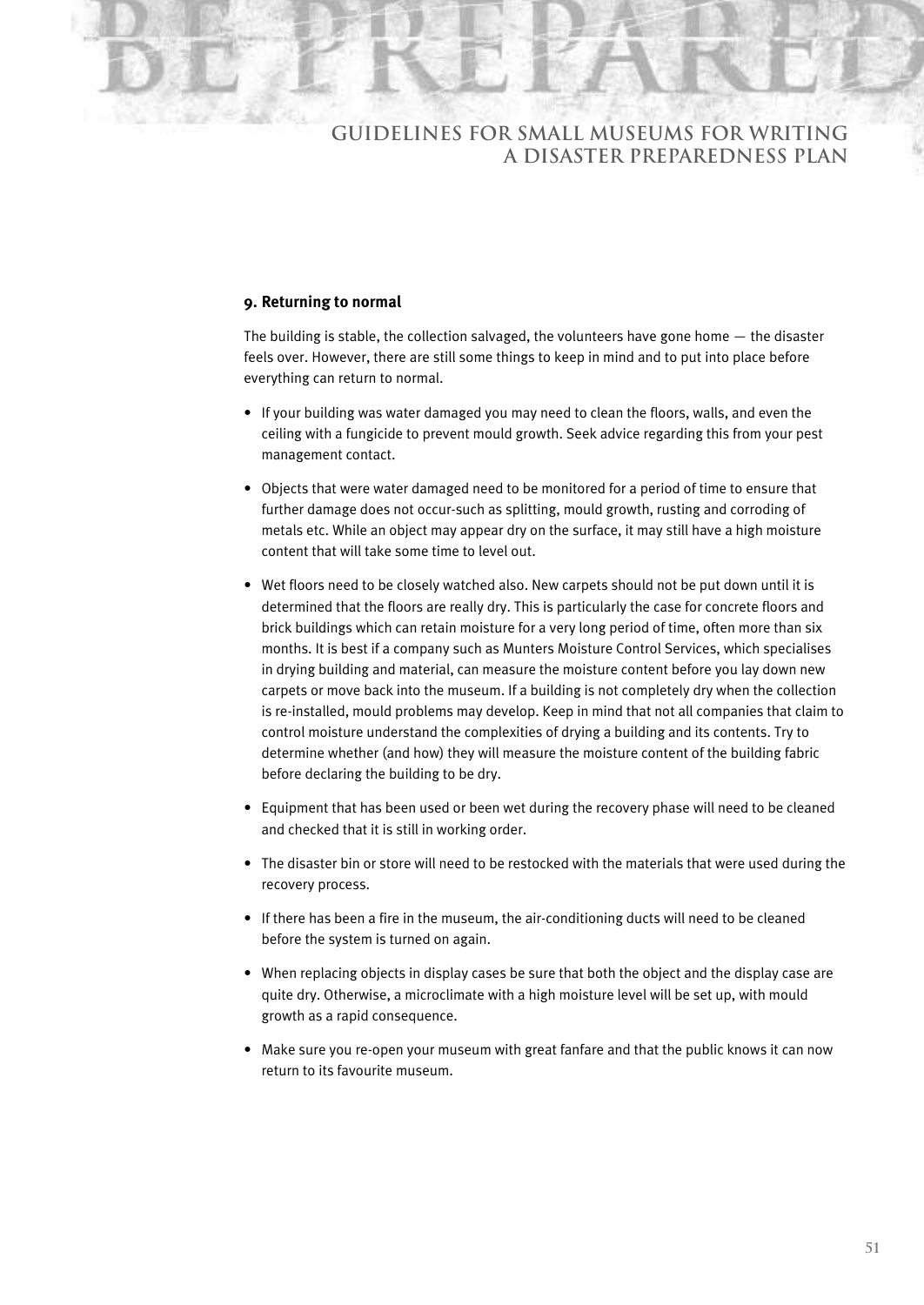### 9. Returning to normal

The building is stable, the collection salvaged, the volunteers have gone home — the disaster feels over. However, there are still some things to keep in mind and to put into place before everything can return to normal.

- If your building was water damaged you may need to clean the floors, walls, and even the ceiling with a fungicide to prevent mould growth. Seek advice regarding this from your pest management contact.
- Objects that were water damaged need to be monitored for a period of time to ensure that further damage does not occur-such as splitting, mould growth, rusting and corroding of metals etc. While an object may appear dry on the surface, it may still have a high moisture content that will take some time to level out.
- Wet floors need to be closely watched also. New carpets should not be put down until it is determined that the floors are really dry. This is particularly the case for concrete floors and brick buildings which can retain moisture for a very long period of time, often more than six months. It is best if a company such as Munters Moisture Control Services, which specialises in drying building and material, can measure the moisture content before you lay down new carpets or move back into the museum. If a building is not completely dry when the collection is re-installed, mould problems may develop. Keep in mind that not all companies that claim to control moisture understand the complexities of drying a building and its contents. Try to determine whether (and how) they will measure the moisture content of the building fabric before declaring the building to be dry.
- Equipment that has been used or been wet during the recovery phase will need to be cleaned and checked that it is still in working order.
- The disaster bin or store will need to be restocked with the materials that were used during the recovery process.
- If there has been a fire in the museum, the air-conditioning ducts will need to be cleaned before the system is turned on again.
- When replacing objects in display cases be sure that both the object and the display case are quite dry. Otherwise, a microclimate with a high moisture level will be set up, with mould growth as a rapid consequence.
- Make sure you re-open your museum with great fanfare and that the public knows it can now return to its favourite museum.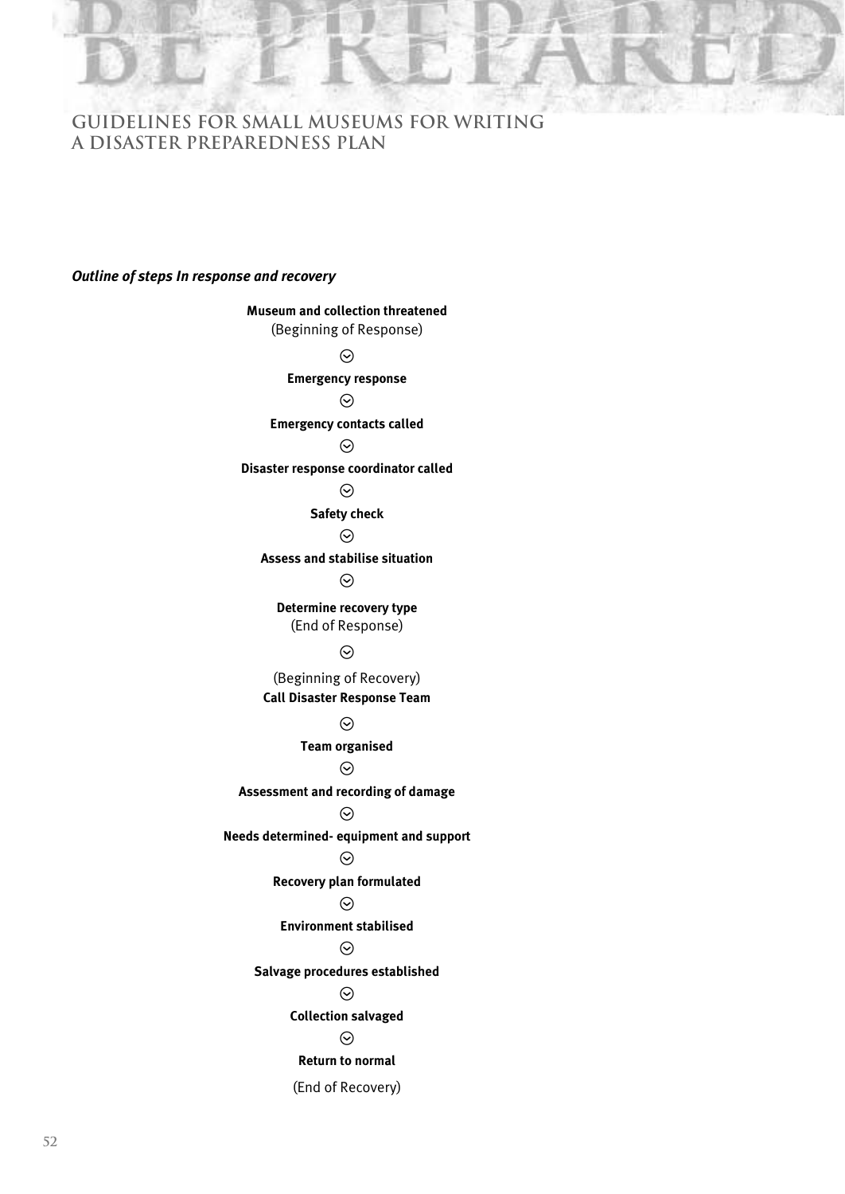*Outline of steps In response and recovery*

**Museum and collection threatened**
(Beginning of Response)

⊙

**Emergency response**

⊙

**Emergency contacts called**

⊙

**Disaster response coordinator called**

⊙

**Safety check**

⊙

**Assess and stabilise situation**

⊙

**Determine recovery type**
(End of Response)

⊙

(Beginning of Recovery)
**Call Disaster Response Team**

⊙

**Team organised**

⊙

**Assessment and recording of damage**

⊙

**Needs determined- equipment and support**

⊙

**Recovery plan formulated**

⊙

**Environment stabilised**

⊙

**Salvage procedures established**

⊙

**Collection salvaged**

⊙

**Return to normal**

(End of Recovery)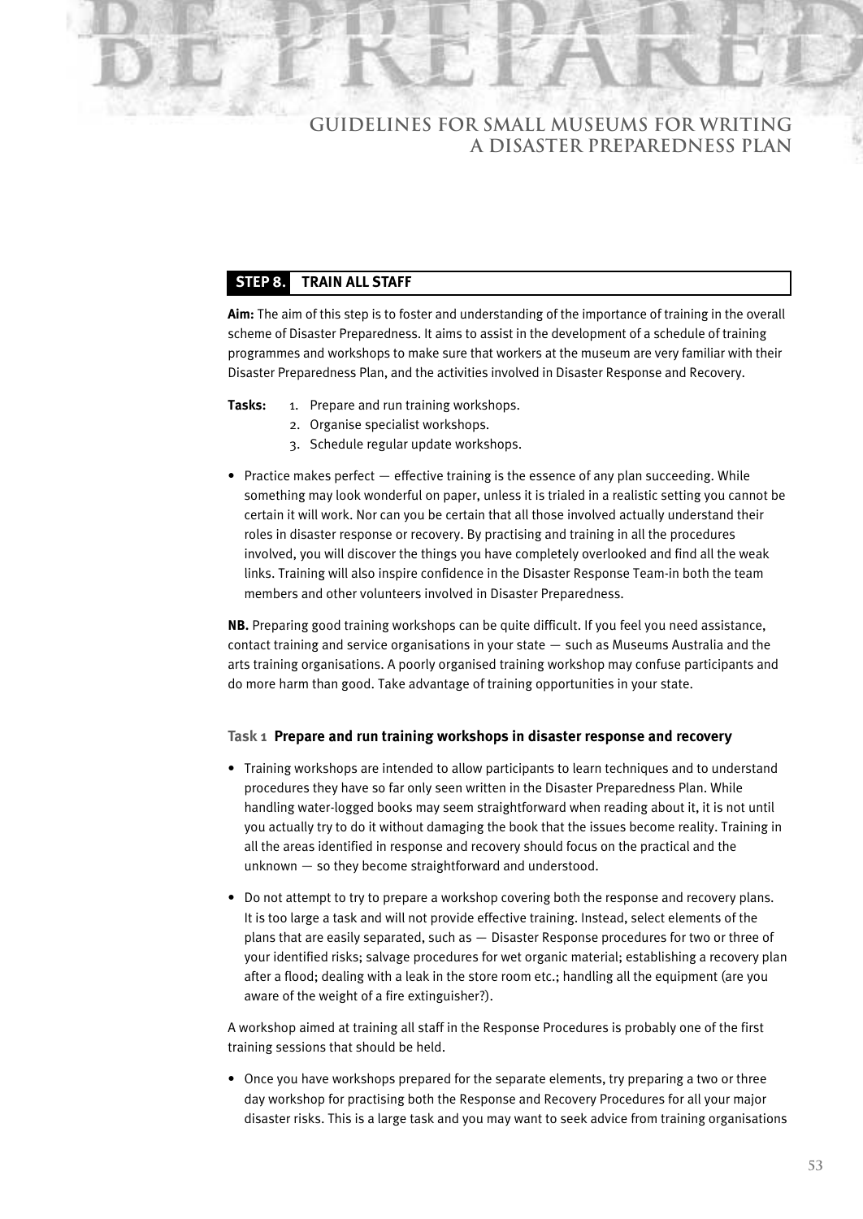## STEP 8. TRAIN ALL STAFF

**Aim:** The aim of this step is to foster and understanding of the importance of training in the overall scheme of Disaster Preparedness. It aims to assist in the development of a schedule of training programmes and workshops to make sure that workers at the museum are very familiar with their Disaster Preparedness Plan, and the activities involved in Disaster Response and Recovery.

**Tasks:**

1. Prepare and run training workshops.
2. Organise specialist workshops.
3. Schedule regular update workshops.

- Practice makes perfect — effective training is the essence of any plan succeeding. While something may look wonderful on paper, unless it is trialed in a realistic setting you cannot be certain it will work. Nor can you be certain that all those involved actually understand their roles in disaster response or recovery. By practising and training in all the procedures involved, you will discover the things you have completely overlooked and find all the weak links. Training will also inspire confidence in the Disaster Response Team-in both the team members and other volunteers involved in Disaster Preparedness.

**NB.** Preparing good training workshops can be quite difficult. If you feel you need assistance, contact training and service organisations in your state — such as Museums Australia and the arts training organisations. A poorly organised training workshop may confuse participants and do more harm than good. Take advantage of training opportunities in your state.

### Task 1 **Prepare and run training workshops in disaster response and recovery**

- Training workshops are intended to allow participants to learn techniques and to understand procedures they have so far only seen written in the Disaster Preparedness Plan. While handling water-logged books may seem straightforward when reading about it, it is not until you actually try to do it without damaging the book that the issues become reality. Training in all the areas identified in response and recovery should focus on the practical and the unknown — so they become straightforward and understood.

- Do not attempt to try to prepare a workshop covering both the response and recovery plans. It is too large a task and will not provide effective training. Instead, select elements of the plans that are easily separated, such as — Disaster Response procedures for two or three of your identified risks; salvage procedures for wet organic material; establishing a recovery plan after a flood; dealing with a leak in the store room etc.; handling all the equipment (are you aware of the weight of a fire extinguisher?).

A workshop aimed at training all staff in the Response Procedures is probably one of the first training sessions that should be held.

- Once you have workshops prepared for the separate elements, try preparing a two or three day workshop for practising both the Response and Recovery Procedures for all your major disaster risks. This is a large task and you may want to seek advice from training organisations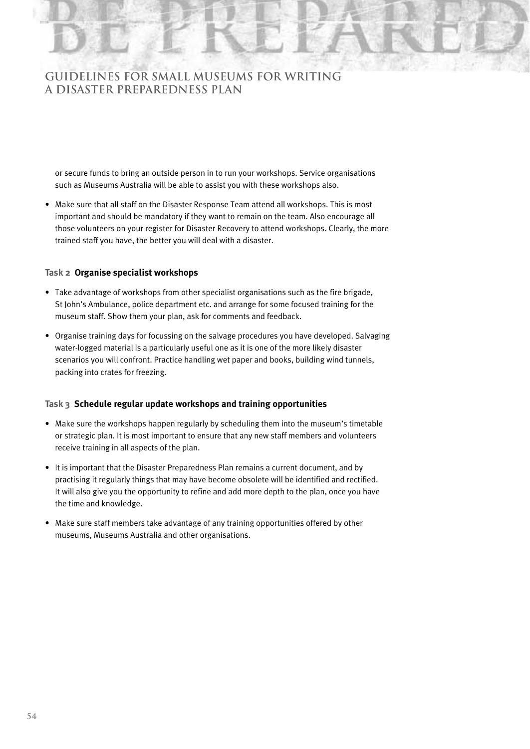or secure funds to bring an outside person in to run your workshops. Service organisations such as Museums Australia will be able to assist you with these workshops also.

- Make sure that all staff on the Disaster Response Team attend all workshops. This is most important and should be mandatory if they want to remain on the team. Also encourage all those volunteers on your register for Disaster Recovery to attend workshops. Clearly, the more trained staff you have, the better you will deal with a disaster.

#### Task 2 Organise specialist workshops

- Take advantage of workshops from other specialist organisations such as the fire brigade, St John's Ambulance, police department etc. and arrange for some focused training for the museum staff. Show them your plan, ask for comments and feedback.
- Organise training days for focussing on the salvage procedures you have developed. Salvaging water-logged material is a particularly useful one as it is one of the more likely disaster scenarios you will confront. Practice handling wet paper and books, building wind tunnels, packing into crates for freezing.

#### Task 3 Schedule regular update workshops and training opportunities

- Make sure the workshops happen regularly by scheduling them into the museum's timetable or strategic plan. It is most important to ensure that any new staff members and volunteers receive training in all aspects of the plan.
- It is important that the Disaster Preparedness Plan remains a current document, and by practising it regularly things that may have become obsolete will be identified and rectified. It will also give you the opportunity to refine and add more depth to the plan, once you have the time and knowledge.
- Make sure staff members take advantage of any training opportunities offered by other museums, Museums Australia and other organisations.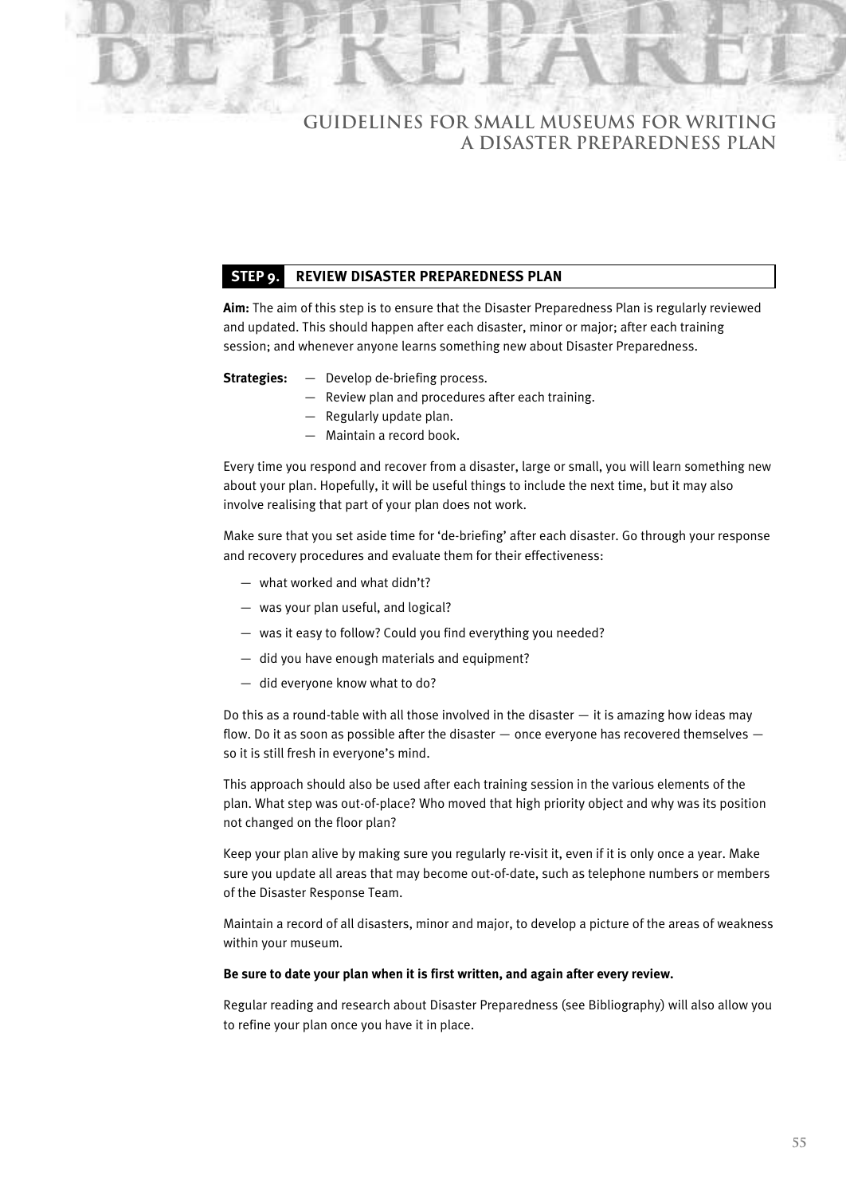## STEP 9. REVIEW DISASTER PREPAREDNESS PLAN

**Aim:** The aim of this step is to ensure that the Disaster Preparedness Plan is regularly reviewed and updated. This should happen after each disaster, minor or major; after each training session; and whenever anyone learns something new about Disaster Preparedness.

**Strategies:**
- Develop de-briefing process.
- Review plan and procedures after each training.
- Regularly update plan.
- Maintain a record book.

Every time you respond and recover from a disaster, large or small, you will learn something new about your plan. Hopefully, it will be useful things to include the next time, but it may also involve realising that part of your plan does not work.

Make sure that you set aside time for 'de-briefing' after each disaster. Go through your response and recovery procedures and evaluate them for their effectiveness:

- what worked and what didn't?
- was your plan useful, and logical?
- was it easy to follow? Could you find everything you needed?
- did you have enough materials and equipment?
- did everyone know what to do?

Do this as a round-table with all those involved in the disaster — it is amazing how ideas may flow. Do it as soon as possible after the disaster — once everyone has recovered themselves — so it is still fresh in everyone's mind.

This approach should also be used after each training session in the various elements of the plan. What step was out-of-place? Who moved that high priority object and why was its position not changed on the floor plan?

Keep your plan alive by making sure you regularly re-visit it, even if it is only once a year. Make sure you update all areas that may become out-of-date, such as telephone numbers or members of the Disaster Response Team.

Maintain a record of all disasters, minor and major, to develop a picture of the areas of weakness within your museum.

**Be sure to date your plan when it is first written, and again after every review.**

Regular reading and research about Disaster Preparedness (see Bibliography) will also allow you to refine your plan once you have it in place.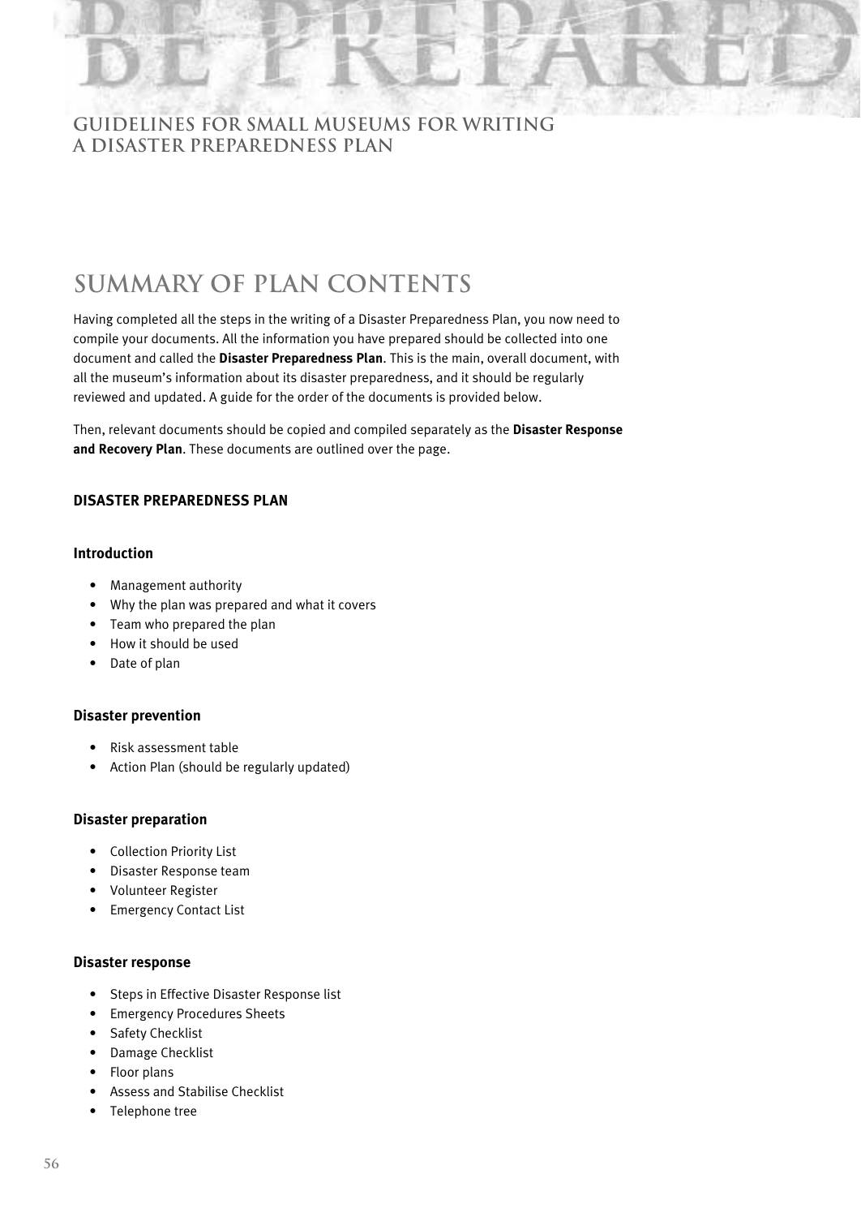# SUMMARY OF PLAN CONTENTS

Having completed all the steps in the writing of a Disaster Preparedness Plan, you now need to compile your documents. All the information you have prepared should be collected into one document and called the **Disaster Preparedness Plan**. This is the main, overall document, with all the museum's information about its disaster preparedness, and it should be regularly reviewed and updated. A guide for the order of the documents is provided below.

Then, relevant documents should be copied and compiled separately as the **Disaster Response and Recovery Plan**. These documents are outlined over the page.

## DISASTER PREPAREDNESS PLAN

### Introduction

- Management authority
- Why the plan was prepared and what it covers
- Team who prepared the plan
- How it should be used
- Date of plan

### Disaster prevention

- Risk assessment table
- Action Plan (should be regularly updated)

### Disaster preparation

- Collection Priority List
- Disaster Response team
- Volunteer Register
- Emergency Contact List

### Disaster response

- Steps in Effective Disaster Response list
- Emergency Procedures Sheets
- Safety Checklist
- Damage Checklist
- Floor plans
- Assess and Stabilise Checklist
- Telephone tree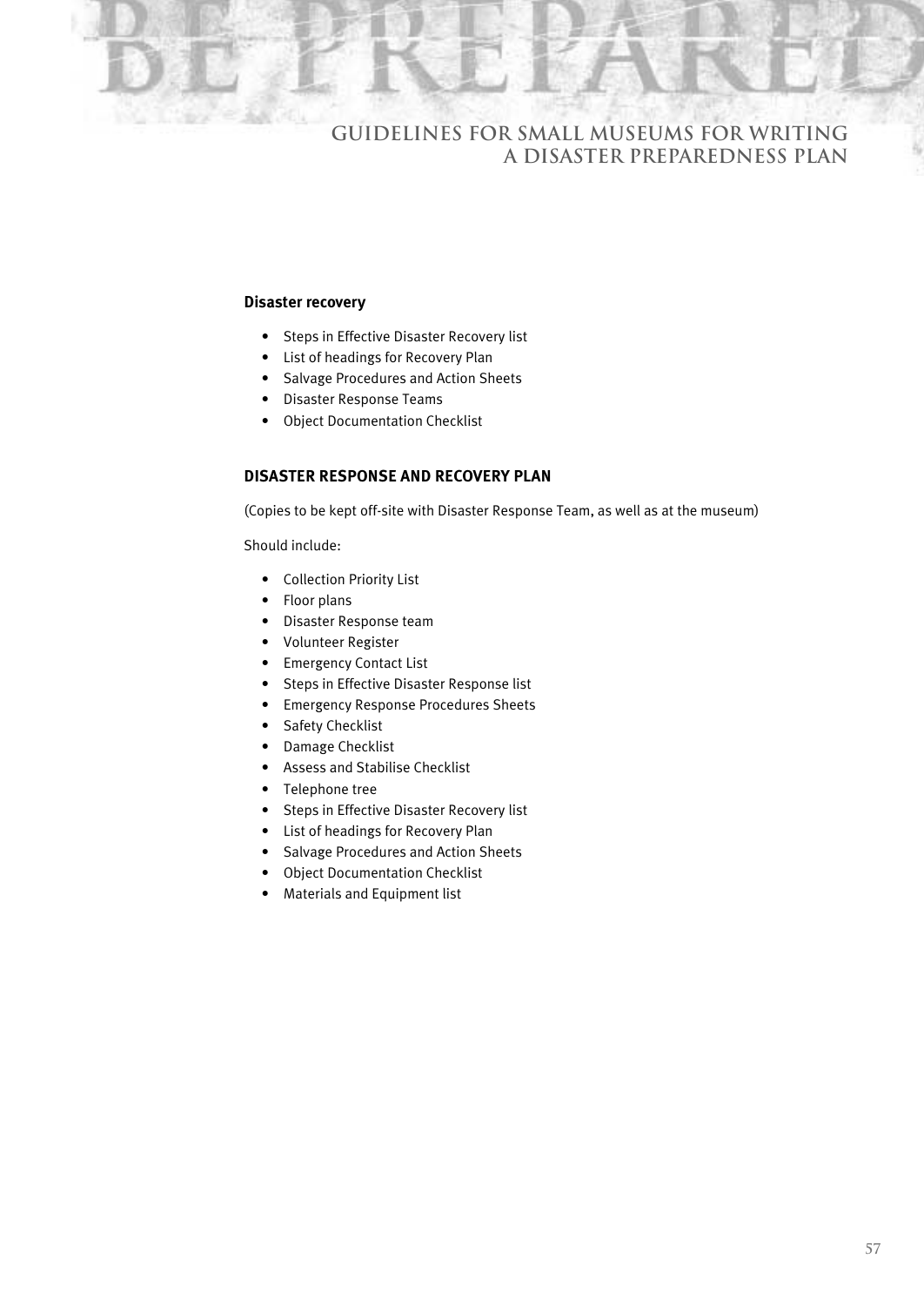**Disaster recovery**

- Steps in Effective Disaster Recovery list
- List of headings for Recovery Plan
- Salvage Procedures and Action Sheets
- Disaster Response Teams
- Object Documentation Checklist

## DISASTER RESPONSE AND RECOVERY PLAN

(Copies to be kept off-site with Disaster Response Team, as well as at the museum)

Should include:

- Collection Priority List
- Floor plans
- Disaster Response team
- Volunteer Register
- Emergency Contact List
- Steps in Effective Disaster Response list
- Emergency Response Procedures Sheets
- Safety Checklist
- Damage Checklist
- Assess and Stabilise Checklist
- Telephone tree
- Steps in Effective Disaster Recovery list
- List of headings for Recovery Plan
- Salvage Procedures and Action Sheets
- Object Documentation Checklist
- Materials and Equipment list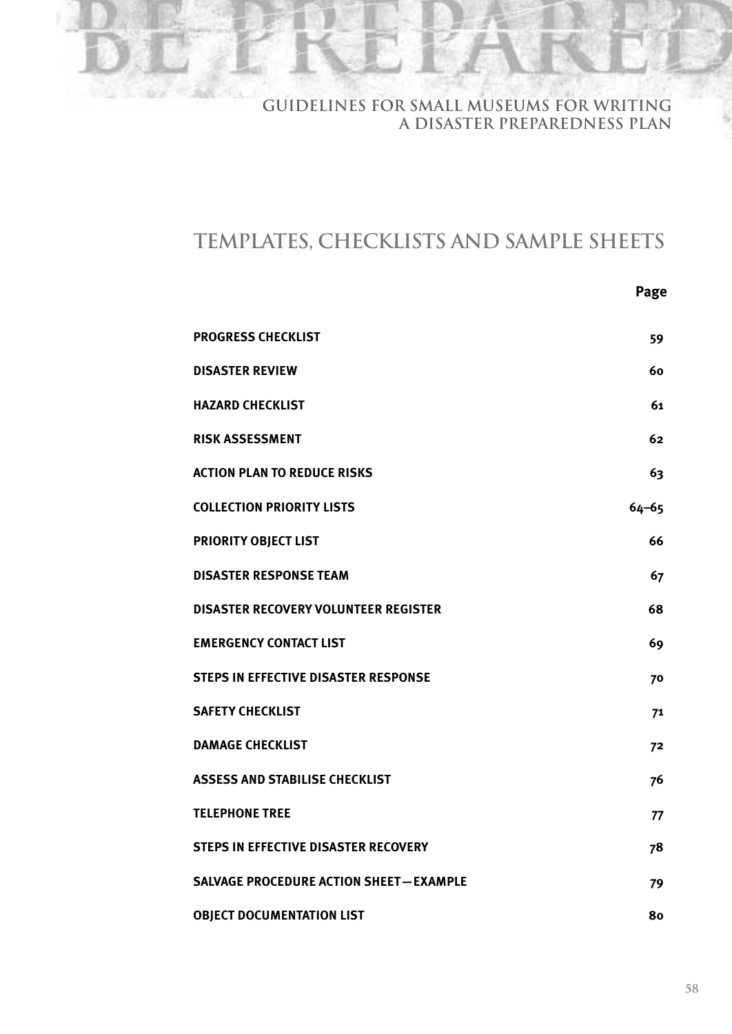# TEMPLATES, CHECKLISTS AND SAMPLE SHEETS

| | Page |
|---|---|
| **PROGRESS CHECKLIST** | **59** |
| **DISASTER REVIEW** | **60** |
| **HAZARD CHECKLIST** | **61** |
| **RISK ASSESSMENT** | **62** |
| **ACTION PLAN TO REDUCE RISKS** | **63** |
| **COLLECTION PRIORITY LISTS** | **64–65** |
| **PRIORITY OBJECT LIST** | **66** |
| **DISASTER RESPONSE TEAM** | **67** |
| **DISASTER RECOVERY VOLUNTEER REGISTER** | **68** |
| **EMERGENCY CONTACT LIST** | **69** |
| **STEPS IN EFFECTIVE DISASTER RESPONSE** | **70** |
| **SAFETY CHECKLIST** | **71** |
| **DAMAGE CHECKLIST** | **72** |
| **ASSESS AND STABILISE CHECKLIST** | **76** |
| **TELEPHONE TREE** | **77** |
| **STEPS IN EFFECTIVE DISASTER RECOVERY** | **78** |
| **SALVAGE PROCEDURE ACTION SHEET—EXAMPLE** | **79** |
| **OBJECT DOCUMENTATION LIST** | **80** |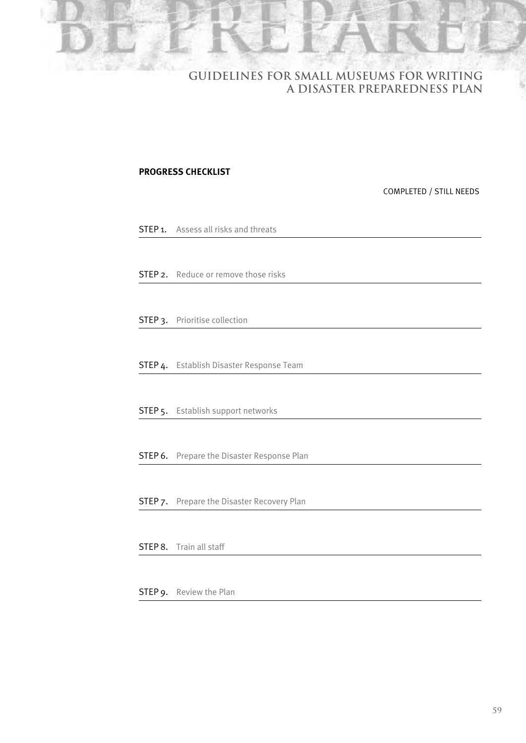## PROGRESS CHECKLIST

| | COMPLETED / STILL NEEDS |
|---|---|
| STEP 1. Assess all risks and threats | |
| STEP 2. Reduce or remove those risks | |
| STEP 3. Prioritise collection | |
| STEP 4. Establish Disaster Response Team | |
| STEP 5. Establish support networks | |
| STEP 6. Prepare the Disaster Response Plan | |
| STEP 7. Prepare the Disaster Recovery Plan | |
| STEP 8. Train all staff | |
| STEP 9. Review the Plan | |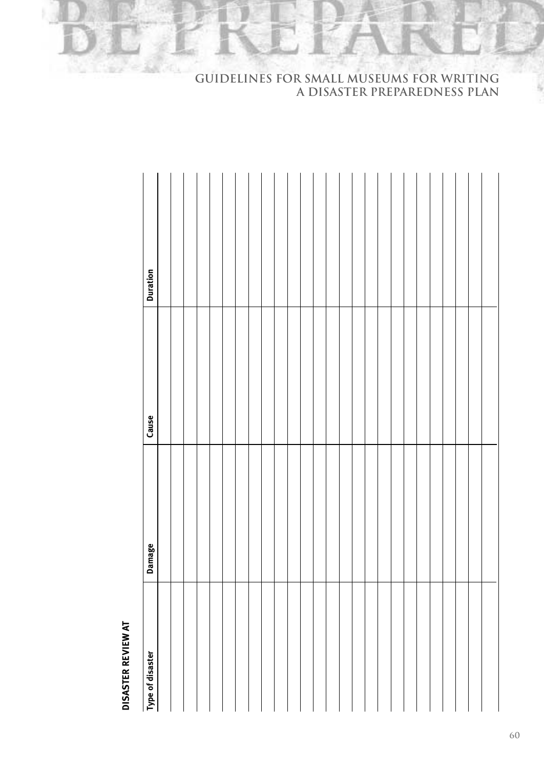## DISASTER REVIEW AT

| Type of disaster | Damage | Cause | Duration |
|---|---|---|---|
| | | | |
| | | | |
| | | | |
| | | | |
| | | | |
| | | | |
| | | | |
| | | | |
| | | | |
| | | | |
| | | | |
| | | | |
| | | | |
| | | | |
| | | | |
| | | | |
| | | | |
| | | | |
| | | | |
| | | | |
| | | | |
| | | | |
| | | | |
| | | | |
| | | | |
| | | | |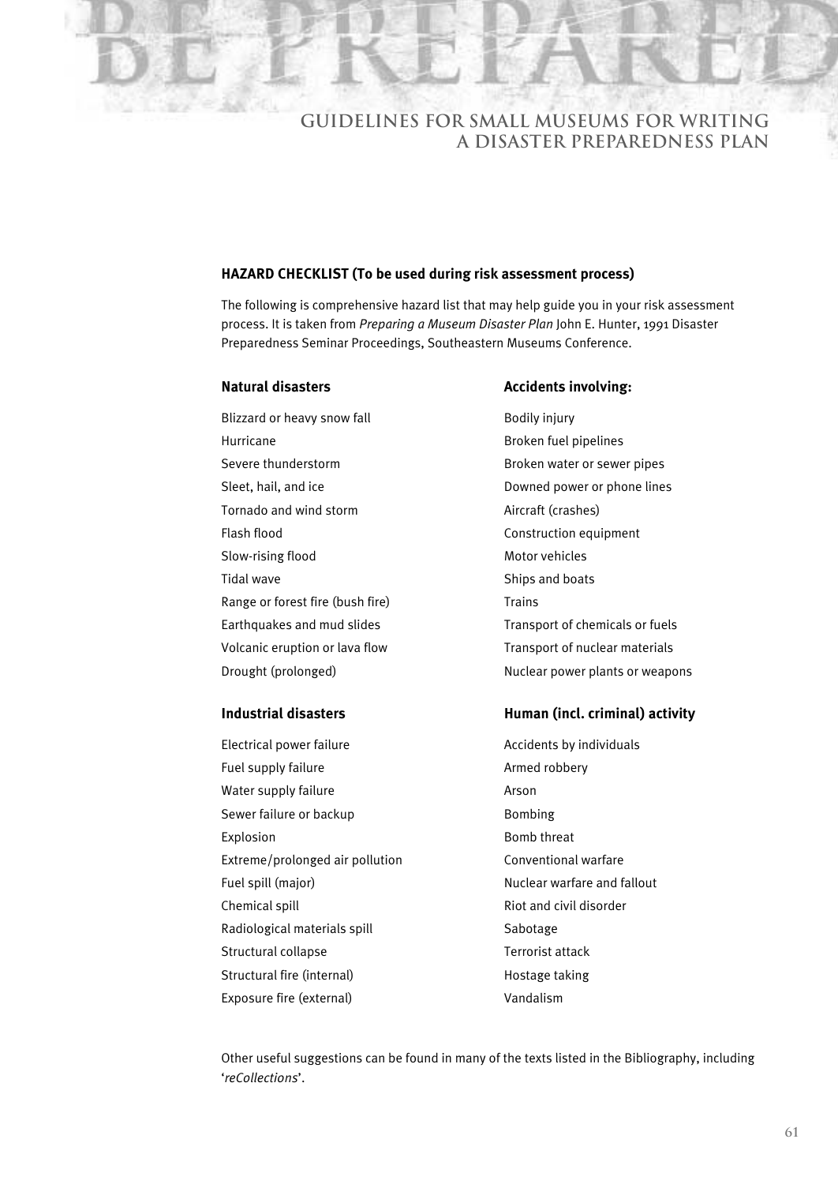## HAZARD CHECKLIST (To be used during risk assessment process)

The following is comprehensive hazard list that may help guide you in your risk assessment process. It is taken from *Preparing a Museum Disaster Plan* John E. Hunter, 1991 Disaster Preparedness Seminar Proceedings, Southeastern Museums Conference.

### Natural disasters

Blizzard or heavy snow fall
Hurricane
Severe thunderstorm
Sleet, hail, and ice
Tornado and wind storm
Flash flood
Slow-rising flood
Tidal wave
Range or forest fire (bush fire)
Earthquakes and mud slides
Volcanic eruption or lava flow
Drought (prolonged)

### Accidents involving:

Bodily injury
Broken fuel pipelines
Broken water or sewer pipes
Downed power or phone lines
Aircraft (crashes)
Construction equipment
Motor vehicles
Ships and boats
Trains
Transport of chemicals or fuels
Transport of nuclear materials
Nuclear power plants or weapons

### Industrial disasters

Electrical power failure
Fuel supply failure
Water supply failure
Sewer failure or backup
Explosion
Extreme/prolonged air pollution
Fuel spill (major)
Chemical spill
Radiological materials spill
Structural collapse
Structural fire (internal)
Exposure fire (external)

### Human (incl. criminal) activity

Accidents by individuals
Armed robbery
Arson
Bombing
Bomb threat
Conventional warfare
Nuclear warfare and fallout
Riot and civil disorder
Sabotage
Terrorist attack
Hostage taking
Vandalism

Other useful suggestions can be found in many of the texts listed in the Bibliography, including '*reCollections*'.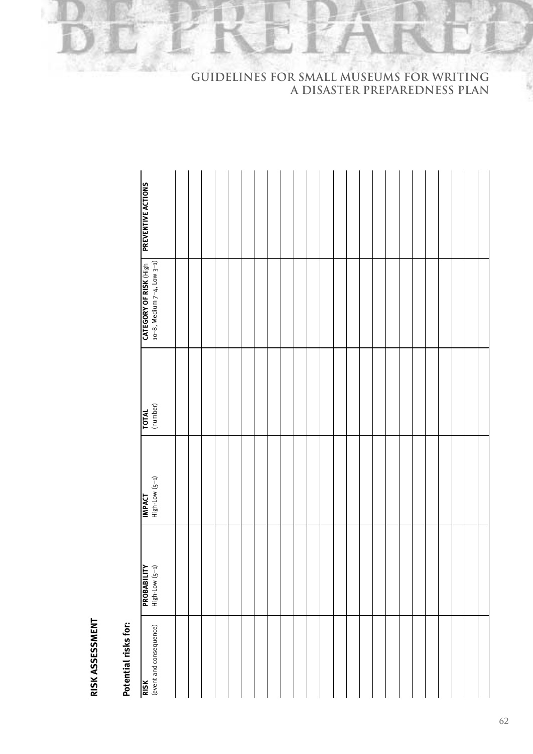## RISK ASSESSMENT

### Potential risks for:

| **RISK** (event and consequence) | **PROBABILITY** High-Low (5–1) | **IMPACT** High-Low (5–1) | **TOTAL** (number) | **CATEGORY OF RISK** (High 10–8, Medium 7–4, Low 3–1) | **PREVENTIVE ACTIONS** |
|---|---|---|---|---|---|
| | | | | | |
| | | | | | |
| | | | | | |
| | | | | | |
| | | | | | |
| | | | | | |
| | | | | | |
| | | | | | |
| | | | | | |
| | | | | | |
| | | | | | |
| | | | | | |
| | | | | | |
| | | | | | |
| | | | | | |
| | | | | | |
| | | | | | |
| | | | | | |
| | | | | | |
| | | | | | |
| | | | | | |
| | | | | | |
| | | | | | |
| | | | | | |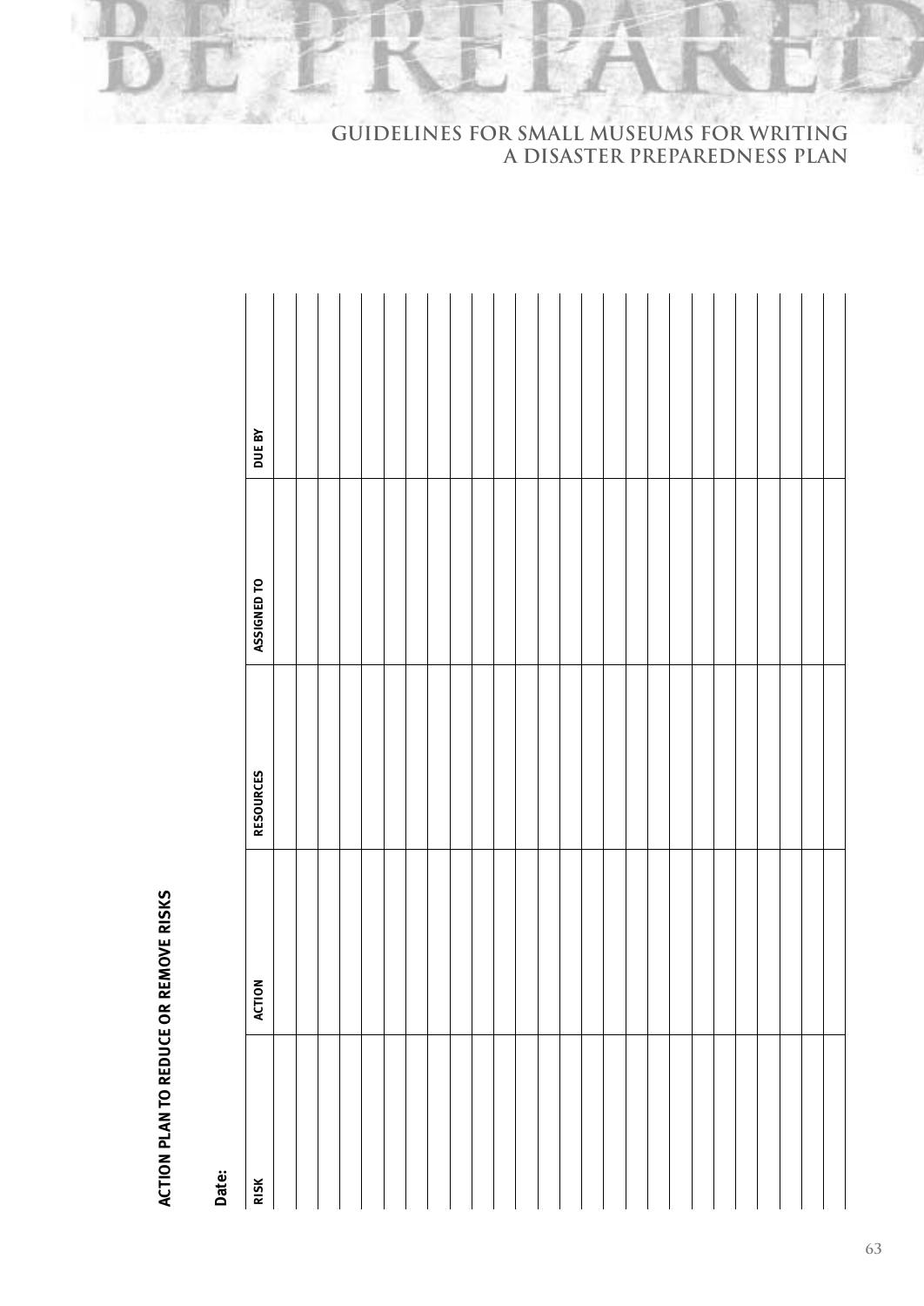## ACTION PLAN TO REDUCE OR REMOVE RISKS

**Date:**

| RISK | ACTION | RESOURCES | ASSIGNED TO | DUE BY |
|---|---|---|---|---|
| | | | | |
| | | | | |
| | | | | |
| | | | | |
| | | | | |
| | | | | |
| | | | | |
| | | | | |
| | | | | |
| | | | | |
| | | | | |
| | | | | |
| | | | | |
| | | | | |
| | | | | |
| | | | | |
| | | | | |
| | | | | |
| | | | | |
| | | | | |
| | | | | |
| | | | | |
| | | | | |
| | | | | |
| | | | | |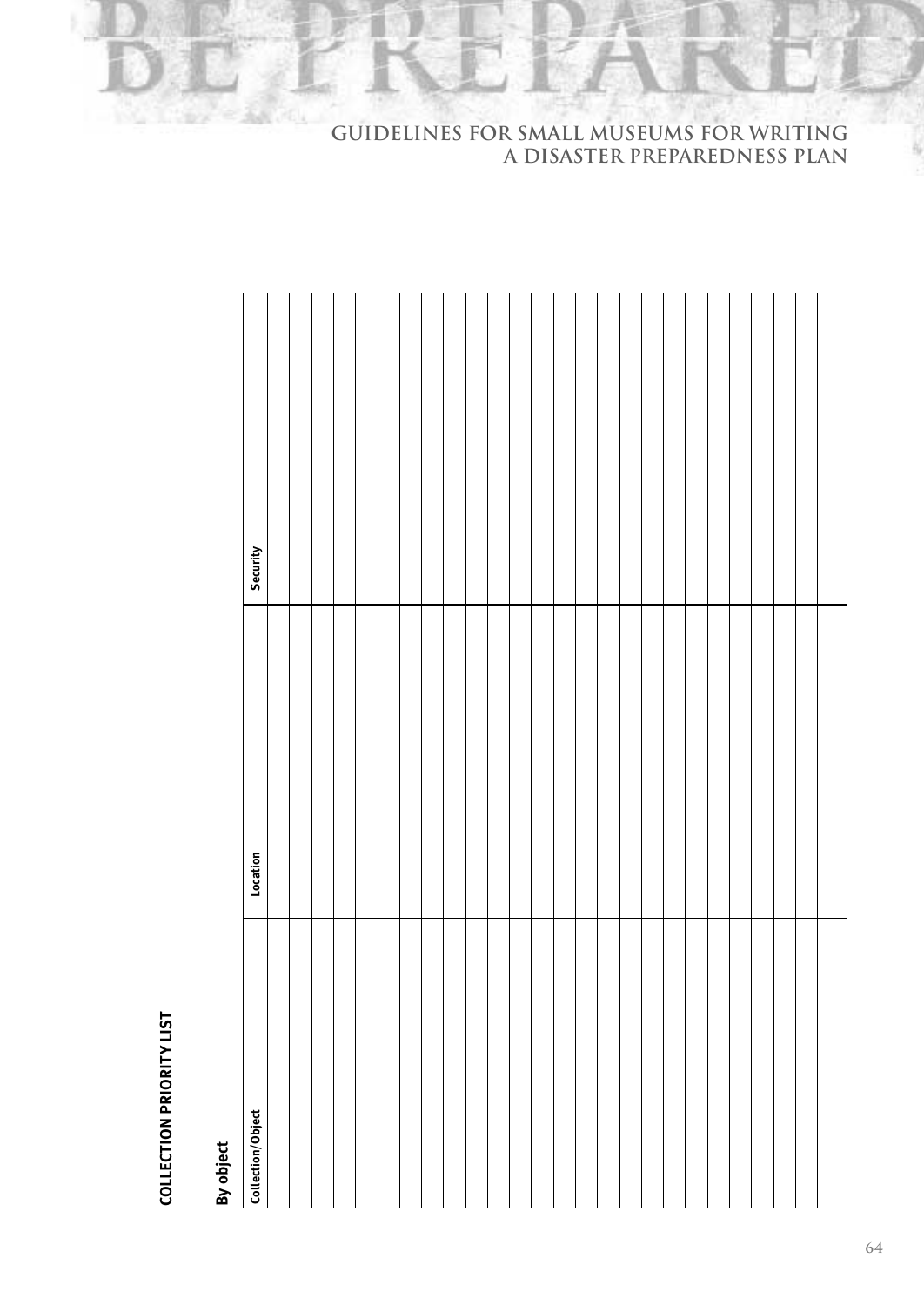## COLLECTION PRIORITY LIST

### By object

| Collection/Object | Location | Security |
|---|---|---|
| | | |
| | | |
| | | |
| | | |
| | | |
| | | |
| | | |
| | | |
| | | |
| | | |
| | | |
| | | |
| | | |
| | | |
| | | |
| | | |
| | | |
| | | |
| | | |
| | | |
| | | |
| | | |
| | | |
| | | |
| | | |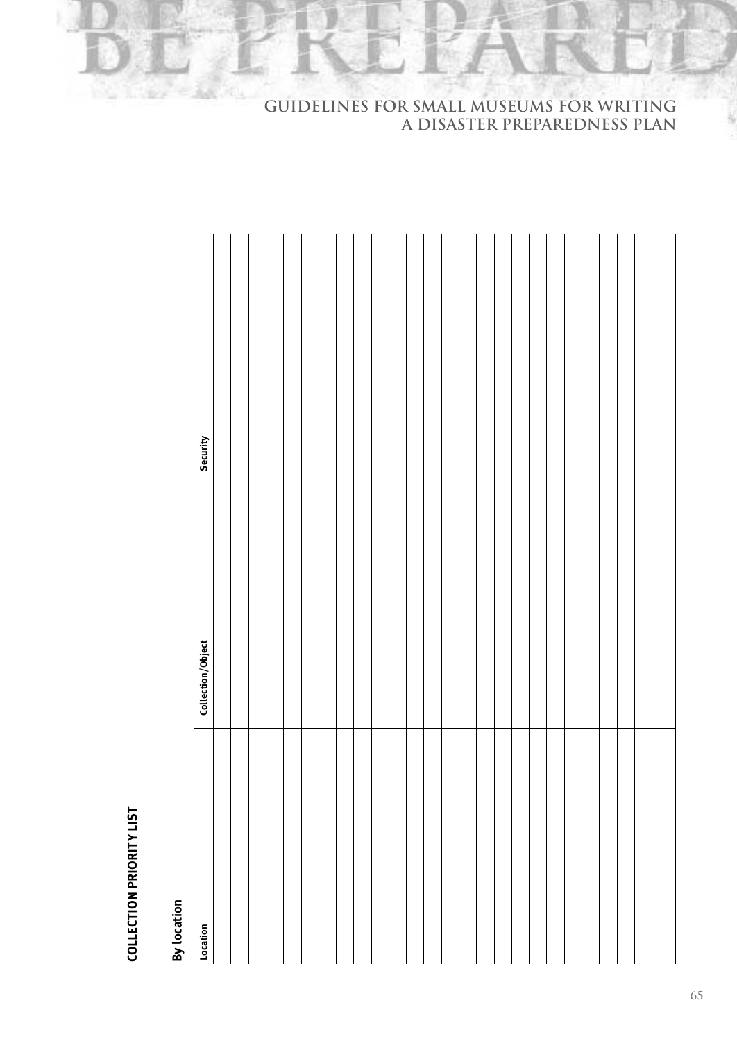## COLLECTION PRIORITY LIST

### By location

| Location | Collection/Object | Security |
| --- | --- | --- |
| | | |
| | | |
| | | |
| | | |
| | | |
| | | |
| | | |
| | | |
| | | |
| | | |
| | | |
| | | |
| | | |
| | | |
| | | |
| | | |
| | | |
| | | |
| | | |
| | | |
| | | |
| | | |
| | | |
| | | |
| | | |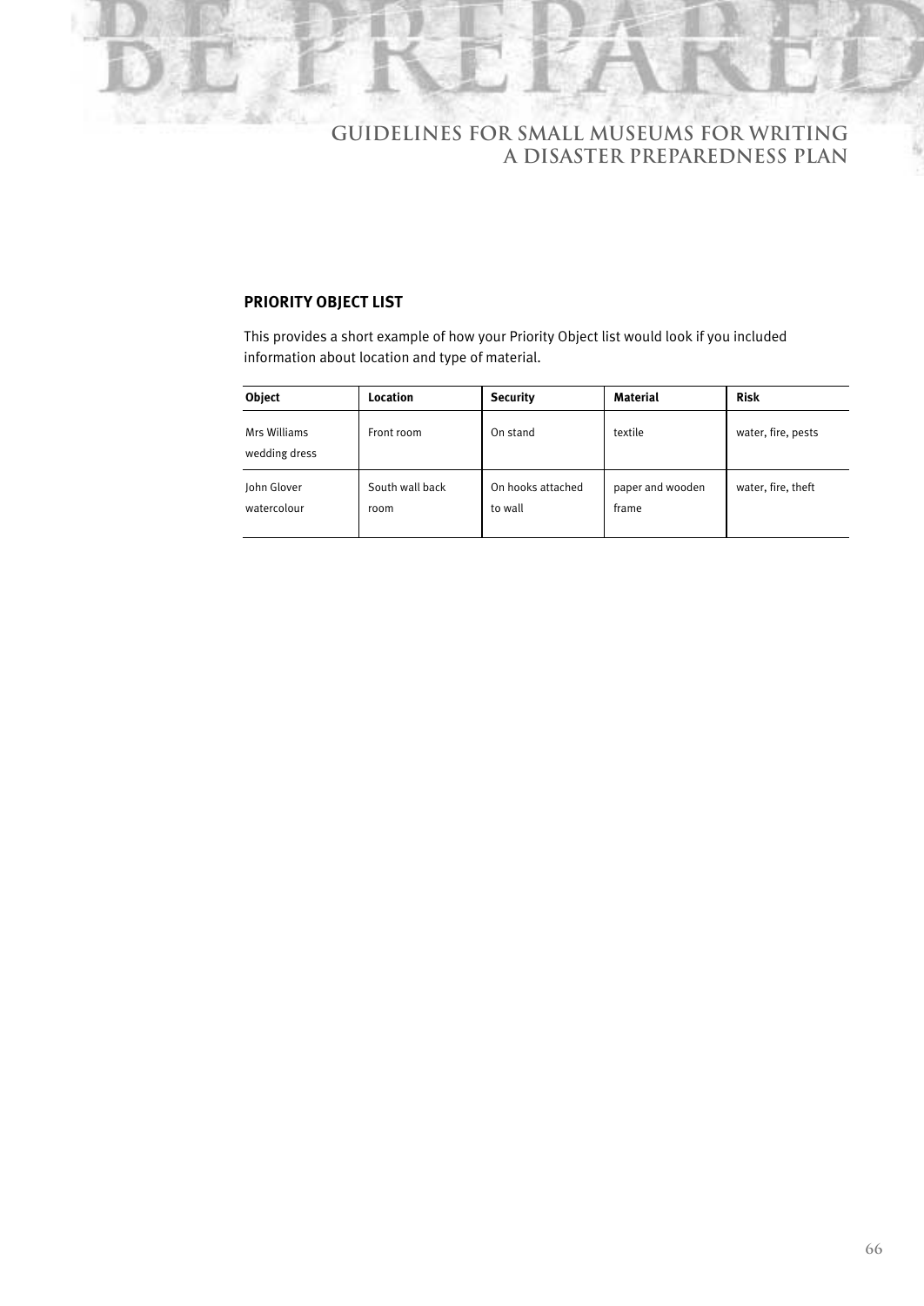## PRIORITY OBJECT LIST

This provides a short example of how your Priority Object list would look if you included information about location and type of material.

| Object | Location | Security | Material | Risk |
| --- | --- | --- | --- | --- |
| Mrs Williams wedding dress | Front room | On stand | textile | water, fire, pests |
| John Glover watercolour | South wall back room | On hooks attached to wall | paper and wooden frame | water, fire, theft |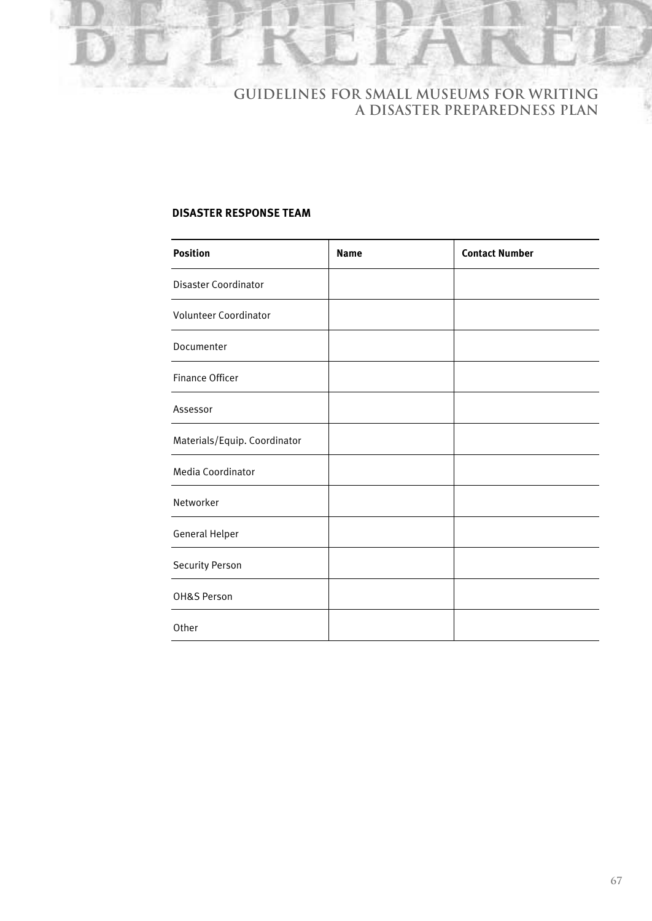### DISASTER RESPONSE TEAM

| Position | Name | Contact Number |
| --- | --- | --- |
| Disaster Coordinator | | |
| Volunteer Coordinator | | |
| Documenter | | |
| Finance Officer | | |
| Assessor | | |
| Materials/Equip. Coordinator | | |
| Media Coordinator | | |
| Networker | | |
| General Helper | | |
| Security Person | | |
| OH&S Person | | |
| Other | | |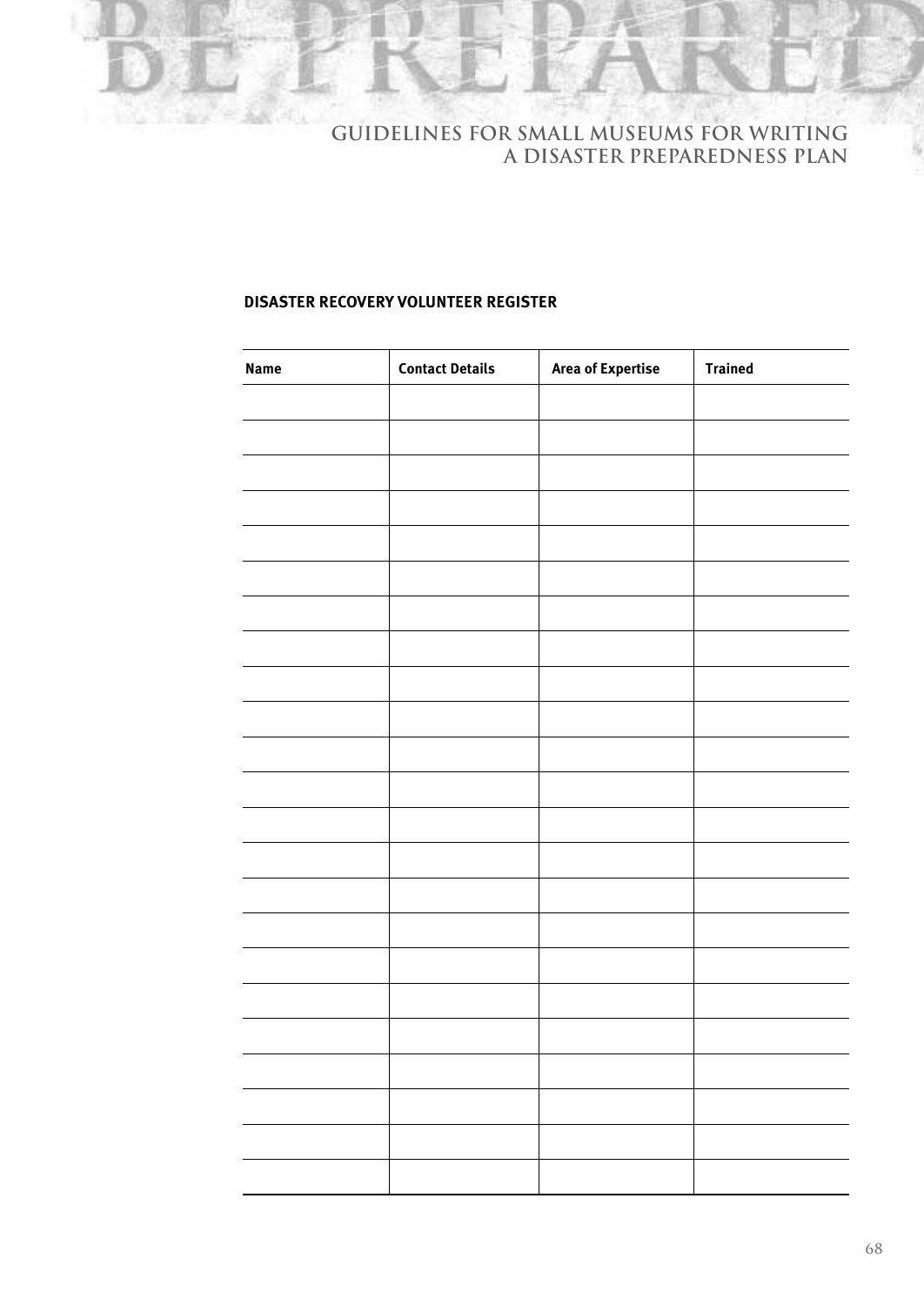## DISASTER RECOVERY VOLUNTEER REGISTER

| Name | Contact Details | Area of Expertise | Trained |
|---|---|---|---|
| | | | |
| | | | |
| | | | |
| | | | |
| | | | |
| | | | |
| | | | |
| | | | |
| | | | |
| | | | |
| | | | |
| | | | |
| | | | |
| | | | |
| | | | |
| | | | |
| | | | |
| | | | |
| | | | |
| | | | |
| | | | |
| | | | |
| | | | |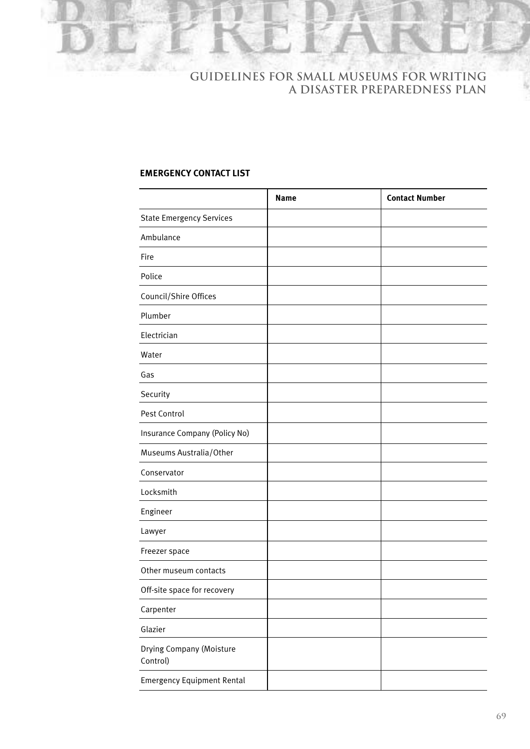## EMERGENCY CONTACT LIST

| | Name | Contact Number |
|---|---|---|
| State Emergency Services | | |
| Ambulance | | |
| Fire | | |
| Police | | |
| Council/Shire Offices | | |
| Plumber | | |
| Electrician | | |
| Water | | |
| Gas | | |
| Security | | |
| Pest Control | | |
| Insurance Company (Policy No) | | |
| Museums Australia/Other | | |
| Conservator | | |
| Locksmith | | |
| Engineer | | |
| Lawyer | | |
| Freezer space | | |
| Other museum contacts | | |
| Off-site space for recovery | | |
| Carpenter | | |
| Glazier | | |
| Drying Company (Moisture Control) | | |
| Emergency Equipment Rental | | |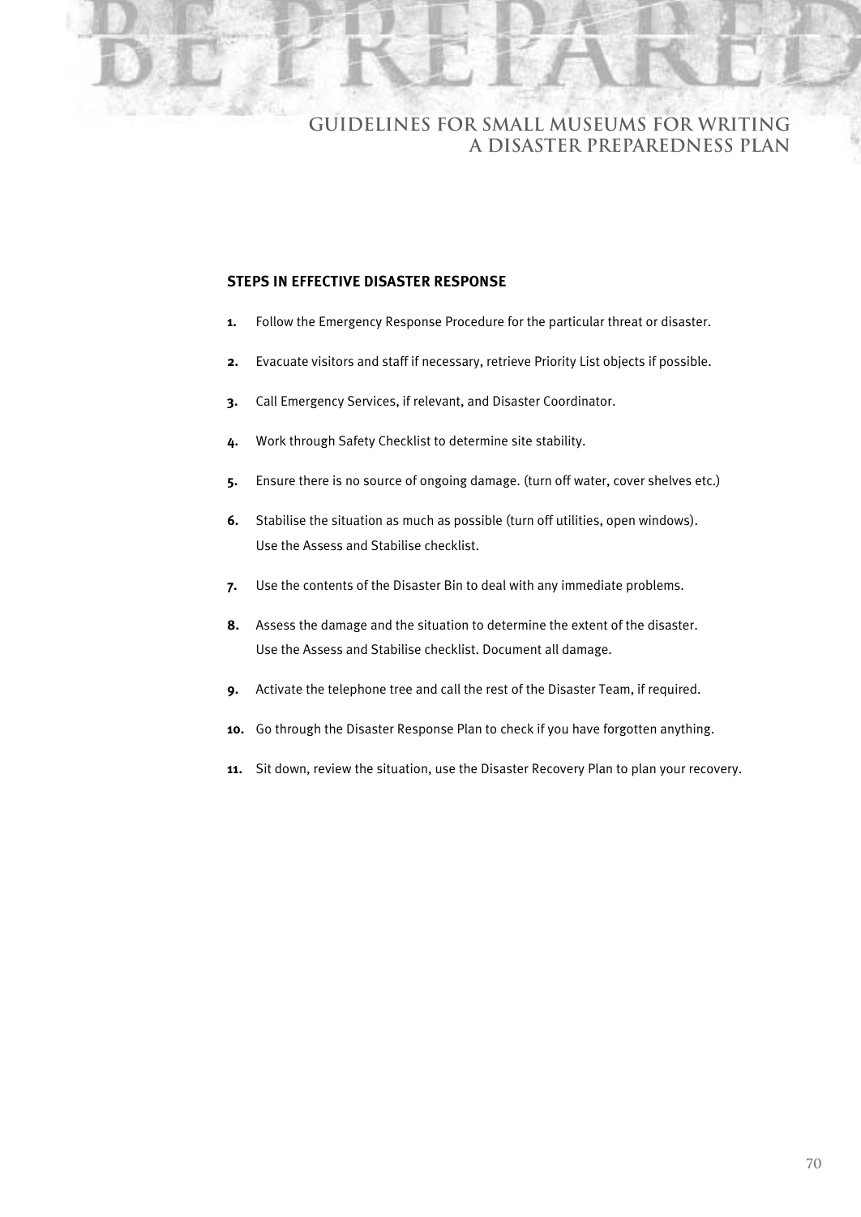## STEPS IN EFFECTIVE DISASTER RESPONSE

1. Follow the Emergency Response Procedure for the particular threat or disaster.
2. Evacuate visitors and staff if necessary, retrieve Priority List objects if possible.
3. Call Emergency Services, if relevant, and Disaster Coordinator.
4. Work through Safety Checklist to determine site stability.
5. Ensure there is no source of ongoing damage. (turn off water, cover shelves etc.)
6. Stabilise the situation as much as possible (turn off utilities, open windows). Use the Assess and Stabilise checklist.
7. Use the contents of the Disaster Bin to deal with any immediate problems.
8. Assess the damage and the situation to determine the extent of the disaster. Use the Assess and Stabilise checklist. Document all damage.
9. Activate the telephone tree and call the rest of the Disaster Team, if required.
10. Go through the Disaster Response Plan to check if you have forgotten anything.
11. Sit down, review the situation, use the Disaster Recovery Plan to plan your recovery.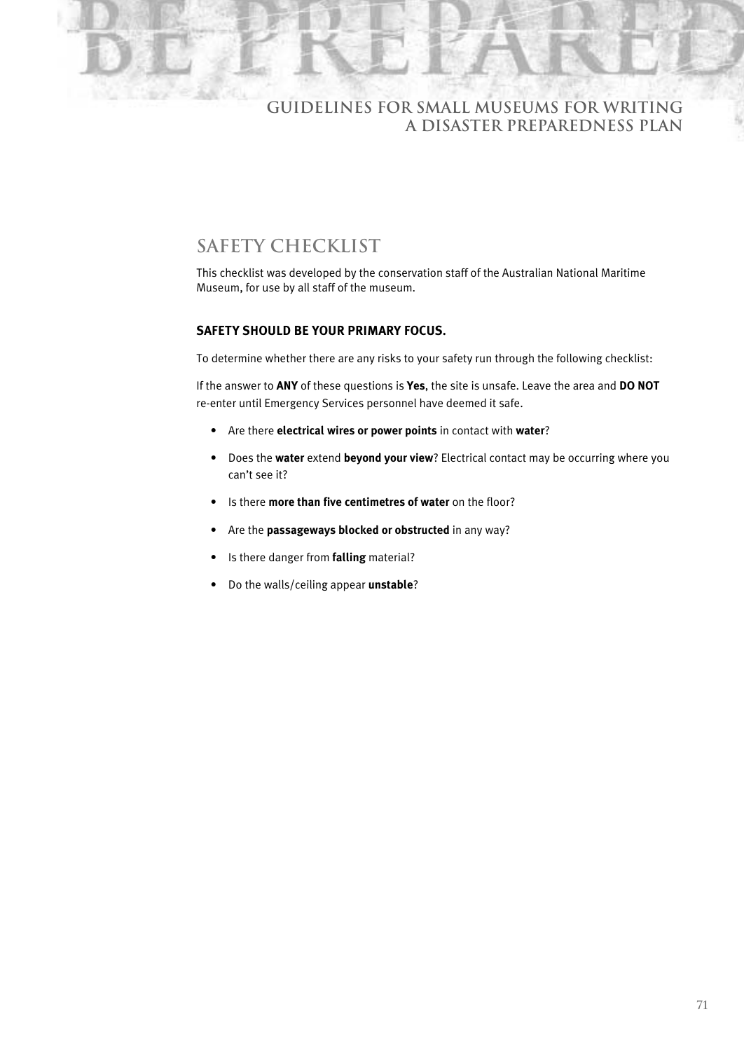## SAFETY CHECKLIST

This checklist was developed by the conservation staff of the Australian National Maritime Museum, for use by all staff of the museum.

### SAFETY SHOULD BE YOUR PRIMARY FOCUS.

To determine whether there are any risks to your safety run through the following checklist:

If the answer to **ANY** of these questions is **Yes**, the site is unsafe. Leave the area and **DO NOT** re-enter until Emergency Services personnel have deemed it safe.

- Are there **electrical wires or power points** in contact with **water**?
- Does the **water** extend **beyond your view**? Electrical contact may be occurring where you can't see it?
- Is there **more than five centimetres of water** on the floor?
- Are the **passageways blocked or obstructed** in any way?
- Is there danger from **falling** material?
- Do the walls/ceiling appear **unstable**?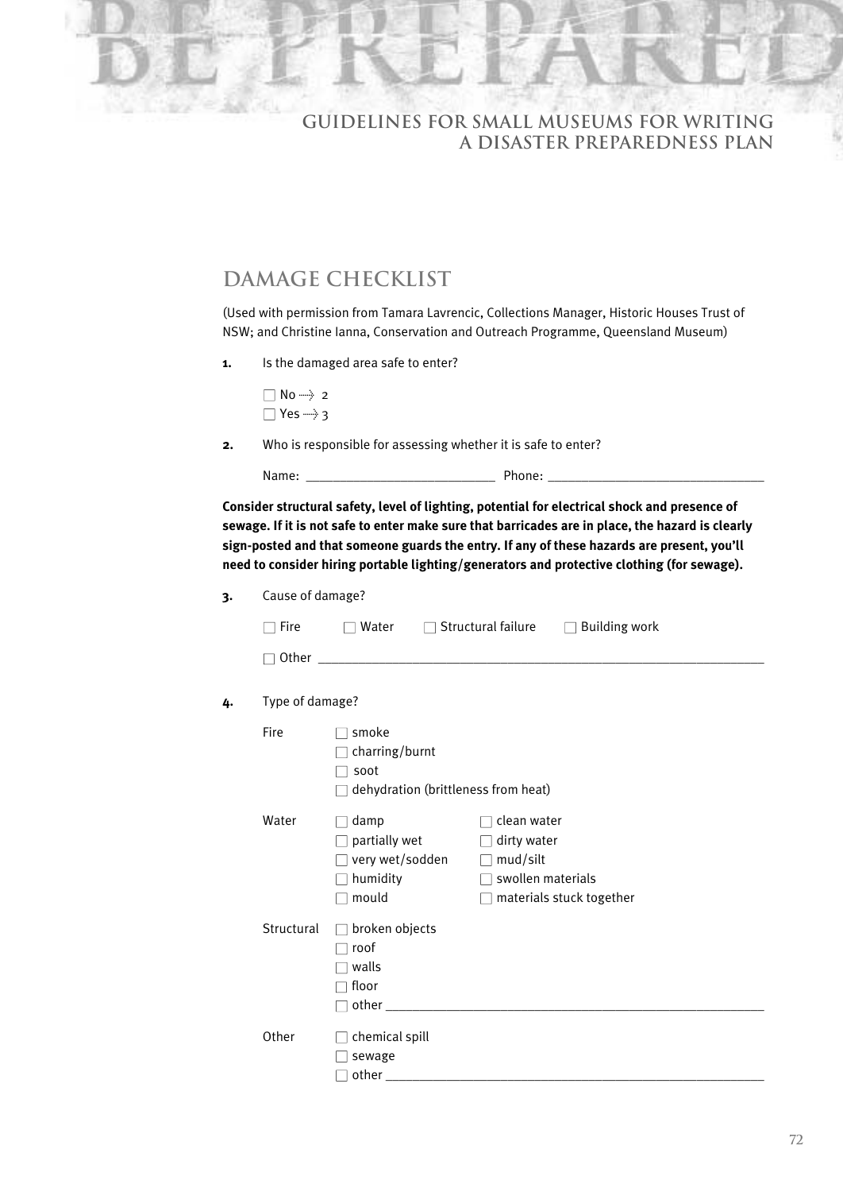## DAMAGE CHECKLIST

(Used with permission from Tamara Lavrencic, Collections Manager, Historic Houses Trust of NSW; and Christine Ianna, Conservation and Outreach Programme, Queensland Museum)

**1.** Is the damaged area safe to enter?

- ☐ No → 2
- ☐ Yes → 3

**2.** Who is responsible for assessing whether it is safe to enter?

Name: ___________________________ Phone: ______________________________

**Consider structural safety, level of lighting, potential for electrical shock and presence of sewage. If it is not safe to enter make sure that barricades are in place, the hazard is clearly sign-posted and that someone guards the entry. If any of these hazards are present, you'll need to consider hiring portable lighting/generators and protective clothing (for sewage).**

**3.** Cause of damage?

☐ Fire ☐ Water ☐ Structural failure ☐ Building work

☐ Other ______________________________________________________________

**4.** Type of damage?

Fire
- ☐ smoke
- ☐ charring/burnt
- ☐ soot
- ☐ dehydration (brittleness from heat)

Water
- ☐ damp
- ☐ partially wet
- ☐ very wet/sodden
- ☐ humidity
- ☐ mould
- ☐ clean water
- ☐ dirty water
- ☐ mud/silt
- ☐ swollen materials
- ☐ materials stuck together

Structural
- ☐ broken objects
- ☐ roof
- ☐ walls
- ☐ floor
- ☐ other ______________________________________________________

Other
- ☐ chemical spill
- ☐ sewage
- ☐ other ______________________________________________________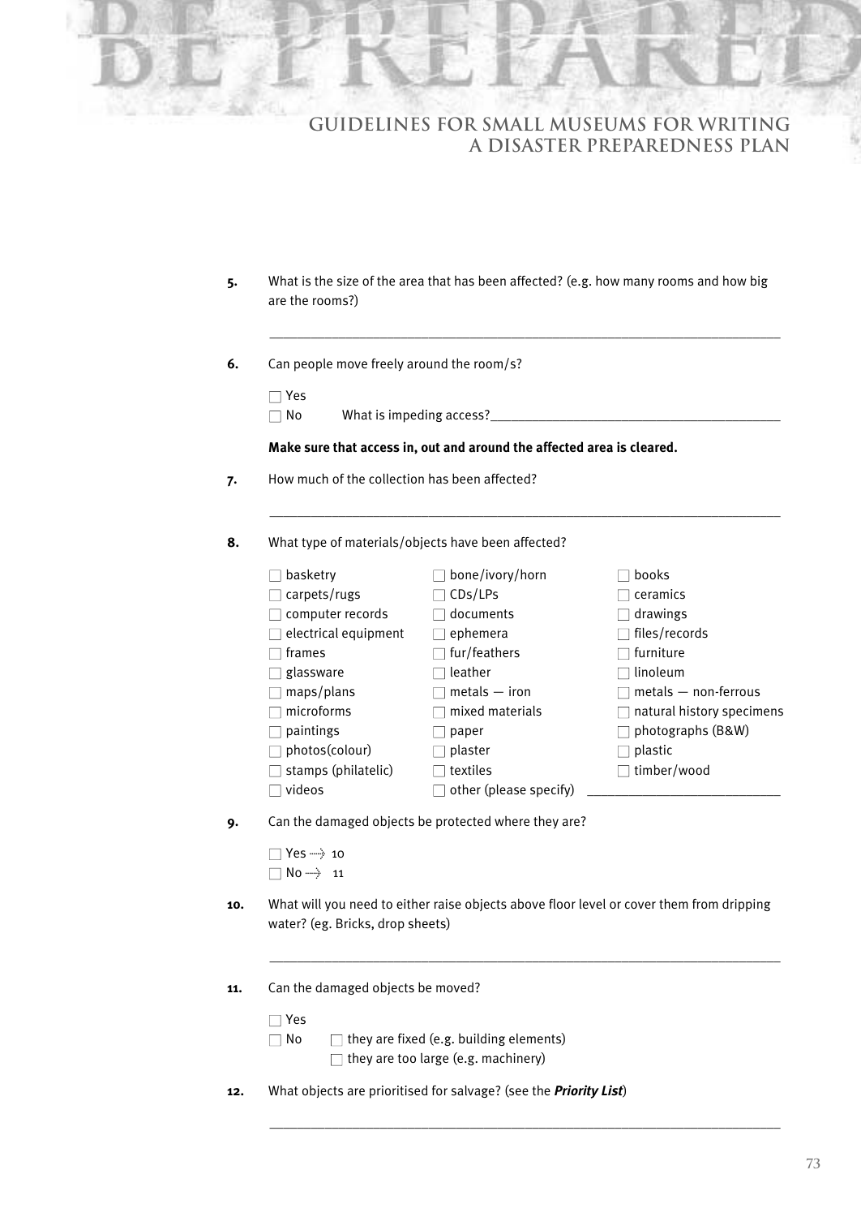**5.** What is the size of the area that has been affected? (e.g. how many rooms and how big are the rooms?)

\_\_\_\_\_\_\_\_\_\_\_\_\_\_\_\_\_\_\_\_\_\_\_\_\_\_\_\_\_\_\_\_\_\_\_\_\_\_\_\_\_\_\_\_\_\_\_\_\_\_\_\_\_\_\_\_\_\_\_\_\_\_\_\_

**6.** Can people move freely around the room/s?

- ☐ Yes
- ☐ No   What is impeding access?\_\_\_\_\_\_\_\_\_\_\_\_\_\_\_\_\_\_\_\_\_\_\_\_\_\_\_\_\_\_\_\_\_\_\_\_\_\_\_\_

**Make sure that access in, out and around the affected area is cleared.**

**7.** How much of the collection has been affected?

\_\_\_\_\_\_\_\_\_\_\_\_\_\_\_\_\_\_\_\_\_\_\_\_\_\_\_\_\_\_\_\_\_\_\_\_\_\_\_\_\_\_\_\_\_\_\_\_\_\_\_\_\_\_\_\_\_\_\_\_\_\_\_\_

**8.** What type of materials/objects have been affected?

| | | |
|---|---|---|
| ☐ basketry | ☐ bone/ivory/horn | ☐ books |
| ☐ carpets/rugs | ☐ CDs/LPs | ☐ ceramics |
| ☐ computer records | ☐ documents | ☐ drawings |
| ☐ electrical equipment | ☐ ephemera | ☐ files/records |
| ☐ frames | ☐ fur/feathers | ☐ furniture |
| ☐ glassware | ☐ leather | ☐ linoleum |
| ☐ maps/plans | ☐ metals — iron | ☐ metals — non-ferrous |
| ☐ microforms | ☐ mixed materials | ☐ natural history specimens |
| ☐ paintings | ☐ paper | ☐ photographs (B&W) |
| ☐ photos(colour) | ☐ plaster | ☐ plastic |
| ☐ stamps (philatelic) | ☐ textiles | ☐ timber/wood |
| ☐ videos | ☐ other (please specify) | \_\_\_\_\_\_\_\_\_\_\_\_\_\_\_\_\_\_\_\_\_\_\_\_ |

**9.** Can the damaged objects be protected where they are?

- ☐ Yes → 10
- ☐ No → 11

**10.** What will you need to either raise objects above floor level or cover them from dripping water? (eg. Bricks, drop sheets)

\_\_\_\_\_\_\_\_\_\_\_\_\_\_\_\_\_\_\_\_\_\_\_\_\_\_\_\_\_\_\_\_\_\_\_\_\_\_\_\_\_\_\_\_\_\_\_\_\_\_\_\_\_\_\_\_\_\_\_\_\_\_\_\_

**11.** Can the damaged objects be moved?

- ☐ Yes
- ☐ No
  - ☐ they are fixed (e.g. building elements)
  - ☐ they are too large (e.g. machinery)

**12.** What objects are prioritised for salvage? (see the ***Priority List***)

\_\_\_\_\_\_\_\_\_\_\_\_\_\_\_\_\_\_\_\_\_\_\_\_\_\_\_\_\_\_\_\_\_\_\_\_\_\_\_\_\_\_\_\_\_\_\_\_\_\_\_\_\_\_\_\_\_\_\_\_\_\_\_\_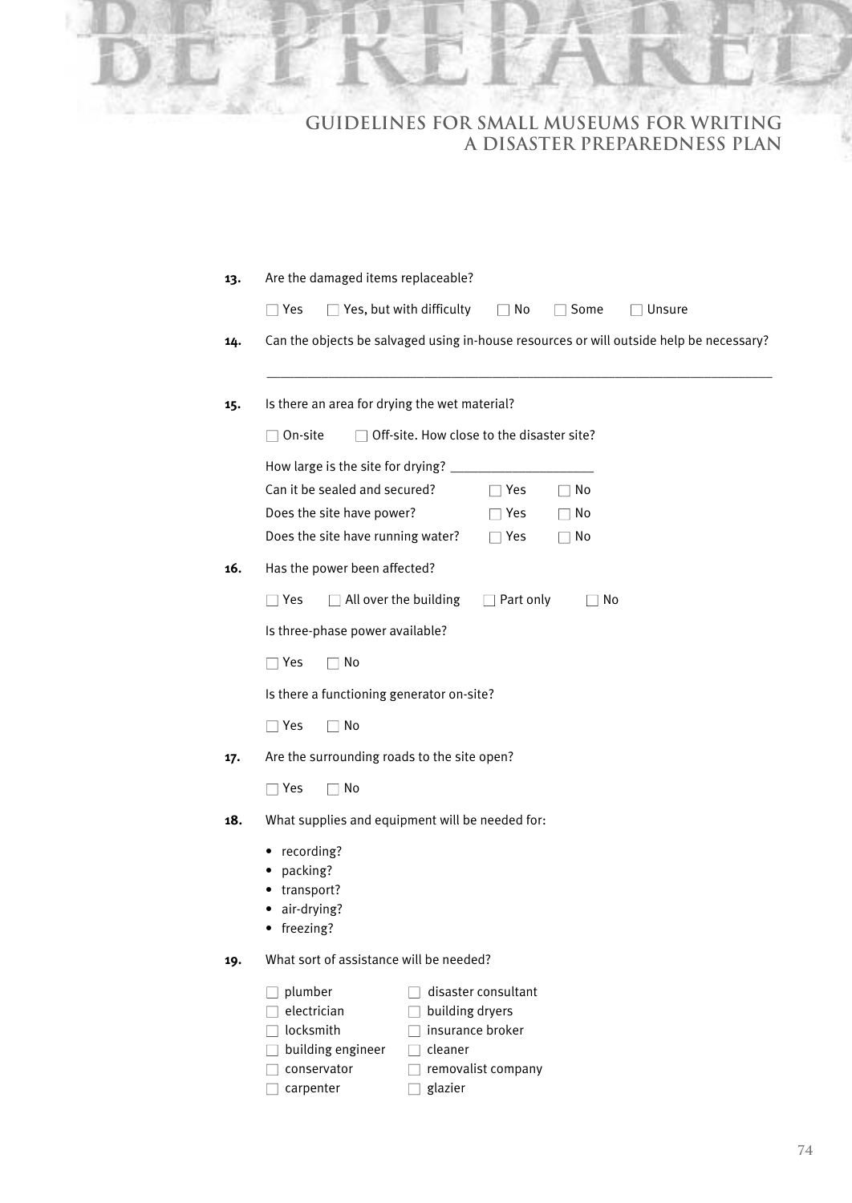**13.** Are the damaged items replaceable?

☐ Yes ☐ Yes, but with difficulty ☐ No ☐ Some ☐ Unsure

**14.** Can the objects be salvaged using in-house resources or will outside help be necessary?

\_\_\_\_\_\_\_\_\_\_\_\_\_\_\_\_\_\_\_\_\_\_\_\_\_\_\_\_\_\_\_\_\_\_\_\_\_\_\_\_\_\_\_\_\_\_\_\_\_\_\_\_\_\_\_\_\_\_\_\_\_\_\_\_\_\_\_\_\_\_

**15.** Is there an area for drying the wet material?

☐ On-site ☐ Off-site. How close to the disaster site?

How large is the site for drying? \_\_\_\_\_\_\_\_\_\_\_\_\_\_\_\_\_\_\_\_

Can it be sealed and secured? ☐ Yes ☐ No

Does the site have power? ☐ Yes ☐ No

Does the site have running water? ☐ Yes ☐ No

**16.** Has the power been affected?

☐ Yes ☐ All over the building ☐ Part only ☐ No

Is three-phase power available?

☐ Yes ☐ No

Is there a functioning generator on-site?

☐ Yes ☐ No

**17.** Are the surrounding roads to the site open?

☐ Yes ☐ No

**18.** What supplies and equipment will be needed for:

- recording?
- packing?
- transport?
- air-drying?
- freezing?

**19.** What sort of assistance will be needed?

☐ plumber ☐ disaster consultant
☐ electrician ☐ building dryers
☐ locksmith ☐ insurance broker
☐ building engineer ☐ cleaner
☐ conservator ☐ removalist company
☐ carpenter ☐ glazier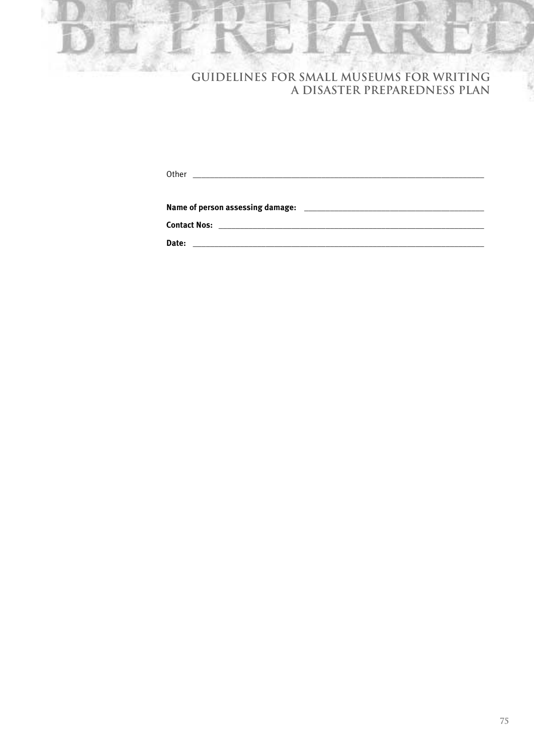Other ___________________________________________________________________

**Name of person assessing damage:** ______________________________________

**Contact Nos:** ____________________________________________________________

**Date:** __________________________________________________________________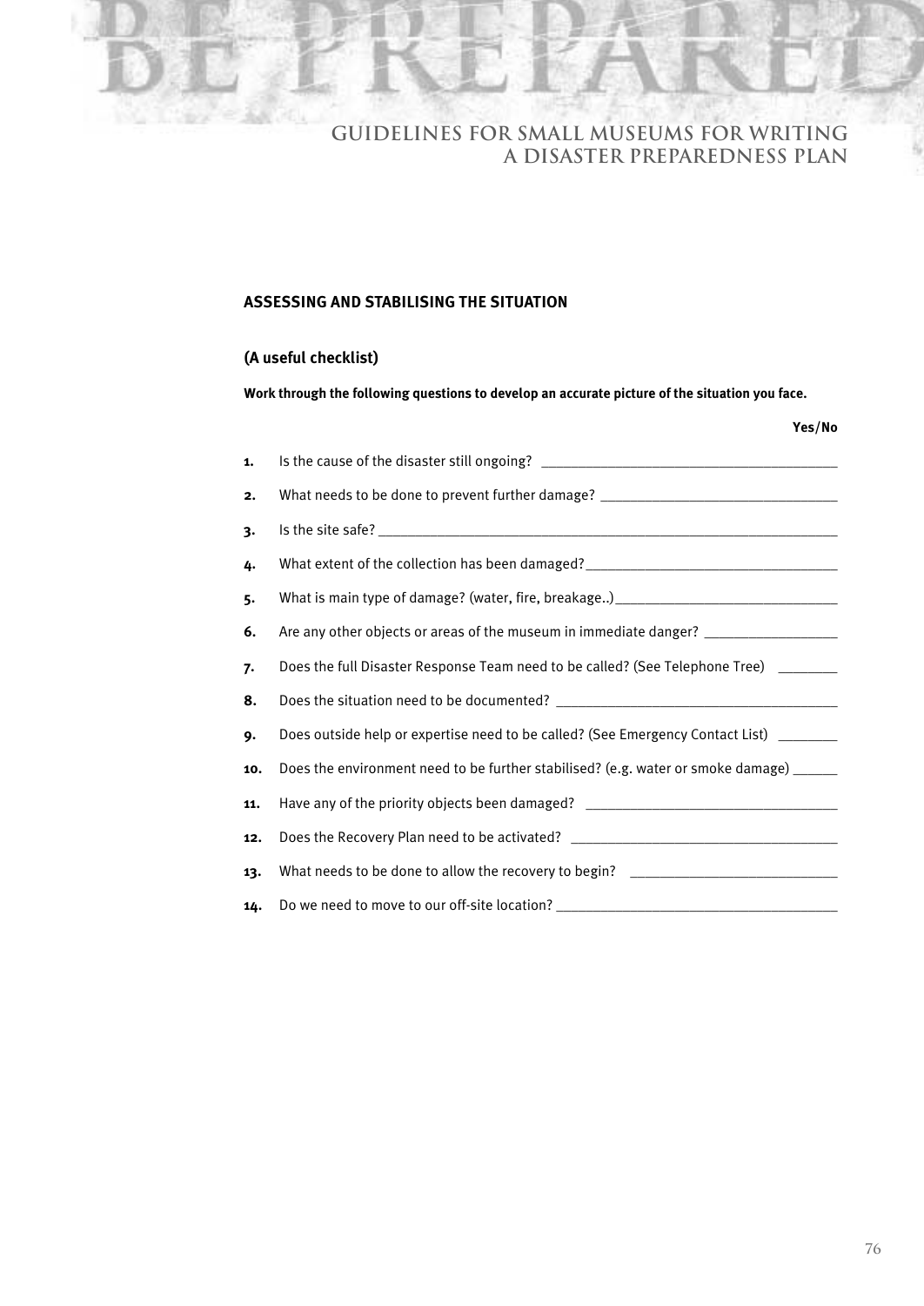## ASSESSING AND STABILISING THE SITUATION

### (A useful checklist)

**Work through the following questions to develop an accurate picture of the situation you face.**

**Yes/No**

1. Is the cause of the disaster still ongoing? ______________________________________
2. What needs to be done to prevent further damage? ______________________________
3. Is the site safe? ________________________________________________________
4. What extent of the collection has been damaged?________________________________
5. What is main type of damage? (water, fire, breakage..)____________________________
6. Are any other objects or areas of the museum in immediate danger? _________________
7. Does the full Disaster Response Team need to be called? (See Telephone Tree) ________
8. Does the situation need to be documented? ____________________________________
9. Does outside help or expertise need to be called? (See Emergency Contact List) ________
10. Does the environment need to be further stabilised? (e.g. water or smoke damage) ______
11. Have any of the priority objects been damaged? _______________________________
12. Does the Recovery Plan need to be activated? _________________________________
13. What needs to be done to allow the recovery to begin? __________________________
14. Do we need to move to our off-site location? __________________________________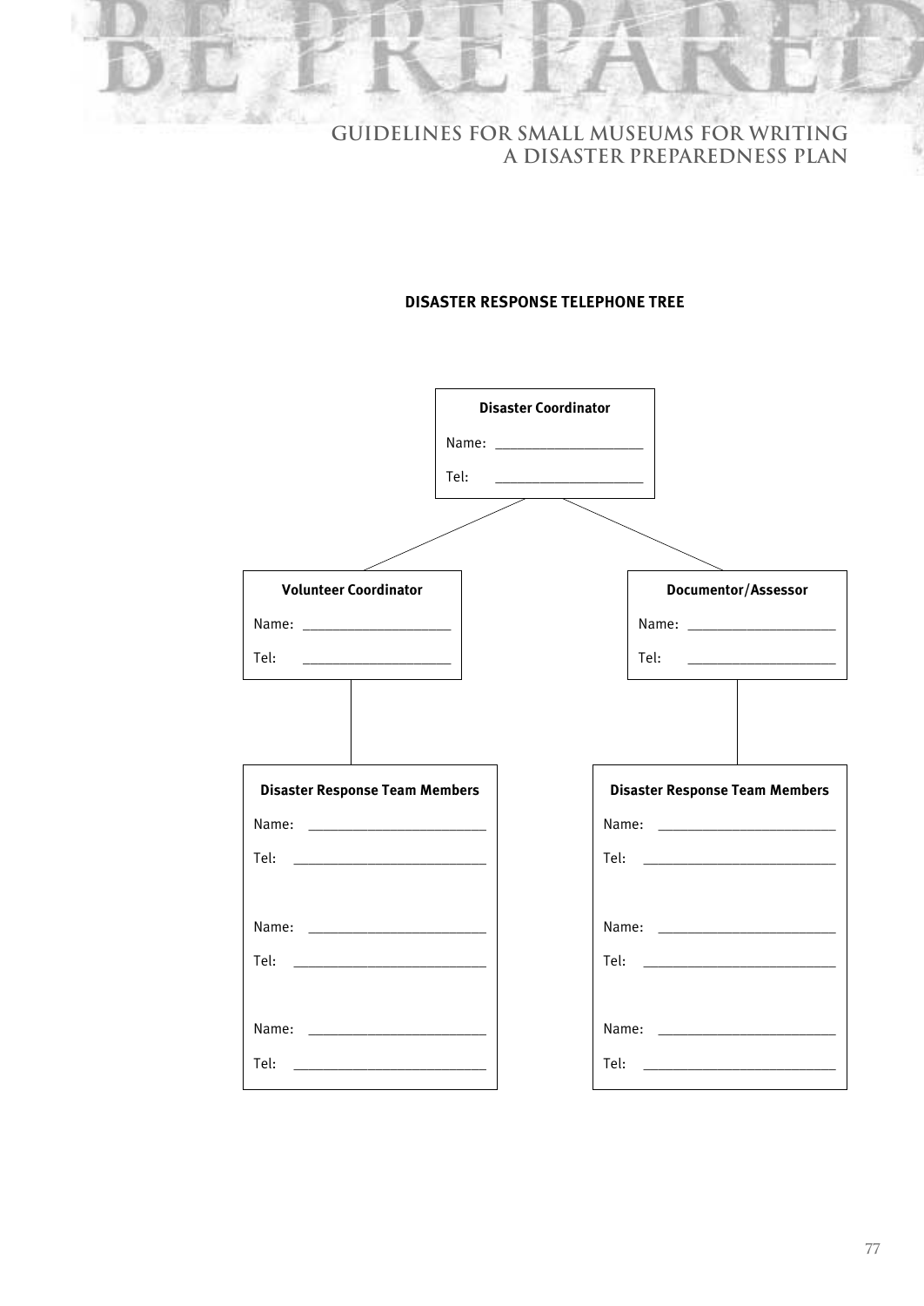## DISASTER RESPONSE TELEPHONE TREE

**Disaster Coordinator**

Name: ____________________

Tel: ____________________

**Volunteer Coordinator**

Name: ____________________

Tel: ____________________

**Documentor/Assessor**

Name: ____________________

Tel: ____________________

**Disaster Response Team Members**

Name: ________________________

Tel: __________________________

Name: ________________________

Tel: __________________________

Name: ________________________

Tel: __________________________

**Disaster Response Team Members**

Name: ________________________

Tel: __________________________

Name: ________________________

Tel: __________________________

Name: ________________________

Tel: __________________________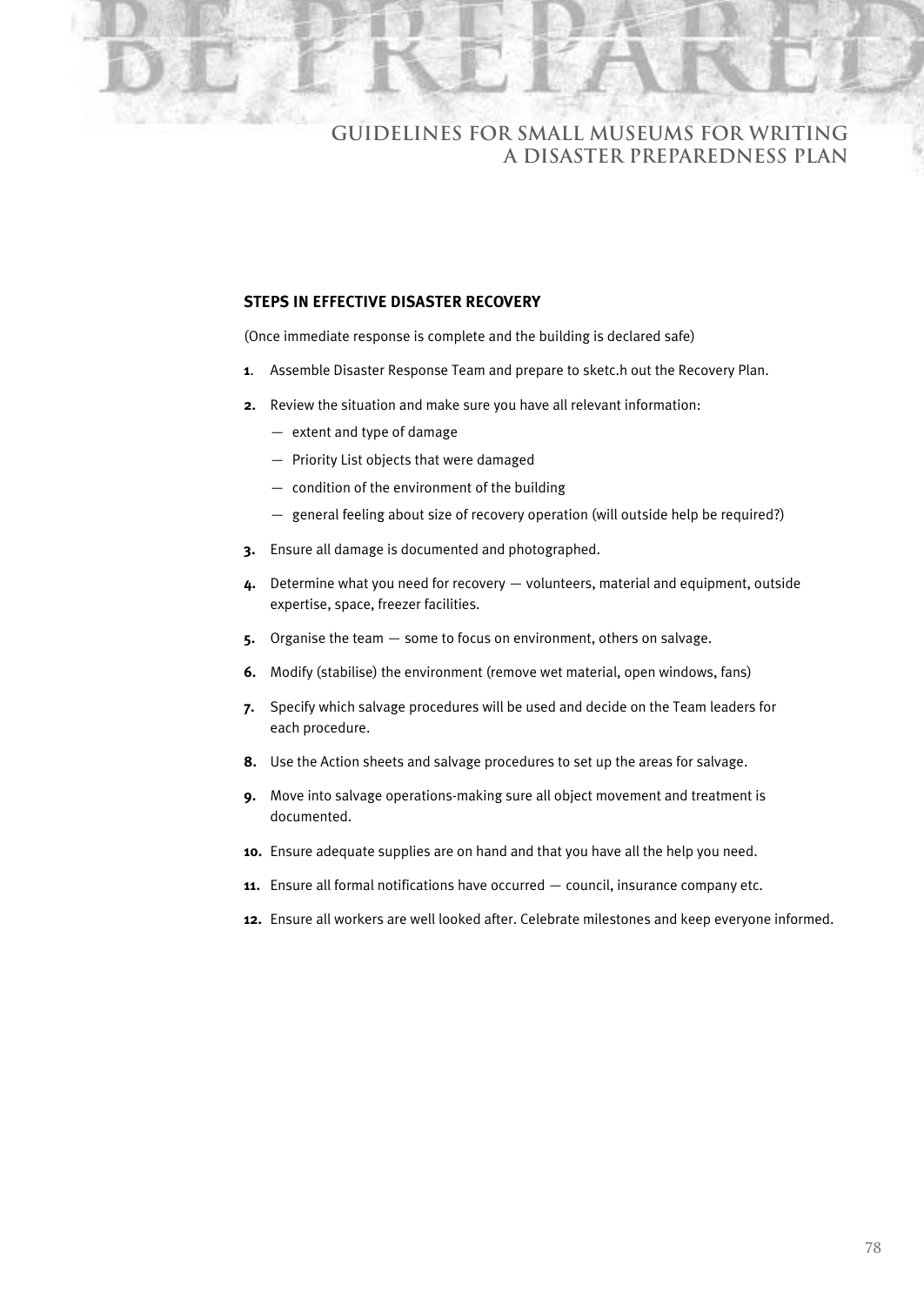## STEPS IN EFFECTIVE DISASTER RECOVERY

(Once immediate response is complete and the building is declared safe)

1. Assemble Disaster Response Team and prepare to sketc.h out the Recovery Plan.
2. Review the situation and make sure you have all relevant information:
   - extent and type of damage
   - Priority List objects that were damaged
   - condition of the environment of the building
   - general feeling about size of recovery operation (will outside help be required?)
3. Ensure all damage is documented and photographed.
4. Determine what you need for recovery — volunteers, material and equipment, outside expertise, space, freezer facilities.
5. Organise the team — some to focus on environment, others on salvage.
6. Modify (stabilise) the environment (remove wet material, open windows, fans)
7. Specify which salvage procedures will be used and decide on the Team leaders for each procedure.
8. Use the Action sheets and salvage procedures to set up the areas for salvage.
9. Move into salvage operations-making sure all object movement and treatment is documented.
10. Ensure adequate supplies are on hand and that you have all the help you need.
11. Ensure all formal notifications have occurred — council, insurance company etc.
12. Ensure all workers are well looked after. Celebrate milestones and keep everyone informed.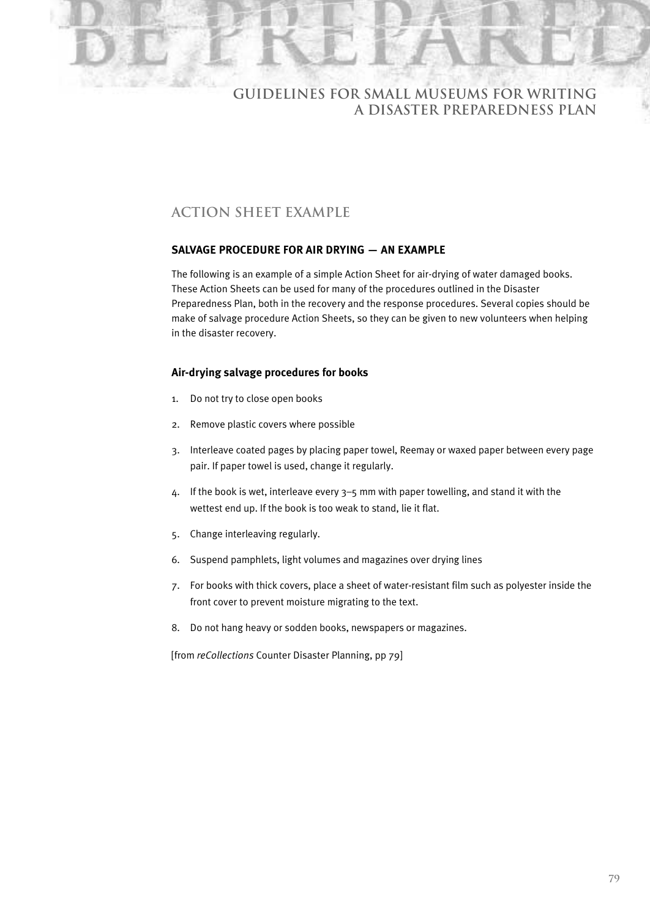## ACTION SHEET EXAMPLE

### SALVAGE PROCEDURE FOR AIR DRYING — AN EXAMPLE

The following is an example of a simple Action Sheet for air-drying of water damaged books. These Action Sheets can be used for many of the procedures outlined in the Disaster Preparedness Plan, both in the recovery and the response procedures. Several copies should be make of salvage procedure Action Sheets, so they can be given to new volunteers when helping in the disaster recovery.

#### Air-drying salvage procedures for books

1. Do not try to close open books
2. Remove plastic covers where possible
3. Interleave coated pages by placing paper towel, Reemay or waxed paper between every page pair. If paper towel is used, change it regularly.
4. If the book is wet, interleave every 3–5 mm with paper towelling, and stand it with the wettest end up. If the book is too weak to stand, lie it flat.
5. Change interleaving regularly.
6. Suspend pamphlets, light volumes and magazines over drying lines
7. For books with thick covers, place a sheet of water-resistant film such as polyester inside the front cover to prevent moisture migrating to the text.
8. Do not hang heavy or sodden books, newspapers or magazines.

[from *reCollections* Counter Disaster Planning, pp 79]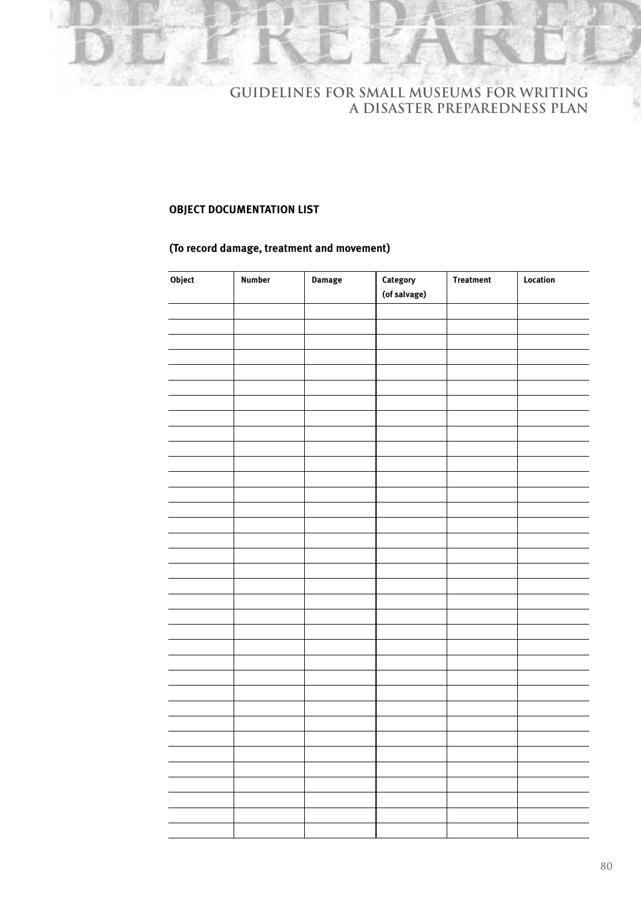**OBJECT DOCUMENTATION LIST**

**(To record damage, treatment and movement)**

| Object | Number | Damage | Category (of salvage) | Treatment | Location |
|---|---|---|---|---|---|
| | | | | | |
| | | | | | |
| | | | | | |
| | | | | | |
| | | | | | |
| | | | | | |
| | | | | | |
| | | | | | |
| | | | | | |
| | | | | | |
| | | | | | |
| | | | | | |
| | | | | | |
| | | | | | |
| | | | | | |
| | | | | | |
| | | | | | |
| | | | | | |
| | | | | | |
| | | | | | |
| | | | | | |
| | | | | | |
| | | | | | |
| | | | | | |
| | | | | | |
| | | | | | |
| | | | | | |
| | | | | | |
| | | | | | |
| | | | | | |
| | | | | | |
| | | | | | |
| | | | | | |
| | | | | | |
| | | | | | |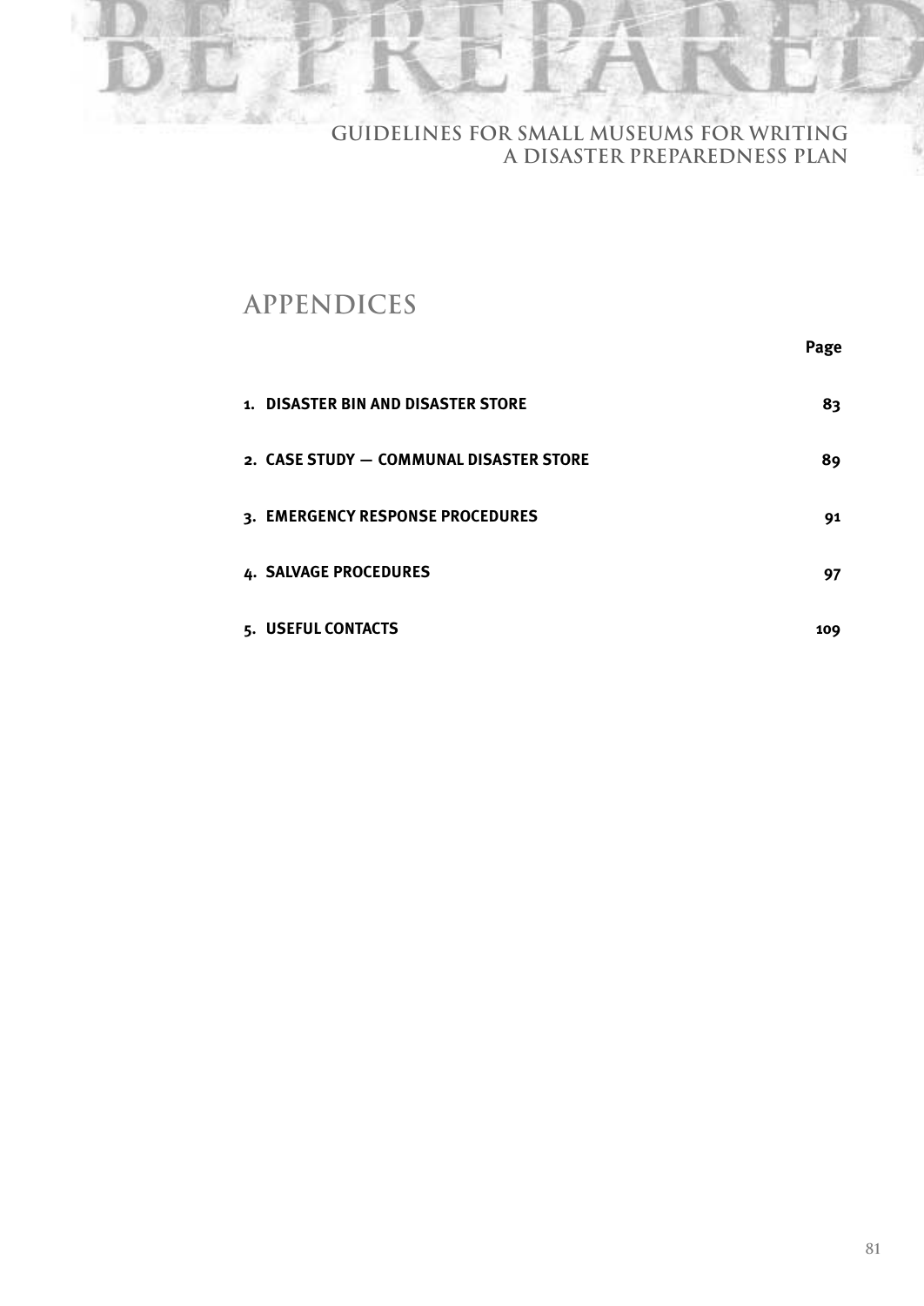# APPENDICES

| | Page |
|---|---|
| 1. DISASTER BIN AND DISASTER STORE | 83 |
| 2. CASE STUDY — COMMUNAL DISASTER STORE | 89 |
| 3. EMERGENCY RESPONSE PROCEDURES | 91 |
| 4. SALVAGE PROCEDURES | 97 |
| 5. USEFUL CONTACTS | 109 |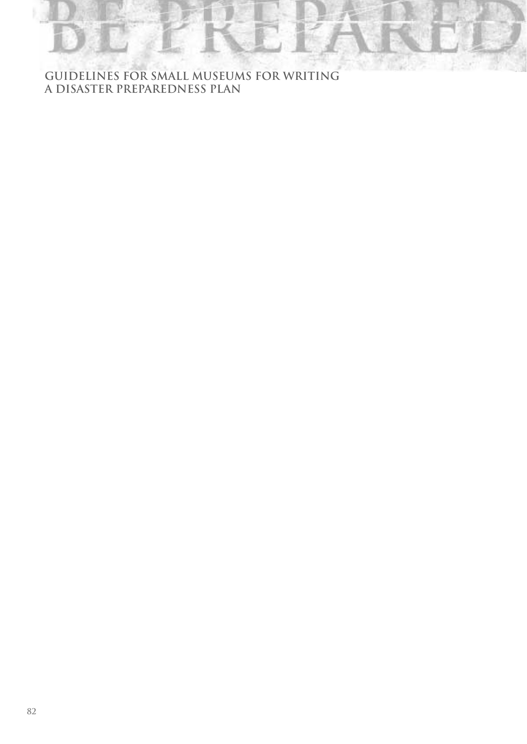# BE PREPARED

**GUIDELINES FOR SMALL MUSEUMS FOR WRITING A DISASTER PREPAREDNESS PLAN**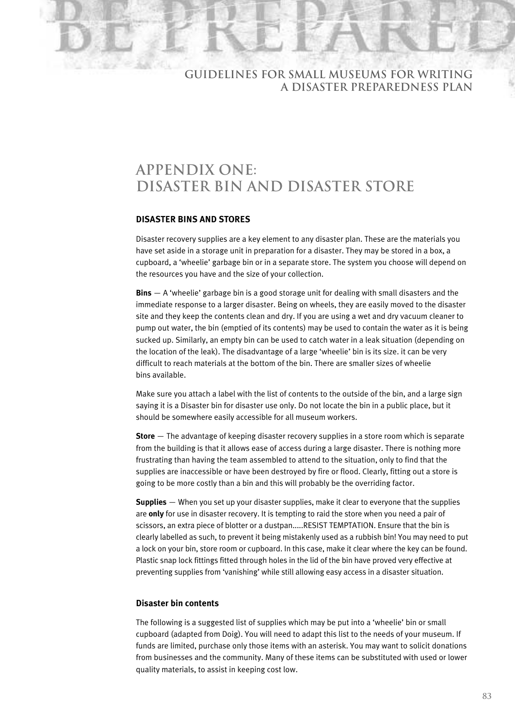# APPENDIX ONE: DISASTER BIN AND DISASTER STORE

### DISASTER BINS AND STORES

Disaster recovery supplies are a key element to any disaster plan. These are the materials you have set aside in a storage unit in preparation for a disaster. They may be stored in a box, a cupboard, a 'wheelie' garbage bin or in a separate store. The system you choose will depend on the resources you have and the size of your collection.

**Bins** — A 'wheelie' garbage bin is a good storage unit for dealing with small disasters and the immediate response to a larger disaster. Being on wheels, they are easily moved to the disaster site and they keep the contents clean and dry. If you are using a wet and dry vacuum cleaner to pump out water, the bin (emptied of its contents) may be used to contain the water as it is being sucked up. Similarly, an empty bin can be used to catch water in a leak situation (depending on the location of the leak). The disadvantage of a large 'wheelie' bin is its size. it can be very difficult to reach materials at the bottom of the bin. There are smaller sizes of wheelie bins available.

Make sure you attach a label with the list of contents to the outside of the bin, and a large sign saying it is a Disaster bin for disaster use only. Do not locate the bin in a public place, but it should be somewhere easily accessible for all museum workers.

**Store** — The advantage of keeping disaster recovery supplies in a store room which is separate from the building is that it allows ease of access during a large disaster. There is nothing more frustrating than having the team assembled to attend to the situation, only to find that the supplies are inaccessible or have been destroyed by fire or flood. Clearly, fitting out a store is going to be more costly than a bin and this will probably be the overriding factor.

**Supplies** — When you set up your disaster supplies, make it clear to everyone that the supplies are **only** for use in disaster recovery. It is tempting to raid the store when you need a pair of scissors, an extra piece of blotter or a dustpan.....RESIST TEMPTATION. Ensure that the bin is clearly labelled as such, to prevent it being mistakenly used as a rubbish bin! You may need to put a lock on your bin, store room or cupboard. In this case, make it clear where the key can be found. Plastic snap lock fittings fitted through holes in the lid of the bin have proved very effective at preventing supplies from 'vanishing' while still allowing easy access in a disaster situation.

#### Disaster bin contents

The following is a suggested list of supplies which may be put into a 'wheelie' bin or small cupboard (adapted from Doig). You will need to adapt this list to the needs of your museum. If funds are limited, purchase only those items with an asterisk. You may want to solicit donations from businesses and the community. Many of these items can be substituted with used or lower quality materials, to assist in keeping cost low.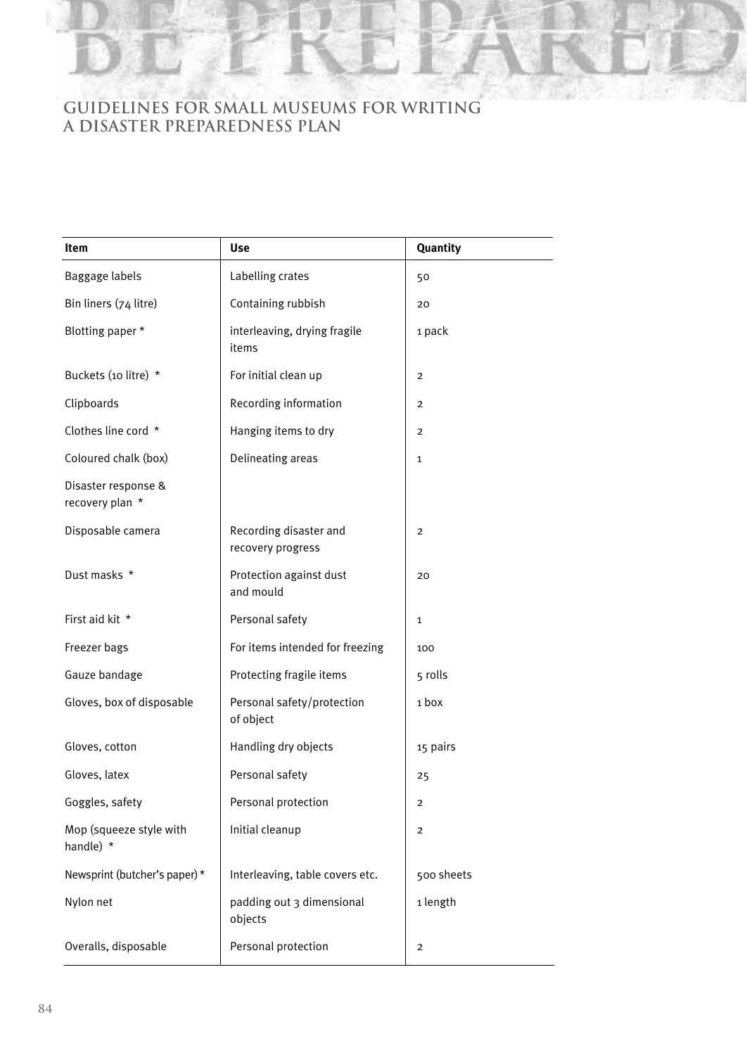| Item | Use | Quantity |
|---|---|---|
| Baggage labels | Labelling crates | 50 |
| Bin liners (74 litre) | Containing rubbish | 20 |
| Blotting paper * | interleaving, drying fragile items | 1 pack |
| Buckets (10 litre) * | For initial clean up | 2 |
| Clipboards | Recording information | 2 |
| Clothes line cord * | Hanging items to dry | 2 |
| Coloured chalk (box) | Delineating areas | 1 |
| Disaster response & recovery plan * | | |
| Disposable camera | Recording disaster and recovery progress | 2 |
| Dust masks * | Protection against dust and mould | 20 |
| First aid kit * | Personal safety | 1 |
| Freezer bags | For items intended for freezing | 100 |
| Gauze bandage | Protecting fragile items | 5 rolls |
| Gloves, box of disposable | Personal safety/protection of object | 1 box |
| Gloves, cotton | Handling dry objects | 15 pairs |
| Gloves, latex | Personal safety | 25 |
| Goggles, safety | Personal protection | 2 |
| Mop (squeeze style with handle) * | Initial cleanup | 2 |
| Newsprint (butcher's paper) * | Interleaving, table covers etc. | 500 sheets |
| Nylon net | padding out 3 dimensional objects | 1 length |
| Overalls, disposable | Personal protection | 2 |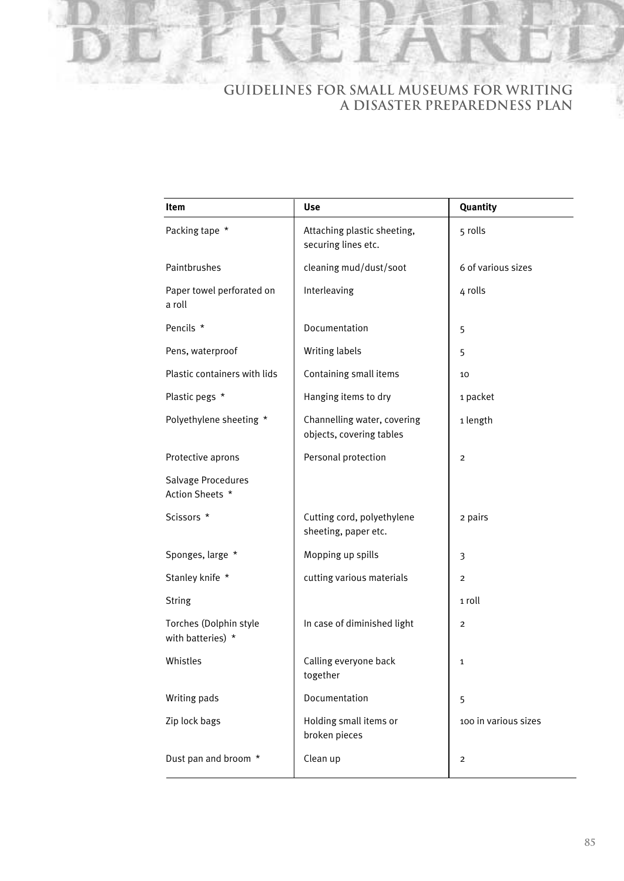| Item | Use | Quantity |
|---|---|---|
| Packing tape * | Attaching plastic sheeting, securing lines etc. | 5 rolls |
| Paintbrushes | cleaning mud/dust/soot | 6 of various sizes |
| Paper towel perforated on a roll | Interleaving | 4 rolls |
| Pencils * | Documentation | 5 |
| Pens, waterproof | Writing labels | 5 |
| Plastic containers with lids | Containing small items | 10 |
| Plastic pegs * | Hanging items to dry | 1 packet |
| Polyethylene sheeting * | Channelling water, covering objects, covering tables | 1 length |
| Protective aprons | Personal protection | 2 |
| Salvage Procedures Action Sheets * | | |
| Scissors * | Cutting cord, polyethylene sheeting, paper etc. | 2 pairs |
| Sponges, large * | Mopping up spills | 3 |
| Stanley knife * | cutting various materials | 2 |
| String | | 1 roll |
| Torches (Dolphin style with batteries) * | In case of diminished light | 2 |
| Whistles | Calling everyone back together | 1 |
| Writing pads | Documentation | 5 |
| Zip lock bags | Holding small items or broken pieces | 100 in various sizes |
| Dust pan and broom * | Clean up | 2 |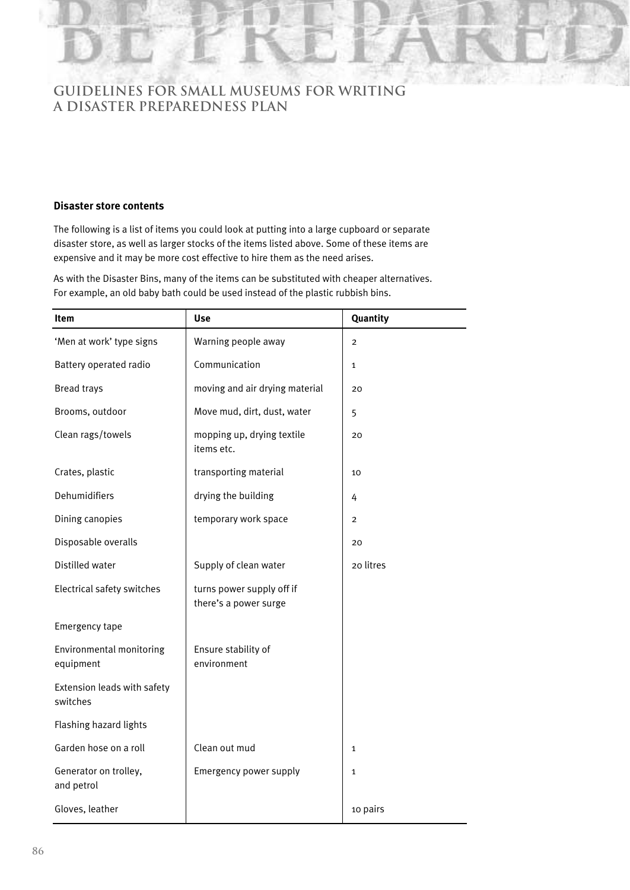### Disaster store contents

The following is a list of items you could look at putting into a large cupboard or separate disaster store, as well as larger stocks of the items listed above. Some of these items are expensive and it may be more cost effective to hire them as the need arises.

As with the Disaster Bins, many of the items can be substituted with cheaper alternatives. For example, an old baby bath could be used instead of the plastic rubbish bins.

| Item | Use | Quantity |
|---|---|---|
| 'Men at work' type signs | Warning people away | 2 |
| Battery operated radio | Communication | 1 |
| Bread trays | moving and air drying material | 20 |
| Brooms, outdoor | Move mud, dirt, dust, water | 5 |
| Clean rags/towels | mopping up, drying textile items etc. | 20 |
| Crates, plastic | transporting material | 10 |
| Dehumidifiers | drying the building | 4 |
| Dining canopies | temporary work space | 2 |
| Disposable overalls | | 20 |
| Distilled water | Supply of clean water | 20 litres |
| Electrical safety switches | turns power supply off if there's a power surge | |
| Emergency tape | | |
| Environmental monitoring equipment | Ensure stability of environment | |
| Extension leads with safety switches | | |
| Flashing hazard lights | | |
| Garden hose on a roll | Clean out mud | 1 |
| Generator on trolley, and petrol | Emergency power supply | 1 |
| Gloves, leather | | 10 pairs |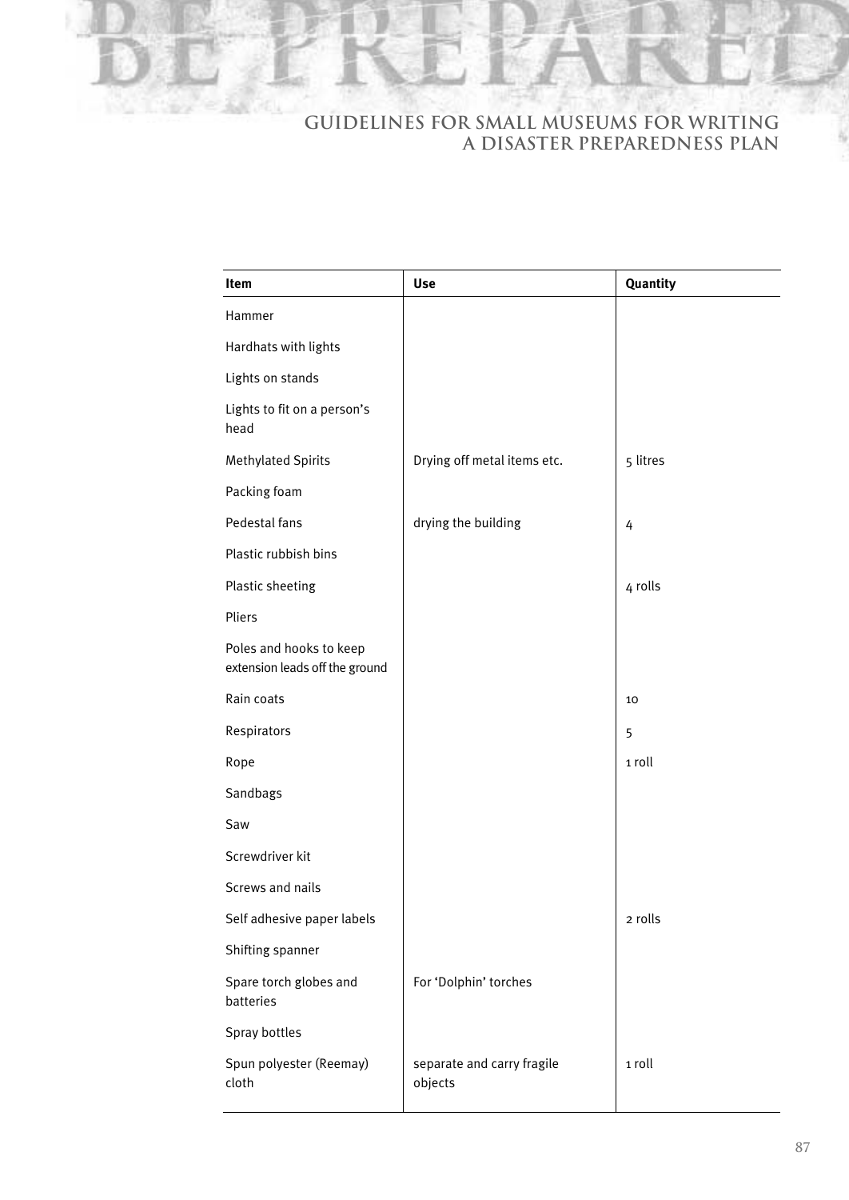| Item | Use | Quantity |
| --- | --- | --- |
| Hammer | | |
| Hardhats with lights | | |
| Lights on stands | | |
| Lights to fit on a person's head | | |
| Methylated Spirits | Drying off metal items etc. | 5 litres |
| Packing foam | | |
| Pedestal fans | drying the building | 4 |
| Plastic rubbish bins | | |
| Plastic sheeting | | 4 rolls |
| Pliers | | |
| Poles and hooks to keep extension leads off the ground | | |
| Rain coats | | 10 |
| Respirators | | 5 |
| Rope | | 1 roll |
| Sandbags | | |
| Saw | | |
| Screwdriver kit | | |
| Screws and nails | | |
| Self adhesive paper labels | | 2 rolls |
| Shifting spanner | | |
| Spare torch globes and batteries | For 'Dolphin' torches | |
| Spray bottles | | |
| Spun polyester (Reemay) cloth | separate and carry fragile objects | 1 roll |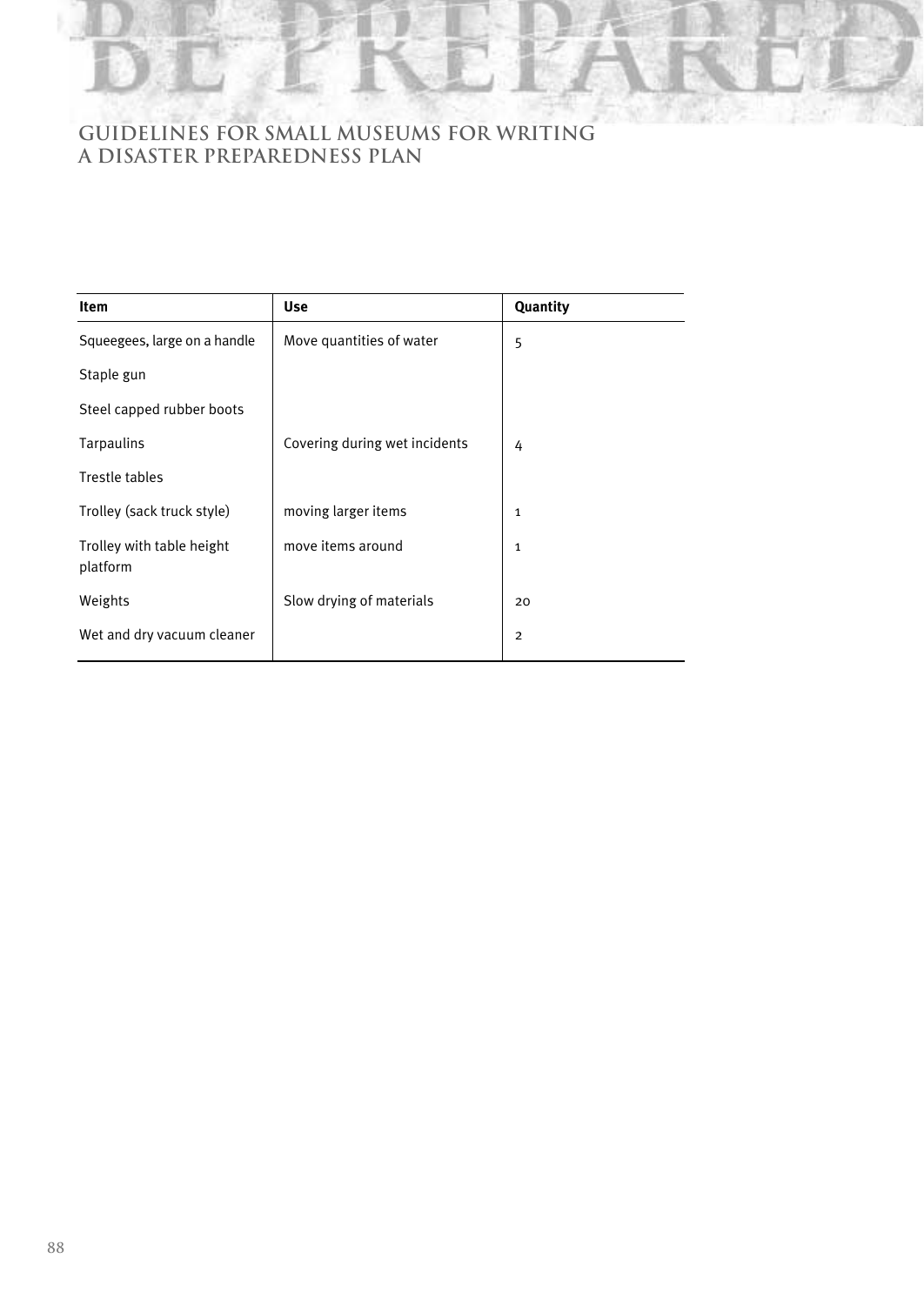| Item | Use | Quantity |
|---|---|---|
| Squeegees, large on a handle | Move quantities of water | 5 |
| Staple gun | | |
| Steel capped rubber boots | | |
| Tarpaulins | Covering during wet incidents | 4 |
| Trestle tables | | |
| Trolley (sack truck style) | moving larger items | 1 |
| Trolley with table height platform | move items around | 1 |
| Weights | Slow drying of materials | 20 |
| Wet and dry vacuum cleaner | | 2 |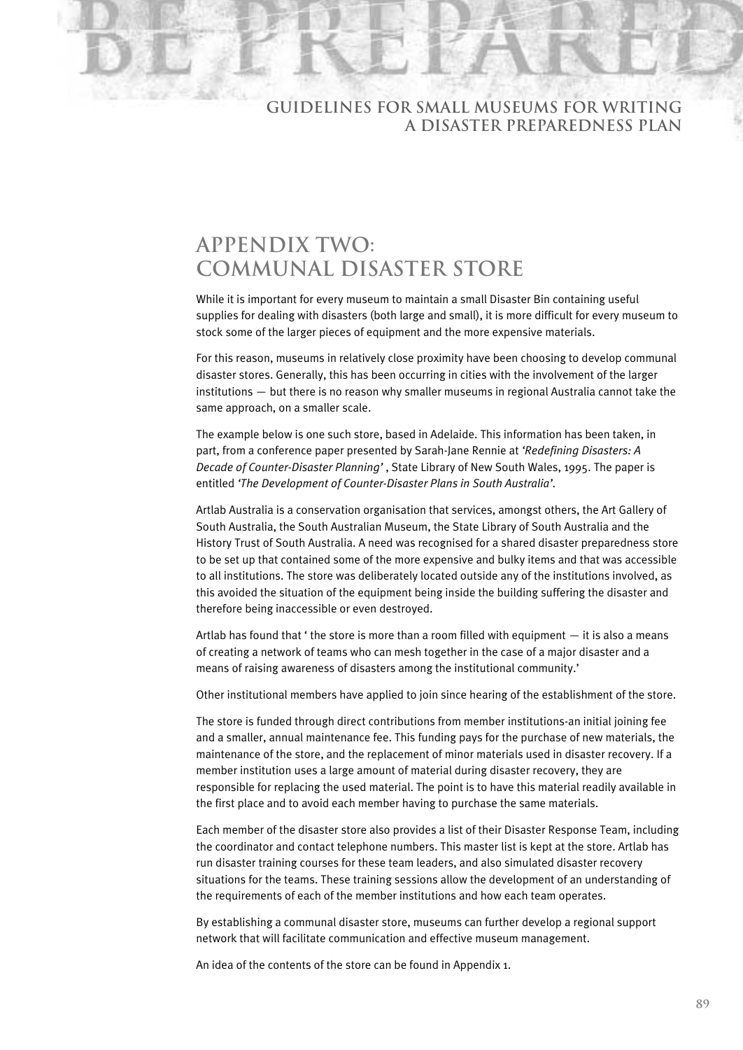# APPENDIX TWO: COMMUNAL DISASTER STORE

While it is important for every museum to maintain a small Disaster Bin containing useful supplies for dealing with disasters (both large and small), it is more difficult for every museum to stock some of the larger pieces of equipment and the more expensive materials.

For this reason, museums in relatively close proximity have been choosing to develop communal disaster stores. Generally, this has been occurring in cities with the involvement of the larger institutions — but there is no reason why smaller museums in regional Australia cannot take the same approach, on a smaller scale.

The example below is one such store, based in Adelaide. This information has been taken, in part, from a conference paper presented by Sarah-Jane Rennie at *'Redefining Disasters: A Decade of Counter-Disaster Planning'* , State Library of New South Wales, 1995. The paper is entitled *'The Development of Counter-Disaster Plans in South Australia'*.

Artlab Australia is a conservation organisation that services, amongst others, the Art Gallery of South Australia, the South Australian Museum, the State Library of South Australia and the History Trust of South Australia. A need was recognised for a shared disaster preparedness store to be set up that contained some of the more expensive and bulky items and that was accessible to all institutions. The store was deliberately located outside any of the institutions involved, as this avoided the situation of the equipment being inside the building suffering the disaster and therefore being inaccessible or even destroyed.

Artlab has found that ' the store is more than a room filled with equipment — it is also a means of creating a network of teams who can mesh together in the case of a major disaster and a means of raising awareness of disasters among the institutional community.'

Other institutional members have applied to join since hearing of the establishment of the store.

The store is funded through direct contributions from member institutions-an initial joining fee and a smaller, annual maintenance fee. This funding pays for the purchase of new materials, the maintenance of the store, and the replacement of minor materials used in disaster recovery. If a member institution uses a large amount of material during disaster recovery, they are responsible for replacing the used material. The point is to have this material readily available in the first place and to avoid each member having to purchase the same materials.

Each member of the disaster store also provides a list of their Disaster Response Team, including the coordinator and contact telephone numbers. This master list is kept at the store. Artlab has run disaster training courses for these team leaders, and also simulated disaster recovery situations for the teams. These training sessions allow the development of an understanding of the requirements of each of the member institutions and how each team operates.

By establishing a communal disaster store, museums can further develop a regional support network that will facilitate communication and effective museum management.

An idea of the contents of the store can be found in Appendix 1.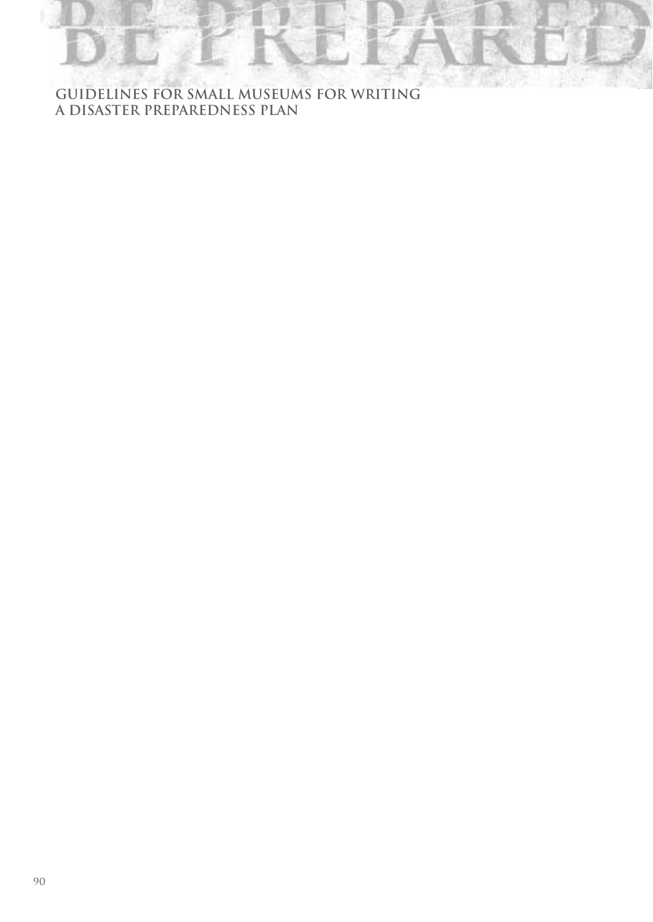# BE PREPARED

**GUIDELINES FOR SMALL MUSEUMS FOR WRITING A DISASTER PREPAREDNESS PLAN**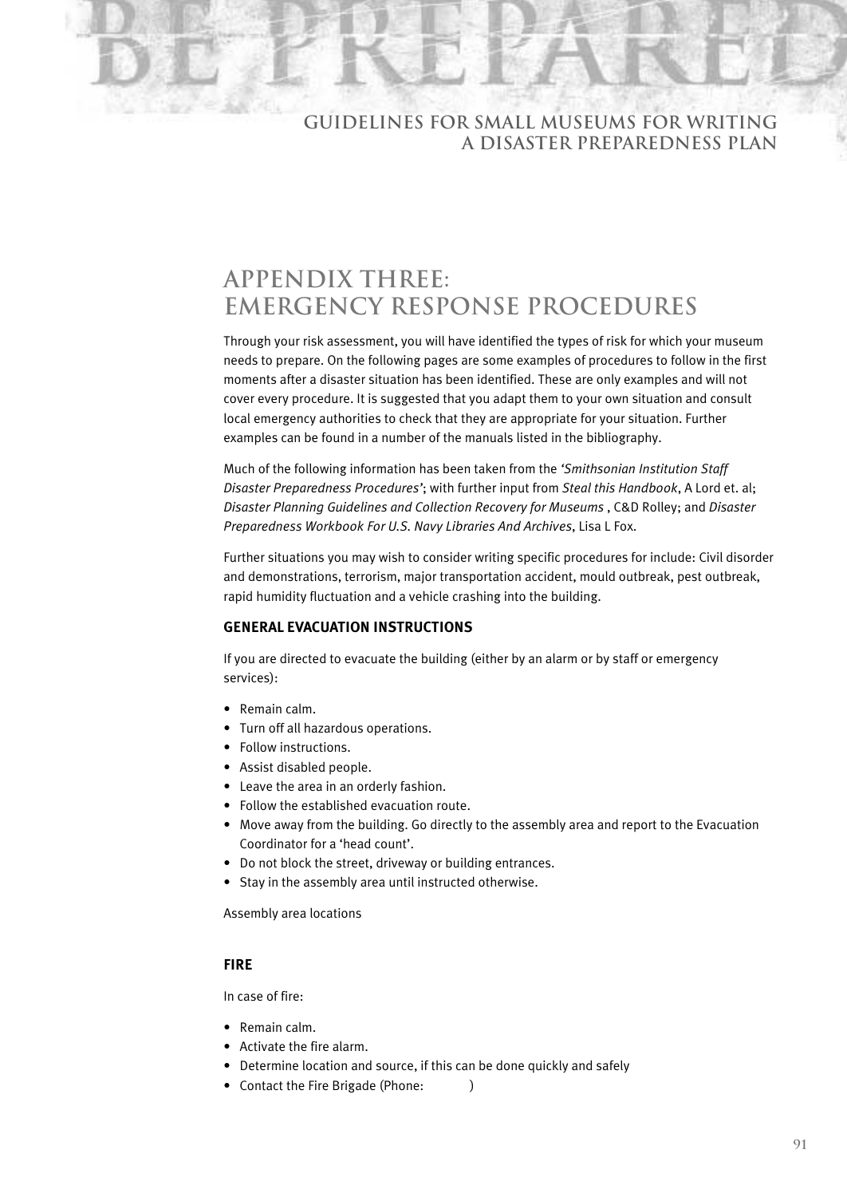# APPENDIX THREE: EMERGENCY RESPONSE PROCEDURES

Through your risk assessment, you will have identified the types of risk for which your museum needs to prepare. On the following pages are some examples of procedures to follow in the first moments after a disaster situation has been identified. These are only examples and will not cover every procedure. It is suggested that you adapt them to your own situation and consult local emergency authorities to check that they are appropriate for your situation. Further examples can be found in a number of the manuals listed in the bibliography.

Much of the following information has been taken from the *'Smithsonian Institution Staff Disaster Preparedness Procedures'*; with further input from *Steal this Handbook*, A Lord et. al; *Disaster Planning Guidelines and Collection Recovery for Museums* , C&D Rolley; and *Disaster Preparedness Workbook For U.S. Navy Libraries And Archives*, Lisa L Fox.

Further situations you may wish to consider writing specific procedures for include: Civil disorder and demonstrations, terrorism, major transportation accident, mould outbreak, pest outbreak, rapid humidity fluctuation and a vehicle crashing into the building.

### GENERAL EVACUATION INSTRUCTIONS

If you are directed to evacuate the building (either by an alarm or by staff or emergency services):

- Remain calm.
- Turn off all hazardous operations.
- Follow instructions.
- Assist disabled people.
- Leave the area in an orderly fashion.
- Follow the established evacuation route.
- Move away from the building. Go directly to the assembly area and report to the Evacuation Coordinator for a 'head count'.
- Do not block the street, driveway or building entrances.
- Stay in the assembly area until instructed otherwise.

Assembly area locations

### FIRE

In case of fire:

- Remain calm.
- Activate the fire alarm.
- Determine location and source, if this can be done quickly and safely
- Contact the Fire Brigade (Phone: )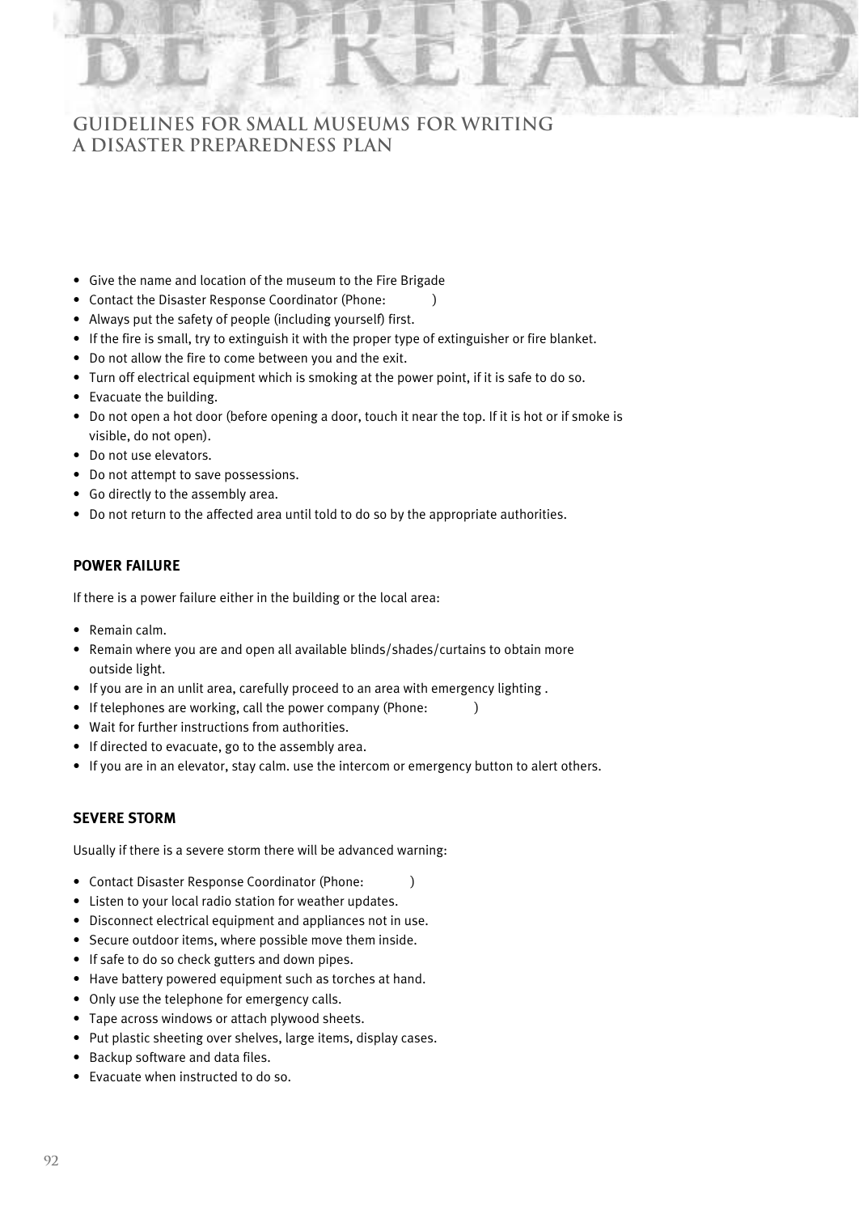- Give the name and location of the museum to the Fire Brigade
- Contact the Disaster Response Coordinator (Phone: )
- Always put the safety of people (including yourself) first.
- If the fire is small, try to extinguish it with the proper type of extinguisher or fire blanket.
- Do not allow the fire to come between you and the exit.
- Turn off electrical equipment which is smoking at the power point, if it is safe to do so.
- Evacuate the building.
- Do not open a hot door (before opening a door, touch it near the top. If it is hot or if smoke is visible, do not open).
- Do not use elevators.
- Do not attempt to save possessions.
- Go directly to the assembly area.
- Do not return to the affected area until told to do so by the appropriate authorities.

### POWER FAILURE

If there is a power failure either in the building or the local area:

- Remain calm.
- Remain where you are and open all available blinds/shades/curtains to obtain more outside light.
- If you are in an unlit area, carefully proceed to an area with emergency lighting .
- If telephones are working, call the power company (Phone: )
- Wait for further instructions from authorities.
- If directed to evacuate, go to the assembly area.
- If you are in an elevator, stay calm. use the intercom or emergency button to alert others.

### SEVERE STORM

Usually if there is a severe storm there will be advanced warning:

- Contact Disaster Response Coordinator (Phone: )
- Listen to your local radio station for weather updates.
- Disconnect electrical equipment and appliances not in use.
- Secure outdoor items, where possible move them inside.
- If safe to do so check gutters and down pipes.
- Have battery powered equipment such as torches at hand.
- Only use the telephone for emergency calls.
- Tape across windows or attach plywood sheets.
- Put plastic sheeting over shelves, large items, display cases.
- Backup software and data files.
- Evacuate when instructed to do so.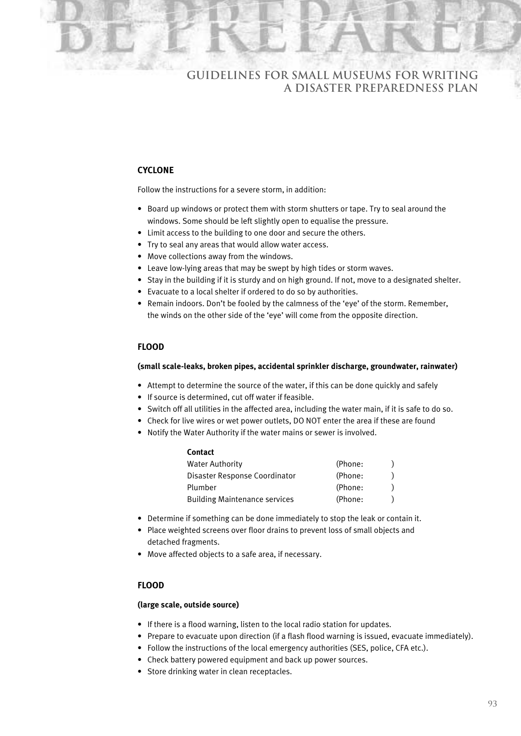## CYCLONE

Follow the instructions for a severe storm, in addition:

- Board up windows or protect them with storm shutters or tape. Try to seal around the windows. Some should be left slightly open to equalise the pressure.
- Limit access to the building to one door and secure the others.
- Try to seal any areas that would allow water access.
- Move collections away from the windows.
- Leave low-lying areas that may be swept by high tides or storm waves.
- Stay in the building if it is sturdy and on high ground. If not, move to a designated shelter.
- Evacuate to a local shelter if ordered to do so by authorities.
- Remain indoors. Don't be fooled by the calmness of the 'eye' of the storm. Remember, the winds on the other side of the 'eye' will come from the opposite direction.

## FLOOD

**(small scale-leaks, broken pipes, accidental sprinkler discharge, groundwater, rainwater)**

- Attempt to determine the source of the water, if this can be done quickly and safely
- If source is determined, cut off water if feasible.
- Switch off all utilities in the affected area, including the water main, if it is safe to do so.
- Check for live wires or wet power outlets, DO NOT enter the area if these are found
- Notify the Water Authority if the water mains or sewer is involved.

| Contact | |
|---|---|
| Water Authority | (Phone: ) |
| Disaster Response Coordinator | (Phone: ) |
| Plumber | (Phone: ) |
| Building Maintenance services | (Phone: ) |

- Determine if something can be done immediately to stop the leak or contain it.
- Place weighted screens over floor drains to prevent loss of small objects and detached fragments.
- Move affected objects to a safe area, if necessary.

## FLOOD

**(large scale, outside source)**

- If there is a flood warning, listen to the local radio station for updates.
- Prepare to evacuate upon direction (if a flash flood warning is issued, evacuate immediately).
- Follow the instructions of the local emergency authorities (SES, police, CFA etc.).
- Check battery powered equipment and back up power sources.
- Store drinking water in clean receptacles.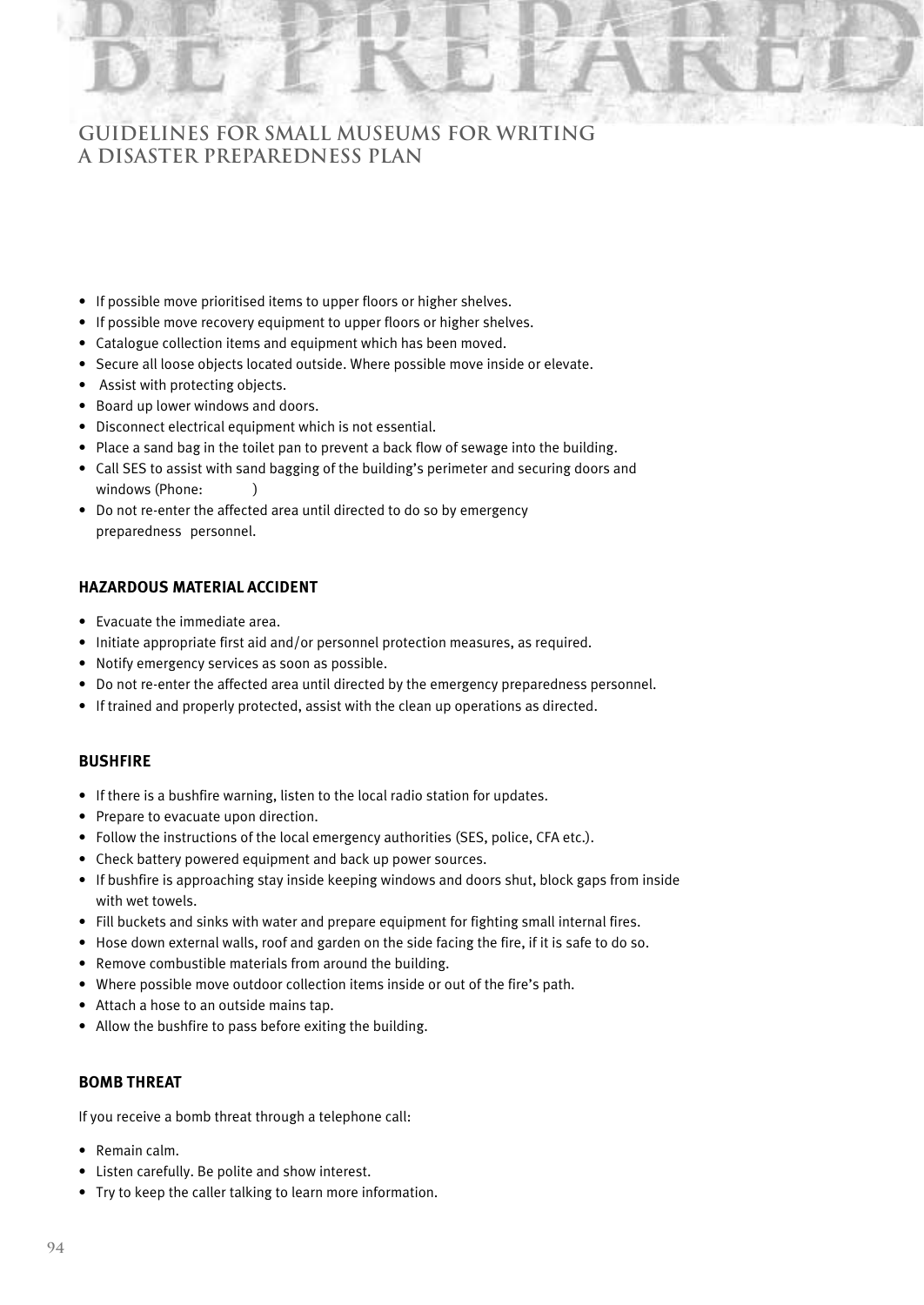- If possible move prioritised items to upper floors or higher shelves.
- If possible move recovery equipment to upper floors or higher shelves.
- Catalogue collection items and equipment which has been moved.
- Secure all loose objects located outside. Where possible move inside or elevate.
- Assist with protecting objects.
- Board up lower windows and doors.
- Disconnect electrical equipment which is not essential.
- Place a sand bag in the toilet pan to prevent a back flow of sewage into the building.
- Call SES to assist with sand bagging of the building's perimeter and securing doors and windows (Phone: )
- Do not re-enter the affected area until directed to do so by emergency preparedness personnel.

#### HAZARDOUS MATERIAL ACCIDENT

- Evacuate the immediate area.
- Initiate appropriate first aid and/or personnel protection measures, as required.
- Notify emergency services as soon as possible.
- Do not re-enter the affected area until directed by the emergency preparedness personnel.
- If trained and properly protected, assist with the clean up operations as directed.

#### BUSHFIRE

- If there is a bushfire warning, listen to the local radio station for updates.
- Prepare to evacuate upon direction.
- Follow the instructions of the local emergency authorities (SES, police, CFA etc.).
- Check battery powered equipment and back up power sources.
- If bushfire is approaching stay inside keeping windows and doors shut, block gaps from inside with wet towels.
- Fill buckets and sinks with water and prepare equipment for fighting small internal fires.
- Hose down external walls, roof and garden on the side facing the fire, if it is safe to do so.
- Remove combustible materials from around the building.
- Where possible move outdoor collection items inside or out of the fire's path.
- Attach a hose to an outside mains tap.
- Allow the bushfire to pass before exiting the building.

#### BOMB THREAT

If you receive a bomb threat through a telephone call:

- Remain calm.
- Listen carefully. Be polite and show interest.
- Try to keep the caller talking to learn more information.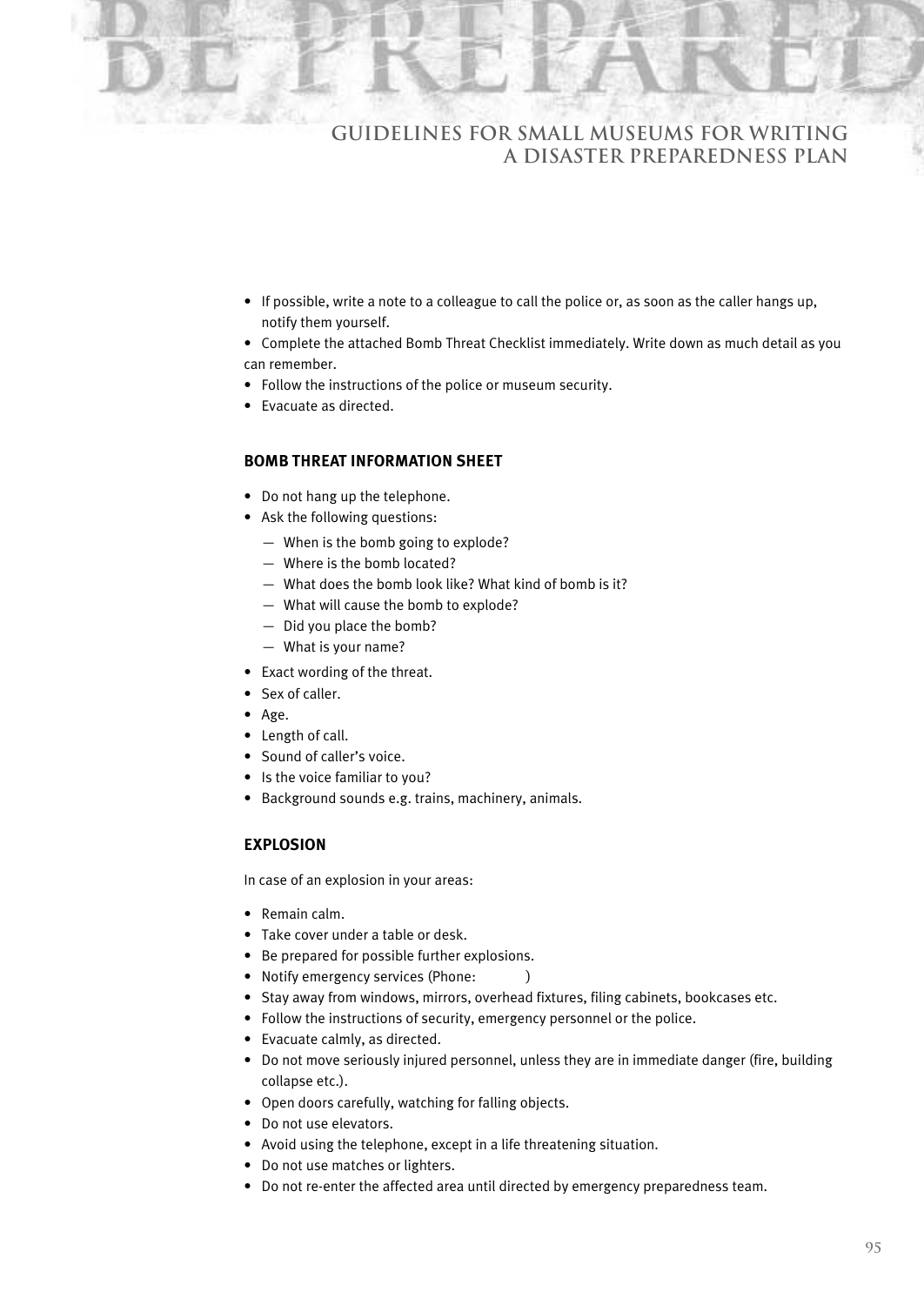- If possible, write a note to a colleague to call the police or, as soon as the caller hangs up, notify them yourself.
- Complete the attached Bomb Threat Checklist immediately. Write down as much detail as you can remember.
- Follow the instructions of the police or museum security.
- Evacuate as directed.

### BOMB THREAT INFORMATION SHEET

- Do not hang up the telephone.
- Ask the following questions:
  - When is the bomb going to explode?
  - Where is the bomb located?
  - What does the bomb look like? What kind of bomb is it?
  - What will cause the bomb to explode?
  - Did you place the bomb?
  - What is your name?
- Exact wording of the threat.
- Sex of caller.
- Age.
- Length of call.
- Sound of caller's voice.
- Is the voice familiar to you?
- Background sounds e.g. trains, machinery, animals.

### EXPLOSION

In case of an explosion in your areas:

- Remain calm.
- Take cover under a table or desk.
- Be prepared for possible further explosions.
- Notify emergency services (Phone: )
- Stay away from windows, mirrors, overhead fixtures, filing cabinets, bookcases etc.
- Follow the instructions of security, emergency personnel or the police.
- Evacuate calmly, as directed.
- Do not move seriously injured personnel, unless they are in immediate danger (fire, building collapse etc.).
- Open doors carefully, watching for falling objects.
- Do not use elevators.
- Avoid using the telephone, except in a life threatening situation.
- Do not use matches or lighters.
- Do not re-enter the affected area until directed by emergency preparedness team.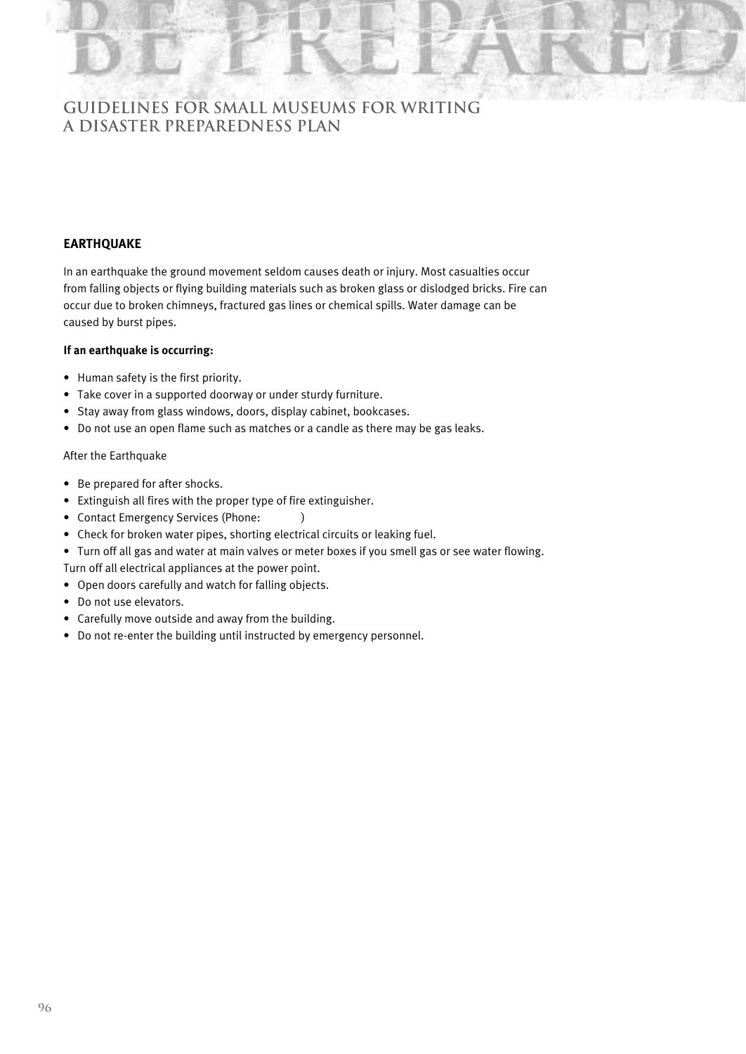## EARTHQUAKE

In an earthquake the ground movement seldom causes death or injury. Most casualties occur from falling objects or flying building materials such as broken glass or dislodged bricks. Fire can occur due to broken chimneys, fractured gas lines or chemical spills. Water damage can be caused by burst pipes.

**If an earthquake is occurring:**

- Human safety is the first priority.
- Take cover in a supported doorway or under sturdy furniture.
- Stay away from glass windows, doors, display cabinet, bookcases.
- Do not use an open flame such as matches or a candle as there may be gas leaks.

After the Earthquake

- Be prepared for after shocks.
- Extinguish all fires with the proper type of fire extinguisher.
- Contact Emergency Services (Phone: )
- Check for broken water pipes, shorting electrical circuits or leaking fuel.
- Turn off all gas and water at main valves or meter boxes if you smell gas or see water flowing. Turn off all electrical appliances at the power point.
- Open doors carefully and watch for falling objects.
- Do not use elevators.
- Carefully move outside and away from the building.
- Do not re-enter the building until instructed by emergency personnel.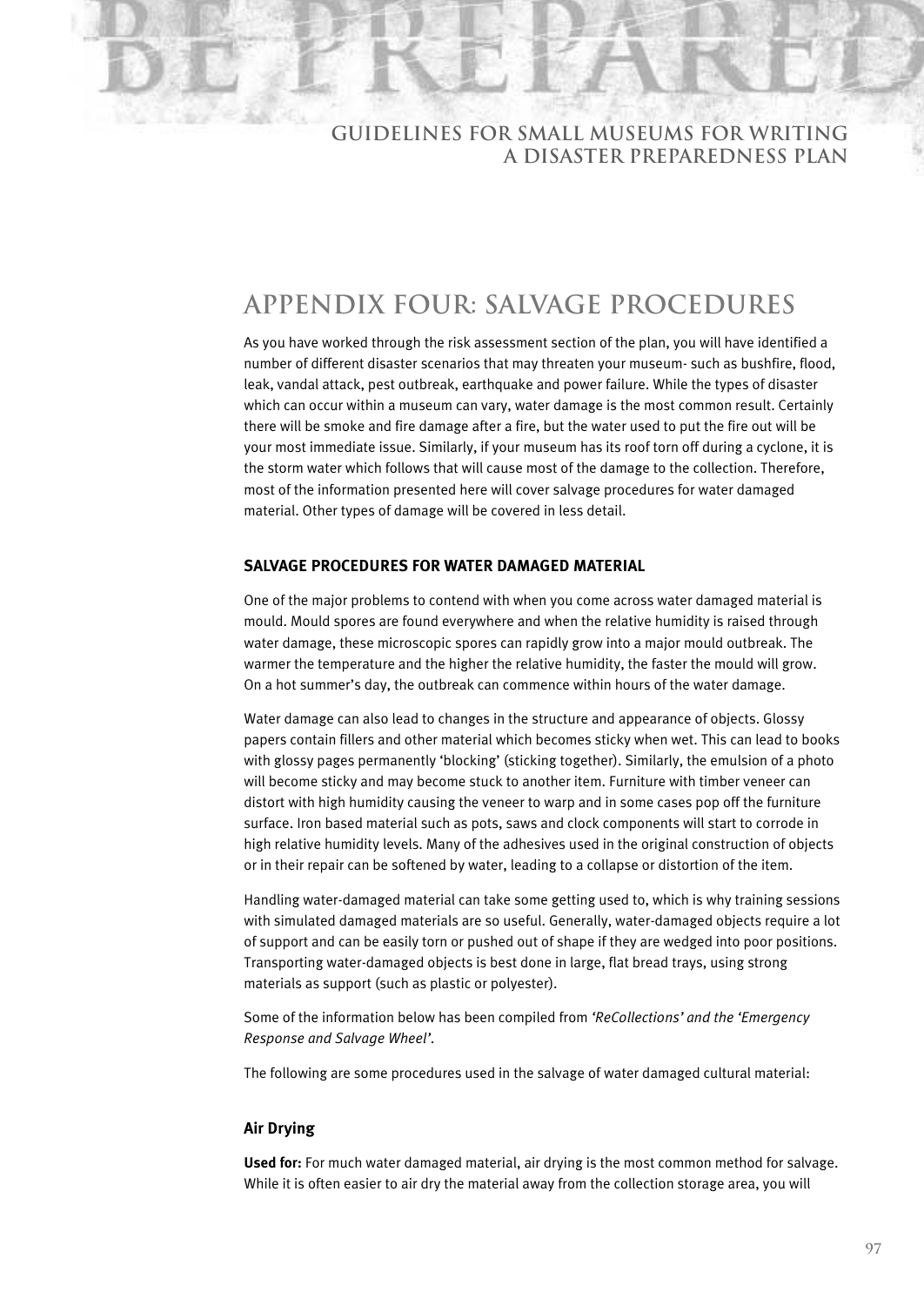# APPENDIX FOUR: SALVAGE PROCEDURES

As you have worked through the risk assessment section of the plan, you will have identified a number of different disaster scenarios that may threaten your museum- such as bushfire, flood, leak, vandal attack, pest outbreak, earthquake and power failure. While the types of disaster which can occur within a museum can vary, water damage is the most common result. Certainly there will be smoke and fire damage after a fire, but the water used to put the fire out will be your most immediate issue. Similarly, if your museum has its roof torn off during a cyclone, it is the storm water which follows that will cause most of the damage to the collection. Therefore, most of the information presented here will cover salvage procedures for water damaged material. Other types of damage will be covered in less detail.

### SALVAGE PROCEDURES FOR WATER DAMAGED MATERIAL

One of the major problems to contend with when you come across water damaged material is mould. Mould spores are found everywhere and when the relative humidity is raised through water damage, these microscopic spores can rapidly grow into a major mould outbreak. The warmer the temperature and the higher the relative humidity, the faster the mould will grow. On a hot summer's day, the outbreak can commence within hours of the water damage.

Water damage can also lead to changes in the structure and appearance of objects. Glossy papers contain fillers and other material which becomes sticky when wet. This can lead to books with glossy pages permanently 'blocking' (sticking together). Similarly, the emulsion of a photo will become sticky and may become stuck to another item. Furniture with timber veneer can distort with high humidity causing the veneer to warp and in some cases pop off the furniture surface. Iron based material such as pots, saws and clock components will start to corrode in high relative humidity levels. Many of the adhesives used in the original construction of objects or in their repair can be softened by water, leading to a collapse or distortion of the item.

Handling water-damaged material can take some getting used to, which is why training sessions with simulated damaged materials are so useful. Generally, water-damaged objects require a lot of support and can be easily torn or pushed out of shape if they are wedged into poor positions. Transporting water-damaged objects is best done in large, flat bread trays, using strong materials as support (such as plastic or polyester).

Some of the information below has been compiled from *'ReCollections' and the 'Emergency Response and Salvage Wheel'*.

The following are some procedures used in the salvage of water damaged cultural material:

#### Air Drying

**Used for:** For much water damaged material, air drying is the most common method for salvage. While it is often easier to air dry the material away from the collection storage area, you will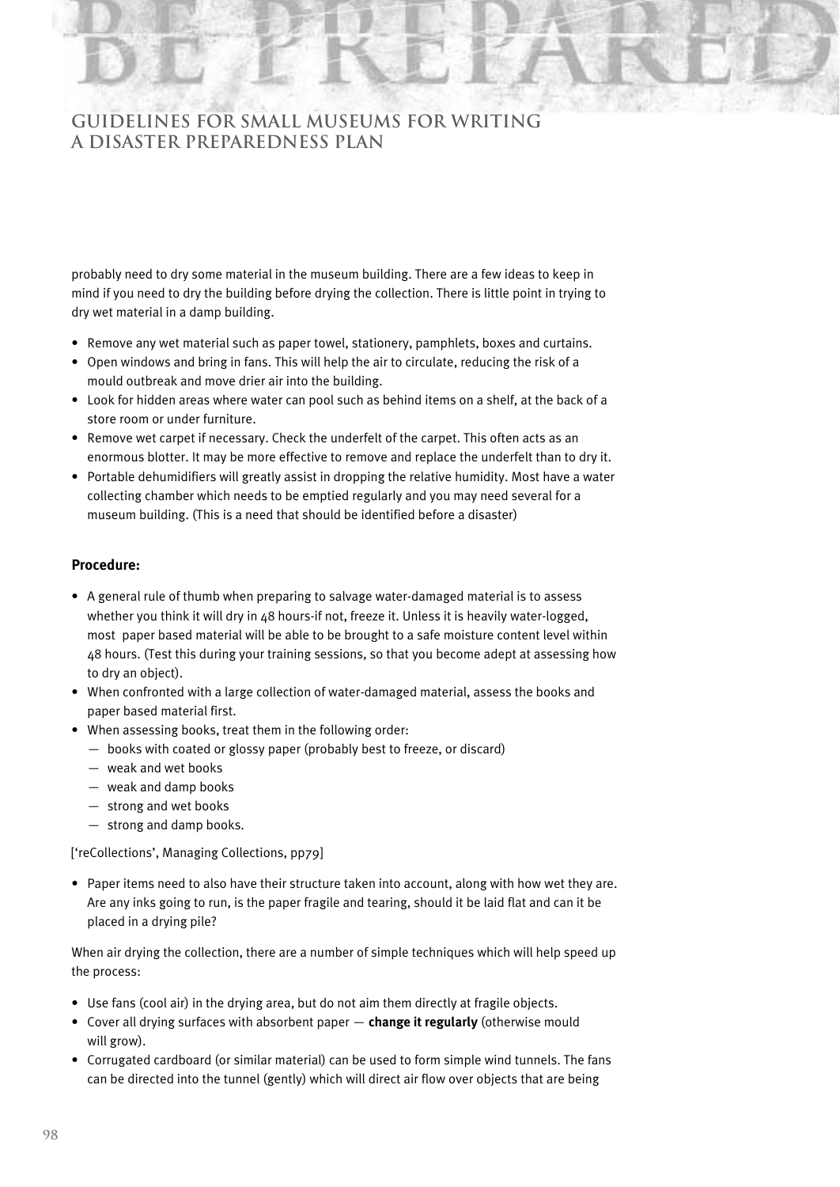probably need to dry some material in the museum building. There are a few ideas to keep in mind if you need to dry the building before drying the collection. There is little point in trying to dry wet material in a damp building.

- Remove any wet material such as paper towel, stationery, pamphlets, boxes and curtains.
- Open windows and bring in fans. This will help the air to circulate, reducing the risk of a mould outbreak and move drier air into the building.
- Look for hidden areas where water can pool such as behind items on a shelf, at the back of a store room or under furniture.
- Remove wet carpet if necessary. Check the underfelt of the carpet. This often acts as an enormous blotter. It may be more effective to remove and replace the underfelt than to dry it.
- Portable dehumidifiers will greatly assist in dropping the relative humidity. Most have a water collecting chamber which needs to be emptied regularly and you may need several for a museum building. (This is a need that should be identified before a disaster)

### Procedure:

- A general rule of thumb when preparing to salvage water-damaged material is to assess whether you think it will dry in 48 hours-if not, freeze it. Unless it is heavily water-logged, most paper based material will be able to be brought to a safe moisture content level within 48 hours. (Test this during your training sessions, so that you become adept at assessing how to dry an object).
- When confronted with a large collection of water-damaged material, assess the books and paper based material first.
- When assessing books, treat them in the following order:
  - books with coated or glossy paper (probably best to freeze, or discard)
  - weak and wet books
  - weak and damp books
  - strong and wet books
  - strong and damp books.

['reCollections', Managing Collections, pp79]

- Paper items need to also have their structure taken into account, along with how wet they are. Are any inks going to run, is the paper fragile and tearing, should it be laid flat and can it be placed in a drying pile?

When air drying the collection, there are a number of simple techniques which will help speed up the process:

- Use fans (cool air) in the drying area, but do not aim them directly at fragile objects.
- Cover all drying surfaces with absorbent paper — **change it regularly** (otherwise mould will grow).
- Corrugated cardboard (or similar material) can be used to form simple wind tunnels. The fans can be directed into the tunnel (gently) which will direct air flow over objects that are being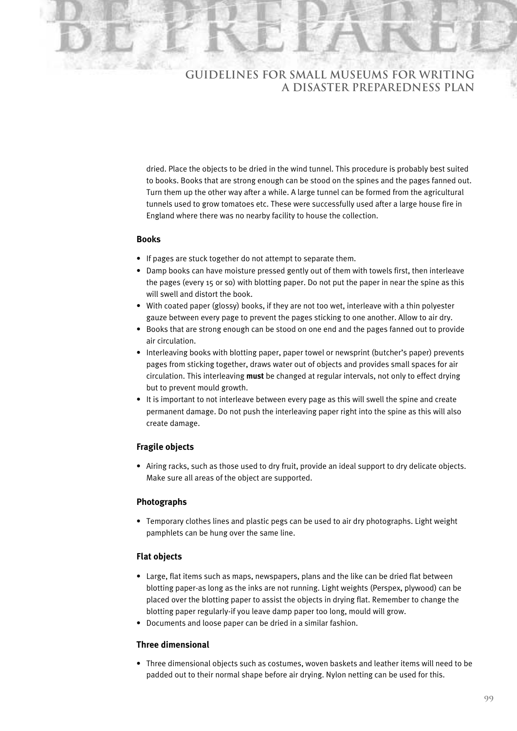dried. Place the objects to be dried in the wind tunnel. This procedure is probably best suited to books. Books that are strong enough can be stood on the spines and the pages fanned out. Turn them up the other way after a while. A large tunnel can be formed from the agricultural tunnels used to grow tomatoes etc. These were successfully used after a large house fire in England where there was no nearby facility to house the collection.

### Books

- If pages are stuck together do not attempt to separate them.
- Damp books can have moisture pressed gently out of them with towels first, then interleave the pages (every 15 or so) with blotting paper. Do not put the paper in near the spine as this will swell and distort the book.
- With coated paper (glossy) books, if they are not too wet, interleave with a thin polyester gauze between every page to prevent the pages sticking to one another. Allow to air dry.
- Books that are strong enough can be stood on one end and the pages fanned out to provide air circulation.
- Interleaving books with blotting paper, paper towel or newsprint (butcher's paper) prevents pages from sticking together, draws water out of objects and provides small spaces for air circulation. This interleaving **must** be changed at regular intervals, not only to effect drying but to prevent mould growth.
- It is important to not interleave between every page as this will swell the spine and create permanent damage. Do not push the interleaving paper right into the spine as this will also create damage.

### Fragile objects

- Airing racks, such as those used to dry fruit, provide an ideal support to dry delicate objects. Make sure all areas of the object are supported.

### Photographs

- Temporary clothes lines and plastic pegs can be used to air dry photographs. Light weight pamphlets can be hung over the same line.

### Flat objects

- Large, flat items such as maps, newspapers, plans and the like can be dried flat between blotting paper-as long as the inks are not running. Light weights (Perspex, plywood) can be placed over the blotting paper to assist the objects in drying flat. Remember to change the blotting paper regularly-if you leave damp paper too long, mould will grow.
- Documents and loose paper can be dried in a similar fashion.

### Three dimensional

- Three dimensional objects such as costumes, woven baskets and leather items will need to be padded out to their normal shape before air drying. Nylon netting can be used for this.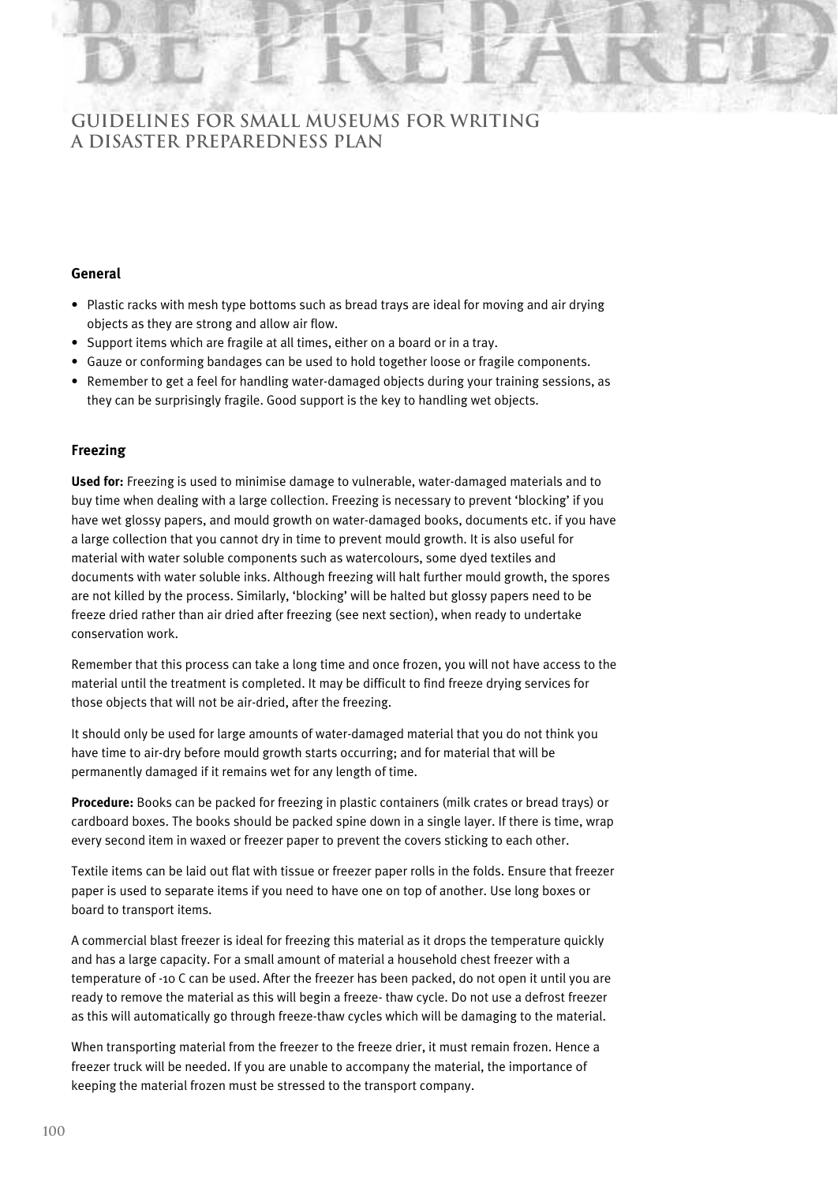### General

- Plastic racks with mesh type bottoms such as bread trays are ideal for moving and air drying objects as they are strong and allow air flow.
- Support items which are fragile at all times, either on a board or in a tray.
- Gauze or conforming bandages can be used to hold together loose or fragile components.
- Remember to get a feel for handling water-damaged objects during your training sessions, as they can be surprisingly fragile. Good support is the key to handling wet objects.

### Freezing

**Used for:** Freezing is used to minimise damage to vulnerable, water-damaged materials and to buy time when dealing with a large collection. Freezing is necessary to prevent 'blocking' if you have wet glossy papers, and mould growth on water-damaged books, documents etc. if you have a large collection that you cannot dry in time to prevent mould growth. It is also useful for material with water soluble components such as watercolours, some dyed textiles and documents with water soluble inks. Although freezing will halt further mould growth, the spores are not killed by the process. Similarly, 'blocking' will be halted but glossy papers need to be freeze dried rather than air dried after freezing (see next section), when ready to undertake conservation work.

Remember that this process can take a long time and once frozen, you will not have access to the material until the treatment is completed. It may be difficult to find freeze drying services for those objects that will not be air-dried, after the freezing.

It should only be used for large amounts of water-damaged material that you do not think you have time to air-dry before mould growth starts occurring; and for material that will be permanently damaged if it remains wet for any length of time.

**Procedure:** Books can be packed for freezing in plastic containers (milk crates or bread trays) or cardboard boxes. The books should be packed spine down in a single layer. If there is time, wrap every second item in waxed or freezer paper to prevent the covers sticking to each other.

Textile items can be laid out flat with tissue or freezer paper rolls in the folds. Ensure that freezer paper is used to separate items if you need to have one on top of another. Use long boxes or board to transport items.

A commercial blast freezer is ideal for freezing this material as it drops the temperature quickly and has a large capacity. For a small amount of material a household chest freezer with a temperature of -10 C can be used. After the freezer has been packed, do not open it until you are ready to remove the material as this will begin a freeze- thaw cycle. Do not use a defrost freezer as this will automatically go through freeze-thaw cycles which will be damaging to the material.

When transporting material from the freezer to the freeze drier, it must remain frozen. Hence a freezer truck will be needed. If you are unable to accompany the material, the importance of keeping the material frozen must be stressed to the transport company.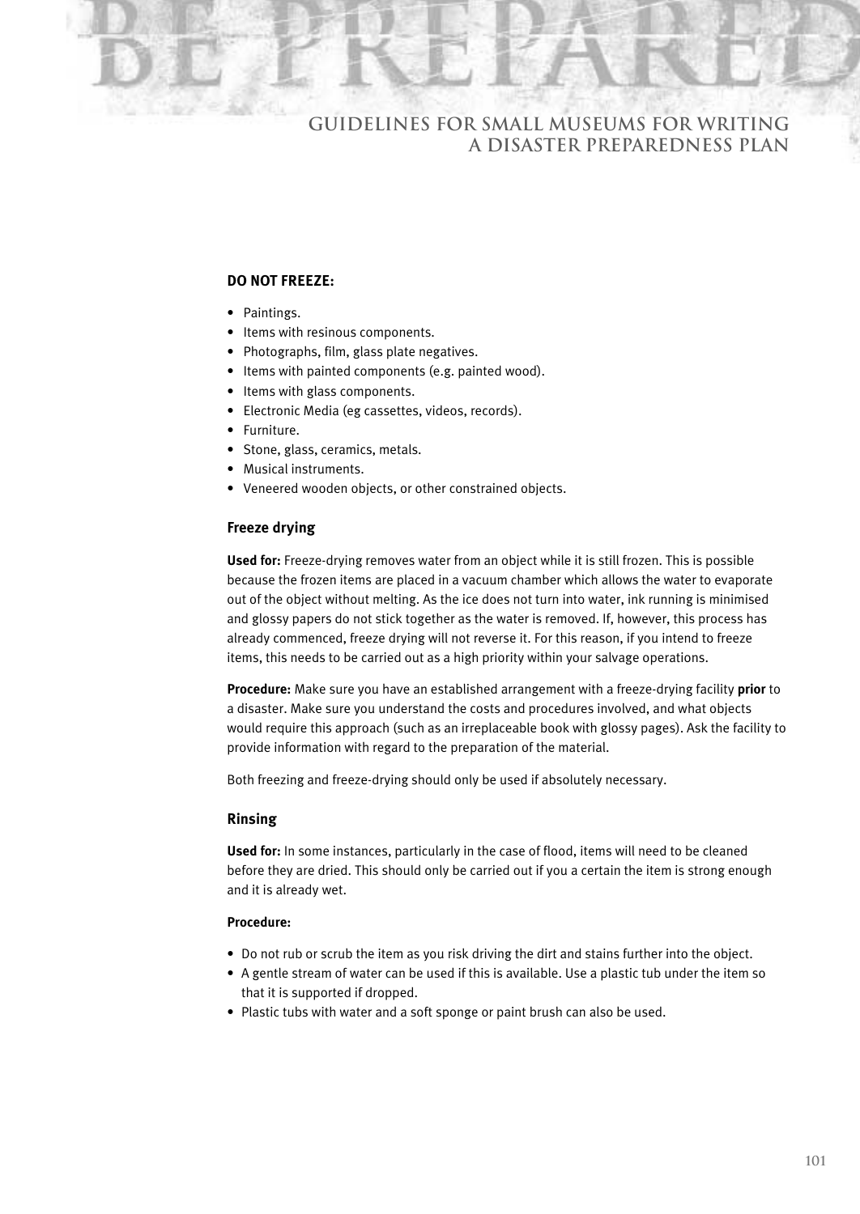**DO NOT FREEZE:**

- Paintings.
- Items with resinous components.
- Photographs, film, glass plate negatives.
- Items with painted components (e.g. painted wood).
- Items with glass components.
- Electronic Media (eg cassettes, videos, records).
- Furniture.
- Stone, glass, ceramics, metals.
- Musical instruments.
- Veneered wooden objects, or other constrained objects.

### Freeze drying

**Used for:** Freeze-drying removes water from an object while it is still frozen. This is possible because the frozen items are placed in a vacuum chamber which allows the water to evaporate out of the object without melting. As the ice does not turn into water, ink running is minimised and glossy papers do not stick together as the water is removed. If, however, this process has already commenced, freeze drying will not reverse it. For this reason, if you intend to freeze items, this needs to be carried out as a high priority within your salvage operations.

**Procedure:** Make sure you have an established arrangement with a freeze-drying facility **prior** to a disaster. Make sure you understand the costs and procedures involved, and what objects would require this approach (such as an irreplaceable book with glossy pages). Ask the facility to provide information with regard to the preparation of the material.

Both freezing and freeze-drying should only be used if absolutely necessary.

### Rinsing

**Used for:** In some instances, particularly in the case of flood, items will need to be cleaned before they are dried. This should only be carried out if you a certain the item is strong enough and it is already wet.

**Procedure:**

- Do not rub or scrub the item as you risk driving the dirt and stains further into the object.
- A gentle stream of water can be used if this is available. Use a plastic tub under the item so that it is supported if dropped.
- Plastic tubs with water and a soft sponge or paint brush can also be used.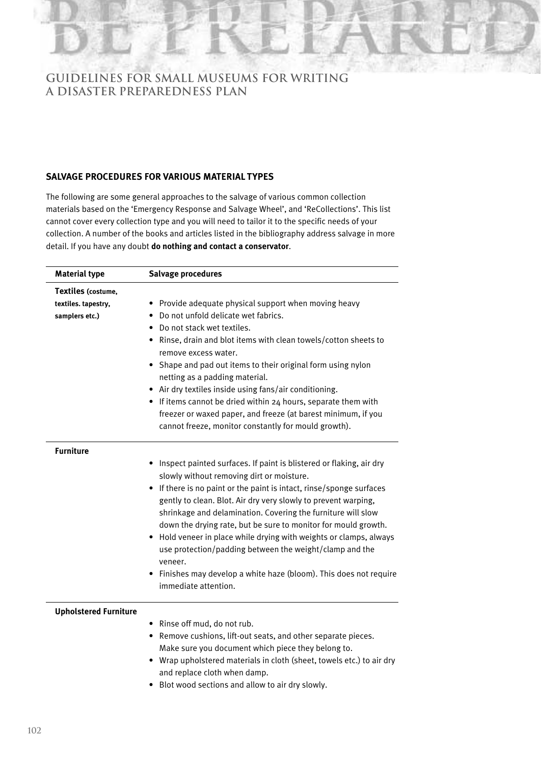## SALVAGE PROCEDURES FOR VARIOUS MATERIAL TYPES

The following are some general approaches to the salvage of various common collection materials based on the 'Emergency Response and Salvage Wheel', and 'ReCollections'. This list cannot cover every collection type and you will need to tailor it to the specific needs of your collection. A number of the books and articles listed in the bibliography address salvage in more detail. If you have any doubt **do nothing and contact a conservator**.

| Material type | Salvage procedures |
|---|---|
| **Textiles** (costume, textiles. tapestry, samplers etc.) | • Provide adequate physical support when moving heavy<br>• Do not unfold delicate wet fabrics.<br>• Do not stack wet textiles.<br>• Rinse, drain and blot items with clean towels/cotton sheets to remove excess water.<br>• Shape and pad out items to their original form using nylon netting as a padding material.<br>• Air dry textiles inside using fans/air conditioning.<br>• If items cannot be dried within 24 hours, separate them with freezer or waxed paper, and freeze (at barest minimum, if you cannot freeze, monitor constantly for mould growth). |
| **Furniture** | • Inspect painted surfaces. If paint is blistered or flaking, air dry slowly without removing dirt or moisture.<br>• If there is no paint or the paint is intact, rinse/sponge surfaces gently to clean. Blot. Air dry very slowly to prevent warping, shrinkage and delamination. Covering the furniture will slow down the drying rate, but be sure to monitor for mould growth.<br>• Hold veneer in place while drying with weights or clamps, always use protection/padding between the weight/clamp and the veneer.<br>• Finishes may develop a white haze (bloom). This does not require immediate attention. |
| **Upholstered Furniture** | • Rinse off mud, do not rub.<br>• Remove cushions, lift-out seats, and other separate pieces. Make sure you document which piece they belong to.<br>• Wrap upholstered materials in cloth (sheet, towels etc.) to air dry and replace cloth when damp.<br>• Blot wood sections and allow to air dry slowly. |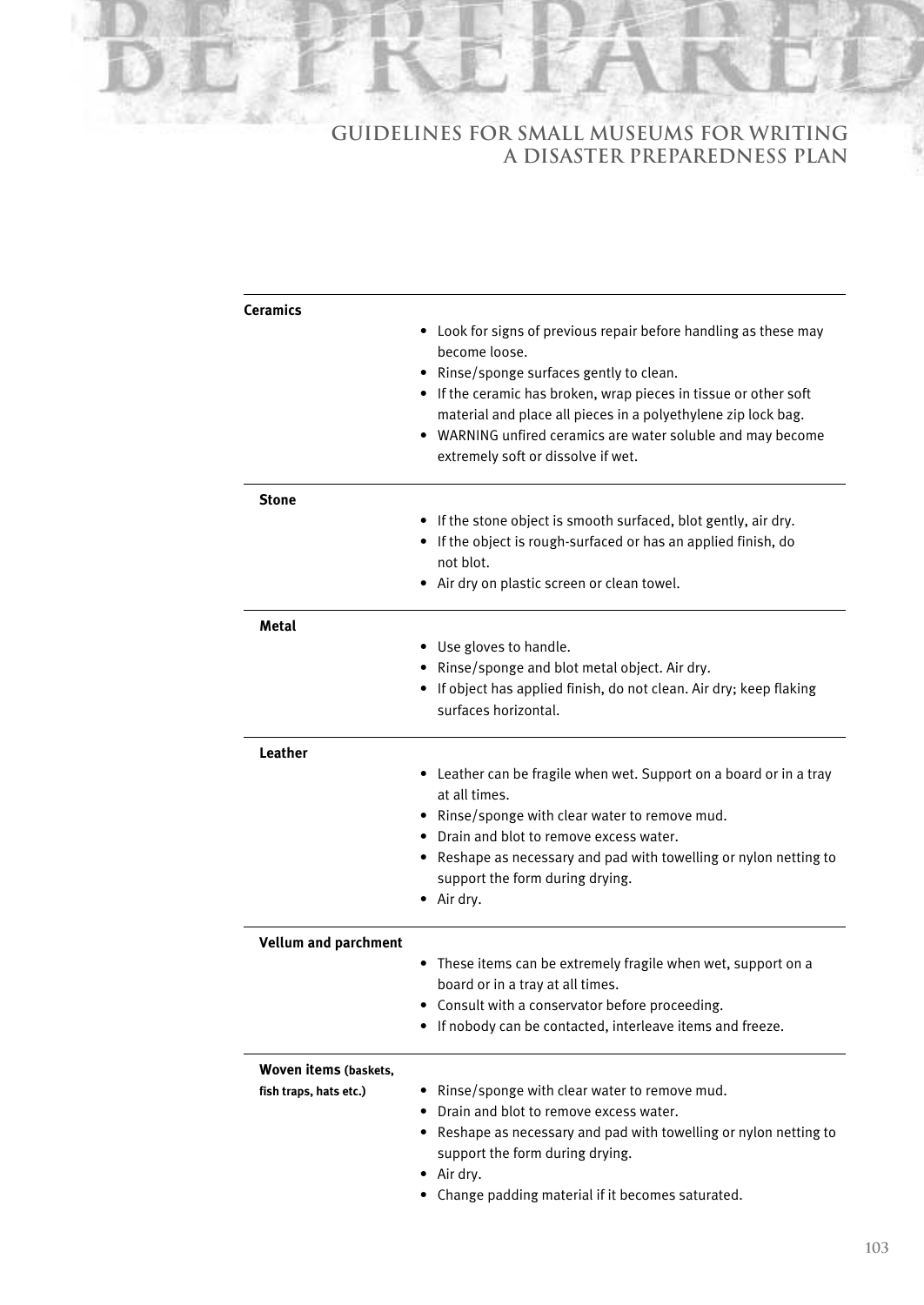| | |
|---|---|
| **Ceramics** | • Look for signs of previous repair before handling as these may become loose.<br>• Rinse/sponge surfaces gently to clean.<br>• If the ceramic has broken, wrap pieces in tissue or other soft material and place all pieces in a polyethylene zip lock bag.<br>• WARNING unfired ceramics are water soluble and may become extremely soft or dissolve if wet. |
| **Stone** | • If the stone object is smooth surfaced, blot gently, air dry.<br>• If the object is rough-surfaced or has an applied finish, do not blot.<br>• Air dry on plastic screen or clean towel. |
| **Metal** | • Use gloves to handle.<br>• Rinse/sponge and blot metal object. Air dry.<br>• If object has applied finish, do not clean. Air dry; keep flaking surfaces horizontal. |
| **Leather** | • Leather can be fragile when wet. Support on a board or in a tray at all times.<br>• Rinse/sponge with clear water to remove mud.<br>• Drain and blot to remove excess water.<br>• Reshape as necessary and pad with towelling or nylon netting to support the form during drying.<br>• Air dry. |
| **Vellum and parchment** | • These items can be extremely fragile when wet, support on a board or in a tray at all times.<br>• Consult with a conservator before proceeding.<br>• If nobody can be contacted, interleave items and freeze. |
| **Woven items (baskets, fish traps, hats etc.)** | • Rinse/sponge with clear water to remove mud.<br>• Drain and blot to remove excess water.<br>• Reshape as necessary and pad with towelling or nylon netting to support the form during drying.<br>• Air dry.<br>• Change padding material if it becomes saturated. |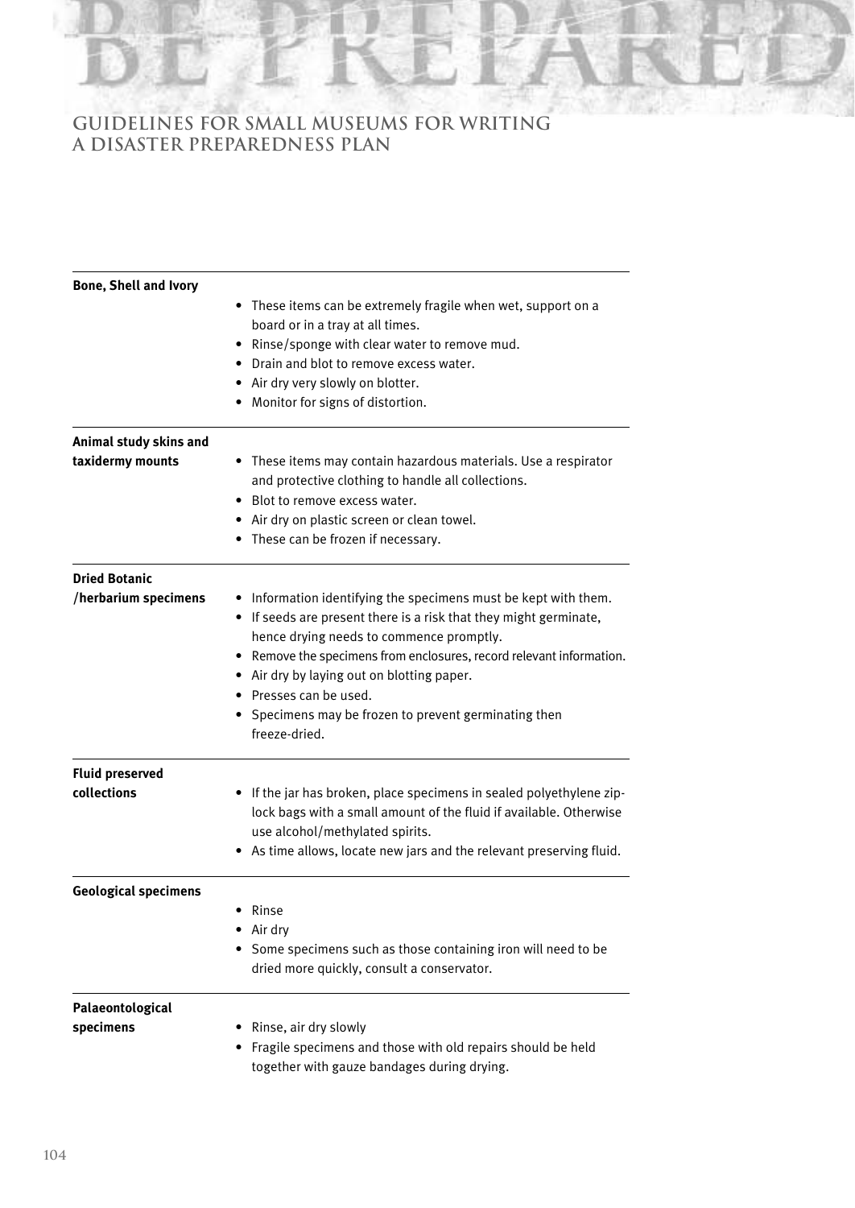| | |
|---|---|
| **Bone, Shell and Ivory** | • These items can be extremely fragile when wet, support on a board or in a tray at all times.<br>• Rinse/sponge with clear water to remove mud.<br>• Drain and blot to remove excess water.<br>• Air dry very slowly on blotter.<br>• Monitor for signs of distortion. |
| **Animal study skins and taxidermy mounts** | • These items may contain hazardous materials. Use a respirator and protective clothing to handle all collections.<br>• Blot to remove excess water.<br>• Air dry on plastic screen or clean towel.<br>• These can be frozen if necessary. |
| **Dried Botanic /herbarium specimens** | • Information identifying the specimens must be kept with them.<br>• If seeds are present there is a risk that they might germinate, hence drying needs to commence promptly.<br>• Remove the specimens from enclosures, record relevant information.<br>• Air dry by laying out on blotting paper.<br>• Presses can be used.<br>• Specimens may be frozen to prevent germinating then freeze-dried. |
| **Fluid preserved collections** | • If the jar has broken, place specimens in sealed polyethylene zip-lock bags with a small amount of the fluid if available. Otherwise use alcohol/methylated spirits.<br>• As time allows, locate new jars and the relevant preserving fluid. |
| **Geological specimens** | • Rinse<br>• Air dry<br>• Some specimens such as those containing iron will need to be dried more quickly, consult a conservator. |
| **Palaeontological specimens** | • Rinse, air dry slowly<br>• Fragile specimens and those with old repairs should be held together with gauze bandages during drying. |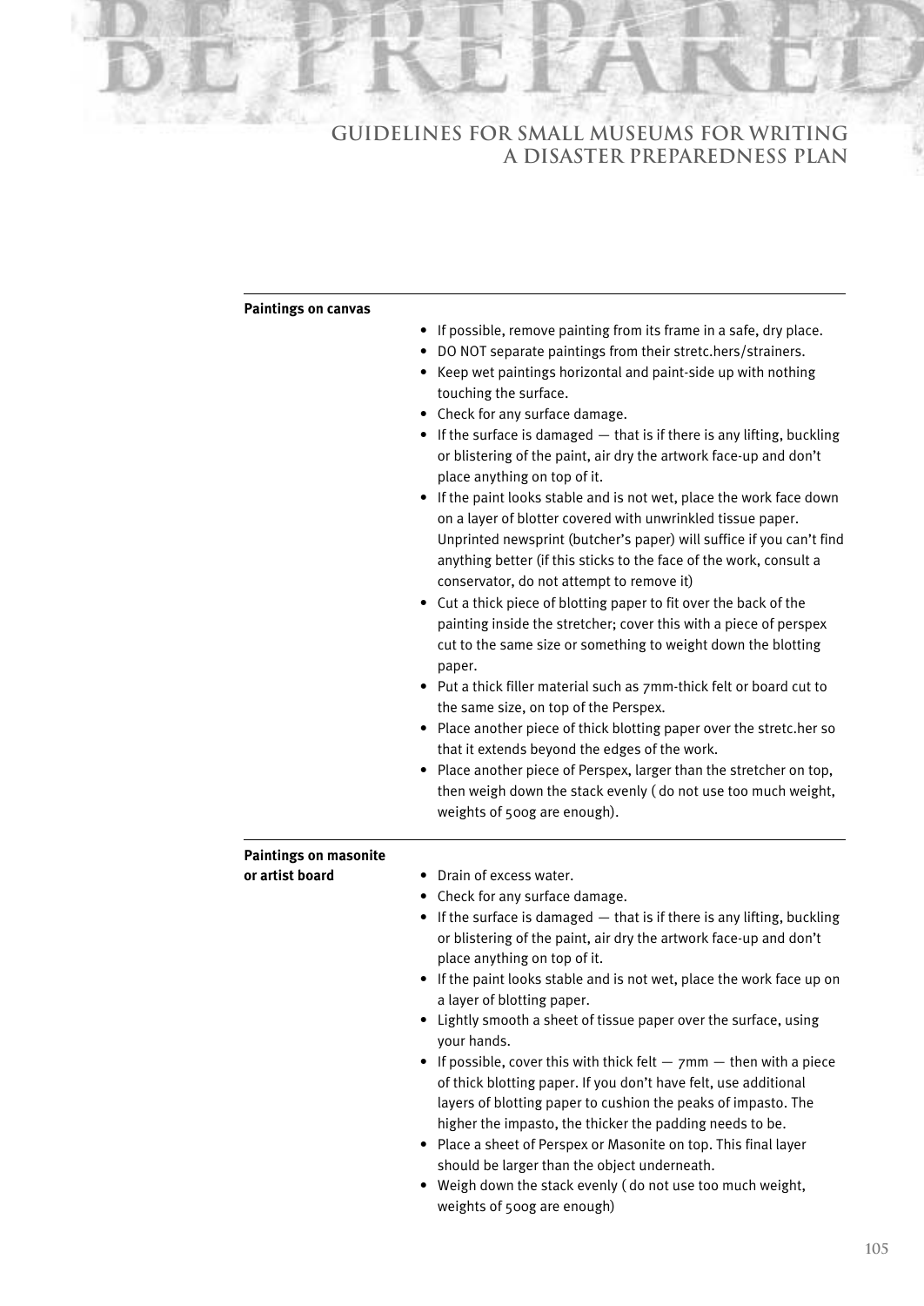**Paintings on canvas**

- If possible, remove painting from its frame in a safe, dry place.
- DO NOT separate paintings from their stretc.hers/strainers.
- Keep wet paintings horizontal and paint-side up with nothing touching the surface.
- Check for any surface damage.
- If the surface is damaged — that is if there is any lifting, buckling or blistering of the paint, air dry the artwork face-up and don't place anything on top of it.
- If the paint looks stable and is not wet, place the work face down on a layer of blotter covered with unwrinkled tissue paper. Unprinted newsprint (butcher's paper) will suffice if you can't find anything better (if this sticks to the face of the work, consult a conservator, do not attempt to remove it)
- Cut a thick piece of blotting paper to fit over the back of the painting inside the stretcher; cover this with a piece of perspex cut to the same size or something to weight down the blotting paper.
- Put a thick filler material such as 7mm-thick felt or board cut to the same size, on top of the Perspex.
- Place another piece of thick blotting paper over the stretc.her so that it extends beyond the edges of the work.
- Place another piece of Perspex, larger than the stretcher on top, then weigh down the stack evenly ( do not use too much weight, weights of 500g are enough).

**Paintings on masonite or artist board**

- Drain of excess water.
- Check for any surface damage.
- If the surface is damaged — that is if there is any lifting, buckling or blistering of the paint, air dry the artwork face-up and don't place anything on top of it.
- If the paint looks stable and is not wet, place the work face up on a layer of blotting paper.
- Lightly smooth a sheet of tissue paper over the surface, using your hands.
- If possible, cover this with thick felt — 7mm — then with a piece of thick blotting paper. If you don't have felt, use additional layers of blotting paper to cushion the peaks of impasto. The higher the impasto, the thicker the padding needs to be.
- Place a sheet of Perspex or Masonite on top. This final layer should be larger than the object underneath.
- Weigh down the stack evenly ( do not use too much weight, weights of 500g are enough)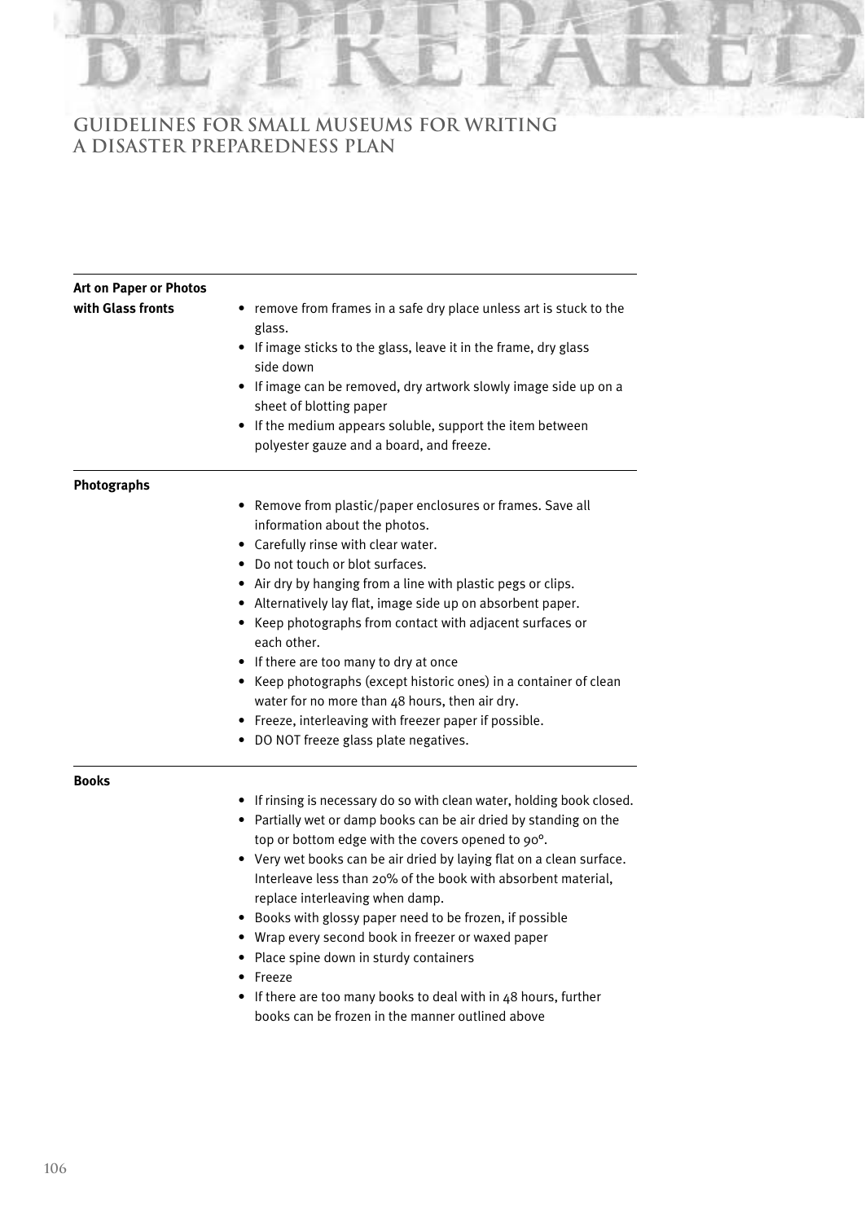| | |
|---|---|
| **Art on Paper or Photos with Glass fronts** | • remove from frames in a safe dry place unless art is stuck to the glass.<br>• If image sticks to the glass, leave it in the frame, dry glass side down<br>• If image can be removed, dry artwork slowly image side up on a sheet of blotting paper<br>• If the medium appears soluble, support the item between polyester gauze and a board, and freeze. |
| **Photographs** | • Remove from plastic/paper enclosures or frames. Save all information about the photos.<br>• Carefully rinse with clear water.<br>• Do not touch or blot surfaces.<br>• Air dry by hanging from a line with plastic pegs or clips.<br>• Alternatively lay flat, image side up on absorbent paper.<br>• Keep photographs from contact with adjacent surfaces or each other.<br>• If there are too many to dry at once<br>• Keep photographs (except historic ones) in a container of clean water for no more than 48 hours, then air dry.<br>• Freeze, interleaving with freezer paper if possible.<br>• DO NOT freeze glass plate negatives. |
| **Books** | • If rinsing is necessary do so with clean water, holding book closed.<br>• Partially wet or damp books can be air dried by standing on the top or bottom edge with the covers opened to 90°.<br>• Very wet books can be air dried by laying flat on a clean surface. Interleave less than 20% of the book with absorbent material, replace interleaving when damp.<br>• Books with glossy paper need to be frozen, if possible<br>• Wrap every second book in freezer or waxed paper<br>• Place spine down in sturdy containers<br>• Freeze<br>• If there are too many books to deal with in 48 hours, further books can be frozen in the manner outlined above |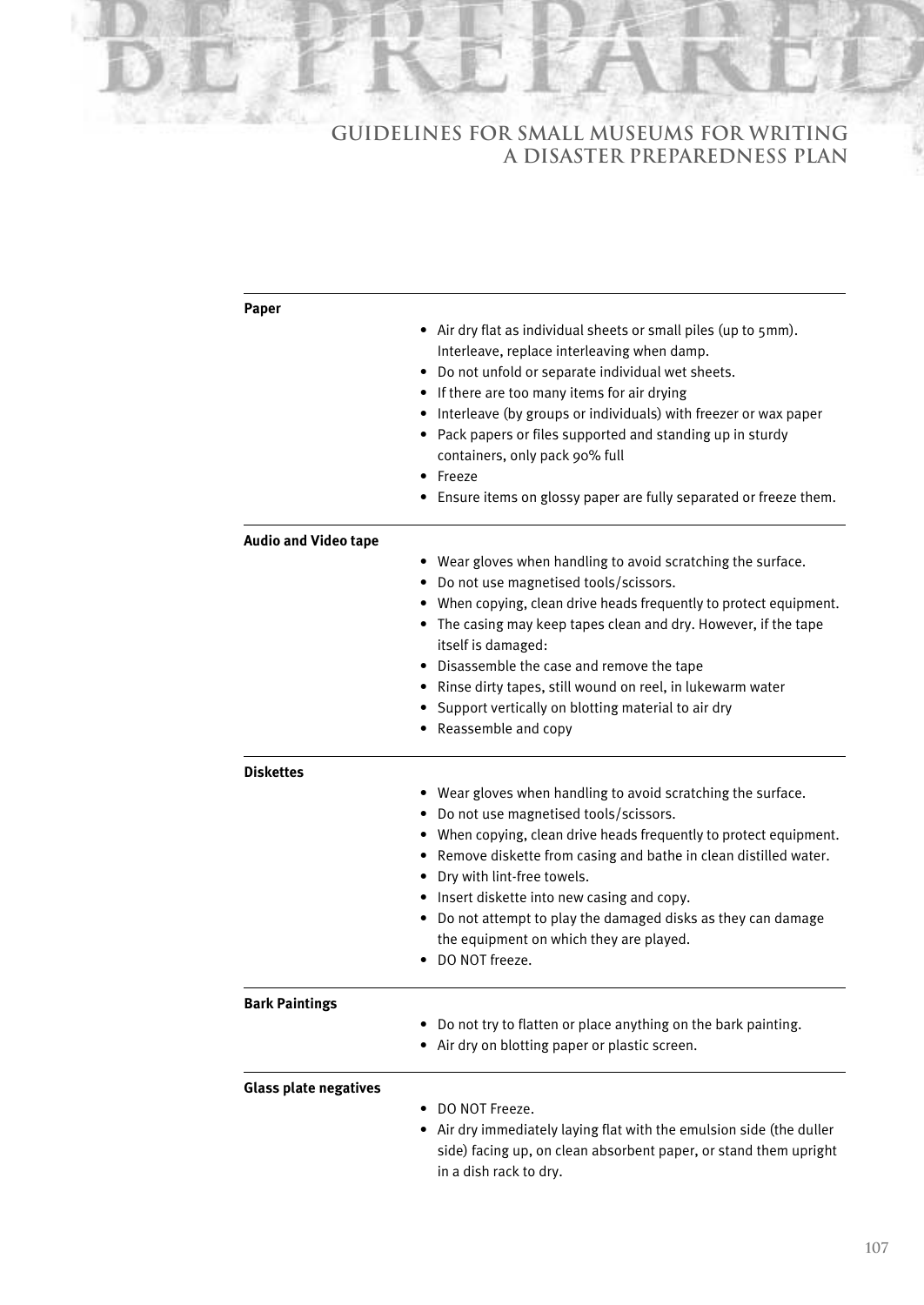**Paper**

- Air dry flat as individual sheets or small piles (up to 5mm). Interleave, replace interleaving when damp.
- Do not unfold or separate individual wet sheets.
- If there are too many items for air drying
- Interleave (by groups or individuals) with freezer or wax paper
- Pack papers or files supported and standing up in sturdy containers, only pack 90% full
- Freeze
- Ensure items on glossy paper are fully separated or freeze them.

**Audio and Video tape**

- Wear gloves when handling to avoid scratching the surface.
- Do not use magnetised tools/scissors.
- When copying, clean drive heads frequently to protect equipment.
- The casing may keep tapes clean and dry. However, if the tape itself is damaged:
- Disassemble the case and remove the tape
- Rinse dirty tapes, still wound on reel, in lukewarm water
- Support vertically on blotting material to air dry
- Reassemble and copy

**Diskettes**

- Wear gloves when handling to avoid scratching the surface.
- Do not use magnetised tools/scissors.
- When copying, clean drive heads frequently to protect equipment.
- Remove diskette from casing and bathe in clean distilled water.
- Dry with lint-free towels.
- Insert diskette into new casing and copy.
- Do not attempt to play the damaged disks as they can damage the equipment on which they are played.
- DO NOT freeze.

**Bark Paintings**

- Do not try to flatten or place anything on the bark painting.
- Air dry on blotting paper or plastic screen.

**Glass plate negatives**

- DO NOT Freeze.
- Air dry immediately laying flat with the emulsion side (the duller side) facing up, on clean absorbent paper, or stand them upright in a dish rack to dry.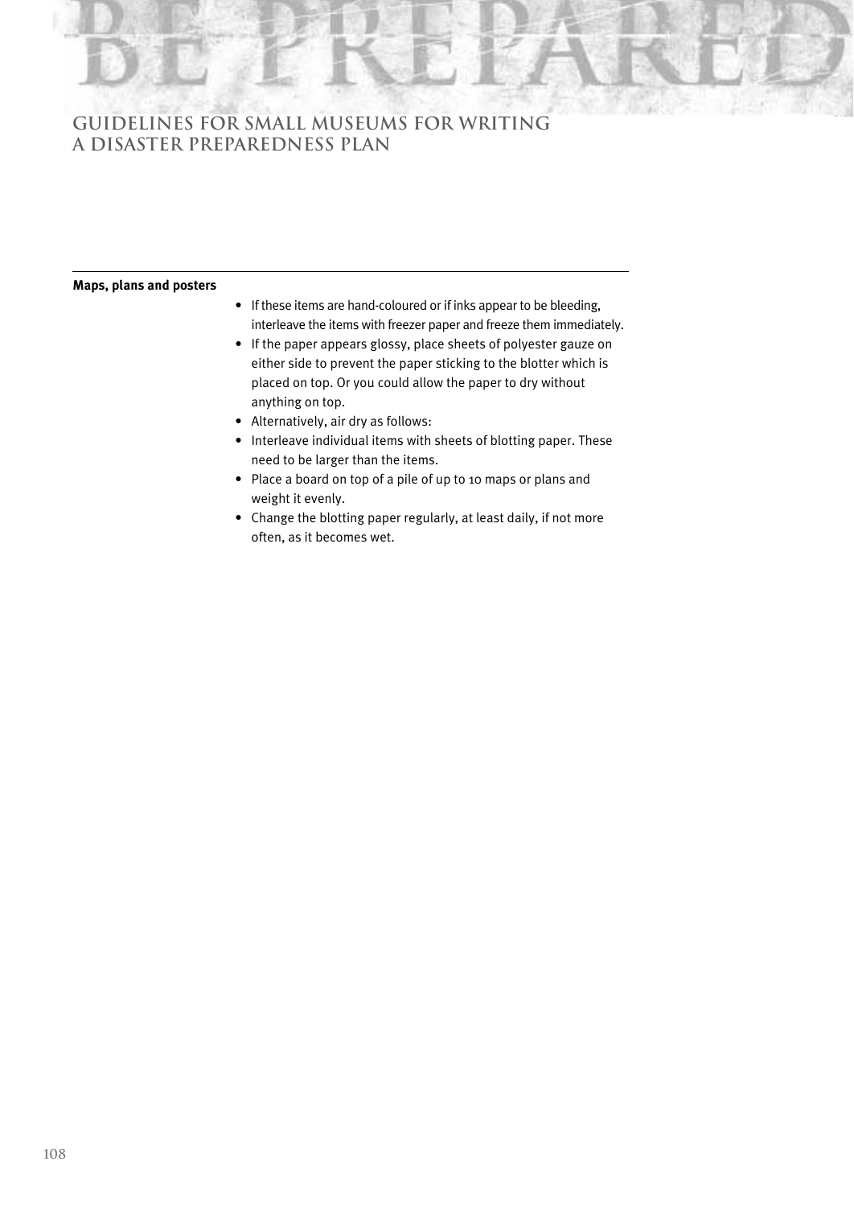**Maps, plans and posters**

- If these items are hand-coloured or if inks appear to be bleeding, interleave the items with freezer paper and freeze them immediately.
- If the paper appears glossy, place sheets of polyester gauze on either side to prevent the paper sticking to the blotter which is placed on top. Or you could allow the paper to dry without anything on top.
- Alternatively, air dry as follows:
- Interleave individual items with sheets of blotting paper. These need to be larger than the items.
- Place a board on top of a pile of up to 10 maps or plans and weight it evenly.
- Change the blotting paper regularly, at least daily, if not more often, as it becomes wet.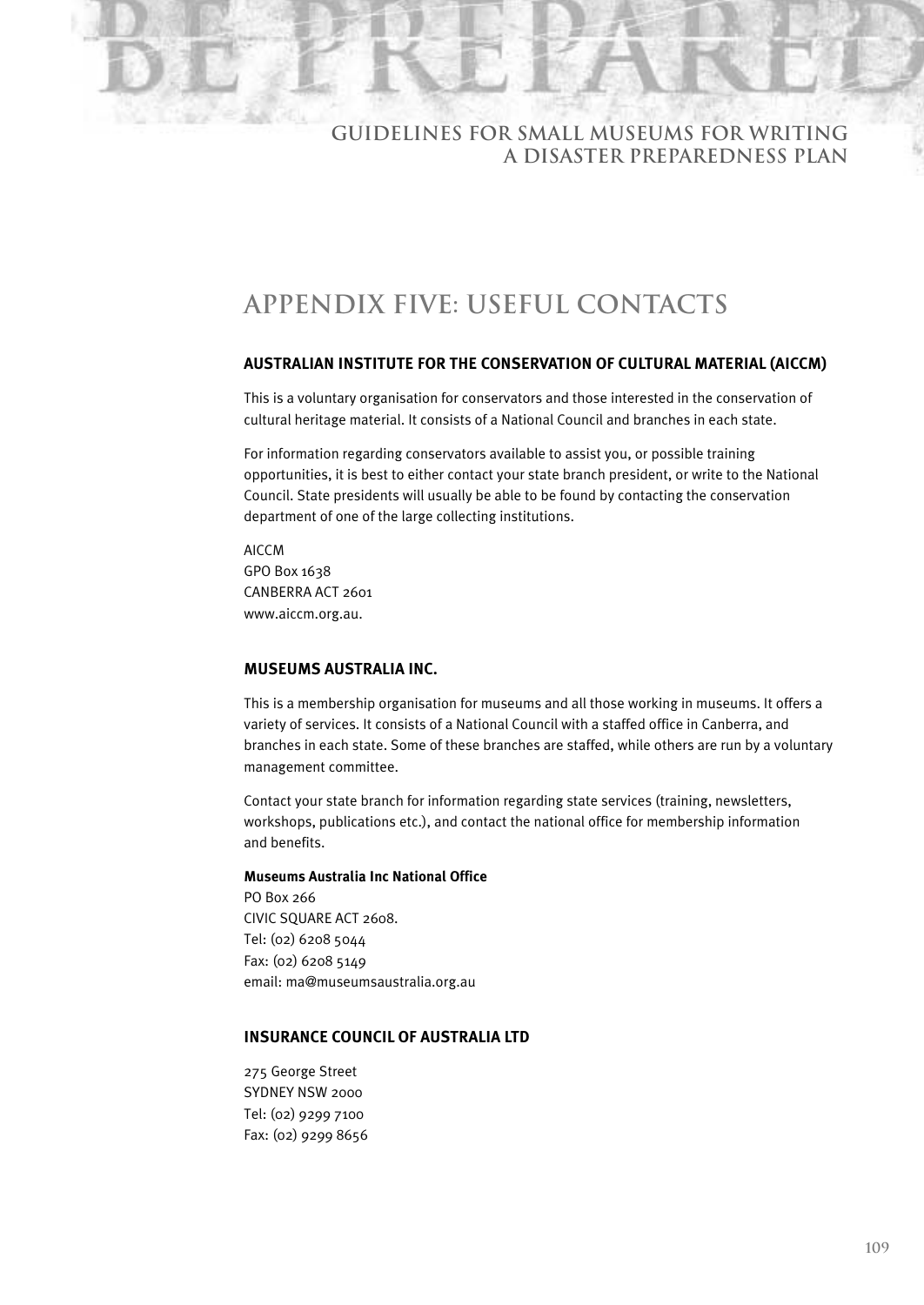# APPENDIX FIVE: USEFUL CONTACTS

### AUSTRALIAN INSTITUTE FOR THE CONSERVATION OF CULTURAL MATERIAL (AICCM)

This is a voluntary organisation for conservators and those interested in the conservation of cultural heritage material. It consists of a National Council and branches in each state.

For information regarding conservators available to assist you, or possible training opportunities, it is best to either contact your state branch president, or write to the National Council. State presidents will usually be able to be found by contacting the conservation department of one of the large collecting institutions.

AICCM
GPO Box 1638
CANBERRA ACT 2601
www.aiccm.org.au.

### MUSEUMS AUSTRALIA INC.

This is a membership organisation for museums and all those working in museums. It offers a variety of services. It consists of a National Council with a staffed office in Canberra, and branches in each state. Some of these branches are staffed, while others are run by a voluntary management committee.

Contact your state branch for information regarding state services (training, newsletters, workshops, publications etc.), and contact the national office for membership information and benefits.

**Museums Australia Inc National Office**
PO Box 266
CIVIC SQUARE ACT 2608.
Tel: (02) 6208 5044
Fax: (02) 6208 5149
email: ma@museumsaustralia.org.au

### INSURANCE COUNCIL OF AUSTRALIA LTD

275 George Street
SYDNEY NSW 2000
Tel: (02) 9299 7100
Fax: (02) 9299 8656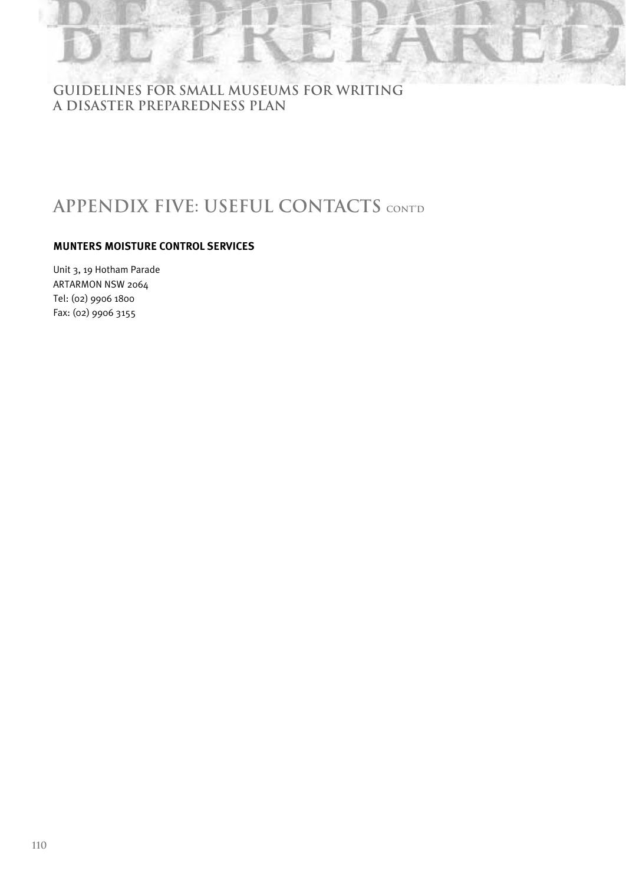## APPENDIX FIVE: USEFUL CONTACTS CONT'D

### MUNTERS MOISTURE CONTROL SERVICES

Unit 3, 19 Hotham Parade
ARTARMON NSW 2064
Tel: (02) 9906 1800
Fax: (02) 9906 3155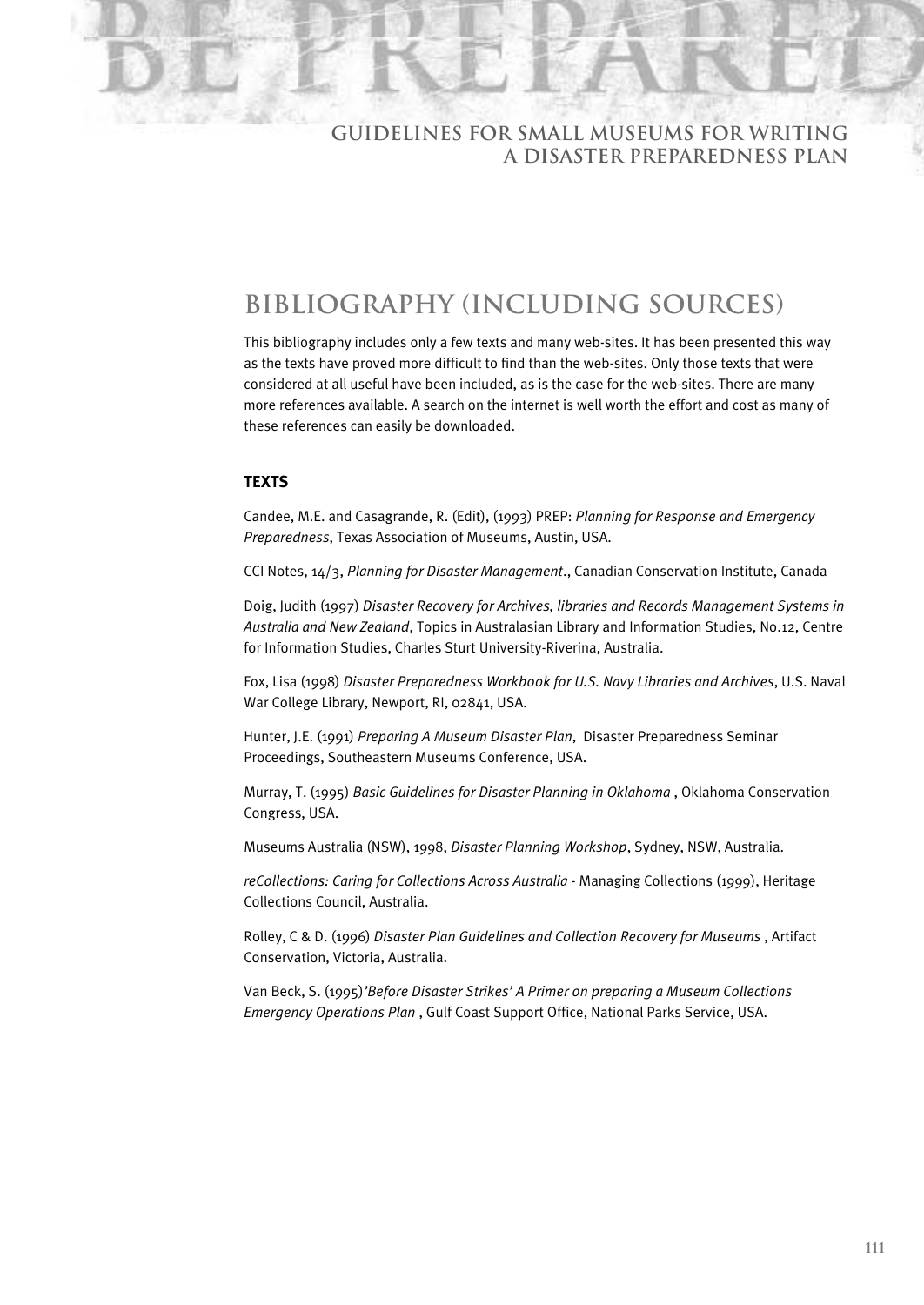# BIBLIOGRAPHY (INCLUDING SOURCES)

This bibliography includes only a few texts and many web-sites. It has been presented this way as the texts have proved more difficult to find than the web-sites. Only those texts that were considered at all useful have been included, as is the case for the web-sites. There are many more references available. A search on the internet is well worth the effort and cost as many of these references can easily be downloaded.

### TEXTS

Candee, M.E. and Casagrande, R. (Edit), (1993) PREP: *Planning for Response and Emergency Preparedness*, Texas Association of Museums, Austin, USA.

CCI Notes, 14/3, *Planning for Disaster Management*., Canadian Conservation Institute, Canada

Doig, Judith (1997) *Disaster Recovery for Archives, libraries and Records Management Systems in Australia and New Zealand*, Topics in Australasian Library and Information Studies, No.12, Centre for Information Studies, Charles Sturt University-Riverina, Australia.

Fox, Lisa (1998) *Disaster Preparedness Workbook for U.S. Navy Libraries and Archives*, U.S. Naval War College Library, Newport, RI, 02841, USA.

Hunter, J.E. (1991) *Preparing A Museum Disaster Plan*, Disaster Preparedness Seminar Proceedings, Southeastern Museums Conference, USA.

Murray, T. (1995) *Basic Guidelines for Disaster Planning in Oklahoma* , Oklahoma Conservation Congress, USA.

Museums Australia (NSW), 1998, *Disaster Planning Workshop*, Sydney, NSW, Australia.

*reCollections: Caring for Collections Across Australia* - Managing Collections (1999), Heritage Collections Council, Australia.

Rolley, C & D. (1996) *Disaster Plan Guidelines and Collection Recovery for Museums* , Artifact Conservation, Victoria, Australia.

Van Beck, S. (1995)*'Before Disaster Strikes' A Primer on preparing a Museum Collections Emergency Operations Plan* , Gulf Coast Support Office, National Parks Service, USA.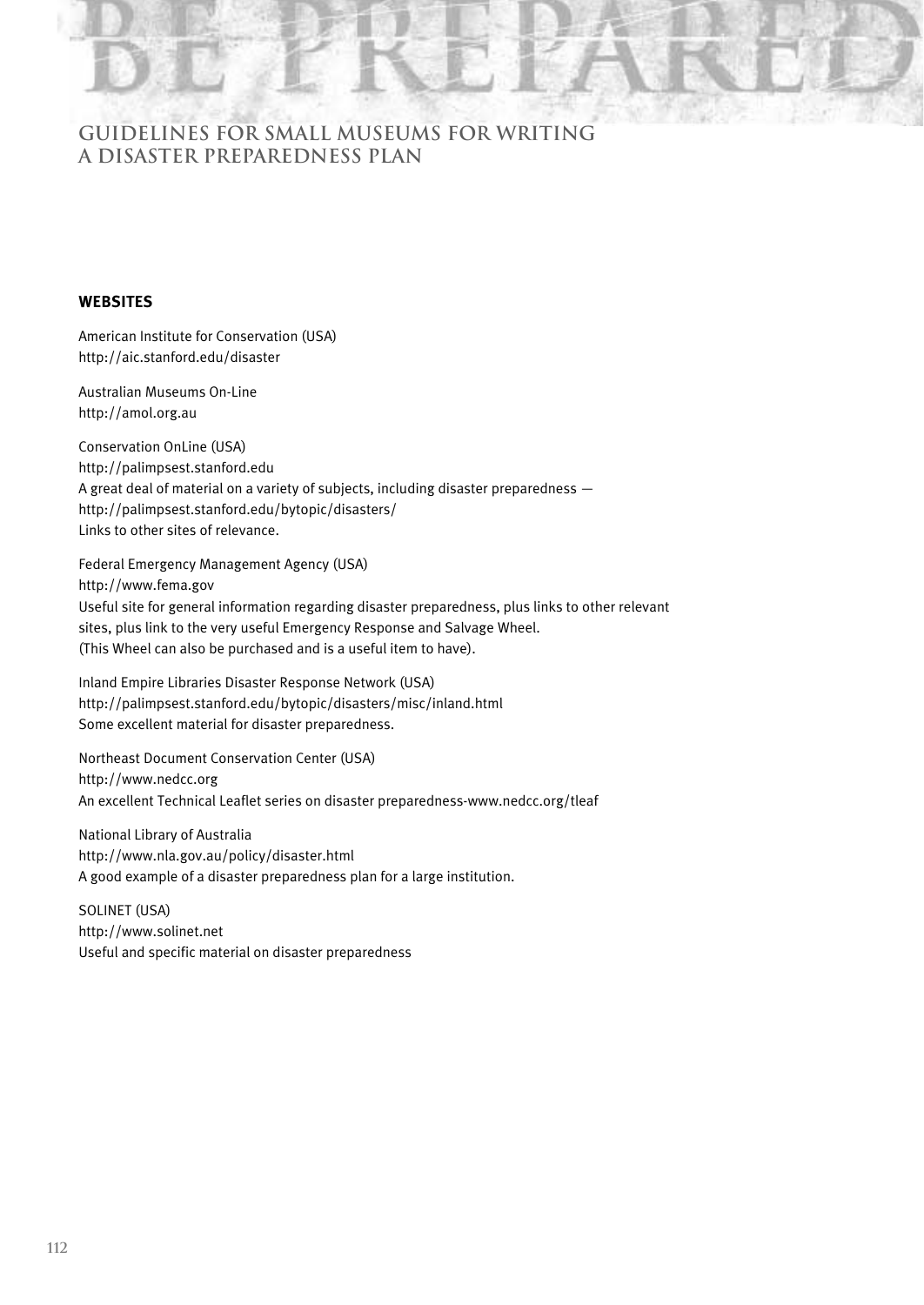## WEBSITES

American Institute for Conservation (USA)
http://aic.stanford.edu/disaster

Australian Museums On-Line
http://amol.org.au

Conservation OnLine (USA)
http://palimpsest.stanford.edu
A great deal of material on a variety of subjects, including disaster preparedness —
http://palimpsest.stanford.edu/bytopic/disasters/
Links to other sites of relevance.

Federal Emergency Management Agency (USA)
http://www.fema.gov
Useful site for general information regarding disaster preparedness, plus links to other relevant sites, plus link to the very useful Emergency Response and Salvage Wheel.
(This Wheel can also be purchased and is a useful item to have).

Inland Empire Libraries Disaster Response Network (USA)
http://palimpsest.stanford.edu/bytopic/disasters/misc/inland.html
Some excellent material for disaster preparedness.

Northeast Document Conservation Center (USA)
http://www.nedcc.org
An excellent Technical Leaflet series on disaster preparedness-www.nedcc.org/tleaf

National Library of Australia
http://www.nla.gov.au/policy/disaster.html
A good example of a disaster preparedness plan for a large institution.

SOLINET (USA)
http://www.solinet.net
Useful and specific material on disaster preparedness